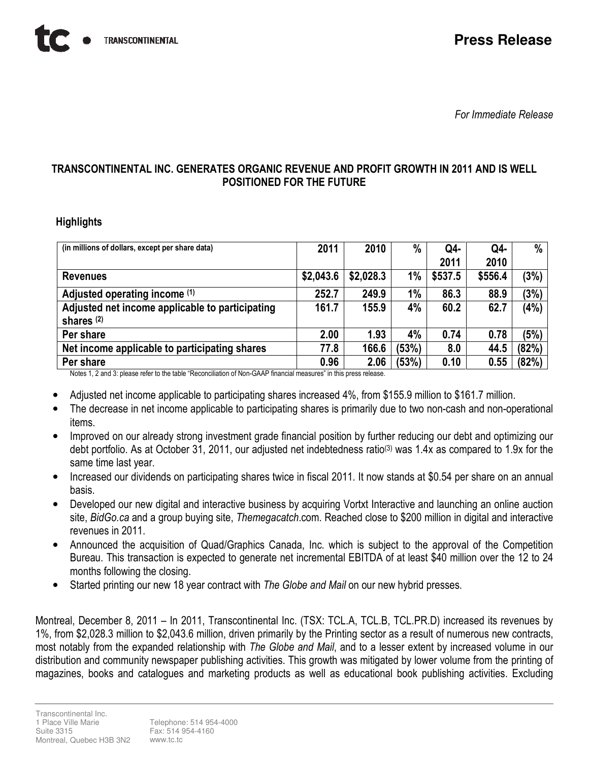# Press Release

*For Immediate Release*

## TRANSCONTINENTAL INC. GENERATES ORGANIC REVENUE AND PROFIT GROWTH IN 2011 AND IS WELL POSITIONED FOR THE FUTURE

### Highlights

| (in millions of dollars, except per share data) | 2011 | 2010 | % | Q4-2011 | Q4-2010 | % |
|---|---|---|---|---|---|---|
| **Revenues** | **$2,043.6** | **$2,028.3** | **1%** | **$537.5** | **$556.4** | **(3%)** |
| **Adjusted operating income** (1) | **252.7** | **249.9** | **1%** | **86.3** | **88.9** | **(3%)** |
| **Adjusted net income applicable to participating shares** (2) | **161.7** | **155.9** | **4%** | **60.2** | **62.7** | **(4%)** |
| **Per share** | **2.00** | **1.93** | **4%** | **0.74** | **0.78** | **(5%)** |
| **Net income applicable to participating shares** | **77.8** | **166.6** | **(53%)** | **8.0** | **44.5** | **(82%)** |
| **Per share** | **0.96** | **2.06** | **(53%)** | **0.10** | **0.55** | **(82%)** |

Notes 1, 2 and 3: please refer to the table "Reconciliation of Non-GAAP financial measures" in this press release.

- Adjusted net income applicable to participating shares increased 4%, from $155.9 million to $161.7 million.
- The decrease in net income applicable to participating shares is primarily due to two non-cash and non-operational items.
- Improved on our already strong investment grade financial position by further reducing our debt and optimizing our debt portfolio. As at October 31, 2011, our adjusted net indebtedness ratio(3) was 1.4x as compared to 1.9x for the same time last year.
- Increased our dividends on participating shares twice in fiscal 2011. It now stands at $0.54 per share on an annual basis.
- Developed our new digital and interactive business by acquiring Vortxt Interactive and launching an online auction site, *BidGo.ca* and a group buying site, *Themegacatch*.com. Reached close to $200 million in digital and interactive revenues in 2011.
- Announced the acquisition of Quad/Graphics Canada, Inc. which is subject to the approval of the Competition Bureau. This transaction is expected to generate net incremental EBITDA of at least $40 million over the 12 to 24 months following the closing.
- Started printing our new 18 year contract with *The Globe and Mail* on our new hybrid presses.

Montreal, December 8, 2011 – In 2011, Transcontinental Inc. (TSX: TCL.A, TCL.B, TCL.PR.D) increased its revenues by 1%, from $2,028.3 million to $2,043.6 million, driven primarily by the Printing sector as a result of numerous new contracts, most notably from the expanded relationship with *The Globe and Mail*, and to a lesser extent by increased volume in our distribution and community newspaper publishing activities. This growth was mitigated by lower volume from the printing of magazines, books and catalogues and marketing products as well as educational book publishing activities. Excluding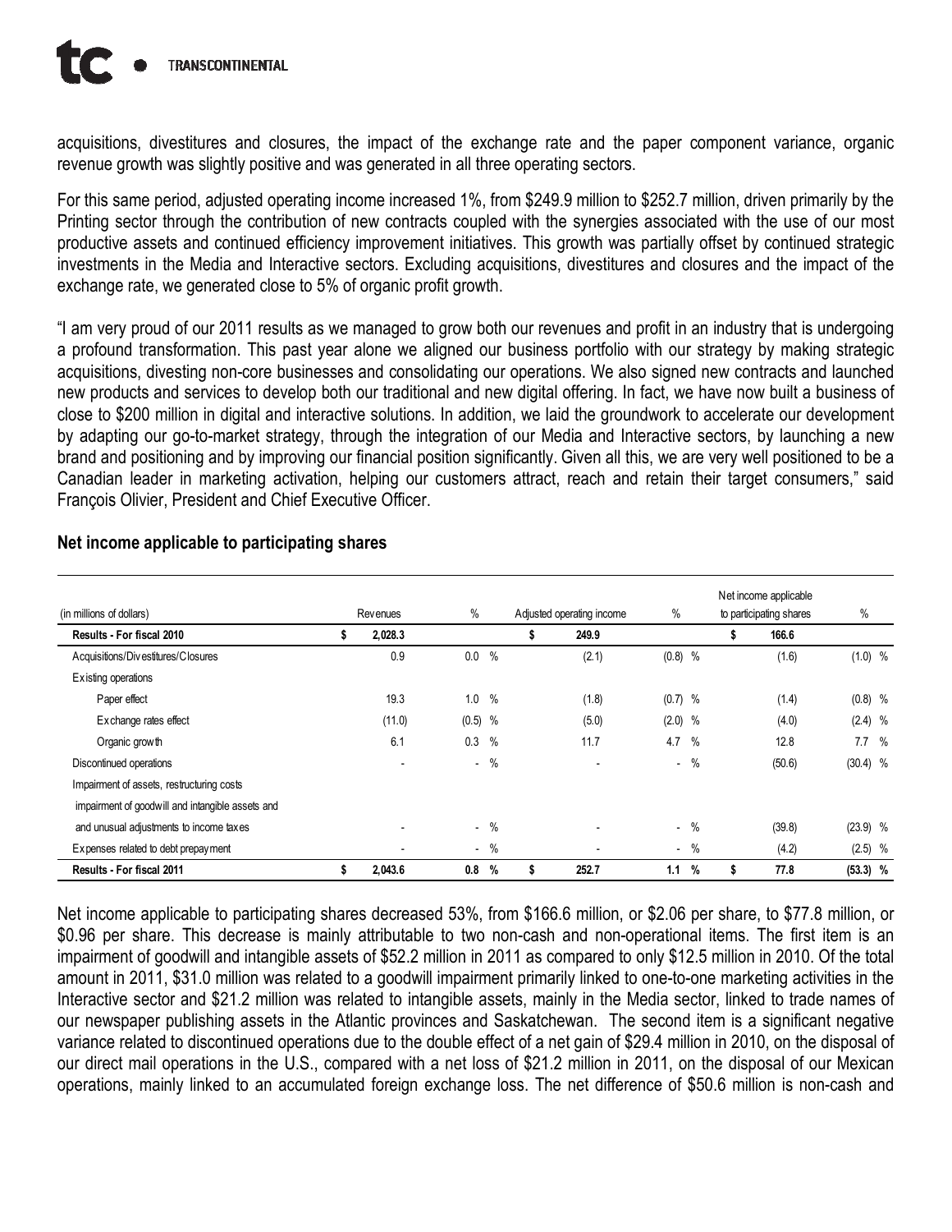acquisitions, divestitures and closures, the impact of the exchange rate and the paper component variance, organic revenue growth was slightly positive and was generated in all three operating sectors.

For this same period, adjusted operating income increased 1%, from $249.9 million to $252.7 million, driven primarily by the Printing sector through the contribution of new contracts coupled with the synergies associated with the use of our most productive assets and continued efficiency improvement initiatives. This growth was partially offset by continued strategic investments in the Media and Interactive sectors. Excluding acquisitions, divestitures and closures and the impact of the exchange rate, we generated close to 5% of organic profit growth.

"I am very proud of our 2011 results as we managed to grow both our revenues and profit in an industry that is undergoing a profound transformation. This past year alone we aligned our business portfolio with our strategy by making strategic acquisitions, divesting non-core businesses and consolidating our operations. We also signed new contracts and launched new products and services to develop both our traditional and new digital offering. In fact, we have now built a business of close to $200 million in digital and interactive solutions. In addition, we laid the groundwork to accelerate our development by adapting our go-to-market strategy, through the integration of our Media and Interactive sectors, by launching a new brand and positioning and by improving our financial position significantly. Given all this, we are very well positioned to be a Canadian leader in marketing activation, helping our customers attract, reach and retain their target consumers," said François Olivier, President and Chief Executive Officer.

## Net income applicable to participating shares

| (in millions of dollars) | Revenues | % | Adjusted operating income | % | Net income applicable to participating shares | % |
|---|---|---|---|---|---|---|
| **Results - For fiscal 2010** | **$ 2,028.3** | | **$ 249.9** | | **$ 166.6** | |
| Acquisitions/Divestitures/Closures | 0.9 | 0.0 % | (2.1) | (0.8) % | (1.6) | (1.0) % |
| Existing operations | | | | | | |
| Paper effect | 19.3 | 1.0 % | (1.8) | (0.7) % | (1.4) | (0.8) % |
| Exchange rates effect | (11.0) | (0.5) % | (5.0) | (2.0) % | (4.0) | (2.4) % |
| Organic growth | 6.1 | 0.3 % | 11.7 | 4.7 % | 12.8 | 7.7 % |
| Discontinued operations | - | - % | - | - % | (50.6) | (30.4) % |
| Impairment of assets, restructuring costs impairment of goodwill and intangible assets and and unusual adjustments to income taxes | - | - % | - | - % | (39.8) | (23.9) % |
| Expenses related to debt prepayment | - | - % | - | - % | (4.2) | (2.5) % |
| **Results - For fiscal 2011** | **$ 2,043.6** | **0.8 %** | **$ 252.7** | **1.1 %** | **$ 77.8** | **(53.3) %** |

Net income applicable to participating shares decreased 53%, from $166.6 million, or $2.06 per share, to $77.8 million, or $0.96 per share. This decrease is mainly attributable to two non-cash and non-operational items. The first item is an impairment of goodwill and intangible assets of $52.2 million in 2011 as compared to only $12.5 million in 2010. Of the total amount in 2011, $31.0 million was related to a goodwill impairment primarily linked to one-to-one marketing activities in the Interactive sector and $21.2 million was related to intangible assets, mainly in the Media sector, linked to trade names of our newspaper publishing assets in the Atlantic provinces and Saskatchewan. The second item is a significant negative variance related to discontinued operations due to the double effect of a net gain of $29.4 million in 2010, on the disposal of our direct mail operations in the U.S., compared with a net loss of $21.2 million in 2011, on the disposal of our Mexican operations, mainly linked to an accumulated foreign exchange loss. The net difference of $50.6 million is non-cash and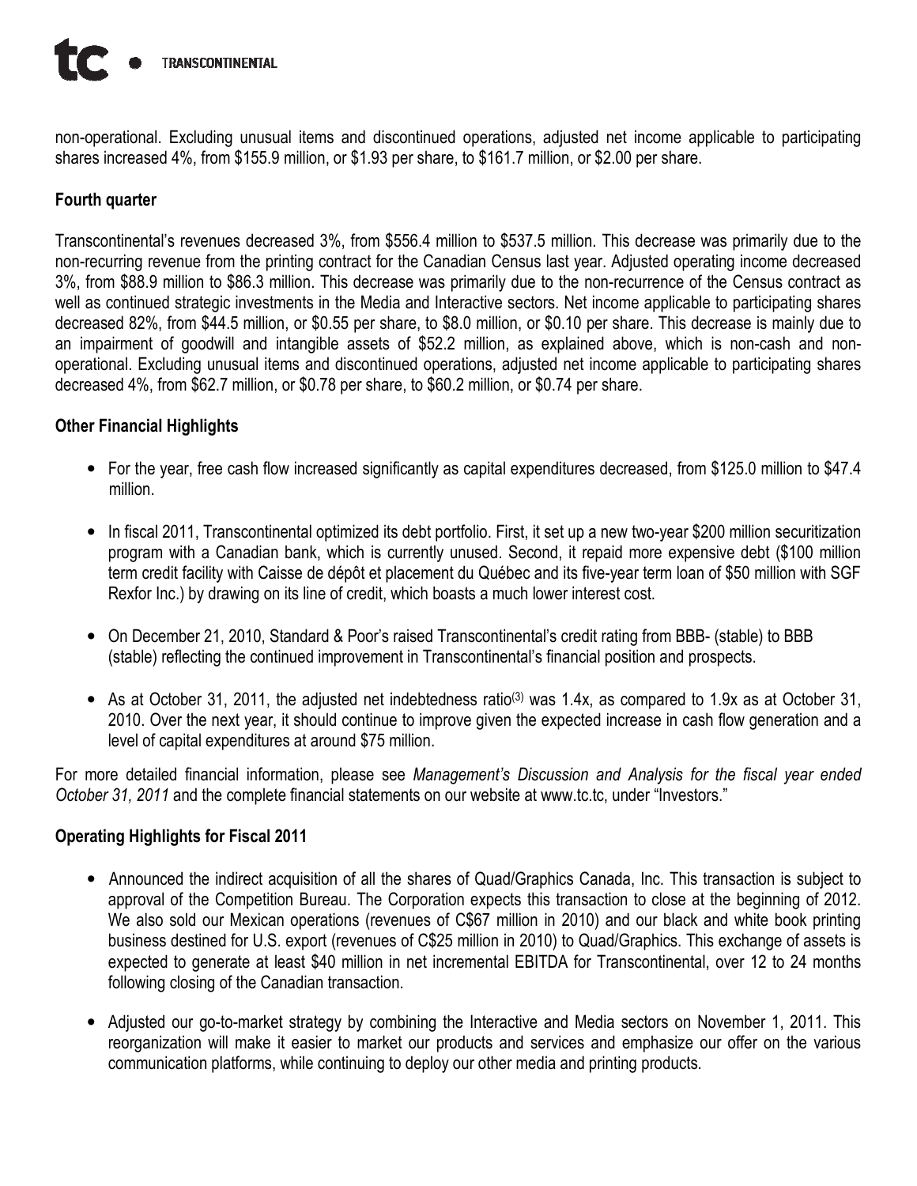non-operational. Excluding unusual items and discontinued operations, adjusted net income applicable to participating shares increased 4%, from $155.9 million, or $1.93 per share, to $161.7 million, or $2.00 per share.

**Fourth quarter**

Transcontinental's revenues decreased 3%, from $556.4 million to $537.5 million. This decrease was primarily due to the non-recurring revenue from the printing contract for the Canadian Census last year. Adjusted operating income decreased 3%, from $88.9 million to $86.3 million. This decrease was primarily due to the non-recurrence of the Census contract as well as continued strategic investments in the Media and Interactive sectors. Net income applicable to participating shares decreased 82%, from $44.5 million, or $0.55 per share, to $8.0 million, or $0.10 per share. This decrease is mainly due to an impairment of goodwill and intangible assets of $52.2 million, as explained above, which is non-cash and non-operational. Excluding unusual items and discontinued operations, adjusted net income applicable to participating shares decreased 4%, from $62.7 million, or $0.78 per share, to $60.2 million, or $0.74 per share.

**Other Financial Highlights**

- For the year, free cash flow increased significantly as capital expenditures decreased, from $125.0 million to $47.4 million.
- In fiscal 2011, Transcontinental optimized its debt portfolio. First, it set up a new two-year $200 million securitization program with a Canadian bank, which is currently unused. Second, it repaid more expensive debt ($100 million term credit facility with Caisse de dépôt et placement du Québec and its five-year term loan of $50 million with SGF Rexfor Inc.) by drawing on its line of credit, which boasts a much lower interest cost.
- On December 21, 2010, Standard & Poor's raised Transcontinental's credit rating from BBB- (stable) to BBB (stable) reflecting the continued improvement in Transcontinental's financial position and prospects.
- As at October 31, 2011, the adjusted net indebtedness ratio[3] was 1.4x, as compared to 1.9x as at October 31, 2010. Over the next year, it should continue to improve given the expected increase in cash flow generation and a level of capital expenditures at around $75 million.

For more detailed financial information, please see *Management's Discussion and Analysis for the fiscal year ended October 31, 2011* and the complete financial statements on our website at www.tc.tc, under "Investors."

**Operating Highlights for Fiscal 2011**

- Announced the indirect acquisition of all the shares of Quad/Graphics Canada, Inc. This transaction is subject to approval of the Competition Bureau. The Corporation expects this transaction to close at the beginning of 2012. We also sold our Mexican operations (revenues of C$67 million in 2010) and our black and white book printing business destined for U.S. export (revenues of C$25 million in 2010) to Quad/Graphics. This exchange of assets is expected to generate at least $40 million in net incremental EBITDA for Transcontinental, over 12 to 24 months following closing of the Canadian transaction.
- Adjusted our go-to-market strategy by combining the Interactive and Media sectors on November 1, 2011. This reorganization will make it easier to market our products and services and emphasize our offer on the various communication platforms, while continuing to deploy our other media and printing products.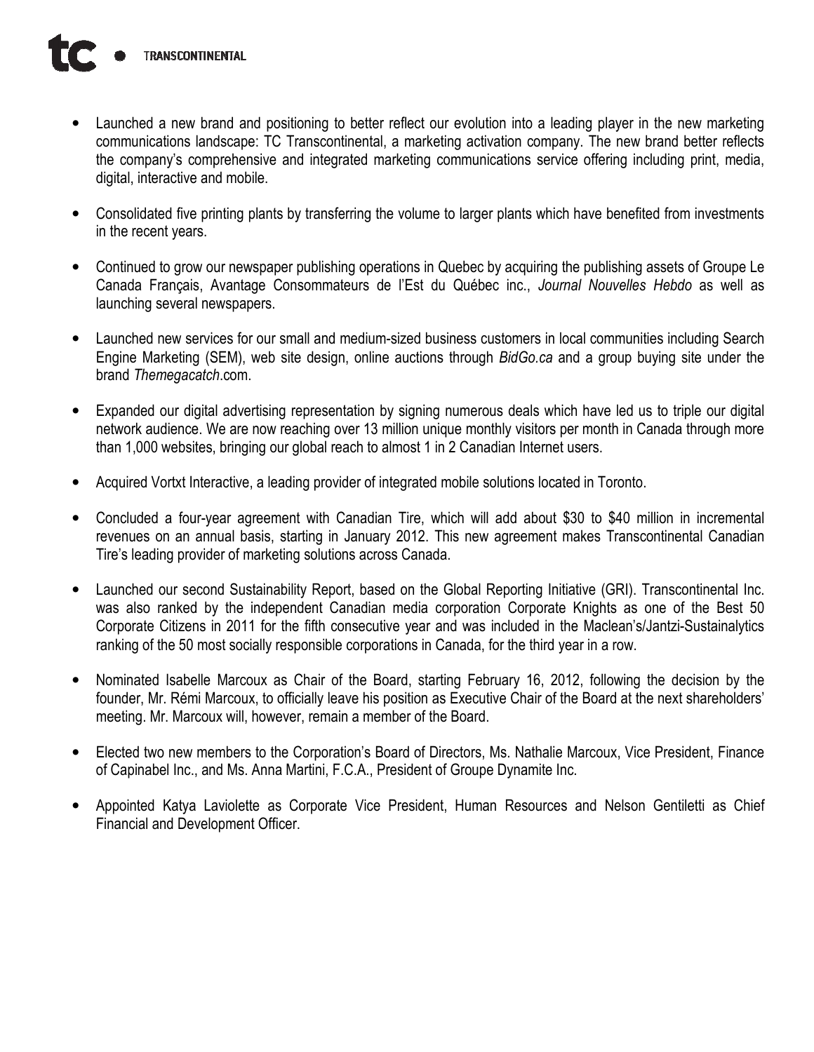- Launched a new brand and positioning to better reflect our evolution into a leading player in the new marketing communications landscape: TC Transcontinental, a marketing activation company. The new brand better reflects the company's comprehensive and integrated marketing communications service offering including print, media, digital, interactive and mobile.

- Consolidated five printing plants by transferring the volume to larger plants which have benefited from investments in the recent years.

- Continued to grow our newspaper publishing operations in Quebec by acquiring the publishing assets of Groupe Le Canada Français, Avantage Consommateurs de l'Est du Québec inc., *Journal Nouvelles Hebdo* as well as launching several newspapers.

- Launched new services for our small and medium-sized business customers in local communities including Search Engine Marketing (SEM), web site design, online auctions through *BidGo.ca* and a group buying site under the brand *Themegacatch*.com.

- Expanded our digital advertising representation by signing numerous deals which have led us to triple our digital network audience. We are now reaching over 13 million unique monthly visitors per month in Canada through more than 1,000 websites, bringing our global reach to almost 1 in 2 Canadian Internet users.

- Acquired Vortxt Interactive, a leading provider of integrated mobile solutions located in Toronto.

- Concluded a four-year agreement with Canadian Tire, which will add about $30 to $40 million in incremental revenues on an annual basis, starting in January 2012. This new agreement makes Transcontinental Canadian Tire's leading provider of marketing solutions across Canada.

- Launched our second Sustainability Report, based on the Global Reporting Initiative (GRI). Transcontinental Inc. was also ranked by the independent Canadian media corporation Corporate Knights as one of the Best 50 Corporate Citizens in 2011 for the fifth consecutive year and was included in the Maclean's/Jantzi-Sustainalytics ranking of the 50 most socially responsible corporations in Canada, for the third year in a row.

- Nominated Isabelle Marcoux as Chair of the Board, starting February 16, 2012, following the decision by the founder, Mr. Rémi Marcoux, to officially leave his position as Executive Chair of the Board at the next shareholders' meeting. Mr. Marcoux will, however, remain a member of the Board.

- Elected two new members to the Corporation's Board of Directors, Ms. Nathalie Marcoux, Vice President, Finance of Capinabel Inc., and Ms. Anna Martini, F.C.A., President of Groupe Dynamite Inc.

- Appointed Katya Laviolette as Corporate Vice President, Human Resources and Nelson Gentiletti as Chief Financial and Development Officer.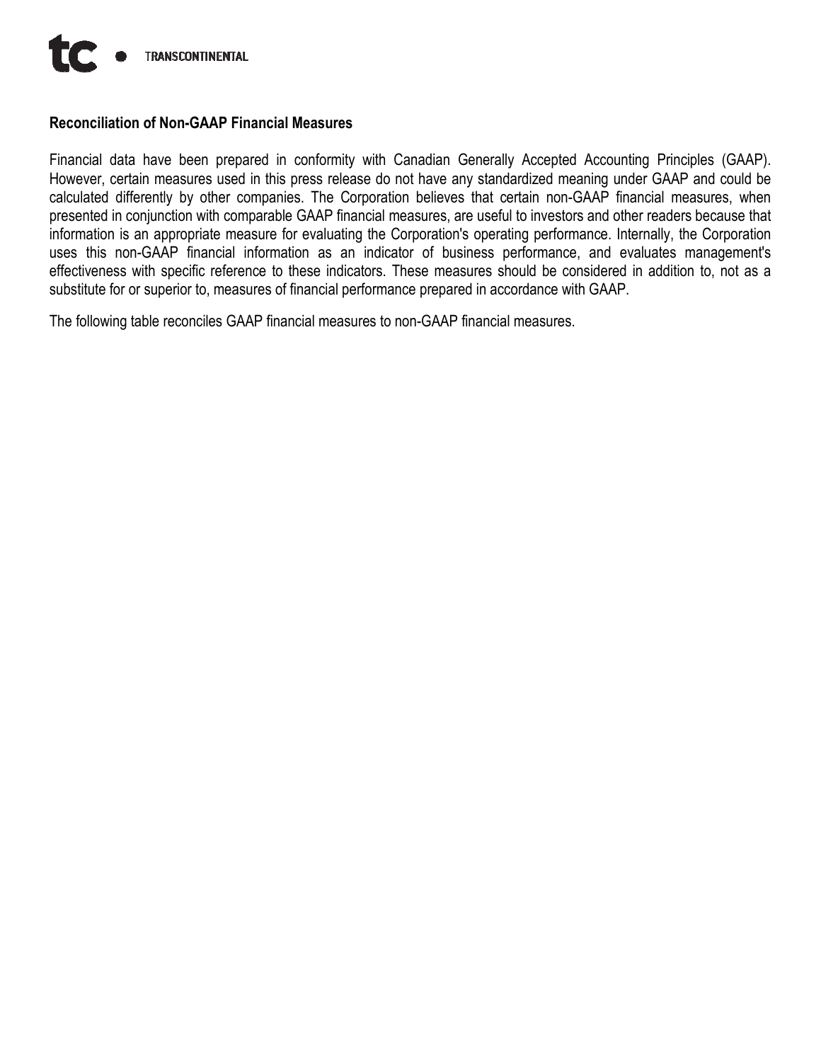## Reconciliation of Non-GAAP Financial Measures

Financial data have been prepared in conformity with Canadian Generally Accepted Accounting Principles (GAAP). However, certain measures used in this press release do not have any standardized meaning under GAAP and could be calculated differently by other companies. The Corporation believes that certain non-GAAP financial measures, when presented in conjunction with comparable GAAP financial measures, are useful to investors and other readers because that information is an appropriate measure for evaluating the Corporation's operating performance. Internally, the Corporation uses this non-GAAP financial information as an indicator of business performance, and evaluates management's effectiveness with specific reference to these indicators. These measures should be considered in addition to, not as a substitute for or superior to, measures of financial performance prepared in accordance with GAAP.

The following table reconciles GAAP financial measures to non-GAAP financial measures.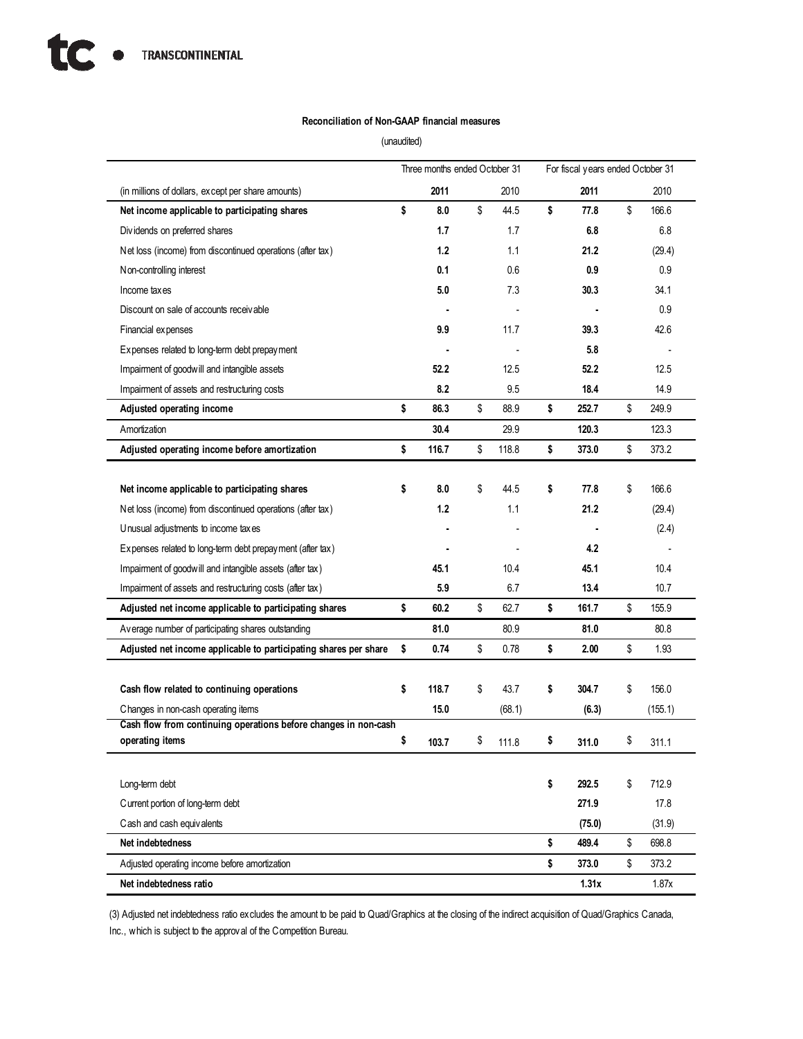**Reconciliation of Non-GAAP financial measures**

(unaudited)

| | Three months ended October 31 | | For fiscal years ended October 31 | |
|---|---|---|---|---|
| (in millions of dollars, except per share amounts) | **2011** | 2010 | **2011** | 2010 |
| **Net income applicable to participating shares** | **$ 8.0** | $ 44.5 | **$ 77.8** | $ 166.6 |
| Dividends on preferred shares | **1.7** | 1.7 | **6.8** | 6.8 |
| Net loss (income) from discontinued operations (after tax) | **1.2** | 1.1 | **21.2** | (29.4) |
| Non-controlling interest | **0.1** | 0.6 | **0.9** | 0.9 |
| Income taxes | **5.0** | 7.3 | **30.3** | 34.1 |
| Discount on sale of accounts receivable | **-** | - | **-** | 0.9 |
| Financial expenses | **9.9** | 11.7 | **39.3** | 42.6 |
| Expenses related to long-term debt prepayment | **-** | - | **5.8** | - |
| Impairment of goodwill and intangible assets | **52.2** | 12.5 | **52.2** | 12.5 |
| Impairment of assets and restructuring costs | **8.2** | 9.5 | **18.4** | 14.9 |
| **Adjusted operating income** | **$ 86.3** | $ 88.9 | **$ 252.7** | $ 249.9 |
| Amortization | **30.4** | 29.9 | **120.3** | 123.3 |
| **Adjusted operating income before amortization** | **$ 116.7** | $ 118.8 | **$ 373.0** | $ 373.2 |
| | | | | |
| **Net income applicable to participating shares** | **$ 8.0** | $ 44.5 | **$ 77.8** | $ 166.6 |
| Net loss (income) from discontinued operations (after tax) | **1.2** | 1.1 | **21.2** | (29.4) |
| Unusual adjustments to income taxes | **-** | - | **-** | (2.4) |
| Expenses related to long-term debt prepayment (after tax) | **-** | - | **4.2** | - |
| Impairment of goodwill and intangible assets (after tax) | **45.1** | 10.4 | **45.1** | 10.4 |
| Impairment of assets and restructuring costs (after tax) | **5.9** | 6.7 | **13.4** | 10.7 |
| **Adjusted net income applicable to participating shares** | **$ 60.2** | $ 62.7 | **$ 161.7** | $ 155.9 |
| Average number of participating shares outstanding | **81.0** | 80.9 | **81.0** | 80.8 |
| **Adjusted net income applicable to participating shares per share** | **$ 0.74** | $ 0.78 | **$ 2.00** | $ 1.93 |
| | | | | |
| **Cash flow related to continuing operations** | **$ 118.7** | $ 43.7 | **$ 304.7** | $ 156.0 |
| Changes in non-cash operating items | **15.0** | (68.1) | **(6.3)** | (155.1) |
| **Cash flow from continuing operations before changes in non-cash operating items** | **$ 103.7** | $ 111.8 | **$ 311.0** | $ 311.1 |
| | | | | |
| Long-term debt | | | **$ 292.5** | $ 712.9 |
| Current portion of long-term debt | | | **271.9** | 17.8 |
| Cash and cash equivalents | | | **(75.0)** | (31.9) |
| **Net indebtedness** | | | **$ 489.4** | $ 698.8 |
| Adjusted operating income before amortization | | | **$ 373.0** | $ 373.2 |
| **Net indebtedness ratio** | | | **1.31x** | 1.87x |

(3) Adjusted net indebtedness ratio excludes the amount to be paid to Quad/Graphics at the closing of the indirect acquisition of Quad/Graphics Canada, Inc., which is subject to the approval of the Competition Bureau.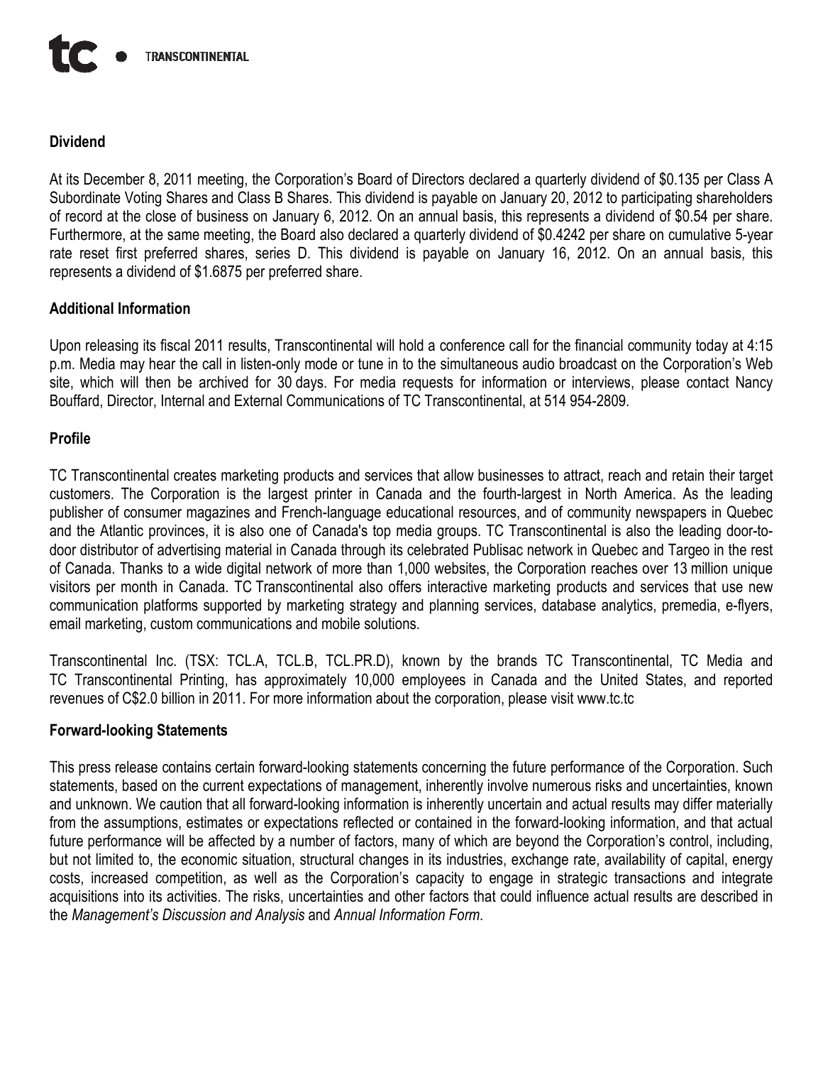## Dividend

At its December 8, 2011 meeting, the Corporation's Board of Directors declared a quarterly dividend of $0.135 per Class A Subordinate Voting Shares and Class B Shares. This dividend is payable on January 20, 2012 to participating shareholders of record at the close of business on January 6, 2012. On an annual basis, this represents a dividend of $0.54 per share. Furthermore, at the same meeting, the Board also declared a quarterly dividend of $0.4242 per share on cumulative 5-year rate reset first preferred shares, series D. This dividend is payable on January 16, 2012. On an annual basis, this represents a dividend of $1.6875 per preferred share.

## Additional Information

Upon releasing its fiscal 2011 results, Transcontinental will hold a conference call for the financial community today at 4:15 p.m. Media may hear the call in listen-only mode or tune in to the simultaneous audio broadcast on the Corporation's Web site, which will then be archived for 30 days. For media requests for information or interviews, please contact Nancy Bouffard, Director, Internal and External Communications of TC Transcontinental, at 514 954-2809.

## Profile

TC Transcontinental creates marketing products and services that allow businesses to attract, reach and retain their target customers. The Corporation is the largest printer in Canada and the fourth-largest in North America. As the leading publisher of consumer magazines and French-language educational resources, and of community newspapers in Quebec and the Atlantic provinces, it is also one of Canada's top media groups. TC Transcontinental is also the leading door-to-door distributor of advertising material in Canada through its celebrated Publisac network in Quebec and Targeo in the rest of Canada. Thanks to a wide digital network of more than 1,000 websites, the Corporation reaches over 13 million unique visitors per month in Canada. TC Transcontinental also offers interactive marketing products and services that use new communication platforms supported by marketing strategy and planning services, database analytics, premedia, e-flyers, email marketing, custom communications and mobile solutions.

Transcontinental Inc. (TSX: TCL.A, TCL.B, TCL.PR.D), known by the brands TC Transcontinental, TC Media and TC Transcontinental Printing, has approximately 10,000 employees in Canada and the United States, and reported revenues of C$2.0 billion in 2011. For more information about the corporation, please visit www.tc.tc

## Forward-looking Statements

This press release contains certain forward-looking statements concerning the future performance of the Corporation. Such statements, based on the current expectations of management, inherently involve numerous risks and uncertainties, known and unknown. We caution that all forward-looking information is inherently uncertain and actual results may differ materially from the assumptions, estimates or expectations reflected or contained in the forward-looking information, and that actual future performance will be affected by a number of factors, many of which are beyond the Corporation's control, including, but not limited to, the economic situation, structural changes in its industries, exchange rate, availability of capital, energy costs, increased competition, as well as the Corporation's capacity to engage in strategic transactions and integrate acquisitions into its activities. The risks, uncertainties and other factors that could influence actual results are described in the *Management's Discussion and Analysis* and *Annual Information Form*.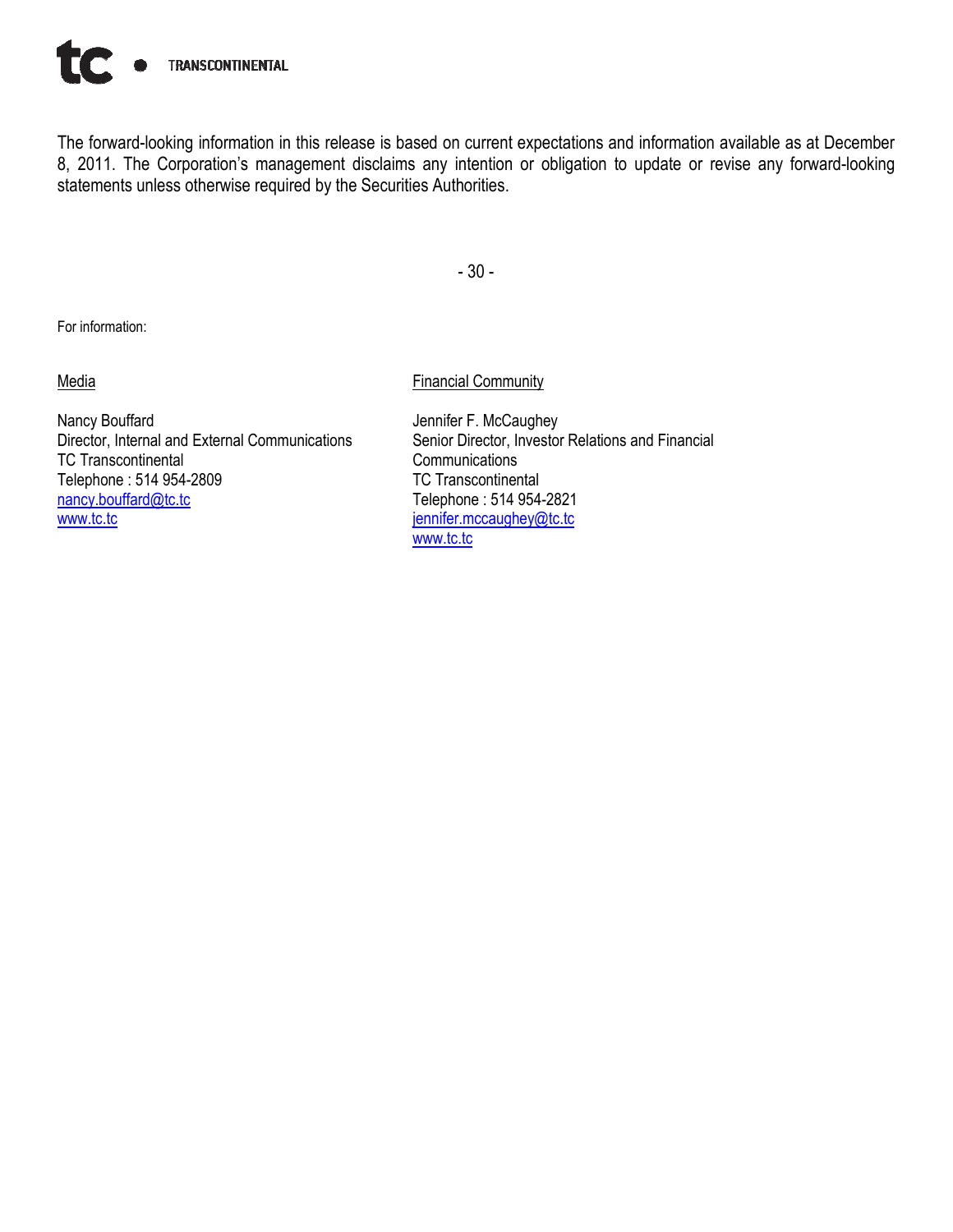The forward-looking information in this release is based on current expectations and information available as at December 8, 2011. The Corporation's management disclaims any intention or obligation to update or revise any forward-looking statements unless otherwise required by the Securities Authorities.

- 30 -

For information:

Media

Nancy Bouffard
Director, Internal and External Communications
TC Transcontinental
Telephone : 514 954-2809
nancy.bouffard@tc.tc
www.tc.tc

Financial Community

Jennifer F. McCaughey
Senior Director, Investor Relations and Financial Communications
TC Transcontinental
Telephone : 514 954-2821
jennifer.mccaughey@tc.tc
www.tc.tc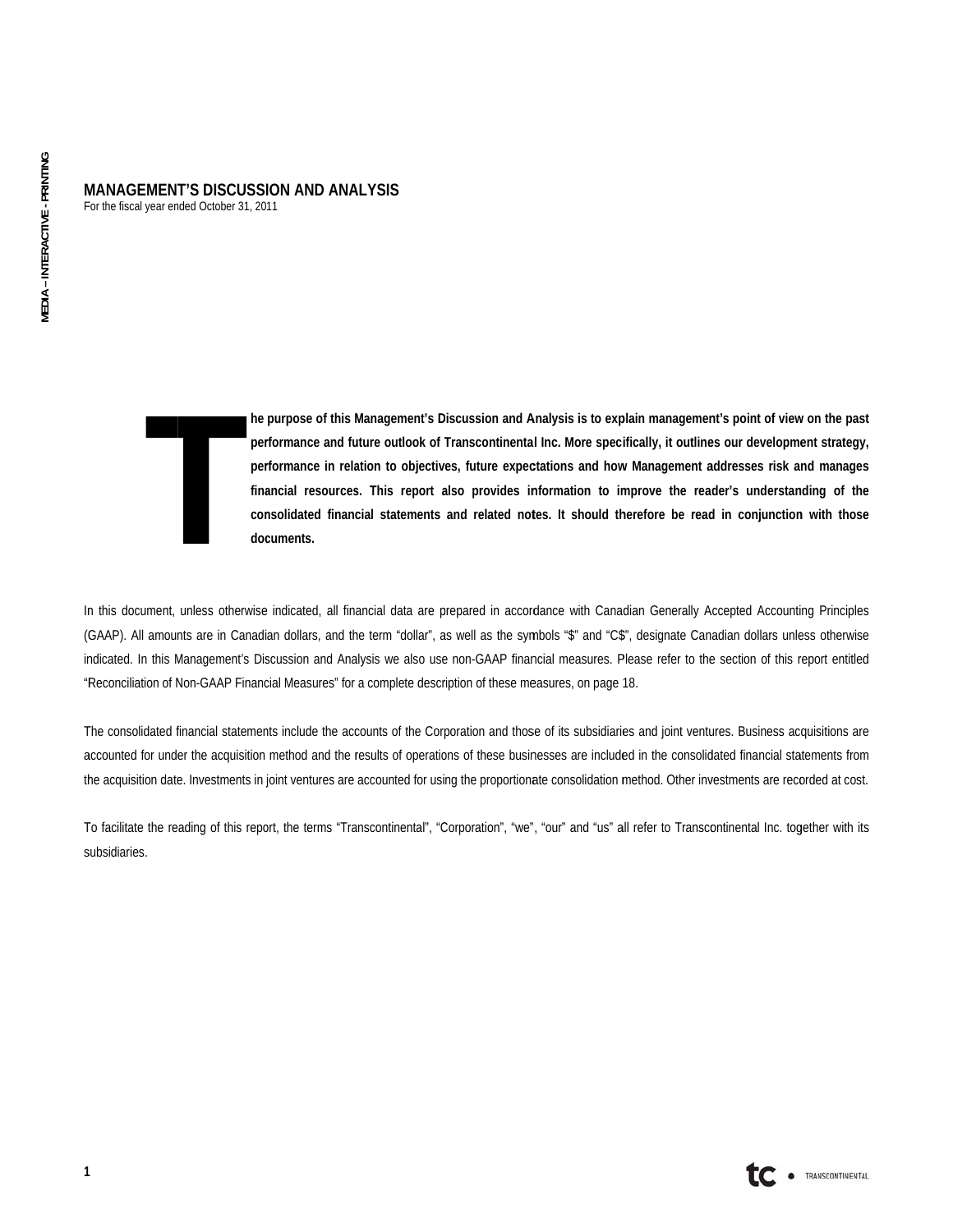# MANAGEMENT'S DISCUSSION AND ANALYSIS

For the fiscal year ended October 31, 2011

**The purpose of this Management's Discussion and Analysis is to explain management's point of view on the past performance and future outlook of Transcontinental Inc. More specifically, it outlines our development strategy, performance in relation to objectives, future expectations and how Management addresses risk and manages financial resources. This report also provides information to improve the reader's understanding of the consolidated financial statements and related notes. It should therefore be read in conjunction with those documents.**

In this document, unless otherwise indicated, all financial data are prepared in accordance with Canadian Generally Accepted Accounting Principles (GAAP). All amounts are in Canadian dollars, and the term "dollar", as well as the symbols "$" and "C$", designate Canadian dollars unless otherwise indicated. In this Management's Discussion and Analysis we also use non-GAAP financial measures. Please refer to the section of this report entitled "Reconciliation of Non-GAAP Financial Measures" for a complete description of these measures, on page 18.

The consolidated financial statements include the accounts of the Corporation and those of its subsidiaries and joint ventures. Business acquisitions are accounted for under the acquisition method and the results of operations of these businesses are included in the consolidated financial statements from the acquisition date. Investments in joint ventures are accounted for using the proportionate consolidation method. Other investments are recorded at cost.

To facilitate the reading of this report, the terms "Transcontinental", "Corporation", "we", "our" and "us" all refer to Transcontinental Inc. together with its subsidiaries.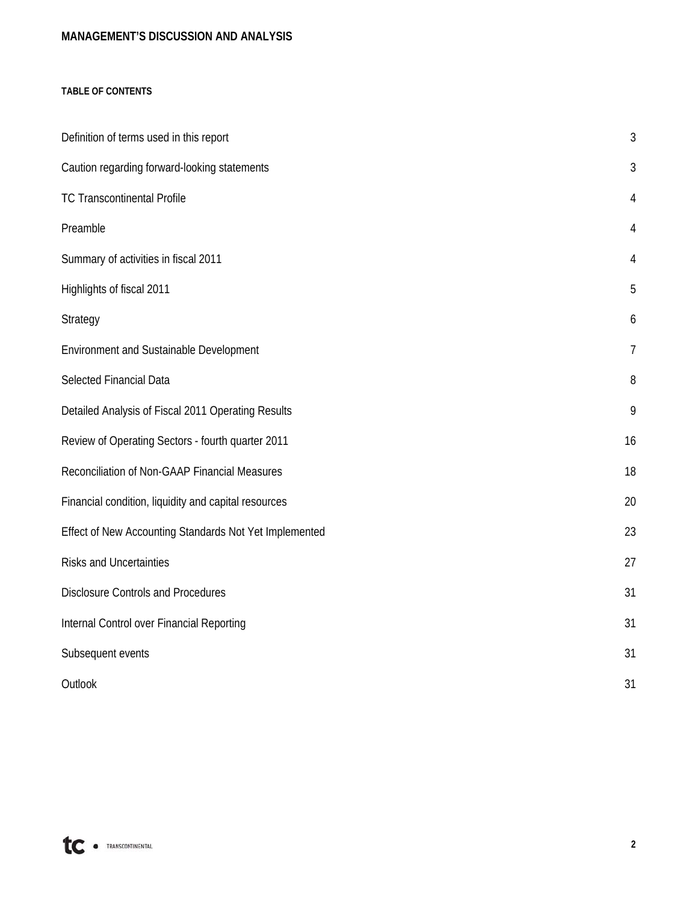# MANAGEMENT'S DISCUSSION AND ANALYSIS

#### TABLE OF CONTENTS

| | |
|---|---|
| Definition of terms used in this report | 3 |
| Caution regarding forward-looking statements | 3 |
| TC Transcontinental Profile | 4 |
| Preamble | 4 |
| Summary of activities in fiscal 2011 | 4 |
| Highlights of fiscal 2011 | 5 |
| Strategy | 6 |
| Environment and Sustainable Development | 7 |
| Selected Financial Data | 8 |
| Detailed Analysis of Fiscal 2011 Operating Results | 9 |
| Review of Operating Sectors - fourth quarter 2011 | 16 |
| Reconciliation of Non-GAAP Financial Measures | 18 |
| Financial condition, liquidity and capital resources | 20 |
| Effect of New Accounting Standards Not Yet Implemented | 23 |
| Risks and Uncertainties | 27 |
| Disclosure Controls and Procedures | 31 |
| Internal Control over Financial Reporting | 31 |
| Subsequent events | 31 |
| Outlook | 31 |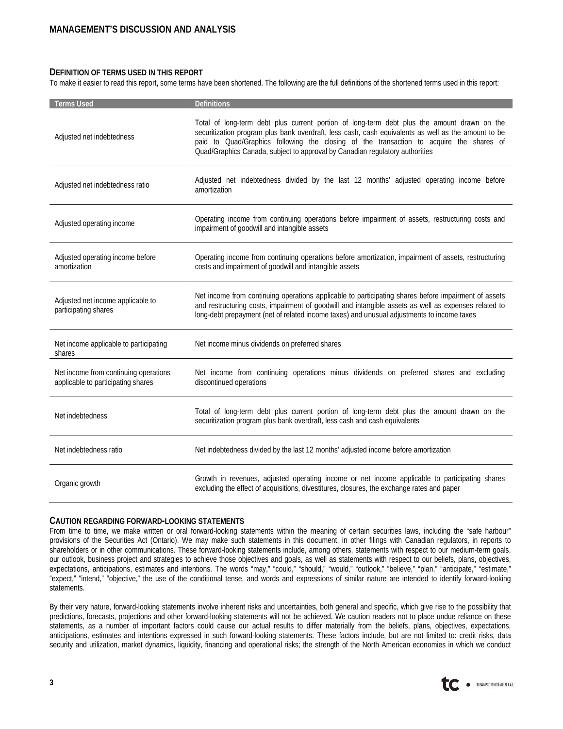# MANAGEMENT'S DISCUSSION AND ANALYSIS

## DEFINITION OF TERMS USED IN THIS REPORT

To make it easier to read this report, some terms have been shortened. The following are the full definitions of the shortened terms used in this report:

| Terms Used | Definitions |
|---|---|
| Adjusted net indebtedness | Total of long-term debt plus current portion of long-term debt plus the amount drawn on the securitization program plus bank overdraft, less cash, cash equivalents as well as the amount to be paid to Quad/Graphics following the closing of the transaction to acquire the shares of Quad/Graphics Canada, subject to approval by Canadian regulatory authorities |
| Adjusted net indebtedness ratio | Adjusted net indebtedness divided by the last 12 months' adjusted operating income before amortization |
| Adjusted operating income | Operating income from continuing operations before impairment of assets, restructuring costs and impairment of goodwill and intangible assets |
| Adjusted operating income before amortization | Operating income from continuing operations before amortization, impairment of assets, restructuring costs and impairment of goodwill and intangible assets |
| Adjusted net income applicable to participating shares | Net income from continuing operations applicable to participating shares before impairment of assets and restructuring costs, impairment of goodwill and intangible assets as well as expenses related to long-debt prepayment (net of related income taxes) and unusual adjustments to income taxes |
| Net income applicable to participating shares | Net income minus dividends on preferred shares |
| Net income from continuing operations applicable to participating shares | Net income from continuing operations minus dividends on preferred shares and excluding discontinued operations |
| Net indebtedness | Total of long-term debt plus current portion of long-term debt plus the amount drawn on the securitization program plus bank overdraft, less cash and cash equivalents |
| Net indebtedness ratio | Net indebtedness divided by the last 12 months' adjusted income before amortization |
| Organic growth | Growth in revenues, adjusted operating income or net income applicable to participating shares excluding the effect of acquisitions, divestitures, closures, the exchange rates and paper |

## CAUTION REGARDING FORWARD-LOOKING STATEMENTS

From time to time, we make written or oral forward-looking statements within the meaning of certain securities laws, including the "safe harbour" provisions of the Securities Act (Ontario). We may make such statements in this document, in other filings with Canadian regulators, in reports to shareholders or in other communications. These forward-looking statements include, among others, statements with respect to our medium-term goals, our outlook, business project and strategies to achieve those objectives and goals, as well as statements with respect to our beliefs, plans, objectives, expectations, anticipations, estimates and intentions. The words "may," "could," "should," "would," "outlook," "believe," "plan," "anticipate," "estimate," "expect," "intend," "objective," the use of the conditional tense, and words and expressions of similar nature are intended to identify forward-looking statements.

By their very nature, forward-looking statements involve inherent risks and uncertainties, both general and specific, which give rise to the possibility that predictions, forecasts, projections and other forward-looking statements will not be achieved. We caution readers not to place undue reliance on these statements, as a number of important factors could cause our actual results to differ materially from the beliefs, plans, objectives, expectations, anticipations, estimates and intentions expressed in such forward-looking statements. These factors include, but are not limited to: credit risks, data security and utilization, market dynamics, liquidity, financing and operational risks; the strength of the North American economies in which we conduct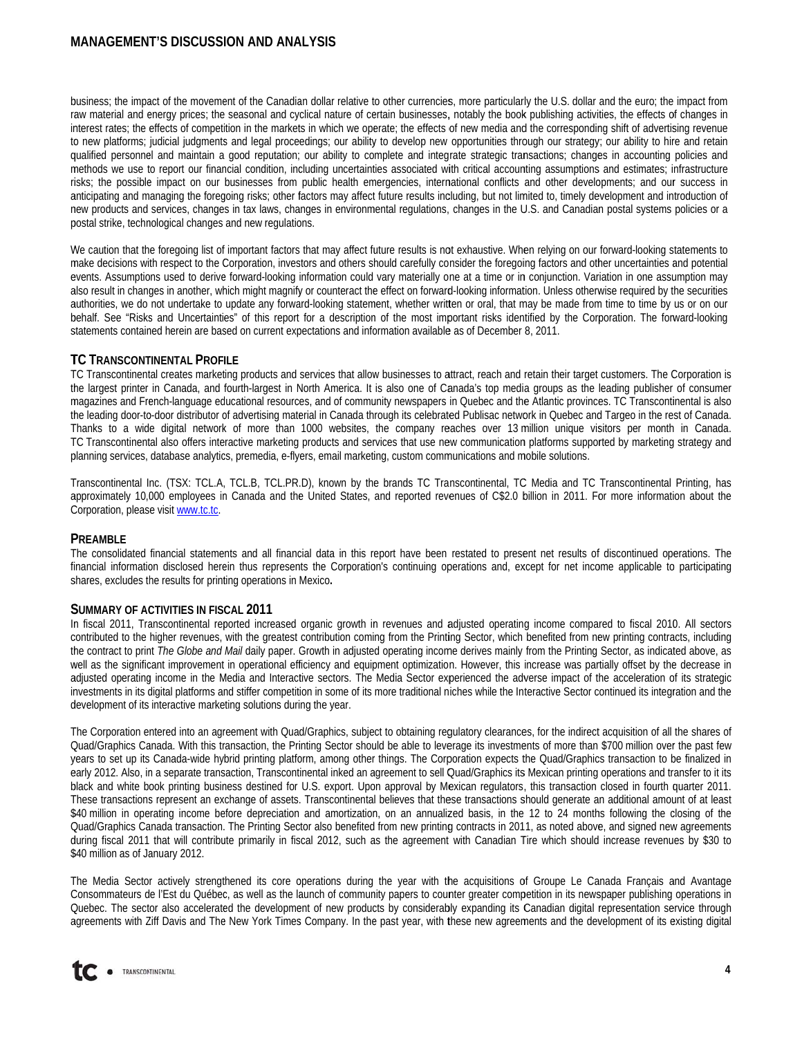business; the impact of the movement of the Canadian dollar relative to other currencies, more particularly the U.S. dollar and the euro; the impact from raw material and energy prices; the seasonal and cyclical nature of certain businesses, notably the book publishing activities, the effects of changes in interest rates; the effects of competition in the markets in which we operate; the effects of new media and the corresponding shift of advertising revenue to new platforms; judicial judgments and legal proceedings; our ability to develop new opportunities through our strategy; our ability to hire and retain qualified personnel and maintain a good reputation; our ability to complete and integrate strategic transactions; changes in accounting policies and methods we use to report our financial condition, including uncertainties associated with critical accounting assumptions and estimates; infrastructure risks; the possible impact on our businesses from public health emergencies, international conflicts and other developments; and our success in anticipating and managing the foregoing risks; other factors may affect future results including, but not limited to, timely development and introduction of new products and services, changes in tax laws, changes in environmental regulations, changes in the U.S. and Canadian postal systems policies or a postal strike, technological changes and new regulations.

We caution that the foregoing list of important factors that may affect future results is not exhaustive. When relying on our forward-looking statements to make decisions with respect to the Corporation, investors and others should carefully consider the foregoing factors and other uncertainties and potential events. Assumptions used to derive forward-looking information could vary materially one at a time or in conjunction. Variation in one assumption may also result in changes in another, which might magnify or counteract the effect on forward-looking information. Unless otherwise required by the securities authorities, we do not undertake to update any forward-looking statement, whether written or oral, that may be made from time to time by us or on our behalf. See "Risks and Uncertainties" of this report for a description of the most important risks identified by the Corporation. The forward-looking statements contained herein are based on current expectations and information available as of December 8, 2011.

## TC TRANSCONTINENTAL PROFILE

TC Transcontinental creates marketing products and services that allow businesses to attract, reach and retain their target customers. The Corporation is the largest printer in Canada, and fourth-largest in North America. It is also one of Canada's top media groups as the leading publisher of consumer magazines and French-language educational resources, and of community newspapers in Quebec and the Atlantic provinces. TC Transcontinental is also the leading door-to-door distributor of advertising material in Canada through its celebrated Publisac network in Quebec and Targeo in the rest of Canada. Thanks to a wide digital network of more than 1000 websites, the company reaches over 13 million unique visitors per month in Canada. TC Transcontinental also offers interactive marketing products and services that use new communication platforms supported by marketing strategy and planning services, database analytics, premedia, e-flyers, email marketing, custom communications and mobile solutions.

Transcontinental Inc. (TSX: TCL.A, TCL.B, TCL.PR.D), known by the brands TC Transcontinental, TC Media and TC Transcontinental Printing, has approximately 10,000 employees in Canada and the United States, and reported revenues of C$2.0 billion in 2011. For more information about the Corporation, please visit www.tc.tc.

## PREAMBLE

The consolidated financial statements and all financial data in this report have been restated to present net results of discontinued operations. The financial information disclosed herein thus represents the Corporation's continuing operations and, except for net income applicable to participating shares, excludes the results for printing operations in Mexico**.**

## SUMMARY OF ACTIVITIES IN FISCAL 2011

In fiscal 2011, Transcontinental reported increased organic growth in revenues and adjusted operating income compared to fiscal 2010. All sectors contributed to the higher revenues, with the greatest contribution coming from the Printing Sector, which benefited from new printing contracts, including the contract to print *The Globe and Mail* daily paper. Growth in adjusted operating income derives mainly from the Printing Sector, as indicated above, as well as the significant improvement in operational efficiency and equipment optimization. However, this increase was partially offset by the decrease in adjusted operating income in the Media and Interactive sectors. The Media Sector experienced the adverse impact of the acceleration of its strategic investments in its digital platforms and stiffer competition in some of its more traditional niches while the Interactive Sector continued its integration and the development of its interactive marketing solutions during the year.

The Corporation entered into an agreement with Quad/Graphics, subject to obtaining regulatory clearances, for the indirect acquisition of all the shares of Quad/Graphics Canada. With this transaction, the Printing Sector should be able to leverage its investments of more than $700 million over the past few years to set up its Canada-wide hybrid printing platform, among other things. The Corporation expects the Quad/Graphics transaction to be finalized in early 2012. Also, in a separate transaction, Transcontinental inked an agreement to sell Quad/Graphics its Mexican printing operations and transfer to it its black and white book printing business destined for U.S. export. Upon approval by Mexican regulators, this transaction closed in fourth quarter 2011. These transactions represent an exchange of assets. Transcontinental believes that these transactions should generate an additional amount of at least $40 million in operating income before depreciation and amortization, on an annualized basis, in the 12 to 24 months following the closing of the Quad/Graphics Canada transaction. The Printing Sector also benefited from new printing contracts in 2011, as noted above, and signed new agreements during fiscal 2011 that will contribute primarily in fiscal 2012, such as the agreement with Canadian Tire which should increase revenues by $30 to $40 million as of January 2012.

The Media Sector actively strengthened its core operations during the year with the acquisitions of Groupe Le Canada Français and Avantage Consommateurs de l'Est du Québec, as well as the launch of community papers to counter greater competition in its newspaper publishing operations in Quebec. The sector also accelerated the development of new products by considerably expanding its Canadian digital representation service through agreements with Ziff Davis and The New York Times Company. In the past year, with these new agreements and the development of its existing digital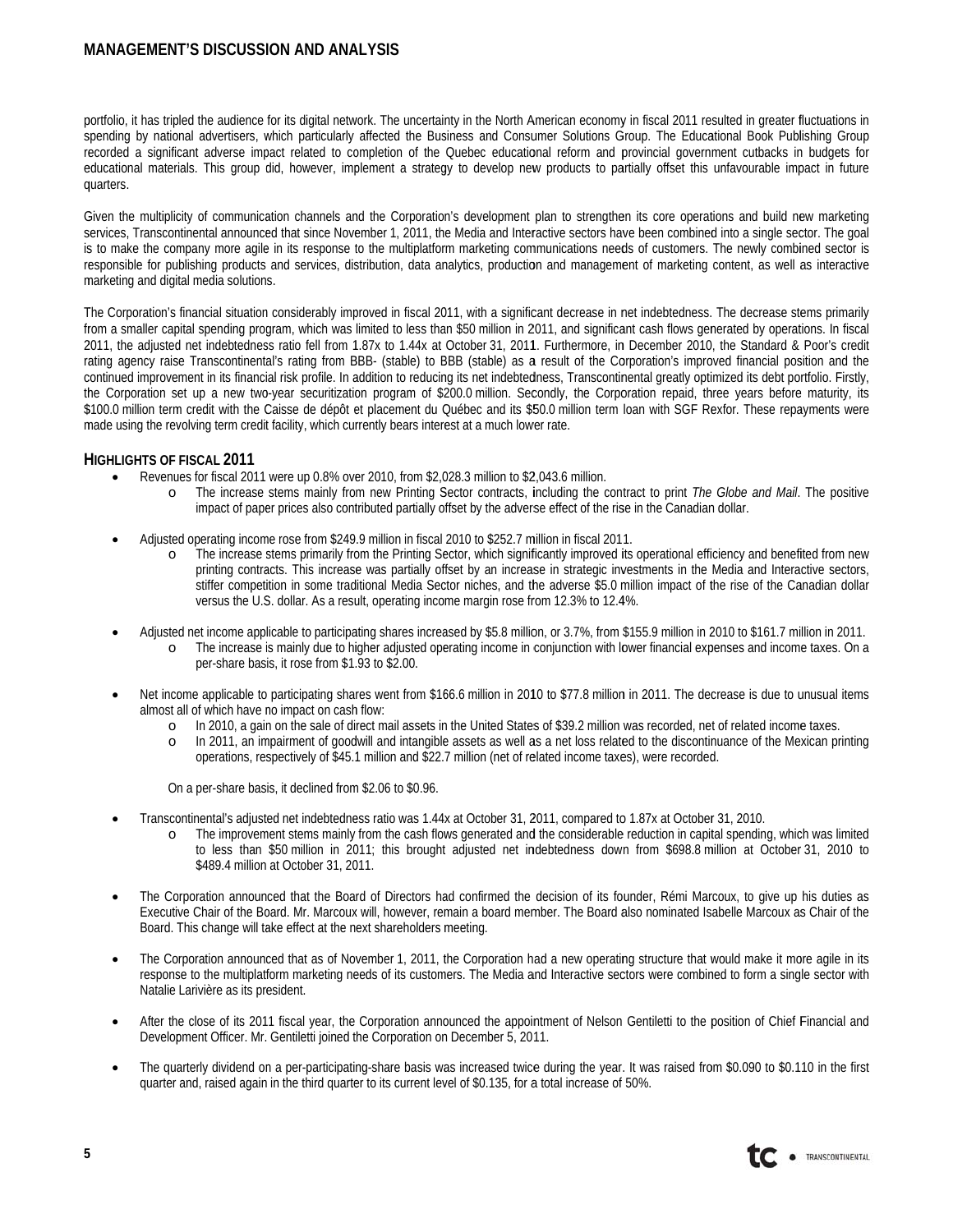portfolio, it has tripled the audience for its digital network. The uncertainty in the North American economy in fiscal 2011 resulted in greater fluctuations in spending by national advertisers, which particularly affected the Business and Consumer Solutions Group. The Educational Book Publishing Group recorded a significant adverse impact related to completion of the Quebec educational reform and provincial government cutbacks in budgets for educational materials. This group did, however, implement a strategy to develop new products to partially offset this unfavourable impact in future quarters.

Given the multiplicity of communication channels and the Corporation's development plan to strengthen its core operations and build new marketing services, Transcontinental announced that since November 1, 2011, the Media and Interactive sectors have been combined into a single sector. The goal is to make the company more agile in its response to the multiplatform marketing communications needs of customers. The newly combined sector is responsible for publishing products and services, distribution, data analytics, production and management of marketing content, as well as interactive marketing and digital media solutions.

The Corporation's financial situation considerably improved in fiscal 2011, with a significant decrease in net indebtedness. The decrease stems primarily from a smaller capital spending program, which was limited to less than $50 million in 2011, and significant cash flows generated by operations. In fiscal 2011, the adjusted net indebtedness ratio fell from 1.87x to 1.44x at October 31, 2011. Furthermore, in December 2010, the Standard & Poor's credit rating agency raise Transcontinental's rating from BBB- (stable) to BBB (stable) as a result of the Corporation's improved financial position and the continued improvement in its financial risk profile. In addition to reducing its net indebtedness, Transcontinental greatly optimized its debt portfolio. Firstly, the Corporation set up a new two-year securitization program of $200.0 million. Secondly, the Corporation repaid, three years before maturity, its $100.0 million term credit with the Caisse de dépôt et placement du Québec and its $50.0 million term loan with SGF Rexfor. These repayments were made using the revolving term credit facility, which currently bears interest at a much lower rate.

## HIGHLIGHTS OF FISCAL 2011

- Revenues for fiscal 2011 were up 0.8% over 2010, from $2,028.3 million to $2,043.6 million.
  - The increase stems mainly from new Printing Sector contracts, including the contract to print *The Globe and Mail*. The positive impact of paper prices also contributed partially offset by the adverse effect of the rise in the Canadian dollar.

- Adjusted operating income rose from $249.9 million in fiscal 2010 to $252.7 million in fiscal 2011.
  - The increase stems primarily from the Printing Sector, which significantly improved its operational efficiency and benefited from new printing contracts. This increase was partially offset by an increase in strategic investments in the Media and Interactive sectors, stiffer competition in some traditional Media Sector niches, and the adverse $5.0 million impact of the rise of the Canadian dollar versus the U.S. dollar. As a result, operating income margin rose from 12.3% to 12.4%.

- Adjusted net income applicable to participating shares increased by $5.8 million, or 3.7%, from $155.9 million in 2010 to $161.7 million in 2011.
  - The increase is mainly due to higher adjusted operating income in conjunction with lower financial expenses and income taxes. On a per-share basis, it rose from $1.93 to $2.00.

- Net income applicable to participating shares went from $166.6 million in 2010 to $77.8 million in 2011. The decrease is due to unusual items almost all of which have no impact on cash flow:
  - In 2010, a gain on the sale of direct mail assets in the United States of $39.2 million was recorded, net of related income taxes.
  - In 2011, an impairment of goodwill and intangible assets as well as a net loss related to the discontinuance of the Mexican printing operations, respectively of $45.1 million and $22.7 million (net of related income taxes), were recorded.

  On a per-share basis, it declined from $2.06 to $0.96.

- Transcontinental's adjusted net indebtedness ratio was 1.44x at October 31, 2011, compared to 1.87x at October 31, 2010.
  - The improvement stems mainly from the cash flows generated and the considerable reduction in capital spending, which was limited to less than $50 million in 2011; this brought adjusted net indebtedness down from $698.8 million at October 31, 2010 to $489.4 million at October 31, 2011.

- The Corporation announced that the Board of Directors had confirmed the decision of its founder, Rémi Marcoux, to give up his duties as Executive Chair of the Board. Mr. Marcoux will, however, remain a board member. The Board also nominated Isabelle Marcoux as Chair of the Board. This change will take effect at the next shareholders meeting.

- The Corporation announced that as of November 1, 2011, the Corporation had a new operating structure that would make it more agile in its response to the multiplatform marketing needs of its customers. The Media and Interactive sectors were combined to form a single sector with Natalie Larivière as its president.

- After the close of its 2011 fiscal year, the Corporation announced the appointment of Nelson Gentiletti to the position of Chief Financial and Development Officer. Mr. Gentiletti joined the Corporation on December 5, 2011.

- The quarterly dividend on a per-participating-share basis was increased twice during the year. It was raised from $0.090 to $0.110 in the first quarter and, raised again in the third quarter to its current level of $0.135, for a total increase of 50%.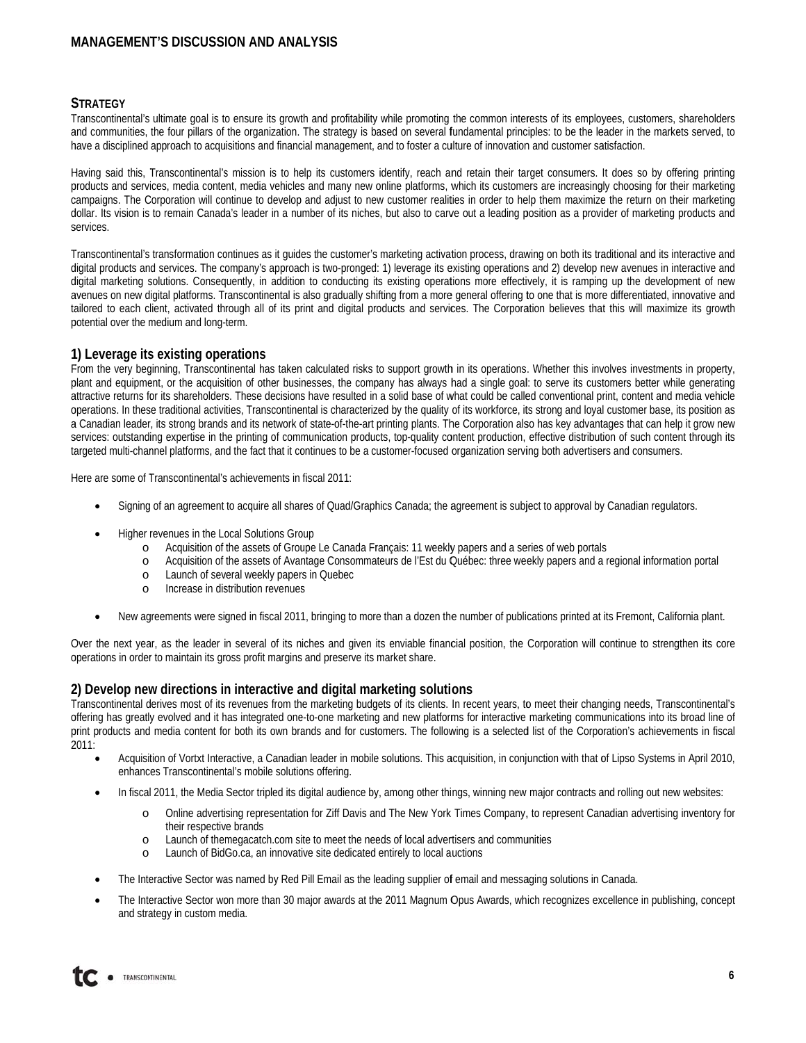## STRATEGY

Transcontinental's ultimate goal is to ensure its growth and profitability while promoting the common interests of its employees, customers, shareholders and communities, the four pillars of the organization. The strategy is based on several fundamental principles: to be the leader in the markets served, to have a disciplined approach to acquisitions and financial management, and to foster a culture of innovation and customer satisfaction.

Having said this, Transcontinental's mission is to help its customers identify, reach and retain their target consumers. It does so by offering printing products and services, media content, media vehicles and many new online platforms, which its customers are increasingly choosing for their marketing campaigns. The Corporation will continue to develop and adjust to new customer realities in order to help them maximize the return on their marketing dollar. Its vision is to remain Canada's leader in a number of its niches, but also to carve out a leading position as a provider of marketing products and services.

Transcontinental's transformation continues as it guides the customer's marketing activation process, drawing on both its traditional and its interactive and digital products and services. The company's approach is two-pronged: 1) leverage its existing operations and 2) develop new avenues in interactive and digital marketing solutions. Consequently, in addition to conducting its existing operations more effectively, it is ramping up the development of new avenues on new digital platforms. Transcontinental is also gradually shifting from a more general offering to one that is more differentiated, innovative and tailored to each client, activated through all of its print and digital products and services. The Corporation believes that this will maximize its growth potential over the medium and long-term.

### 1) Leverage its existing operations

From the very beginning, Transcontinental has taken calculated risks to support growth in its operations. Whether this involves investments in property, plant and equipment, or the acquisition of other businesses, the company has always had a single goal: to serve its customers better while generating attractive returns for its shareholders. These decisions have resulted in a solid base of what could be called conventional print, content and media vehicle operations. In these traditional activities, Transcontinental is characterized by the quality of its workforce, its strong and loyal customer base, its position as a Canadian leader, its strong brands and its network of state-of-the-art printing plants. The Corporation also has key advantages that can help it grow new services: outstanding expertise in the printing of communication products, top-quality content production, effective distribution of such content through its targeted multi-channel platforms, and the fact that it continues to be a customer-focused organization serving both advertisers and consumers.

Here are some of Transcontinental's achievements in fiscal 2011:

- Signing of an agreement to acquire all shares of Quad/Graphics Canada; the agreement is subject to approval by Canadian regulators.
- Higher revenues in the Local Solutions Group
  - Acquisition of the assets of Groupe Le Canada Français: 11 weekly papers and a series of web portals
  - Acquisition of the assets of Avantage Consommateurs de l'Est du Québec: three weekly papers and a regional information portal
  - Launch of several weekly papers in Quebec
  - Increase in distribution revenues
- New agreements were signed in fiscal 2011, bringing to more than a dozen the number of publications printed at its Fremont, California plant.

Over the next year, as the leader in several of its niches and given its enviable financial position, the Corporation will continue to strengthen its core operations in order to maintain its gross profit margins and preserve its market share.

### 2) Develop new directions in interactive and digital marketing solutions

Transcontinental derives most of its revenues from the marketing budgets of its clients. In recent years, to meet their changing needs, Transcontinental's offering has greatly evolved and it has integrated one-to-one marketing and new platforms for interactive marketing communications into its broad line of print products and media content for both its own brands and for customers. The following is a selected list of the Corporation's achievements in fiscal 2011:

- Acquisition of Vortxt Interactive, a Canadian leader in mobile solutions. This acquisition, in conjunction with that of Lipso Systems in April 2010, enhances Transcontinental's mobile solutions offering.
- In fiscal 2011, the Media Sector tripled its digital audience by, among other things, winning new major contracts and rolling out new websites:
  - Online advertising representation for Ziff Davis and The New York Times Company, to represent Canadian advertising inventory for their respective brands
  - Launch of themegacatch.com site to meet the needs of local advertisers and communities
  - Launch of BidGo.ca, an innovative site dedicated entirely to local auctions
- The Interactive Sector was named by Red Pill Email as the leading supplier of email and messaging solutions in Canada.
- The Interactive Sector won more than 30 major awards at the 2011 Magnum Opus Awards, which recognizes excellence in publishing, concept and strategy in custom media.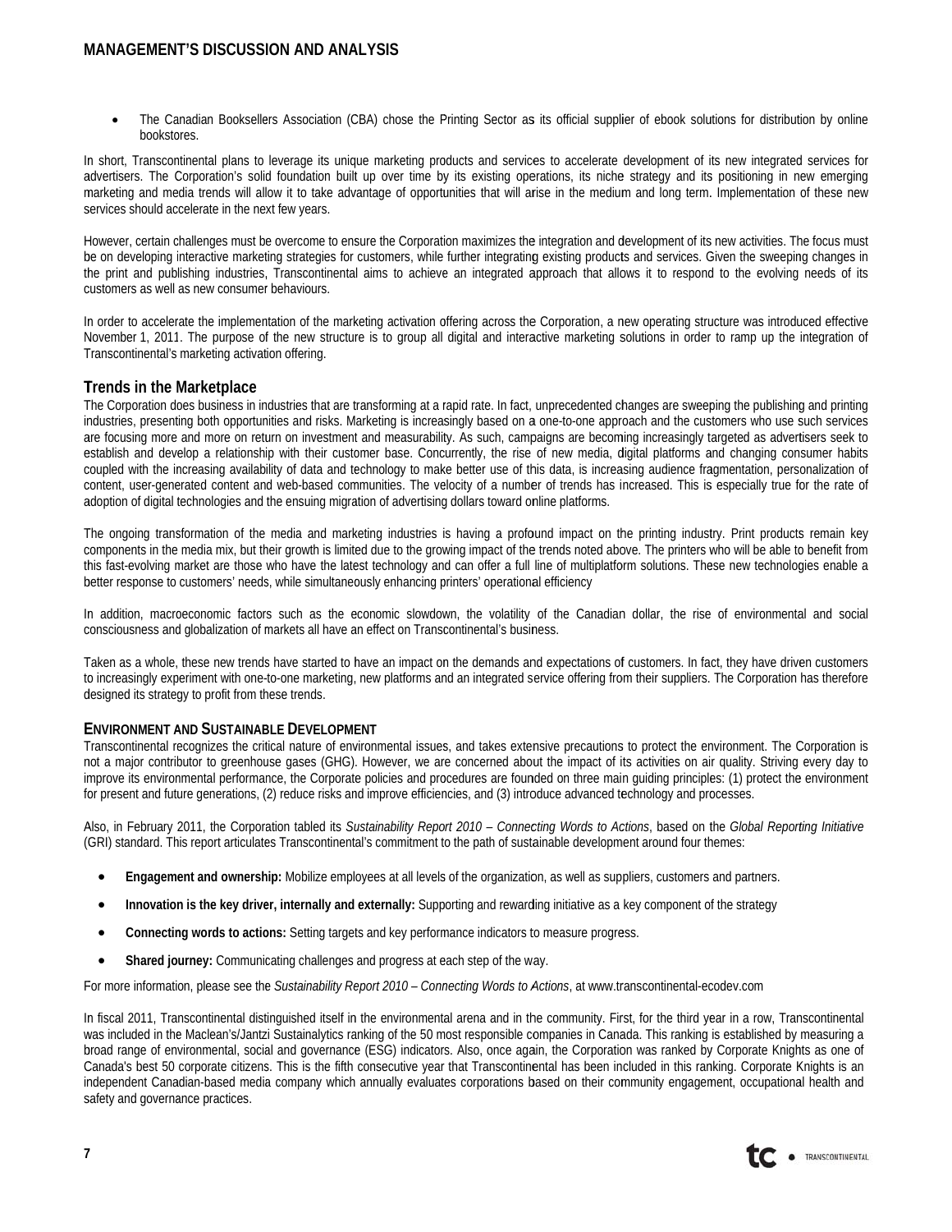- The Canadian Booksellers Association (CBA) chose the Printing Sector as its official supplier of ebook solutions for distribution by online bookstores.

In short, Transcontinental plans to leverage its unique marketing products and services to accelerate development of its new integrated services for advertisers. The Corporation's solid foundation built up over time by its existing operations, its niche strategy and its positioning in new emerging marketing and media trends will allow it to take advantage of opportunities that will arise in the medium and long term. Implementation of these new services should accelerate in the next few years.

However, certain challenges must be overcome to ensure the Corporation maximizes the integration and development of its new activities. The focus must be on developing interactive marketing strategies for customers, while further integrating existing products and services. Given the sweeping changes in the print and publishing industries, Transcontinental aims to achieve an integrated approach that allows it to respond to the evolving needs of its customers as well as new consumer behaviours.

In order to accelerate the implementation of the marketing activation offering across the Corporation, a new operating structure was introduced effective November 1, 2011. The purpose of the new structure is to group all digital and interactive marketing solutions in order to ramp up the integration of Transcontinental's marketing activation offering.

## Trends in the Marketplace

The Corporation does business in industries that are transforming at a rapid rate. In fact, unprecedented changes are sweeping the publishing and printing industries, presenting both opportunities and risks. Marketing is increasingly based on a one-to-one approach and the customers who use such services are focusing more and more on return on investment and measurability. As such, campaigns are becoming increasingly targeted as advertisers seek to establish and develop a relationship with their customer base. Concurrently, the rise of new media, digital platforms and changing consumer habits coupled with the increasing availability of data and technology to make better use of this data, is increasing audience fragmentation, personalization of content, user-generated content and web-based communities. The velocity of a number of trends has increased. This is especially true for the rate of adoption of digital technologies and the ensuing migration of advertising dollars toward online platforms.

The ongoing transformation of the media and marketing industries is having a profound impact on the printing industry. Print products remain key components in the media mix, but their growth is limited due to the growing impact of the trends noted above. The printers who will be able to benefit from this fast-evolving market are those who have the latest technology and can offer a full line of multiplatform solutions. These new technologies enable a better response to customers' needs, while simultaneously enhancing printers' operational efficiency

In addition, macroeconomic factors such as the economic slowdown, the volatility of the Canadian dollar, the rise of environmental and social consciousness and globalization of markets all have an effect on Transcontinental's business.

Taken as a whole, these new trends have started to have an impact on the demands and expectations of customers. In fact, they have driven customers to increasingly experiment with one-to-one marketing, new platforms and an integrated service offering from their suppliers. The Corporation has therefore designed its strategy to profit from these trends.

### ENVIRONMENT AND SUSTAINABLE DEVELOPMENT

Transcontinental recognizes the critical nature of environmental issues, and takes extensive precautions to protect the environment. The Corporation is not a major contributor to greenhouse gases (GHG). However, we are concerned about the impact of its activities on air quality. Striving every day to improve its environmental performance, the Corporate policies and procedures are founded on three main guiding principles: (1) protect the environment for present and future generations, (2) reduce risks and improve efficiencies, and (3) introduce advanced technology and processes.

Also, in February 2011, the Corporation tabled its *Sustainability Report 2010 – Connecting Words to Actions*, based on the *Global Reporting Initiative* (GRI) standard. This report articulates Transcontinental's commitment to the path of sustainable development around four themes:

- **Engagement and ownership:** Mobilize employees at all levels of the organization, as well as suppliers, customers and partners.
- **Innovation is the key driver, internally and externally:** Supporting and rewarding initiative as a key component of the strategy
- **Connecting words to actions:** Setting targets and key performance indicators to measure progress.
- **Shared journey:** Communicating challenges and progress at each step of the way.

For more information, please see the *Sustainability Report 2010 – Connecting Words to Actions*, at www.transcontinental-ecodev.com

In fiscal 2011, Transcontinental distinguished itself in the environmental arena and in the community. First, for the third year in a row, Transcontinental was included in the Maclean's/Jantzi Sustainalytics ranking of the 50 most responsible companies in Canada. This ranking is established by measuring a broad range of environmental, social and governance (ESG) indicators. Also, once again, the Corporation was ranked by Corporate Knights as one of Canada's best 50 corporate citizens. This is the fifth consecutive year that Transcontinental has been included in this ranking. Corporate Knights is an independent Canadian-based media company which annually evaluates corporations based on their community engagement, occupational health and safety and governance practices.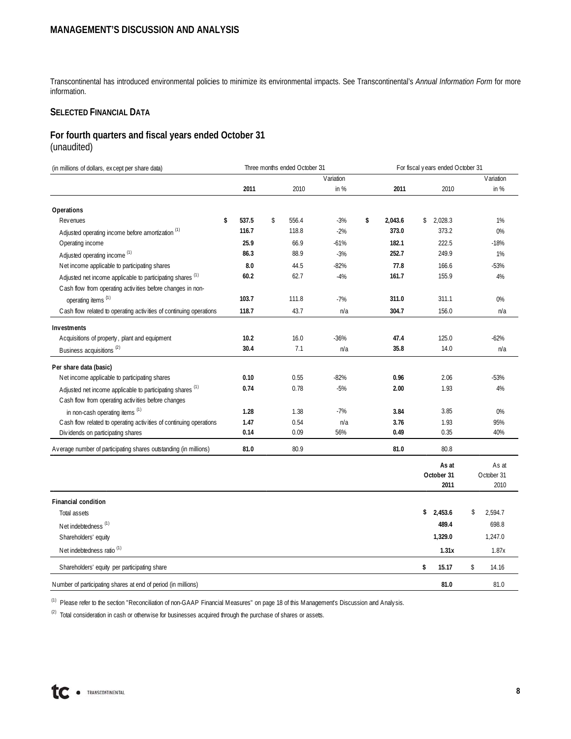Transcontinental has introduced environmental policies to minimize its environmental impacts. See Transcontinental's *Annual Information Form* for more information.

## SELECTED FINANCIAL DATA

### For fourth quarters and fiscal years ended October 31
(unaudited)

| (in millions of dollars, except per share data) | Three months ended October 31 | | | For fiscal years ended October 31 | | |
|---|---|---|---|---|---|---|
| | **2011** | 2010 | Variation in % | **2011** | 2010 | Variation in % |
| **Operations** | | | | | | |
| Revenues | **$ 537.5** | $ 556.4 | -3% | **$ 2,043.6** | $ 2,028.3 | 1% |
| Adjusted operating income before amortization [(1)] | **116.7** | 118.8 | -2% | **373.0** | 373.2 | 0% |
| Operating income | **25.9** | 66.9 | -61% | **182.1** | 222.5 | -18% |
| Adjusted operating income [(1)] | **86.3** | 88.9 | -3% | **252.7** | 249.9 | 1% |
| Net income applicable to participating shares | **8.0** | 44.5 | -82% | **77.8** | 166.6 | -53% |
| Adjusted net income applicable to participating shares [(1)] | **60.2** | 62.7 | -4% | **161.7** | 155.9 | 4% |
| Cash flow from operating activities before changes in non-operating items [(1)] | **103.7** | 111.8 | -7% | **311.0** | 311.1 | 0% |
| Cash flow related to operating activities of continuing operations | **118.7** | 43.7 | n/a | **304.7** | 156.0 | n/a |
| **Investments** | | | | | | |
| Acquisitions of property, plant and equipment | **10.2** | 16.0 | -36% | **47.4** | 125.0 | -62% |
| Business acquisitions [(2)] | **30.4** | 7.1 | n/a | **35.8** | 14.0 | n/a |
| **Per share data (basic)** | | | | | | |
| Net income applicable to participating shares | **0.10** | 0.55 | -82% | **0.96** | 2.06 | -53% |
| Adjusted net income applicable to participating shares [(1)] | **0.74** | 0.78 | -5% | **2.00** | 1.93 | 4% |
| Cash flow from operating activities before changes in non-cash operating items [(1)] | **1.28** | 1.38 | -7% | **3.84** | 3.85 | 0% |
| Cash flow related to operating activities of continuing operations | **1.47** | 0.54 | n/a | **3.76** | 1.93 | 95% |
| Dividends on participating shares | **0.14** | 0.09 | 56% | **0.49** | 0.35 | 40% |
| Average number of participating shares outstanding (in millions) | **81.0** | 80.9 | | **81.0** | 80.8 | |

| | **As at October 31 2011** | As at October 31 2010 |
|---|---|---|
| **Financial condition** | | |
| Total assets | **$ 2,453.6** | $ 2,594.7 |
| Net indebtedness [(1)] | **489.4** | 698.8 |
| Shareholders' equity | **1,329.0** | 1,247.0 |
| Net indebtedness ratio [(1)] | **1.31x** | 1.87x |
| Shareholders' equity per participating share | **$ 15.17** | $ 14.16 |
| Number of participating shares at end of period (in millions) | **81.0** | 81.0 |

(1) Please refer to the section "Reconciliation of non-GAAP Financial Measures" on page 18 of this Management's Discussion and Analysis.

(2) Total consideration in cash or otherwise for businesses acquired through the purchase of shares or assets.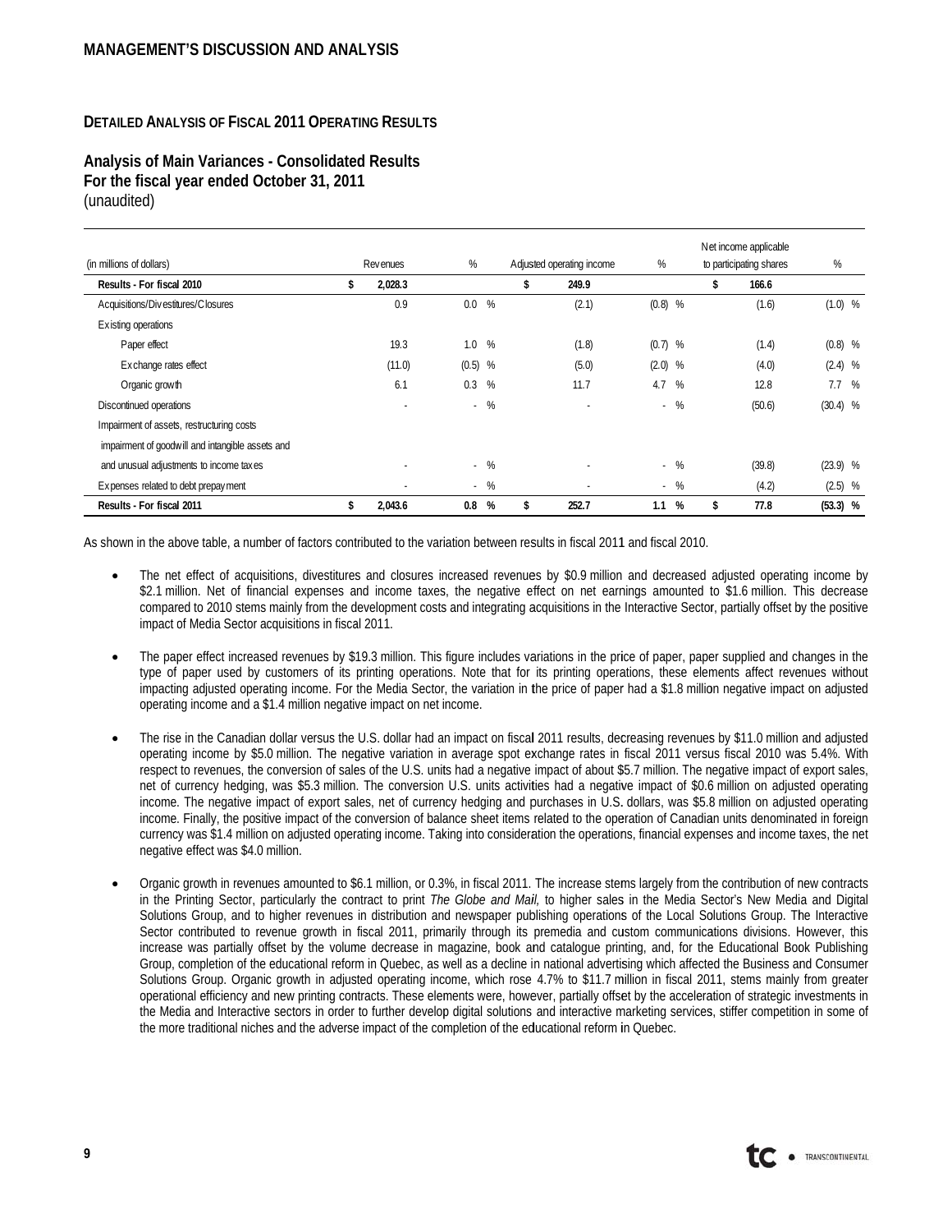## MANAGEMENT'S DISCUSSION AND ANALYSIS

### DETAILED ANALYSIS OF FISCAL 2011 OPERATING RESULTS

**Analysis of Main Variances - Consolidated Results**
**For the fiscal year ended October 31, 2011**
(unaudited)

| (in millions of dollars) | Revenues | % | Adjusted operating income | % | Net income applicable to participating shares | % |
|---|---|---|---|---|---|---|
| **Results - For fiscal 2010** | **$ 2,028.3** | | **$ 249.9** | | **$ 166.6** | |
| Acquisitions/Divestitures/Closures | 0.9 | 0.0 % | (2.1) | (0.8) % | (1.6) | (1.0) % |
| Existing operations | | | | | | |
| Paper effect | 19.3 | 1.0 % | (1.8) | (0.7) % | (1.4) | (0.8) % |
| Exchange rates effect | (11.0) | (0.5) % | (5.0) | (2.0) % | (4.0) | (2.4) % |
| Organic growth | 6.1 | 0.3 % | 11.7 | 4.7 % | 12.8 | 7.7 % |
| Discontinued operations | - | - % | - | - % | (50.6) | (30.4) % |
| Impairment of assets, restructuring costs impairment of goodwill and intangible assets and and unusual adjustments to income taxes | - | - % | - | - % | (39.8) | (23.9) % |
| Expenses related to debt prepayment | - | - % | - | - % | (4.2) | (2.5) % |
| **Results - For fiscal 2011** | **$ 2,043.6** | **0.8 %** | **$ 252.7** | **1.1 %** | **$ 77.8** | **(53.3) %** |

As shown in the above table, a number of factors contributed to the variation between results in fiscal 2011 and fiscal 2010.

- The net effect of acquisitions, divestitures and closures increased revenues by $0.9 million and decreased adjusted operating income by $2.1 million. Net of financial expenses and income taxes, the negative effect on net earnings amounted to $1.6 million. This decrease compared to 2010 stems mainly from the development costs and integrating acquisitions in the Interactive Sector, partially offset by the positive impact of Media Sector acquisitions in fiscal 2011.

- The paper effect increased revenues by $19.3 million. This figure includes variations in the price of paper, paper supplied and changes in the type of paper used by customers of its printing operations. Note that for its printing operations, these elements affect revenues without impacting adjusted operating income. For the Media Sector, the variation in the price of paper had a $1.8 million negative impact on adjusted operating income and a $1.4 million negative impact on net income.

- The rise in the Canadian dollar versus the U.S. dollar had an impact on fiscal 2011 results, decreasing revenues by $11.0 million and adjusted operating income by $5.0 million. The negative variation in average spot exchange rates in fiscal 2011 versus fiscal 2010 was 5.4%. With respect to revenues, the conversion of sales of the U.S. units had a negative impact of about $5.7 million. The negative impact of export sales, net of currency hedging, was $5.3 million. The conversion U.S. units activities had a negative impact of $0.6 million on adjusted operating income. The negative impact of export sales, net of currency hedging and purchases in U.S. dollars, was $5.8 million on adjusted operating income. Finally, the positive impact of the conversion of balance sheet items related to the operation of Canadian units denominated in foreign currency was $1.4 million on adjusted operating income. Taking into consideration the operations, financial expenses and income taxes, the net negative effect was $4.0 million.

- Organic growth in revenues amounted to $6.1 million, or 0.3%, in fiscal 2011. The increase stems largely from the contribution of new contracts in the Printing Sector, particularly the contract to print *The Globe and Mail,* to higher sales in the Media Sector's New Media and Digital Solutions Group, and to higher revenues in distribution and newspaper publishing operations of the Local Solutions Group. The Interactive Sector contributed to revenue growth in fiscal 2011, primarily through its premedia and custom communications divisions. However, this increase was partially offset by the volume decrease in magazine, book and catalogue printing, and, for the Educational Book Publishing Group, completion of the educational reform in Quebec, as well as a decline in national advertising which affected the Business and Consumer Solutions Group. Organic growth in adjusted operating income, which rose 4.7% to $11.7 million in fiscal 2011, stems mainly from greater operational efficiency and new printing contracts. These elements were, however, partially offset by the acceleration of strategic investments in the Media and Interactive sectors in order to further develop digital solutions and interactive marketing services, stiffer competition in some of the more traditional niches and the adverse impact of the completion of the educational reform in Quebec.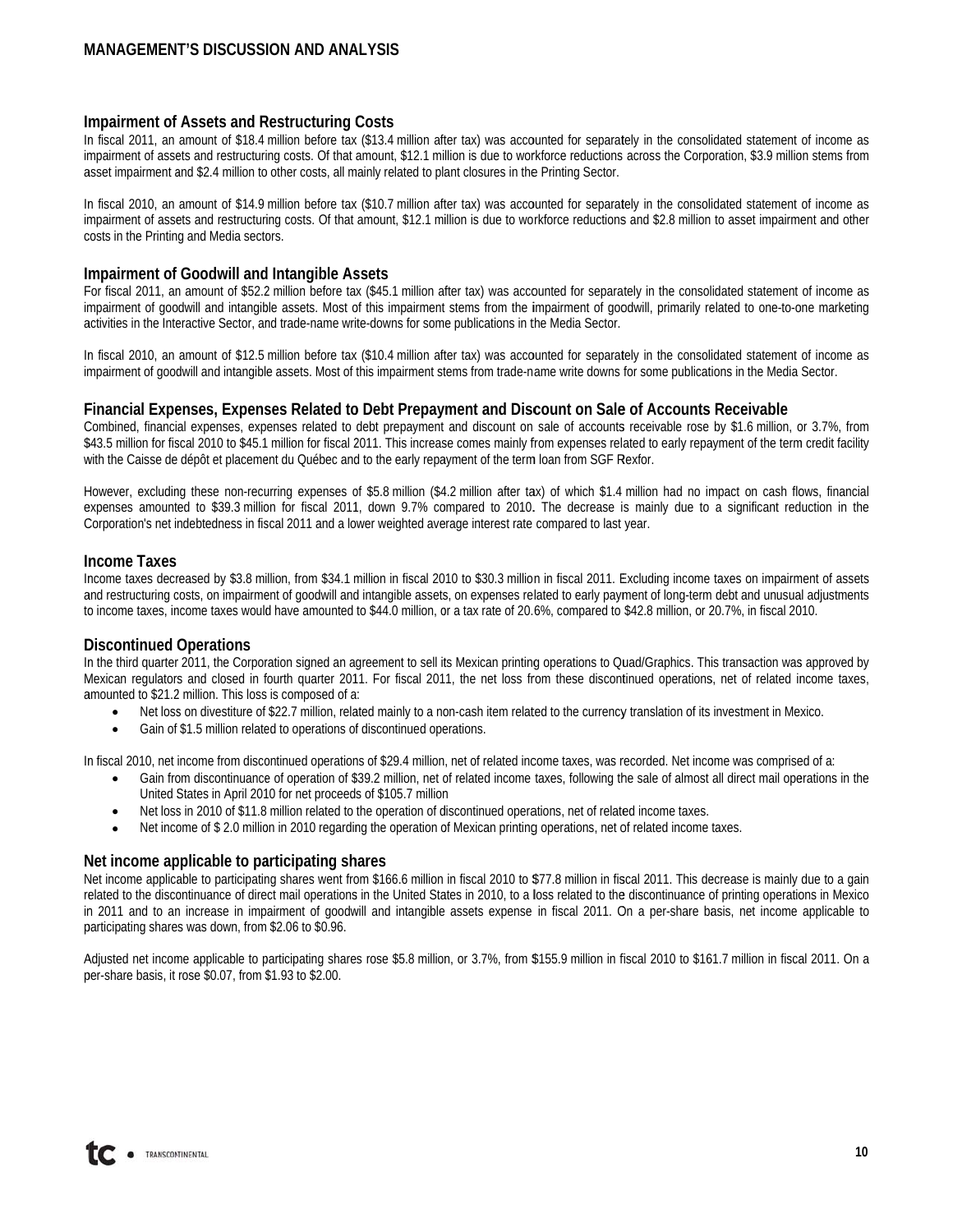## Impairment of Assets and Restructuring Costs

In fiscal 2011, an amount of $18.4 million before tax ($13.4 million after tax) was accounted for separately in the consolidated statement of income as impairment of assets and restructuring costs. Of that amount, $12.1 million is due to workforce reductions across the Corporation, $3.9 million stems from asset impairment and $2.4 million to other costs, all mainly related to plant closures in the Printing Sector.

In fiscal 2010, an amount of $14.9 million before tax ($10.7 million after tax) was accounted for separately in the consolidated statement of income as impairment of assets and restructuring costs. Of that amount, $12.1 million is due to workforce reductions and $2.8 million to asset impairment and other costs in the Printing and Media sectors.

## Impairment of Goodwill and Intangible Assets

For fiscal 2011, an amount of $52.2 million before tax ($45.1 million after tax) was accounted for separately in the consolidated statement of income as impairment of goodwill and intangible assets. Most of this impairment stems from the impairment of goodwill, primarily related to one-to-one marketing activities in the Interactive Sector, and trade-name write-downs for some publications in the Media Sector.

In fiscal 2010, an amount of $12.5 million before tax ($10.4 million after tax) was accounted for separately in the consolidated statement of income as impairment of goodwill and intangible assets. Most of this impairment stems from trade-name write downs for some publications in the Media Sector.

## Financial Expenses, Expenses Related to Debt Prepayment and Discount on Sale of Accounts Receivable

Combined, financial expenses, expenses related to debt prepayment and discount on sale of accounts receivable rose by $1.6 million, or 3.7%, from $43.5 million for fiscal 2010 to $45.1 million for fiscal 2011. This increase comes mainly from expenses related to early repayment of the term credit facility with the Caisse de dépôt et placement du Québec and to the early repayment of the term loan from SGF Rexfor.

However, excluding these non-recurring expenses of $5.8 million ($4.2 million after tax) of which $1.4 million had no impact on cash flows, financial expenses amounted to $39.3 million for fiscal 2011, down 9.7% compared to 2010. The decrease is mainly due to a significant reduction in the Corporation's net indebtedness in fiscal 2011 and a lower weighted average interest rate compared to last year.

## Income Taxes

Income taxes decreased by $3.8 million, from $34.1 million in fiscal 2010 to $30.3 million in fiscal 2011. Excluding income taxes on impairment of assets and restructuring costs, on impairment of goodwill and intangible assets, on expenses related to early payment of long-term debt and unusual adjustments to income taxes, income taxes would have amounted to $44.0 million, or a tax rate of 20.6%, compared to $42.8 million, or 20.7%, in fiscal 2010.

## Discontinued Operations

In the third quarter 2011, the Corporation signed an agreement to sell its Mexican printing operations to Quad/Graphics. This transaction was approved by Mexican regulators and closed in fourth quarter 2011. For fiscal 2011, the net loss from these discontinued operations, net of related income taxes, amounted to $21.2 million. This loss is composed of a:

- Net loss on divestiture of $22.7 million, related mainly to a non-cash item related to the currency translation of its investment in Mexico.
- Gain of $1.5 million related to operations of discontinued operations.

In fiscal 2010, net income from discontinued operations of $29.4 million, net of related income taxes, was recorded. Net income was comprised of a:

- Gain from discontinuance of operation of $39.2 million, net of related income taxes, following the sale of almost all direct mail operations in the United States in April 2010 for net proceeds of $105.7 million
- Net loss in 2010 of $11.8 million related to the operation of discontinued operations, net of related income taxes.
- Net income of $ 2.0 million in 2010 regarding the operation of Mexican printing operations, net of related income taxes.

## Net income applicable to participating shares

Net income applicable to participating shares went from $166.6 million in fiscal 2010 to $77.8 million in fiscal 2011. This decrease is mainly due to a gain related to the discontinuance of direct mail operations in the United States in 2010, to a loss related to the discontinuance of printing operations in Mexico in 2011 and to an increase in impairment of goodwill and intangible assets expense in fiscal 2011. On a per-share basis, net income applicable to participating shares was down, from $2.06 to $0.96.

Adjusted net income applicable to participating shares rose $5.8 million, or 3.7%, from $155.9 million in fiscal 2010 to $161.7 million in fiscal 2011. On a per-share basis, it rose $0.07, from $1.93 to $2.00.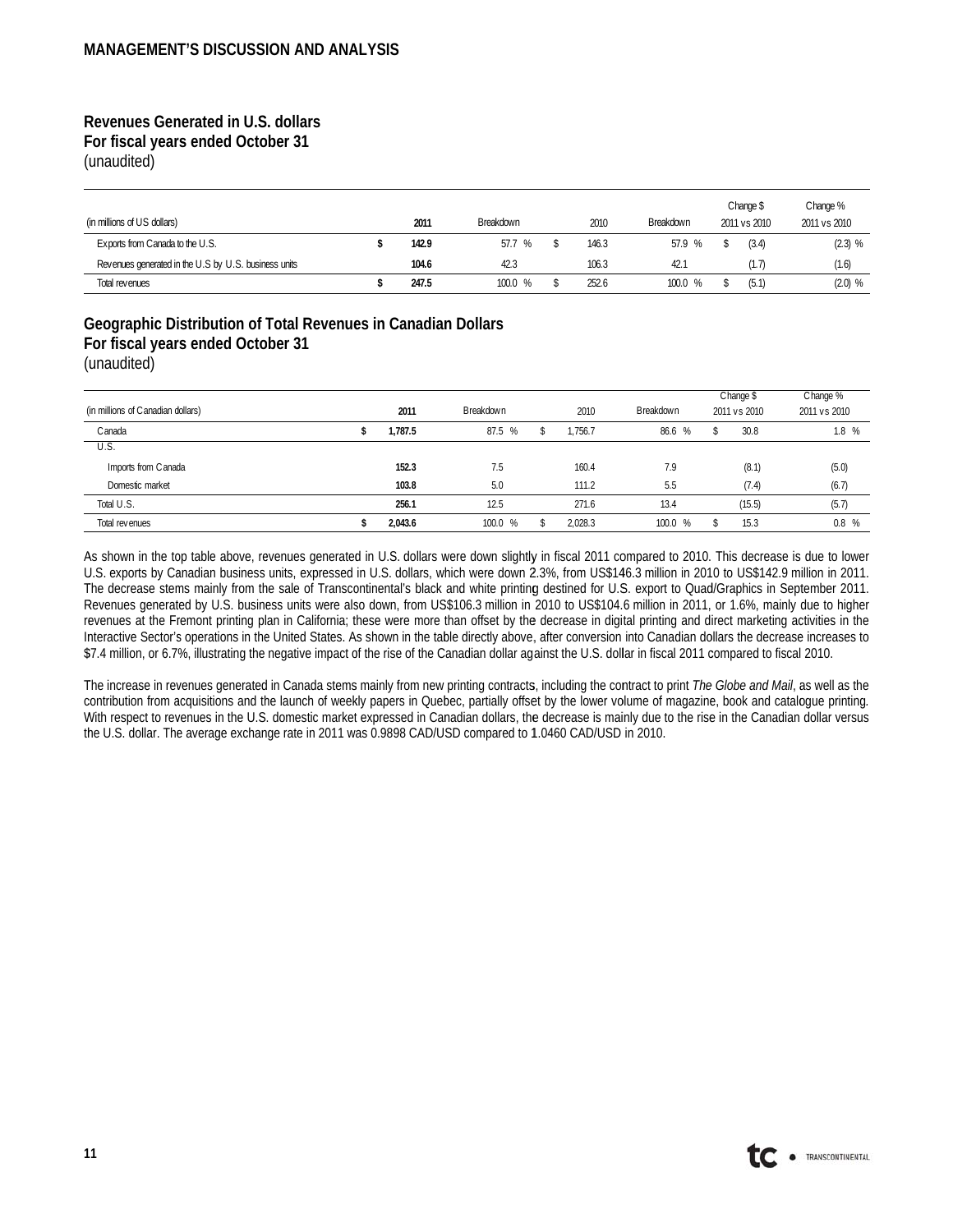**Revenues Generated in U.S. dollars**
**For fiscal years ended October 31**
(unaudited)

| (in millions of US dollars) | 2011 | Breakdown | 2010 | Breakdown | Change $ 2011 vs 2010 | Change % 2011 vs 2010 |
|---|---|---|---|---|---|---|
| Exports from Canada to the U.S. | $ 142.9 | 57.7 % | $ 146.3 | 57.9 % | $ (3.4) | (2.3) % |
| Revenues generated in the U.S by U.S. business units | 104.6 | 42.3 | 106.3 | 42.1 | (1.7) | (1.6) |
| Total revenues | $ 247.5 | 100.0 % | $ 252.6 | 100.0 % | $ (5.1) | (2.0) % |

**Geographic Distribution of Total Revenues in Canadian Dollars**
**For fiscal years ended October 31**
(unaudited)

| (in millions of Canadian dollars) | 2011 | Breakdown | 2010 | Breakdown | Change $ 2011 vs 2010 | Change % 2011 vs 2010 |
|---|---|---|---|---|---|---|
| Canada | $ 1,787.5 | 87.5 % | $ 1,756.7 | 86.6 % | $ 30.8 | 1.8 % |
| U.S. | | | | | | |
| Imports from Canada | 152.3 | 7.5 | 160.4 | 7.9 | (8.1) | (5.0) |
| Domestic market | 103.8 | 5.0 | 111.2 | 5.5 | (7.4) | (6.7) |
| Total U.S. | 256.1 | 12.5 | 271.6 | 13.4 | (15.5) | (5.7) |
| Total revenues | $ 2,043.6 | 100.0 % | $ 2,028.3 | 100.0 % | $ 15.3 | 0.8 % |

As shown in the top table above, revenues generated in U.S. dollars were down slightly in fiscal 2011 compared to 2010. This decrease is due to lower U.S. exports by Canadian business units, expressed in U.S. dollars, which were down 2.3%, from US$146.3 million in 2010 to US$142.9 million in 2011. The decrease stems mainly from the sale of Transcontinental's black and white printing destined for U.S. export to Quad/Graphics in September 2011. Revenues generated by U.S. business units were also down, from US$106.3 million in 2010 to US$104.6 million in 2011, or 1.6%, mainly due to higher revenues at the Fremont printing plan in California; these were more than offset by the decrease in digital printing and direct marketing activities in the Interactive Sector's operations in the United States. As shown in the table directly above, after conversion into Canadian dollars the decrease increases to $7.4 million, or 6.7%, illustrating the negative impact of the rise of the Canadian dollar against the U.S. dollar in fiscal 2011 compared to fiscal 2010.

The increase in revenues generated in Canada stems mainly from new printing contracts, including the contract to print *The Globe and Mail*, as well as the contribution from acquisitions and the launch of weekly papers in Quebec, partially offset by the lower volume of magazine, book and catalogue printing. With respect to revenues in the U.S. domestic market expressed in Canadian dollars, the decrease is mainly due to the rise in the Canadian dollar versus the U.S. dollar. The average exchange rate in 2011 was 0.9898 CAD/USD compared to 1.0460 CAD/USD in 2010.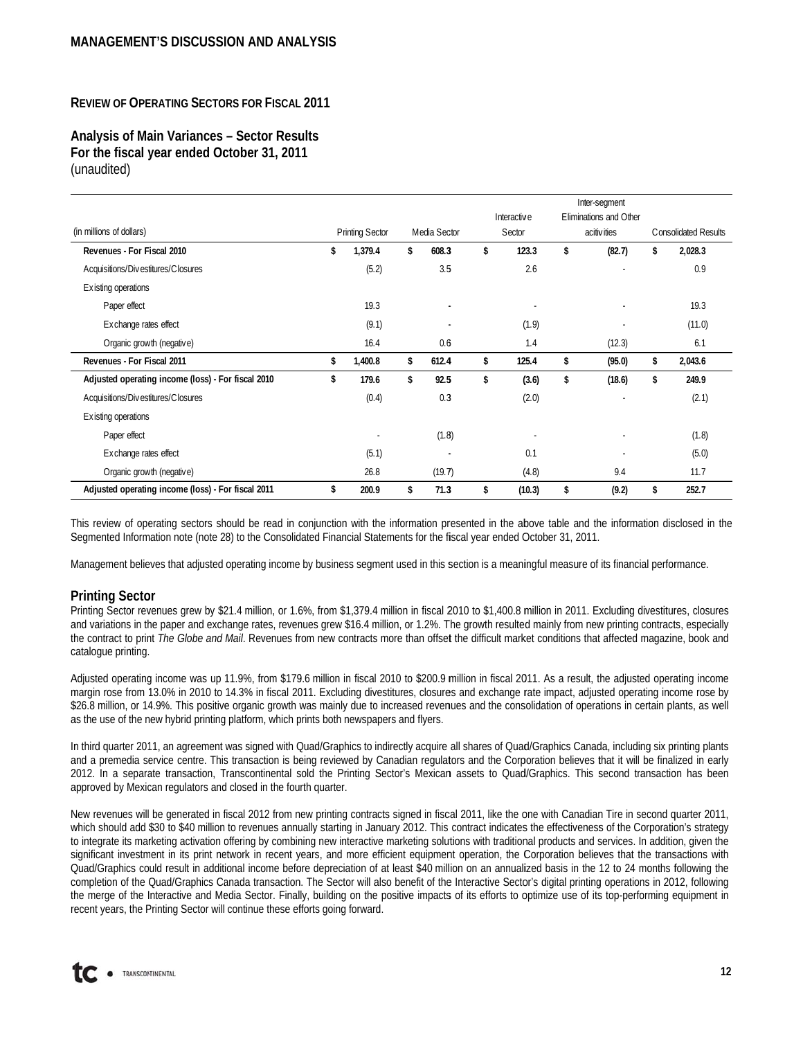## REVIEW OF OPERATING SECTORS FOR FISCAL 2011

### Analysis of Main Variances – Sector Results
### For the fiscal year ended October 31, 2011
(unaudited)

| (in millions of dollars) | Printing Sector | Media Sector | Interactive Sector | Inter-segment Eliminations and Other acitivities | Consolidated Results |
|---|---|---|---|---|---|
| **Revenues - For Fiscal 2010** | **$ 1,379.4** | **$ 608.3** | **$ 123.3** | **$ (82.7)** | **$ 2,028.3** |
| Acquisitions/Divestitures/Closures | (5.2) | 3.5 | 2.6 | - | 0.9 |
| Existing operations | | | | | |
| Paper effect | 19.3 | - | - | - | 19.3 |
| Exchange rates effect | (9.1) | - | (1.9) | - | (11.0) |
| Organic growth (negative) | 16.4 | 0.6 | 1.4 | (12.3) | 6.1 |
| **Revenues - For Fiscal 2011** | **$ 1,400.8** | **$ 612.4** | **$ 125.4** | **$ (95.0)** | **$ 2,043.6** |
| **Adjusted operating income (loss) - For fiscal 2010** | **$ 179.6** | **$ 92.5** | **$ (3.6)** | **$ (18.6)** | **$ 249.9** |
| Acquisitions/Divestitures/Closures | (0.4) | 0.3 | (2.0) | - | (2.1) |
| Existing operations | | | | | |
| Paper effect | - | (1.8) | - | - | (1.8) |
| Exchange rates effect | (5.1) | - | 0.1 | - | (5.0) |
| Organic growth (negative) | 26.8 | (19.7) | (4.8) | 9.4 | 11.7 |
| **Adjusted operating income (loss) - For fiscal 2011** | **$ 200.9** | **$ 71.3** | **$ (10.3)** | **$ (9.2)** | **$ 252.7** |

This review of operating sectors should be read in conjunction with the information presented in the above table and the information disclosed in the Segmented Information note (note 28) to the Consolidated Financial Statements for the fiscal year ended October 31, 2011.

Management believes that adjusted operating income by business segment used in this section is a meaningful measure of its financial performance.

### Printing Sector

Printing Sector revenues grew by $21.4 million, or 1.6%, from $1,379.4 million in fiscal 2010 to $1,400.8 million in 2011. Excluding divestitures, closures and variations in the paper and exchange rates, revenues grew $16.4 million, or 1.2%. The growth resulted mainly from new printing contracts, especially the contract to print *The Globe and Mail*. Revenues from new contracts more than offset the difficult market conditions that affected magazine, book and catalogue printing.

Adjusted operating income was up 11.9%, from $179.6 million in fiscal 2010 to $200.9 million in fiscal 2011. As a result, the adjusted operating income margin rose from 13.0% in 2010 to 14.3% in fiscal 2011. Excluding divestitures, closures and exchange rate impact, adjusted operating income rose by $26.8 million, or 14.9%. This positive organic growth was mainly due to increased revenues and the consolidation of operations in certain plants, as well as the use of the new hybrid printing platform, which prints both newspapers and flyers.

In third quarter 2011, an agreement was signed with Quad/Graphics to indirectly acquire all shares of Quad/Graphics Canada, including six printing plants and a premedia service centre. This transaction is being reviewed by Canadian regulators and the Corporation believes that it will be finalized in early 2012. In a separate transaction, Transcontinental sold the Printing Sector's Mexican assets to Quad/Graphics. This second transaction has been approved by Mexican regulators and closed in the fourth quarter.

New revenues will be generated in fiscal 2012 from new printing contracts signed in fiscal 2011, like the one with Canadian Tire in second quarter 2011, which should add $30 to $40 million to revenues annually starting in January 2012. This contract indicates the effectiveness of the Corporation's strategy to integrate its marketing activation offering by combining new interactive marketing solutions with traditional products and services. In addition, given the significant investment in its print network in recent years, and more efficient equipment operation, the Corporation believes that the transactions with Quad/Graphics could result in additional income before depreciation of at least $40 million on an annualized basis in the 12 to 24 months following the completion of the Quad/Graphics Canada transaction. The Sector will also benefit of the Interactive Sector's digital printing operations in 2012, following the merge of the Interactive and Media Sector. Finally, building on the positive impacts of its efforts to optimize use of its top-performing equipment in recent years, the Printing Sector will continue these efforts going forward.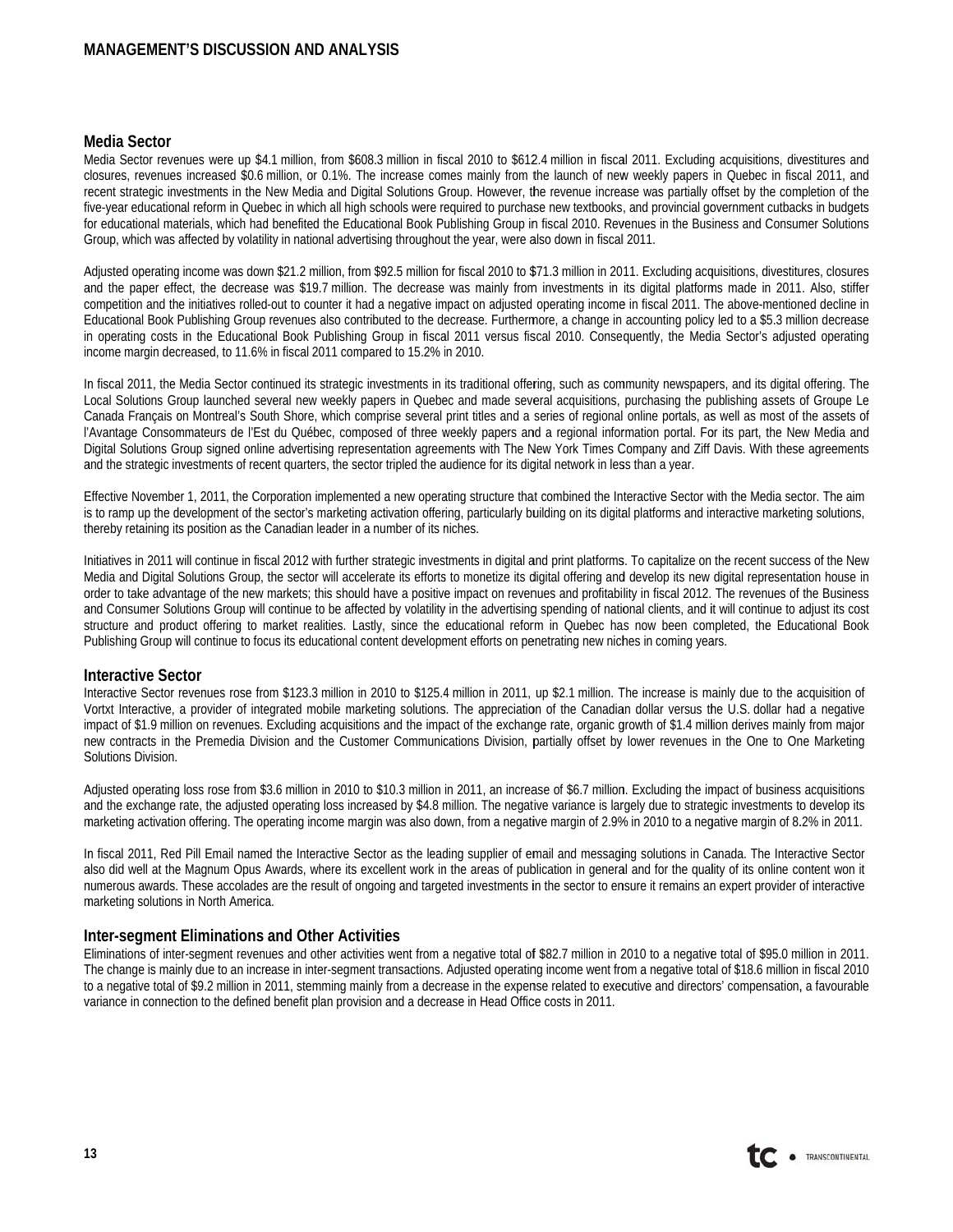## Media Sector

Media Sector revenues were up $4.1 million, from $608.3 million in fiscal 2010 to $612.4 million in fiscal 2011. Excluding acquisitions, divestitures and closures, revenues increased $0.6 million, or 0.1%. The increase comes mainly from the launch of new weekly papers in Quebec in fiscal 2011, and recent strategic investments in the New Media and Digital Solutions Group. However, the revenue increase was partially offset by the completion of the five-year educational reform in Quebec in which all high schools were required to purchase new textbooks, and provincial government cutbacks in budgets for educational materials, which had benefited the Educational Book Publishing Group in fiscal 2010. Revenues in the Business and Consumer Solutions Group, which was affected by volatility in national advertising throughout the year, were also down in fiscal 2011.

Adjusted operating income was down $21.2 million, from $92.5 million for fiscal 2010 to $71.3 million in 2011. Excluding acquisitions, divestitures, closures and the paper effect, the decrease was $19.7 million. The decrease was mainly from investments in its digital platforms made in 2011. Also, stiffer competition and the initiatives rolled-out to counter it had a negative impact on adjusted operating income in fiscal 2011. The above-mentioned decline in Educational Book Publishing Group revenues also contributed to the decrease. Furthermore, a change in accounting policy led to a $5.3 million decrease in operating costs in the Educational Book Publishing Group in fiscal 2011 versus fiscal 2010. Consequently, the Media Sector's adjusted operating income margin decreased, to 11.6% in fiscal 2011 compared to 15.2% in 2010.

In fiscal 2011, the Media Sector continued its strategic investments in its traditional offering, such as community newspapers, and its digital offering. The Local Solutions Group launched several new weekly papers in Quebec and made several acquisitions, purchasing the publishing assets of Groupe Le Canada Français on Montreal's South Shore, which comprise several print titles and a series of regional online portals, as well as most of the assets of l'Avantage Consommateurs de l'Est du Québec, composed of three weekly papers and a regional information portal. For its part, the New Media and Digital Solutions Group signed online advertising representation agreements with The New York Times Company and Ziff Davis. With these agreements and the strategic investments of recent quarters, the sector tripled the audience for its digital network in less than a year.

Effective November 1, 2011, the Corporation implemented a new operating structure that combined the Interactive Sector with the Media sector. The aim is to ramp up the development of the sector's marketing activation offering, particularly building on its digital platforms and interactive marketing solutions, thereby retaining its position as the Canadian leader in a number of its niches.

Initiatives in 2011 will continue in fiscal 2012 with further strategic investments in digital and print platforms. To capitalize on the recent success of the New Media and Digital Solutions Group, the sector will accelerate its efforts to monetize its digital offering and develop its new digital representation house in order to take advantage of the new markets; this should have a positive impact on revenues and profitability in fiscal 2012. The revenues of the Business and Consumer Solutions Group will continue to be affected by volatility in the advertising spending of national clients, and it will continue to adjust its cost structure and product offering to market realities. Lastly, since the educational reform in Quebec has now been completed, the Educational Book Publishing Group will continue to focus its educational content development efforts on penetrating new niches in coming years.

## Interactive Sector

Interactive Sector revenues rose from $123.3 million in 2010 to $125.4 million in 2011, up $2.1 million. The increase is mainly due to the acquisition of Vortxt Interactive, a provider of integrated mobile marketing solutions. The appreciation of the Canadian dollar versus the U.S. dollar had a negative impact of $1.9 million on revenues. Excluding acquisitions and the impact of the exchange rate, organic growth of $1.4 million derives mainly from major new contracts in the Premedia Division and the Customer Communications Division, partially offset by lower revenues in the One to One Marketing Solutions Division.

Adjusted operating loss rose from $3.6 million in 2010 to $10.3 million in 2011, an increase of $6.7 million. Excluding the impact of business acquisitions and the exchange rate, the adjusted operating loss increased by $4.8 million. The negative variance is largely due to strategic investments to develop its marketing activation offering. The operating income margin was also down, from a negative margin of 2.9% in 2010 to a negative margin of 8.2% in 2011.

In fiscal 2011, Red Pill Email named the Interactive Sector as the leading supplier of email and messaging solutions in Canada. The Interactive Sector also did well at the Magnum Opus Awards, where its excellent work in the areas of publication in general and for the quality of its online content won it numerous awards. These accolades are the result of ongoing and targeted investments in the sector to ensure it remains an expert provider of interactive marketing solutions in North America.

## Inter-segment Eliminations and Other Activities

Eliminations of inter-segment revenues and other activities went from a negative total of $82.7 million in 2010 to a negative total of $95.0 million in 2011. The change is mainly due to an increase in inter-segment transactions. Adjusted operating income went from a negative total of $18.6 million in fiscal 2010 to a negative total of $9.2 million in 2011, stemming mainly from a decrease in the expense related to executive and directors' compensation, a favourable variance in connection to the defined benefit plan provision and a decrease in Head Office costs in 2011.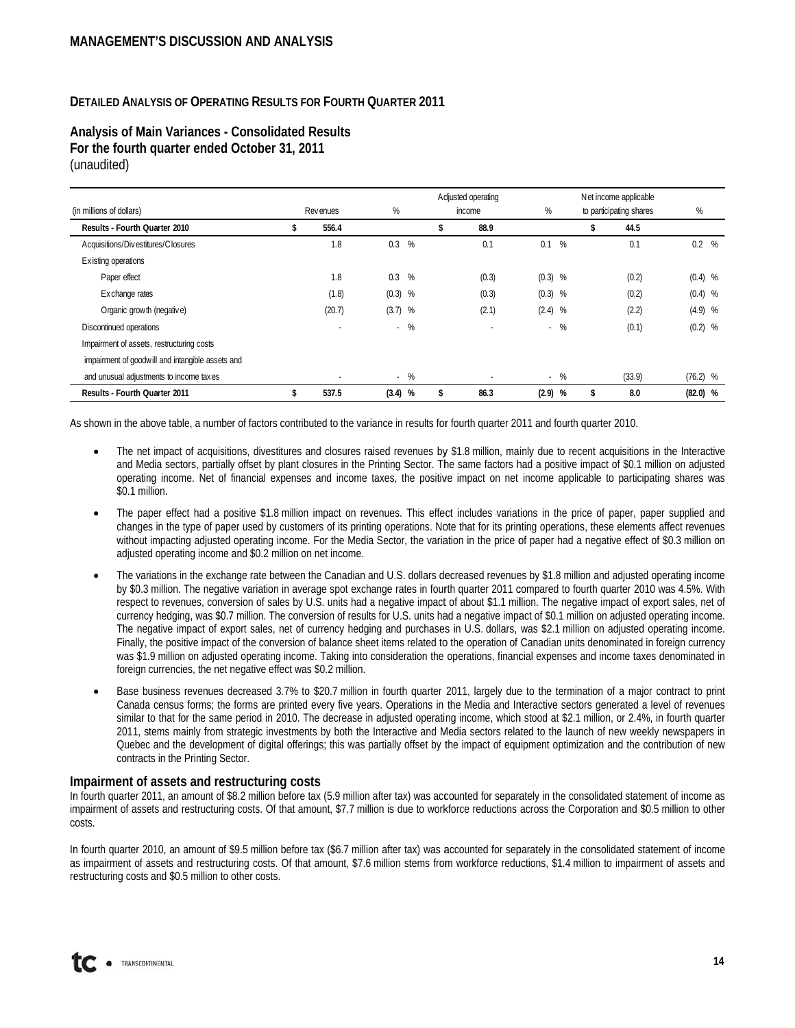## DETAILED ANALYSIS OF OPERATING RESULTS FOR FOURTH QUARTER 2011

**Analysis of Main Variances - Consolidated Results**
**For the fourth quarter ended October 31, 2011**
(unaudited)

| (in millions of dollars) | Revenues | % | Adjusted operating income | % | Net income applicable to participating shares | % |
|---|---|---|---|---|---|---|
| **Results - Fourth Quarter 2010** | **$ 556.4** | | **$ 88.9** | | **$ 44.5** | |
| Acquisitions/Divestitures/Closures | 1.8 | 0.3 % | 0.1 | 0.1 % | 0.1 | 0.2 % |
| Existing operations | | | | | | |
| Paper effect | 1.8 | 0.3 % | (0.3) | (0.3) % | (0.2) | (0.4) % |
| Exchange rates | (1.8) | (0.3) % | (0.3) | (0.3) % | (0.2) | (0.4) % |
| Organic growth (negative) | (20.7) | (3.7) % | (2.1) | (2.4) % | (2.2) | (4.9) % |
| Discontinued operations | - | - % | - | - % | (0.1) | (0.2) % |
| Impairment of assets, restructuring costs impairment of goodwill and intangible assets and and unusual adjustments to income taxes | - | - % | - | - % | (33.9) | (76.2) % |
| **Results - Fourth Quarter 2011** | **$ 537.5** | **(3.4) %** | **$ 86.3** | **(2.9) %** | **$ 8.0** | **(82.0) %** |

As shown in the above table, a number of factors contributed to the variance in results for fourth quarter 2011 and fourth quarter 2010.

- The net impact of acquisitions, divestitures and closures raised revenues by $1.8 million, mainly due to recent acquisitions in the Interactive and Media sectors, partially offset by plant closures in the Printing Sector. The same factors had a positive impact of $0.1 million on adjusted operating income. Net of financial expenses and income taxes, the positive impact on net income applicable to participating shares was $0.1 million.
- The paper effect had a positive $1.8 million impact on revenues. This effect includes variations in the price of paper, paper supplied and changes in the type of paper used by customers of its printing operations. Note that for its printing operations, these elements affect revenues without impacting adjusted operating income. For the Media Sector, the variation in the price of paper had a negative effect of $0.3 million on adjusted operating income and $0.2 million on net income.
- The variations in the exchange rate between the Canadian and U.S. dollars decreased revenues by $1.8 million and adjusted operating income by $0.3 million. The negative variation in average spot exchange rates in fourth quarter 2011 compared to fourth quarter 2010 was 4.5%. With respect to revenues, conversion of sales by U.S. units had a negative impact of about $1.1 million. The negative impact of export sales, net of currency hedging, was $0.7 million. The conversion of results for U.S. units had a negative impact of $0.1 million on adjusted operating income. The negative impact of export sales, net of currency hedging and purchases in U.S. dollars, was $2.1 million on adjusted operating income. Finally, the positive impact of the conversion of balance sheet items related to the operation of Canadian units denominated in foreign currency was $1.9 million on adjusted operating income. Taking into consideration the operations, financial expenses and income taxes denominated in foreign currencies, the net negative effect was $0.2 million.
- Base business revenues decreased 3.7% to $20.7 million in fourth quarter 2011, largely due to the termination of a major contract to print Canada census forms; the forms are printed every five years. Operations in the Media and Interactive sectors generated a level of revenues similar to that for the same period in 2010. The decrease in adjusted operating income, which stood at $2.1 million, or 2.4%, in fourth quarter 2011, stems mainly from strategic investments by both the Interactive and Media sectors related to the launch of new weekly newspapers in Quebec and the development of digital offerings; this was partially offset by the impact of equipment optimization and the contribution of new contracts in the Printing Sector.

### Impairment of assets and restructuring costs

In fourth quarter 2011, an amount of $8.2 million before tax (5.9 million after tax) was accounted for separately in the consolidated statement of income as impairment of assets and restructuring costs. Of that amount, $7.7 million is due to workforce reductions across the Corporation and $0.5 million to other costs.

In fourth quarter 2010, an amount of $9.5 million before tax ($6.7 million after tax) was accounted for separately in the consolidated statement of income as impairment of assets and restructuring costs. Of that amount, $7.6 million stems from workforce reductions, $1.4 million to impairment of assets and restructuring costs and $0.5 million to other costs.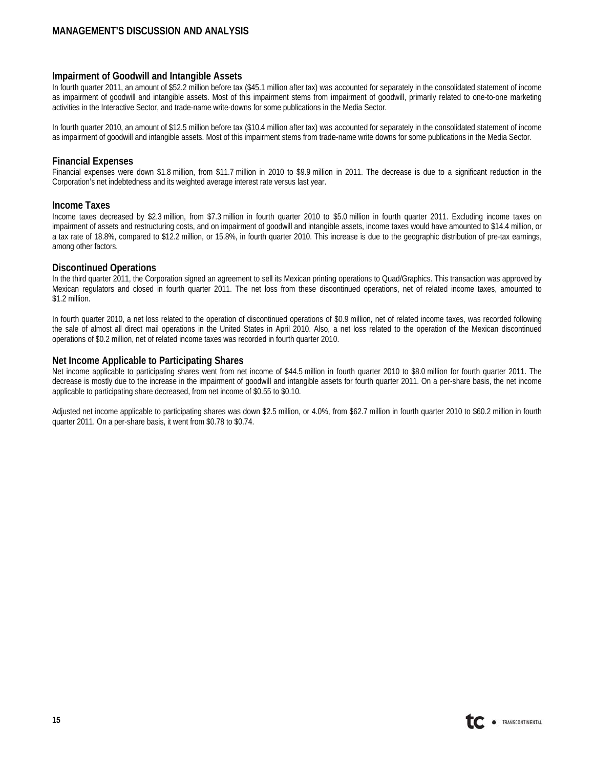### Impairment of Goodwill and Intangible Assets

In fourth quarter 2011, an amount of $52.2 million before tax ($45.1 million after tax) was accounted for separately in the consolidated statement of income as impairment of goodwill and intangible assets. Most of this impairment stems from impairment of goodwill, primarily related to one-to-one marketing activities in the Interactive Sector, and trade-name write-downs for some publications in the Media Sector.

In fourth quarter 2010, an amount of $12.5 million before tax ($10.4 million after tax) was accounted for separately in the consolidated statement of income as impairment of goodwill and intangible assets. Most of this impairment stems from trade-name write downs for some publications in the Media Sector.

### Financial Expenses

Financial expenses were down $1.8 million, from $11.7 million in 2010 to $9.9 million in 2011. The decrease is due to a significant reduction in the Corporation's net indebtedness and its weighted average interest rate versus last year.

### Income Taxes

Income taxes decreased by $2.3 million, from $7.3 million in fourth quarter 2010 to $5.0 million in fourth quarter 2011. Excluding income taxes on impairment of assets and restructuring costs, and on impairment of goodwill and intangible assets, income taxes would have amounted to $14.4 million, or a tax rate of 18.8%, compared to $12.2 million, or 15.8%, in fourth quarter 2010. This increase is due to the geographic distribution of pre-tax earnings, among other factors.

### Discontinued Operations

In the third quarter 2011, the Corporation signed an agreement to sell its Mexican printing operations to Quad/Graphics. This transaction was approved by Mexican regulators and closed in fourth quarter 2011. The net loss from these discontinued operations, net of related income taxes, amounted to $1.2 million.

In fourth quarter 2010, a net loss related to the operation of discontinued operations of $0.9 million, net of related income taxes, was recorded following the sale of almost all direct mail operations in the United States in April 2010. Also, a net loss related to the operation of the Mexican discontinued operations of $0.2 million, net of related income taxes was recorded in fourth quarter 2010.

### Net Income Applicable to Participating Shares

Net income applicable to participating shares went from net income of $44.5 million in fourth quarter 2010 to $8.0 million for fourth quarter 2011. The decrease is mostly due to the increase in the impairment of goodwill and intangible assets for fourth quarter 2011. On a per-share basis, the net income applicable to participating share decreased, from net income of $0.55 to $0.10.

Adjusted net income applicable to participating shares was down $2.5 million, or 4.0%, from $62.7 million in fourth quarter 2010 to $60.2 million in fourth quarter 2011. On a per-share basis, it went from $0.78 to $0.74.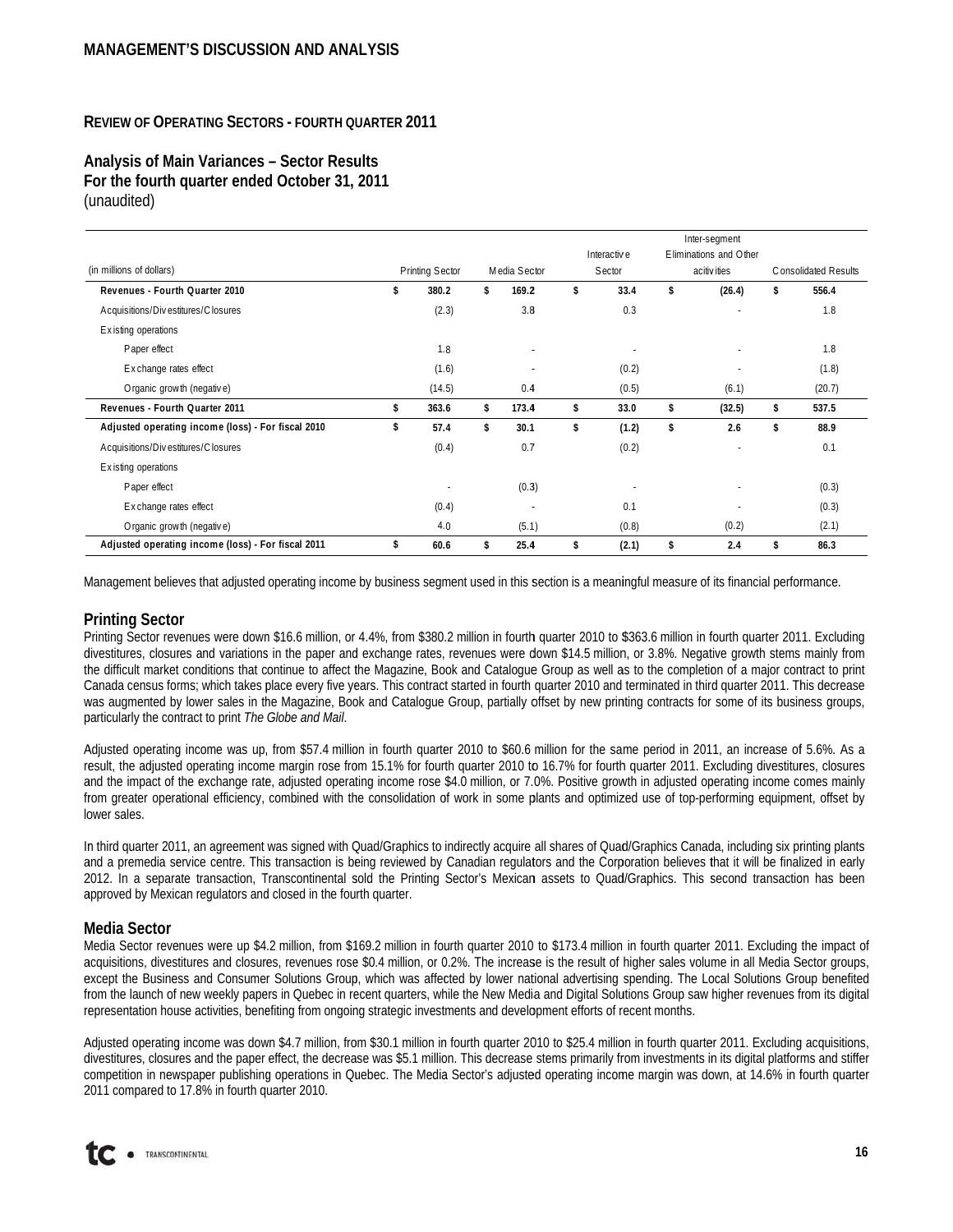## REVIEW OF OPERATING SECTORS - FOURTH QUARTER 2011

### Analysis of Main Variances – Sector Results
### For the fourth quarter ended October 31, 2011
(unaudited)

| (in millions of dollars) | Printing Sector | Media Sector | Interactive Sector | Inter-segment Eliminations and Other acitivities | Consolidated Results |
|---|---|---|---|---|---|
| **Revenues - Fourth Quarter 2010** | **$ 380.2** | **$ 169.2** | **$ 33.4** | **$ (26.4)** | **$ 556.4** |
| Acquisitions/Divestitures/Closures | (2.3) | 3.8 | 0.3 | - | 1.8 |
| Existing operations | | | | | |
| Paper effect | 1.8 | - | - | - | 1.8 |
| Exchange rates effect | (1.6) | - | (0.2) | - | (1.8) |
| Organic growth (negative) | (14.5) | 0.4 | (0.5) | (6.1) | (20.7) |
| **Revenues - Fourth Quarter 2011** | **$ 363.6** | **$ 173.4** | **$ 33.0** | **$ (32.5)** | **$ 537.5** |
| **Adjusted operating income (loss) - For fiscal 2010** | **$ 57.4** | **$ 30.1** | **$ (1.2)** | **$ 2.6** | **$ 88.9** |
| Acquisitions/Divestitures/Closures | (0.4) | 0.7 | (0.2) | - | 0.1 |
| Existing operations | | | | | |
| Paper effect | - | (0.3) | - | - | (0.3) |
| Exchange rates effect | (0.4) | - | 0.1 | - | (0.3) |
| Organic growth (negative) | 4.0 | (5.1) | (0.8) | (0.2) | (2.1) |
| **Adjusted operating income (loss) - For fiscal 2011** | **$ 60.6** | **$ 25.4** | **$ (2.1)** | **$ 2.4** | **$ 86.3** |

Management believes that adjusted operating income by business segment used in this section is a meaningful measure of its financial performance.

### Printing Sector

Printing Sector revenues were down $16.6 million, or 4.4%, from $380.2 million in fourth quarter 2010 to $363.6 million in fourth quarter 2011. Excluding divestitures, closures and variations in the paper and exchange rates, revenues were down $14.5 million, or 3.8%. Negative growth stems mainly from the difficult market conditions that continue to affect the Magazine, Book and Catalogue Group as well as to the completion of a major contract to print Canada census forms; which takes place every five years. This contract started in fourth quarter 2010 and terminated in third quarter 2011. This decrease was augmented by lower sales in the Magazine, Book and Catalogue Group, partially offset by new printing contracts for some of its business groups, particularly the contract to print *The Globe and Mail*.

Adjusted operating income was up, from $57.4 million in fourth quarter 2010 to $60.6 million for the same period in 2011, an increase of 5.6%. As a result, the adjusted operating income margin rose from 15.1% for fourth quarter 2010 to 16.7% for fourth quarter 2011. Excluding divestitures, closures and the impact of the exchange rate, adjusted operating income rose $4.0 million, or 7.0%. Positive growth in adjusted operating income comes mainly from greater operational efficiency, combined with the consolidation of work in some plants and optimized use of top-performing equipment, offset by lower sales.

In third quarter 2011, an agreement was signed with Quad/Graphics to indirectly acquire all shares of Quad/Graphics Canada, including six printing plants and a premedia service centre. This transaction is being reviewed by Canadian regulators and the Corporation believes that it will be finalized in early 2012. In a separate transaction, Transcontinental sold the Printing Sector's Mexican assets to Quad/Graphics. This second transaction has been approved by Mexican regulators and closed in the fourth quarter.

### Media Sector

Media Sector revenues were up $4.2 million, from $169.2 million in fourth quarter 2010 to $173.4 million in fourth quarter 2011. Excluding the impact of acquisitions, divestitures and closures, revenues rose $0.4 million, or 0.2%. The increase is the result of higher sales volume in all Media Sector groups, except the Business and Consumer Solutions Group, which was affected by lower national advertising spending. The Local Solutions Group benefited from the launch of new weekly papers in Quebec in recent quarters, while the New Media and Digital Solutions Group saw higher revenues from its digital representation house activities, benefiting from ongoing strategic investments and development efforts of recent months.

Adjusted operating income was down $4.7 million, from $30.1 million in fourth quarter 2010 to $25.4 million in fourth quarter 2011. Excluding acquisitions, divestitures, closures and the paper effect, the decrease was $5.1 million. This decrease stems primarily from investments in its digital platforms and stiffer competition in newspaper publishing operations in Quebec. The Media Sector's adjusted operating income margin was down, at 14.6% in fourth quarter 2011 compared to 17.8% in fourth quarter 2010.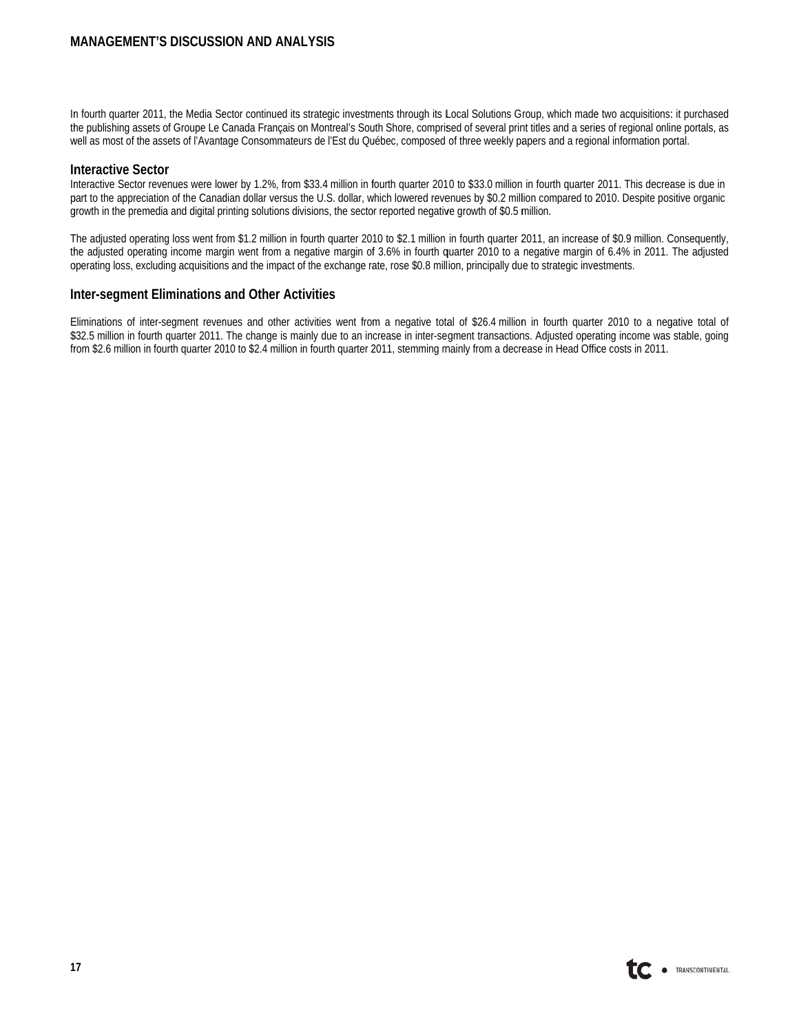In fourth quarter 2011, the Media Sector continued its strategic investments through its Local Solutions Group, which made two acquisitions: it purchased the publishing assets of Groupe Le Canada Français on Montreal's South Shore, comprised of several print titles and a series of regional online portals, as well as most of the assets of l'Avantage Consommateurs de l'Est du Québec, composed of three weekly papers and a regional information portal.

### Interactive Sector

Interactive Sector revenues were lower by 1.2%, from $33.4 million in fourth quarter 2010 to $33.0 million in fourth quarter 2011. This decrease is due in part to the appreciation of the Canadian dollar versus the U.S. dollar, which lowered revenues by $0.2 million compared to 2010. Despite positive organic growth in the premedia and digital printing solutions divisions, the sector reported negative growth of $0.5 million.

The adjusted operating loss went from $1.2 million in fourth quarter 2010 to $2.1 million in fourth quarter 2011, an increase of $0.9 million. Consequently, the adjusted operating income margin went from a negative margin of 3.6% in fourth quarter 2010 to a negative margin of 6.4% in 2011. The adjusted operating loss, excluding acquisitions and the impact of the exchange rate, rose $0.8 million, principally due to strategic investments.

### Inter-segment Eliminations and Other Activities

Eliminations of inter-segment revenues and other activities went from a negative total of $26.4 million in fourth quarter 2010 to a negative total of $32.5 million in fourth quarter 2011. The change is mainly due to an increase in inter-segment transactions. Adjusted operating income was stable, going from $2.6 million in fourth quarter 2010 to $2.4 million in fourth quarter 2011, stemming mainly from a decrease in Head Office costs in 2011.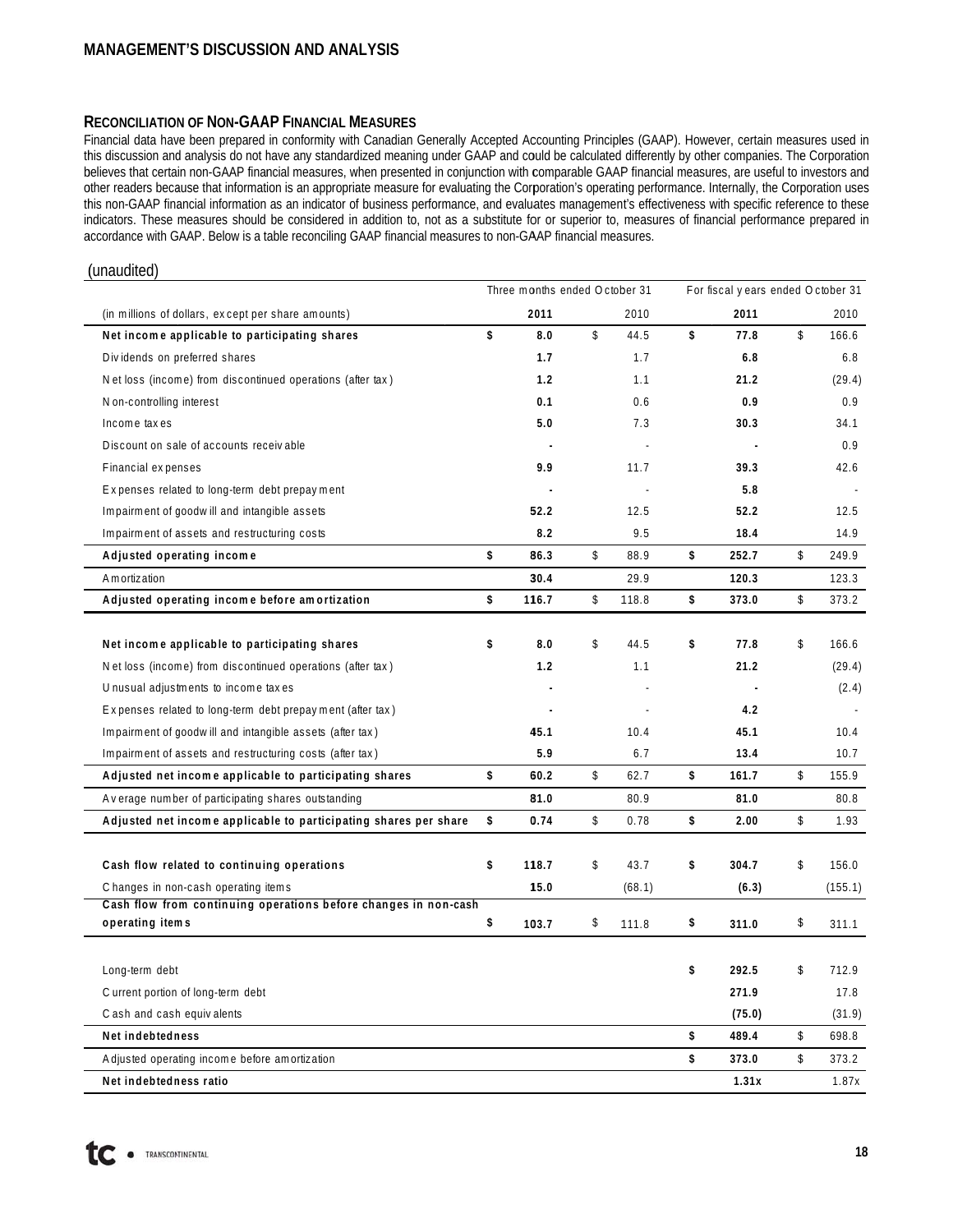## RECONCILIATION OF NON-GAAP FINANCIAL MEASURES

Financial data have been prepared in conformity with Canadian Generally Accepted Accounting Principles (GAAP). However, certain measures used in this discussion and analysis do not have any standardized meaning under GAAP and could be calculated differently by other companies. The Corporation believes that certain non-GAAP financial measures, when presented in conjunction with comparable GAAP financial measures, are useful to investors and other readers because that information is an appropriate measure for evaluating the Corporation's operating performance. Internally, the Corporation uses this non-GAAP financial information as an indicator of business performance, and evaluates management's effectiveness with specific reference to these indicators. These measures should be considered in addition to, not as a substitute for or superior to, measures of financial performance prepared in accordance with GAAP. Below is a table reconciling GAAP financial measures to non-GAAP financial measures.

(unaudited)

| | Three months ended October 31 | | For fiscal years ended October 31 | |
|---|---|---|---|---|
| (in millions of dollars, except per share amounts) | **2011** | 2010 | **2011** | 2010 |
| **Net income applicable to participating shares** | **$ 8.0** | $ 44.5 | **$ 77.8** | $ 166.6 |
| Dividends on preferred shares | **1.7** | 1.7 | **6.8** | 6.8 |
| Net loss (income) from discontinued operations (after tax) | **1.2** | 1.1 | **21.2** | (29.4) |
| Non-controlling interest | **0.1** | 0.6 | **0.9** | 0.9 |
| Income taxes | **5.0** | 7.3 | **30.3** | 34.1 |
| Discount on sale of accounts receivable | **-** | - | **-** | 0.9 |
| Financial expenses | **9.9** | 11.7 | **39.3** | 42.6 |
| Expenses related to long-term debt prepayment | **-** | - | **5.8** | - |
| Impairment of goodwill and intangible assets | **52.2** | 12.5 | **52.2** | 12.5 |
| Impairment of assets and restructuring costs | **8.2** | 9.5 | **18.4** | 14.9 |
| **Adjusted operating income** | **$ 86.3** | $ 88.9 | **$ 252.7** | $ 249.9 |
| Amortization | **30.4** | 29.9 | **120.3** | 123.3 |
| **Adjusted operating income before amortization** | **$ 116.7** | $ 118.8 | **$ 373.0** | $ 373.2 |
| | | | | |
| **Net income applicable to participating shares** | **$ 8.0** | $ 44.5 | **$ 77.8** | $ 166.6 |
| Net loss (income) from discontinued operations (after tax) | **1.2** | 1.1 | **21.2** | (29.4) |
| Unusual adjustments to income taxes | **-** | - | **-** | (2.4) |
| Expenses related to long-term debt prepayment (after tax) | **-** | - | **4.2** | - |
| Impairment of goodwill and intangible assets (after tax) | **45.1** | 10.4 | **45.1** | 10.4 |
| Impairment of assets and restructuring costs (after tax) | **5.9** | 6.7 | **13.4** | 10.7 |
| **Adjusted net income applicable to participating shares** | **$ 60.2** | $ 62.7 | **$ 161.7** | $ 155.9 |
| Average number of participating shares outstanding | **81.0** | 80.9 | **81.0** | 80.8 |
| **Adjusted net income applicable to participating shares per share** | **$ 0.74** | $ 0.78 | **$ 2.00** | $ 1.93 |
| | | | | |
| **Cash flow related to continuing operations** | **$ 118.7** | $ 43.7 | **$ 304.7** | $ 156.0 |
| Changes in non-cash operating items | **15.0** | (68.1) | **(6.3)** | (155.1) |
| **Cash flow from continuing operations before changes in non-cash operating items** | **$ 103.7** | $ 111.8 | **$ 311.0** | $ 311.1 |
| | | | | |
| Long-term debt | | | **$ 292.5** | $ 712.9 |
| Current portion of long-term debt | | | **271.9** | 17.8 |
| Cash and cash equivalents | | | **(75.0)** | (31.9) |
| **Net indebtedness** | | | **$ 489.4** | $ 698.8 |
| Adjusted operating income before amortization | | | **$ 373.0** | $ 373.2 |
| **Net indebtedness ratio** | | | **1.31x** | 1.87x |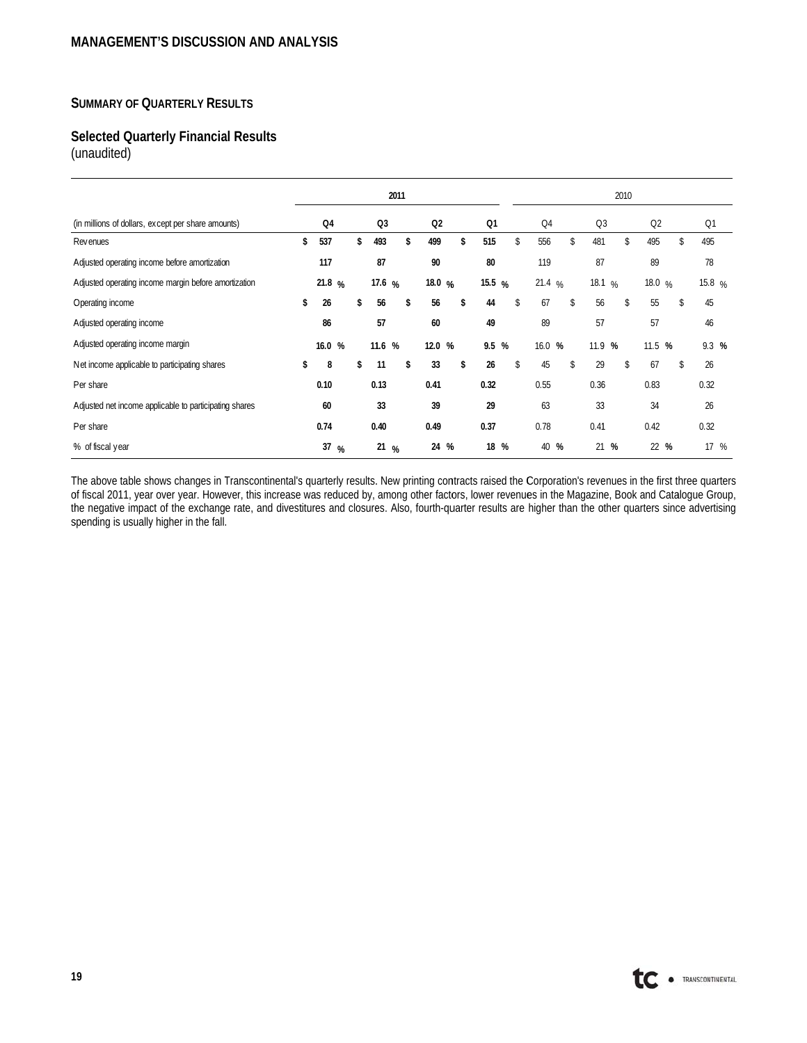## SUMMARY OF QUARTERLY RESULTS

### Selected Quarterly Financial Results
(unaudited)

| | 2011 | | | | 2010 | | | |
|---|---|---|---|---|---|---|---|---|
| (in millions of dollars, except per share amounts) | Q4 | Q3 | Q2 | Q1 | Q4 | Q3 | Q2 | Q1 |
| Revenues | $ 537 | $ 493 | $ 499 | $ 515 | $ 556 | $ 481 | $ 495 | $ 495 |
| Adjusted operating income before amortization | 117 | 87 | 90 | 80 | 119 | 87 | 89 | 78 |
| Adjusted operating income margin before amortization | 21.8 % | 17.6 % | 18.0 % | 15.5 % | 21.4 % | 18.1 % | 18.0 % | 15.8 % |
| Operating income | $ 26 | $ 56 | $ 56 | $ 44 | $ 67 | $ 56 | $ 55 | $ 45 |
| Adjusted operating income | 86 | 57 | 60 | 49 | 89 | 57 | 57 | 46 |
| Adjusted operating income margin | 16.0 % | 11.6 % | 12.0 % | 9.5 % | 16.0 % | 11.9 % | 11.5 % | 9.3 % |
| Net income applicable to participating shares | $ 8 | $ 11 | $ 33 | $ 26 | $ 45 | $ 29 | $ 67 | $ 26 |
| Per share | 0.10 | 0.13 | 0.41 | 0.32 | 0.55 | 0.36 | 0.83 | 0.32 |
| Adjusted net income applicable to participating shares | 60 | 33 | 39 | 29 | 63 | 33 | 34 | 26 |
| Per share | 0.74 | 0.40 | 0.49 | 0.37 | 0.78 | 0.41 | 0.42 | 0.32 |
| % of fiscal year | 37 % | 21 % | 24 % | 18 % | 40 % | 21 % | 22 % | 17 % |

The above table shows changes in Transcontinental's quarterly results. New printing contracts raised the Corporation's revenues in the first three quarters of fiscal 2011, year over year. However, this increase was reduced by, among other factors, lower revenues in the Magazine, Book and Catalogue Group, the negative impact of the exchange rate, and divestitures and closures. Also, fourth-quarter results are higher than the other quarters since advertising spending is usually higher in the fall.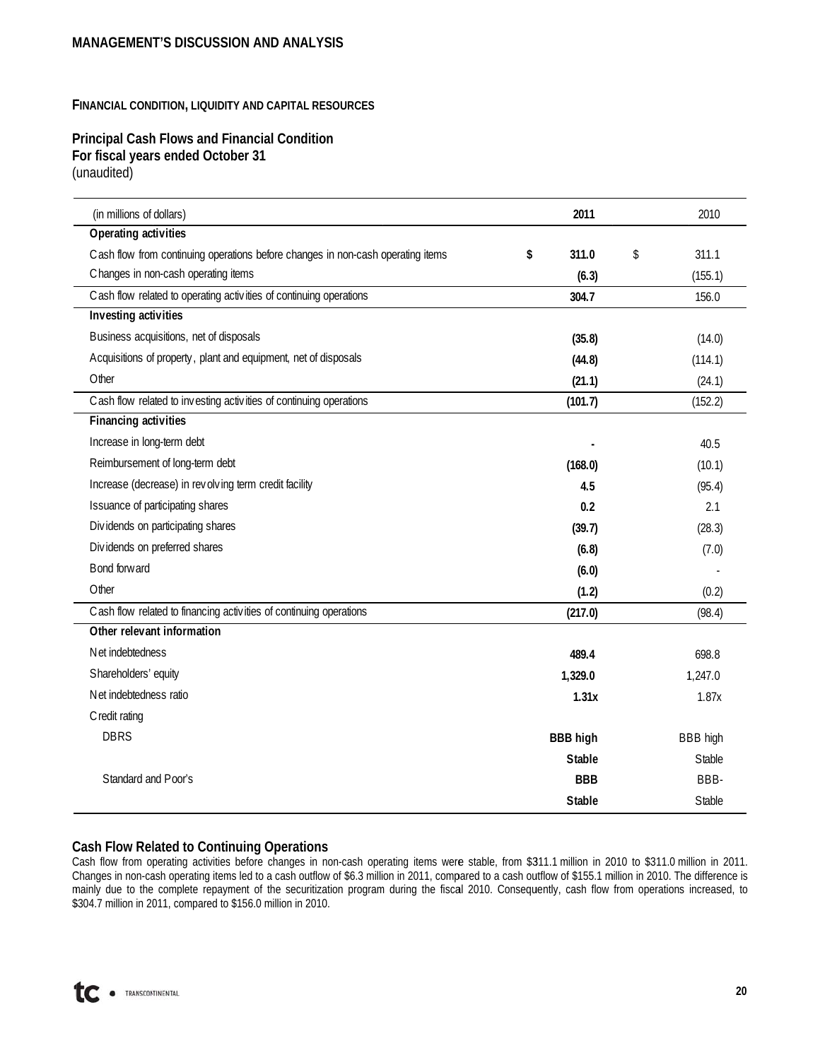## MANAGEMENT'S DISCUSSION AND ANALYSIS

### FINANCIAL CONDITION, LIQUIDITY AND CAPITAL RESOURCES

**Principal Cash Flows and Financial Condition**
**For fiscal years ended October 31**
(unaudited)

| (in millions of dollars) | 2011 | 2010 |
|---|---|---|
| **Operating activities** | | |
| Cash flow from continuing operations before changes in non-cash operating items | **$ 311.0** | $ 311.1 |
| Changes in non-cash operating items | **(6.3)** | (155.1) |
| Cash flow related to operating activities of continuing operations | **304.7** | 156.0 |
| **Investing activities** | | |
| Business acquisitions, net of disposals | **(35.8)** | (14.0) |
| Acquisitions of property, plant and equipment, net of disposals | **(44.8)** | (114.1) |
| Other | **(21.1)** | (24.1) |
| Cash flow related to investing activities of continuing operations | **(101.7)** | (152.2) |
| **Financing activities** | | |
| Increase in long-term debt | **-** | 40.5 |
| Reimbursement of long-term debt | **(168.0)** | (10.1) |
| Increase (decrease) in revolving term credit facility | **4.5** | (95.4) |
| Issuance of participating shares | **0.2** | 2.1 |
| Dividends on participating shares | **(39.7)** | (28.3) |
| Dividends on preferred shares | **(6.8)** | (7.0) |
| Bond forward | **(6.0)** | - |
| Other | **(1.2)** | (0.2) |
| Cash flow related to financing activities of continuing operations | **(217.0)** | (98.4) |
| **Other relevant information** | | |
| Net indebtedness | **489.4** | 698.8 |
| Shareholders' equity | **1,329.0** | 1,247.0 |
| Net indebtedness ratio | **1.31x** | 1.87x |
| Credit rating | | |
| DBRS | **BBB high** | BBB high |
| | **Stable** | Stable |
| Standard and Poor's | **BBB** | BBB- |
| | **Stable** | Stable |

**Cash Flow Related to Continuing Operations**
Cash flow from operating activities before changes in non-cash operating items were stable, from $311.1 million in 2010 to $311.0 million in 2011. Changes in non-cash operating items led to a cash outflow of $6.3 million in 2011, compared to a cash outflow of $155.1 million in 2010. The difference is mainly due to the complete repayment of the securitization program during the fiscal 2010. Consequently, cash flow from operations increased, to $304.7 million in 2011, compared to $156.0 million in 2010.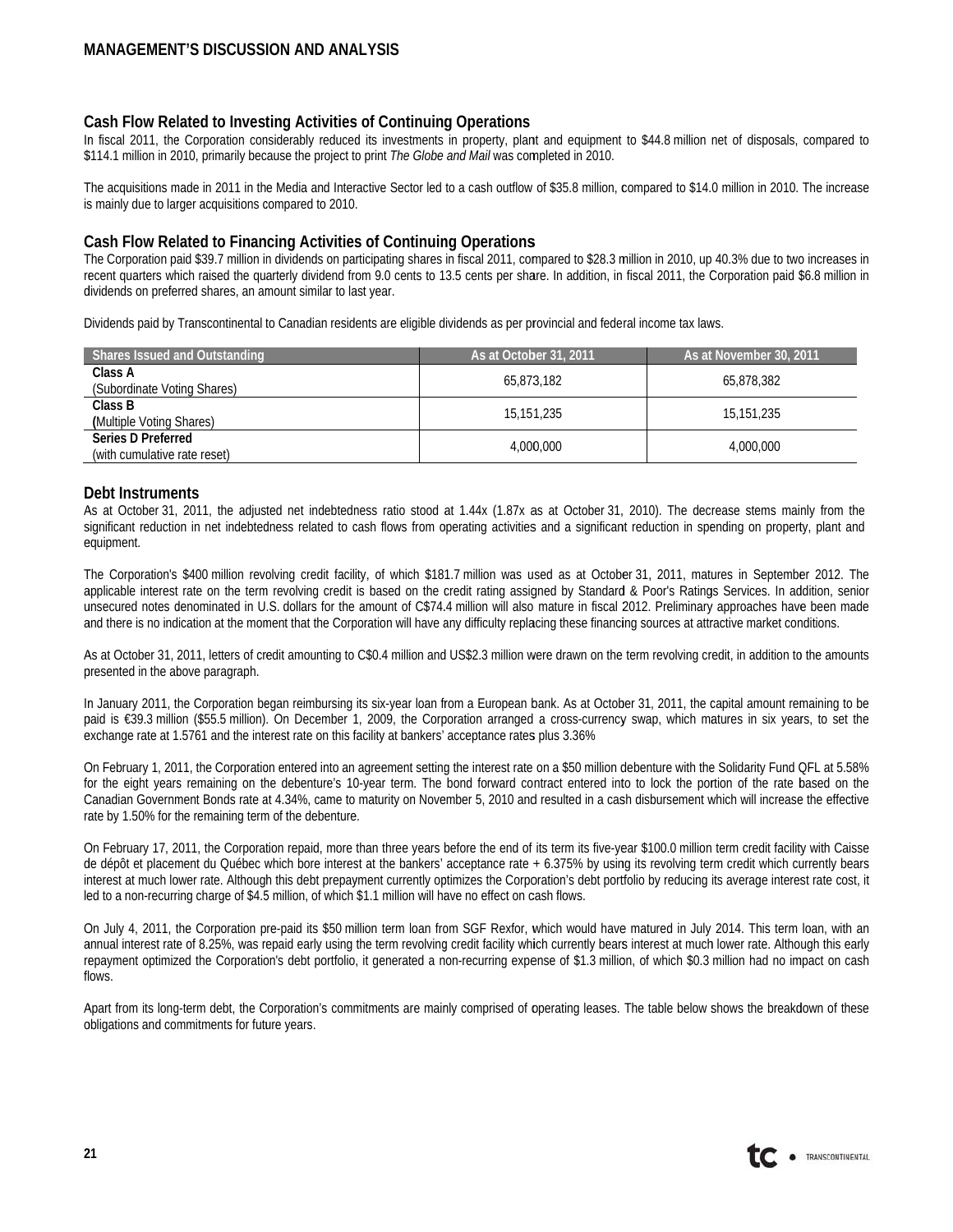### Cash Flow Related to Investing Activities of Continuing Operations

In fiscal 2011, the Corporation considerably reduced its investments in property, plant and equipment to $44.8 million net of disposals, compared to $114.1 million in 2010, primarily because the project to print *The Globe and Mail* was completed in 2010.

The acquisitions made in 2011 in the Media and Interactive Sector led to a cash outflow of $35.8 million, compared to $14.0 million in 2010. The increase is mainly due to larger acquisitions compared to 2010.

### Cash Flow Related to Financing Activities of Continuing Operations

The Corporation paid $39.7 million in dividends on participating shares in fiscal 2011, compared to $28.3 million in 2010, up 40.3% due to two increases in recent quarters which raised the quarterly dividend from 9.0 cents to 13.5 cents per share. In addition, in fiscal 2011, the Corporation paid $6.8 million in dividends on preferred shares, an amount similar to last year.

Dividends paid by Transcontinental to Canadian residents are eligible dividends as per provincial and federal income tax laws.

| Shares Issued and Outstanding | As at October 31, 2011 | As at November 30, 2011 |
|---|---|---|
| **Class A**<br>(Subordinate Voting Shares) | 65,873,182 | 65,878,382 |
| **Class B**<br>(Multiple Voting Shares) | 15,151,235 | 15,151,235 |
| **Series D Preferred**<br>(with cumulative rate reset) | 4,000,000 | 4,000,000 |

### Debt Instruments

As at October 31, 2011, the adjusted net indebtedness ratio stood at 1.44x (1.87x as at October 31, 2010). The decrease stems mainly from the significant reduction in net indebtedness related to cash flows from operating activities and a significant reduction in spending on property, plant and equipment.

The Corporation's $400 million revolving credit facility, of which $181.7 million was used as at October 31, 2011, matures in September 2012. The applicable interest rate on the term revolving credit is based on the credit rating assigned by Standard & Poor's Ratings Services. In addition, senior unsecured notes denominated in U.S. dollars for the amount of C$74.4 million will also mature in fiscal 2012. Preliminary approaches have been made and there is no indication at the moment that the Corporation will have any difficulty replacing these financing sources at attractive market conditions.

As at October 31, 2011, letters of credit amounting to C$0.4 million and US$2.3 million were drawn on the term revolving credit, in addition to the amounts presented in the above paragraph.

In January 2011, the Corporation began reimbursing its six-year loan from a European bank. As at October 31, 2011, the capital amount remaining to be paid is €39.3 million ($55.5 million). On December 1, 2009, the Corporation arranged a cross-currency swap, which matures in six years, to set the exchange rate at 1.5761 and the interest rate on this facility at bankers' acceptance rates plus 3.36%

On February 1, 2011, the Corporation entered into an agreement setting the interest rate on a $50 million debenture with the Solidarity Fund QFL at 5.58% for the eight years remaining on the debenture's 10-year term. The bond forward contract entered into to lock the portion of the rate based on the Canadian Government Bonds rate at 4.34%, came to maturity on November 5, 2010 and resulted in a cash disbursement which will increase the effective rate by 1.50% for the remaining term of the debenture.

On February 17, 2011, the Corporation repaid, more than three years before the end of its term its five-year $100.0 million term credit facility with Caisse de dépôt et placement du Québec which bore interest at the bankers' acceptance rate + 6.375% by using its revolving term credit which currently bears interest at much lower rate. Although this debt prepayment currently optimizes the Corporation's debt portfolio by reducing its average interest rate cost, it led to a non-recurring charge of $4.5 million, of which $1.1 million will have no effect on cash flows.

On July 4, 2011, the Corporation pre-paid its $50 million term loan from SGF Rexfor, which would have matured in July 2014. This term loan, with an annual interest rate of 8.25%, was repaid early using the term revolving credit facility which currently bears interest at much lower rate. Although this early repayment optimized the Corporation's debt portfolio, it generated a non-recurring expense of $1.3 million, of which $0.3 million had no impact on cash flows.

Apart from its long-term debt, the Corporation's commitments are mainly comprised of operating leases. The table below shows the breakdown of these obligations and commitments for future years.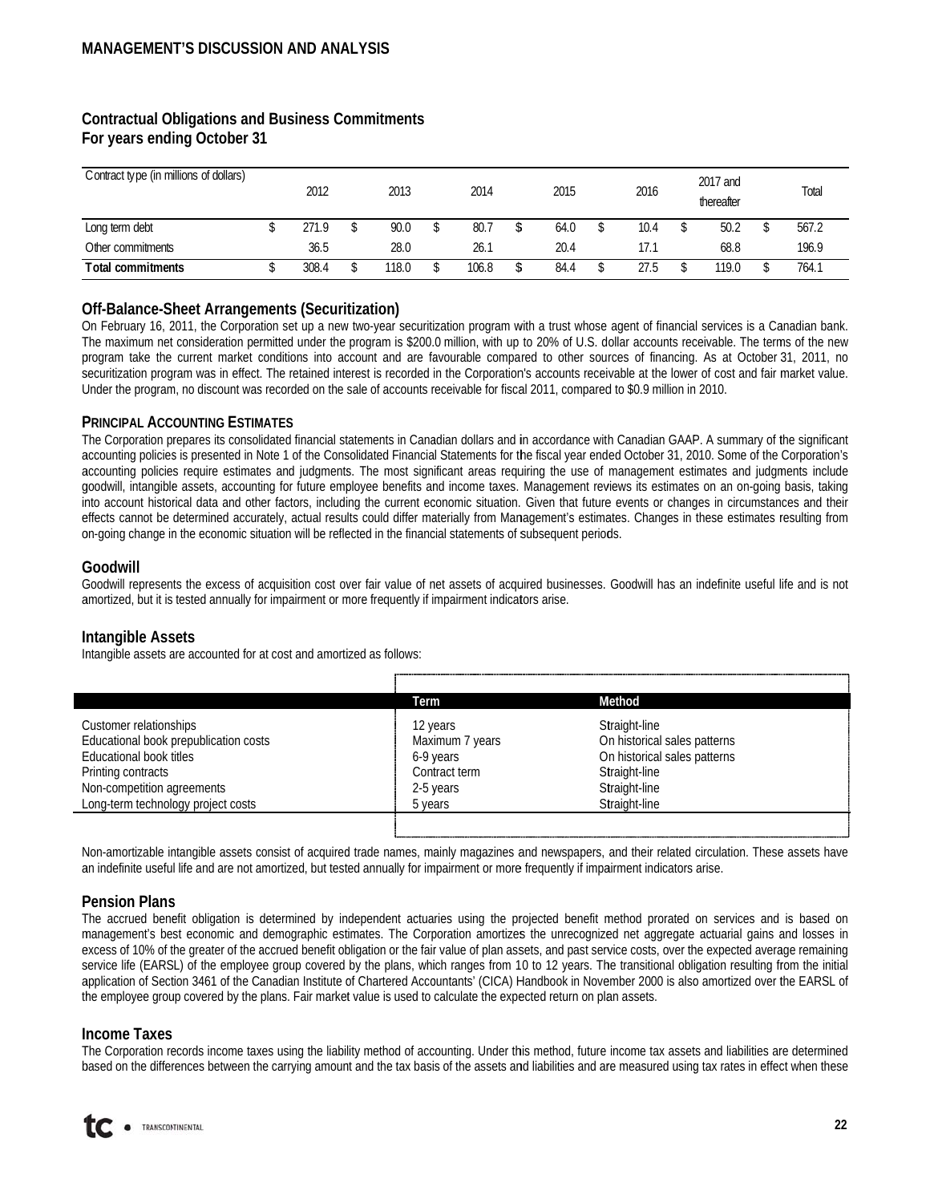## Contractual Obligations and Business Commitments
## For years ending October 31

| Contract type (in millions of dollars) | 2012 | 2013 | 2014 | 2015 | 2016 | 2017 and thereafter | Total |
|---|---|---|---|---|---|---|---|
| Long term debt | $ 271.9 | $ 90.0 | $ 80.7 | $ 64.0 | $ 10.4 | $ 50.2 | $ 567.2 |
| Other commitments | 36.5 | 28.0 | 26.1 | 20.4 | 17.1 | 68.8 | 196.9 |
| **Total commitments** | $ 308.4 | $ 118.0 | $ 106.8 | $ 84.4 | $ 27.5 | $ 119.0 | $ 764.1 |

## Off-Balance-Sheet Arrangements (Securitization)

On February 16, 2011, the Corporation set up a new two-year securitization program with a trust whose agent of financial services is a Canadian bank. The maximum net consideration permitted under the program is $200.0 million, with up to 20% of U.S. dollar accounts receivable. The terms of the new program take the current market conditions into account and are favourable compared to other sources of financing. As at October 31, 2011, no securitization program was in effect. The retained interest is recorded in the Corporation's accounts receivable at the lower of cost and fair market value. Under the program, no discount was recorded on the sale of accounts receivable for fiscal 2011, compared to $0.9 million in 2010.

### PRINCIPAL ACCOUNTING ESTIMATES

The Corporation prepares its consolidated financial statements in Canadian dollars and in accordance with Canadian GAAP. A summary of the significant accounting policies is presented in Note 1 of the Consolidated Financial Statements for the fiscal year ended October 31, 2010. Some of the Corporation's accounting policies require estimates and judgments. The most significant areas requiring the use of management estimates and judgments include goodwill, intangible assets, accounting for future employee benefits and income taxes. Management reviews its estimates on an on-going basis, taking into account historical data and other factors, including the current economic situation. Given that future events or changes in circumstances and their effects cannot be determined accurately, actual results could differ materially from Management's estimates. Changes in these estimates resulting from on-going change in the economic situation will be reflected in the financial statements of subsequent periods.

## Goodwill

Goodwill represents the excess of acquisition cost over fair value of net assets of acquired businesses. Goodwill has an indefinite useful life and is not amortized, but it is tested annually for impairment or more frequently if impairment indicators arise.

## Intangible Assets

Intangible assets are accounted for at cost and amortized as follows:

| | Term | Method |
|---|---|---|
| Customer relationships | 12 years | Straight-line |
| Educational book prepublication costs | Maximum 7 years | On historical sales patterns |
| Educational book titles | 6-9 years | On historical sales patterns |
| Printing contracts | Contract term | Straight-line |
| Non-competition agreements | 2-5 years | Straight-line |
| Long-term technology project costs | 5 years | Straight-line |

Non-amortizable intangible assets consist of acquired trade names, mainly magazines and newspapers, and their related circulation. These assets have an indefinite useful life and are not amortized, but tested annually for impairment or more frequently if impairment indicators arise.

## Pension Plans

The accrued benefit obligation is determined by independent actuaries using the projected benefit method prorated on services and is based on management's best economic and demographic estimates. The Corporation amortizes the unrecognized net aggregate actuarial gains and losses in excess of 10% of the greater of the accrued benefit obligation or the fair value of plan assets, and past service costs, over the expected average remaining service life (EARSL) of the employee group covered by the plans, which ranges from 10 to 12 years. The transitional obligation resulting from the initial application of Section 3461 of the Canadian Institute of Chartered Accountants' (CICA) Handbook in November 2000 is also amortized over the EARSL of the employee group covered by the plans. Fair market value is used to calculate the expected return on plan assets.

## Income Taxes

The Corporation records income taxes using the liability method of accounting. Under this method, future income tax assets and liabilities are determined based on the differences between the carrying amount and the tax basis of the assets and liabilities and are measured using tax rates in effect when these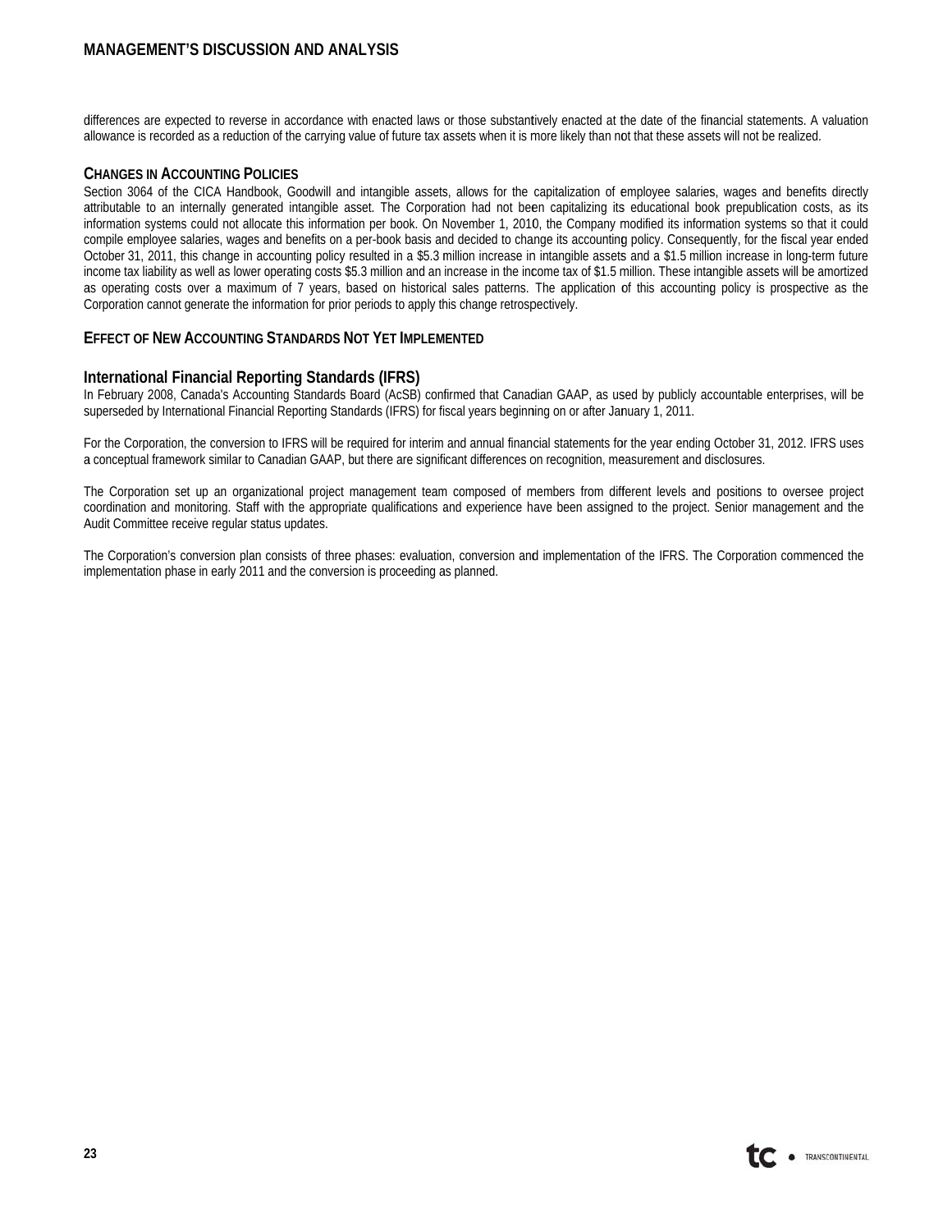differences are expected to reverse in accordance with enacted laws or those substantively enacted at the date of the financial statements. A valuation allowance is recorded as a reduction of the carrying value of future tax assets when it is more likely than not that these assets will not be realized.

### CHANGES IN ACCOUNTING POLICIES

Section 3064 of the CICA Handbook, Goodwill and intangible assets, allows for the capitalization of employee salaries, wages and benefits directly attributable to an internally generated intangible asset. The Corporation had not been capitalizing its educational book prepublication costs, as its information systems could not allocate this information per book. On November 1, 2010, the Company modified its information systems so that it could compile employee salaries, wages and benefits on a per-book basis and decided to change its accounting policy. Consequently, for the fiscal year ended October 31, 2011, this change in accounting policy resulted in a $5.3 million increase in intangible assets and a $1.5 million increase in long-term future income tax liability as well as lower operating costs $5.3 million and an increase in the income tax of $1.5 million. These intangible assets will be amortized as operating costs over a maximum of 7 years, based on historical sales patterns. The application of this accounting policy is prospective as the Corporation cannot generate the information for prior periods to apply this change retrospectively.

### EFFECT OF NEW ACCOUNTING STANDARDS NOT YET IMPLEMENTED

#### International Financial Reporting Standards (IFRS)

In February 2008, Canada's Accounting Standards Board (AcSB) confirmed that Canadian GAAP, as used by publicly accountable enterprises, will be superseded by International Financial Reporting Standards (IFRS) for fiscal years beginning on or after January 1, 2011.

For the Corporation, the conversion to IFRS will be required for interim and annual financial statements for the year ending October 31, 2012. IFRS uses a conceptual framework similar to Canadian GAAP, but there are significant differences on recognition, measurement and disclosures.

The Corporation set up an organizational project management team composed of members from different levels and positions to oversee project coordination and monitoring. Staff with the appropriate qualifications and experience have been assigned to the project. Senior management and the Audit Committee receive regular status updates.

The Corporation's conversion plan consists of three phases: evaluation, conversion and implementation of the IFRS. The Corporation commenced the implementation phase in early 2011 and the conversion is proceeding as planned.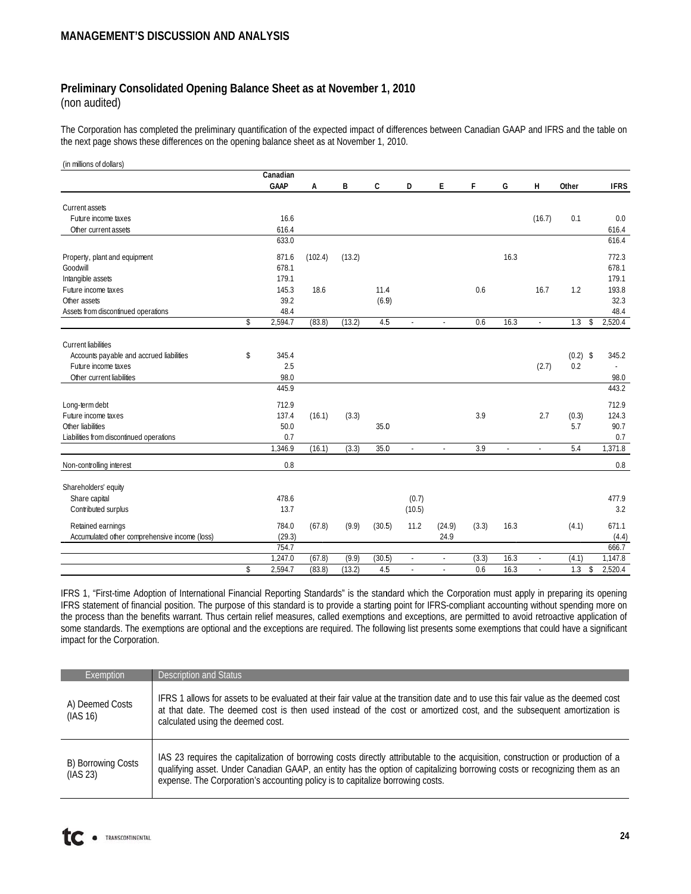# MANAGEMENT'S DISCUSSION AND ANALYSIS

## Preliminary Consolidated Opening Balance Sheet as at November 1, 2010

(non audited)

The Corporation has completed the preliminary quantification of the expected impact of differences between Canadian GAAP and IFRS and the table on the next page shows these differences on the opening balance sheet as at November 1, 2010.

(in millions of dollars)

| | Canadian GAAP | A | B | C | D | E | F | G | H | Other | IFRS |
|---|---|---|---|---|---|---|---|---|---|---|---|
| Current assets | | | | | | | | | | | |
| Future income taxes | 16.6 | | | | | | | | (16.7) | 0.1 | 0.0 |
| Other current assets | 616.4 | | | | | | | | | | 616.4 |
| | 633.0 | | | | | | | | | | 616.4 |
| Property, plant and equipment | 871.6 | (102.4) | (13.2) | | | | | 16.3 | | | 772.3 |
| Goodwill | 678.1 | | | | | | | | | | 678.1 |
| Intangible assets | 179.1 | | | | | | | | | | 179.1 |
| Future income taxes | 145.3 | 18.6 | | 11.4 | | | 0.6 | | 16.7 | 1.2 | 193.8 |
| Other assets | 39.2 | | | (6.9) | | | | | | | 32.3 |
| Assets from discontinued operations | 48.4 | | | | | | | | | | 48.4 |
| | $ 2,594.7 | (83.8) | (13.2) | 4.5 | - | - | 0.6 | 16.3 | - | 1.3 | $ 2,520.4 |
| Current liabilities | | | | | | | | | | | |
| Accounts payable and accrued liabilities | $ 345.4 | | | | | | | | | (0.2) | $ 345.2 |
| Future income taxes | 2.5 | | | | | | | | (2.7) | 0.2 | - |
| Other current liabilities | 98.0 | | | | | | | | | | 98.0 |
| | 445.9 | | | | | | | | | | 443.2 |
| Long-term debt | 712.9 | | | | | | | | | | 712.9 |
| Future income taxes | 137.4 | (16.1) | (3.3) | | | | 3.9 | | 2.7 | (0.3) | 124.3 |
| Other liabilities | 50.0 | | | 35.0 | | | | | | 5.7 | 90.7 |
| Liabilities from discontinued operations | 0.7 | | | | | | | | | | 0.7 |
| | 1,346.9 | (16.1) | (3.3) | 35.0 | - | - | 3.9 | - | - | 5.4 | 1,371.8 |
| Non-controlling interest | 0.8 | | | | | | | | | | 0.8 |
| Shareholders' equity | | | | | | | | | | | |
| Share capital | 478.6 | | | | (0.7) | | | | | | 477.9 |
| Contributed surplus | 13.7 | | | | (10.5) | | | | | | 3.2 |
| Retained earnings | 784.0 | (67.8) | (9.9) | (30.5) | 11.2 | (24.9) | (3.3) | 16.3 | | (4.1) | 671.1 |
| Accumulated other comprehensive income (loss) | (29.3) | | | | | 24.9 | | | | | (4.4) |
| | 754.7 | | | | | | | | | | 666.7 |
| | 1,247.0 | (67.8) | (9.9) | (30.5) | - | - | (3.3) | 16.3 | - | (4.1) | 1,147.8 |
| | $ 2,594.7 | (83.8) | (13.2) | 4.5 | - | - | 0.6 | 16.3 | - | 1.3 | $ 2,520.4 |

IFRS 1, "First-time Adoption of International Financial Reporting Standards" is the standard which the Corporation must apply in preparing its opening IFRS statement of financial position. The purpose of this standard is to provide a starting point for IFRS-compliant accounting without spending more on the process than the benefits warrant. Thus certain relief measures, called exemptions and exceptions, are permitted to avoid retroactive application of some standards. The exemptions are optional and the exceptions are required. The following list presents some exemptions that could have a significant impact for the Corporation.

| Exemption | Description and Status |
|---|---|
| A) Deemed Costs (IAS 16) | IFRS 1 allows for assets to be evaluated at their fair value at the transition date and to use this fair value as the deemed cost at that date. The deemed cost is then used instead of the cost or amortized cost, and the subsequent amortization is calculated using the deemed cost. |
| B) Borrowing Costs (IAS 23) | IAS 23 requires the capitalization of borrowing costs directly attributable to the acquisition, construction or production of a qualifying asset. Under Canadian GAAP, an entity has the option of capitalizing borrowing costs or recognizing them as an expense. The Corporation's accounting policy is to capitalize borrowing costs. |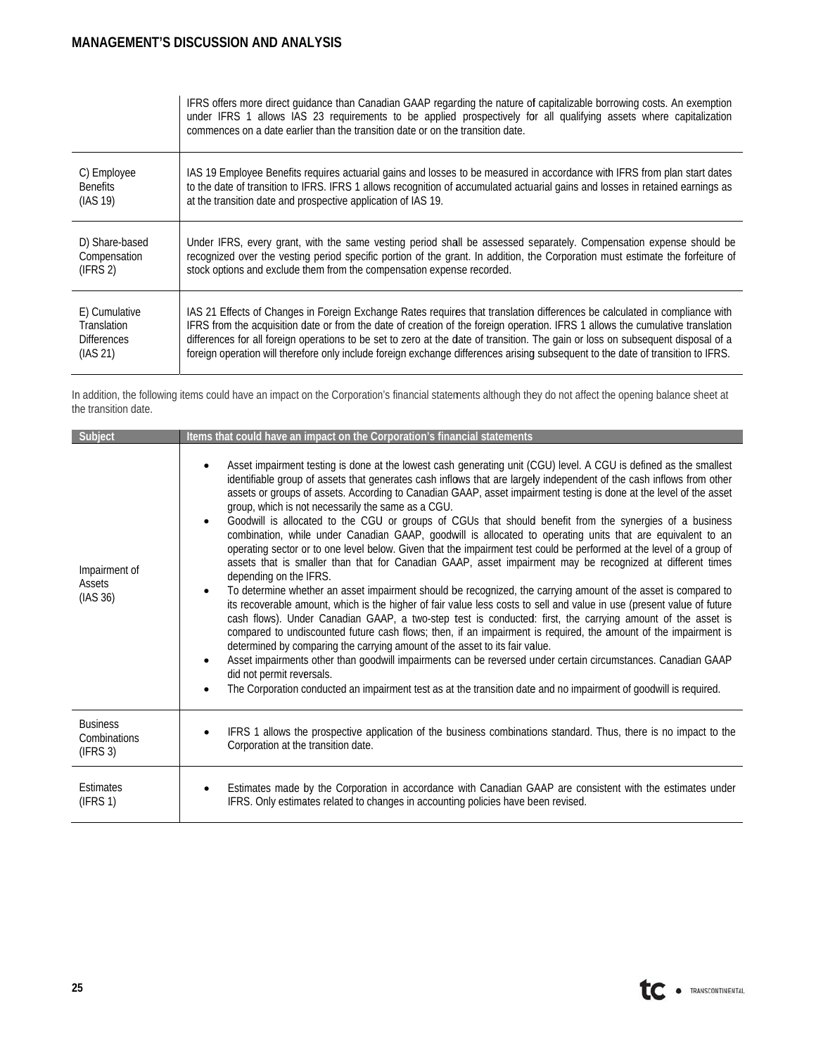## MANAGEMENT'S DISCUSSION AND ANALYSIS

| | |
|---|---|
| | IFRS offers more direct guidance than Canadian GAAP regarding the nature of capitalizable borrowing costs. An exemption under IFRS 1 allows IAS 23 requirements to be applied prospectively for all qualifying assets where capitalization commences on a date earlier than the transition date or on the transition date. |
| C) Employee Benefits (IAS 19) | IAS 19 Employee Benefits requires actuarial gains and losses to be measured in accordance with IFRS from plan start dates to the date of transition to IFRS. IFRS 1 allows recognition of accumulated actuarial gains and losses in retained earnings as at the transition date and prospective application of IAS 19. |
| D) Share-based Compensation (IFRS 2) | Under IFRS, every grant, with the same vesting period shall be assessed separately. Compensation expense should be recognized over the vesting period specific portion of the grant. In addition, the Corporation must estimate the forfeiture of stock options and exclude them from the compensation expense recorded. |
| E) Cumulative Translation Differences (IAS 21) | IAS 21 Effects of Changes in Foreign Exchange Rates requires that translation differences be calculated in compliance with IFRS from the acquisition date or from the date of creation of the foreign operation. IFRS 1 allows the cumulative translation differences for all foreign operations to be set to zero at the date of transition. The gain or loss on subsequent disposal of a foreign operation will therefore only include foreign exchange differences arising subsequent to the date of transition to IFRS. |

In addition, the following items could have an impact on the Corporation's financial statements although they do not affect the opening balance sheet at the transition date.

| Subject | Items that could have an impact on the Corporation's financial statements |
|---|---|
| Impairment of Assets (IAS 36) | • Asset impairment testing is done at the lowest cash generating unit (CGU) level. A CGU is defined as the smallest identifiable group of assets that generates cash inflows that are largely independent of the cash inflows from other assets or groups of assets. According to Canadian GAAP, asset impairment testing is done at the level of the asset group, which is not necessarily the same as a CGU.<br>• Goodwill is allocated to the CGU or groups of CGUs that should benefit from the synergies of a business combination, while under Canadian GAAP, goodwill is allocated to operating units that are equivalent to an operating sector or to one level below. Given that the impairment test could be performed at the level of a group of assets that is smaller than that for Canadian GAAP, asset impairment may be recognized at different times depending on the IFRS.<br>• To determine whether an asset impairment should be recognized, the carrying amount of the asset is compared to its recoverable amount, which is the higher of fair value less costs to sell and value in use (present value of future cash flows). Under Canadian GAAP, a two-step test is conducted: first, the carrying amount of the asset is compared to undiscounted future cash flows; then, if an impairment is required, the amount of the impairment is determined by comparing the carrying amount of the asset to its fair value.<br>• Asset impairments other than goodwill impairments can be reversed under certain circumstances. Canadian GAAP did not permit reversals.<br>• The Corporation conducted an impairment test as at the transition date and no impairment of goodwill is required. |
| Business Combinations (IFRS 3) | • IFRS 1 allows the prospective application of the business combinations standard. Thus, there is no impact to the Corporation at the transition date. |
| Estimates (IFRS 1) | • Estimates made by the Corporation in accordance with Canadian GAAP are consistent with the estimates under IFRS. Only estimates related to changes in accounting policies have been revised. |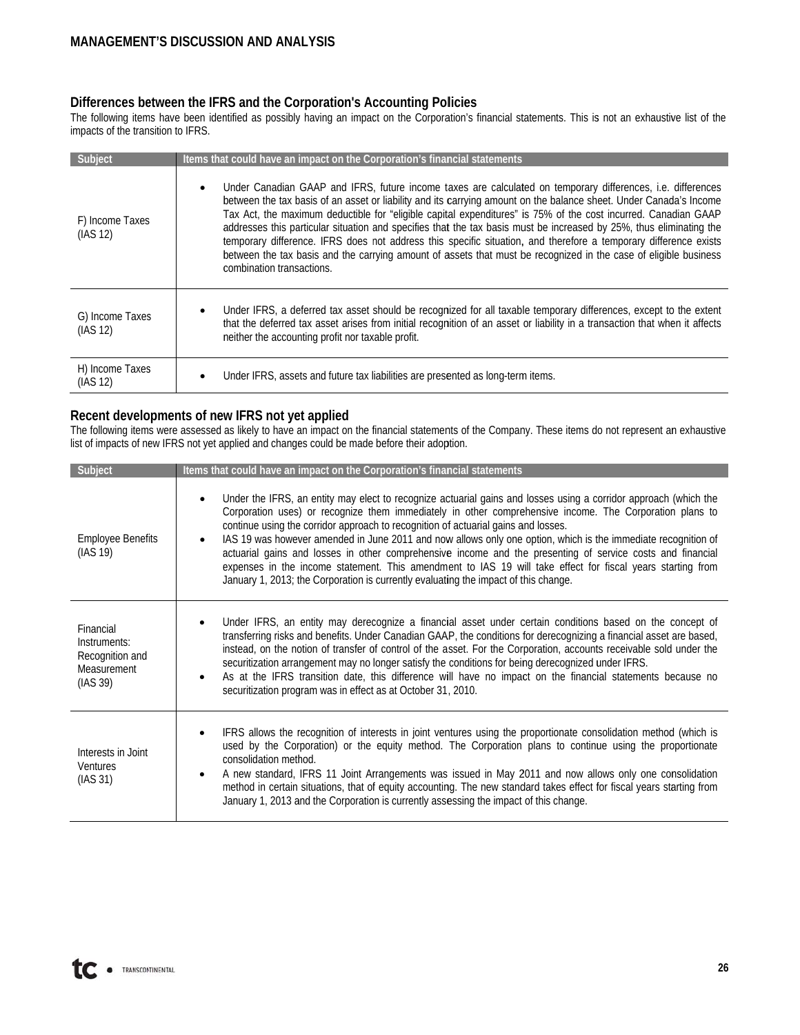## Differences between the IFRS and the Corporation's Accounting Policies

The following items have been identified as possibly having an impact on the Corporation's financial statements. This is not an exhaustive list of the impacts of the transition to IFRS.

| Subject | Items that could have an impact on the Corporation's financial statements |
|---|---|
| F) Income Taxes (IAS 12) | • Under Canadian GAAP and IFRS, future income taxes are calculated on temporary differences, i.e. differences between the tax basis of an asset or liability and its carrying amount on the balance sheet. Under Canada's Income Tax Act, the maximum deductible for "eligible capital expenditures" is 75% of the cost incurred. Canadian GAAP addresses this particular situation and specifies that the tax basis must be increased by 25%, thus eliminating the temporary difference. IFRS does not address this specific situation, and therefore a temporary difference exists between the tax basis and the carrying amount of assets that must be recognized in the case of eligible business combination transactions. |
| G) Income Taxes (IAS 12) | • Under IFRS, a deferred tax asset should be recognized for all taxable temporary differences, except to the extent that the deferred tax asset arises from initial recognition of an asset or liability in a transaction that when it affects neither the accounting profit nor taxable profit. |
| H) Income Taxes (IAS 12) | • Under IFRS, assets and future tax liabilities are presented as long-term items. |

## Recent developments of new IFRS not yet applied

The following items were assessed as likely to have an impact on the financial statements of the Company. These items do not represent an exhaustive list of impacts of new IFRS not yet applied and changes could be made before their adoption.

| Subject | Items that could have an impact on the Corporation's financial statements |
|---|---|
| Employee Benefits (IAS 19) | • Under the IFRS, an entity may elect to recognize actuarial gains and losses using a corridor approach (which the Corporation uses) or recognize them immediately in other comprehensive income. The Corporation plans to continue using the corridor approach to recognition of actuarial gains and losses.<br>• IAS 19 was however amended in June 2011 and now allows only one option, which is the immediate recognition of actuarial gains and losses in other comprehensive income and the presenting of service costs and financial expenses in the income statement. This amendment to IAS 19 will take effect for fiscal years starting from January 1, 2013; the Corporation is currently evaluating the impact of this change. |
| Financial Instruments: Recognition and Measurement (IAS 39) | • Under IFRS, an entity may derecognize a financial asset under certain conditions based on the concept of transferring risks and benefits. Under Canadian GAAP, the conditions for derecognizing a financial asset are based, instead, on the notion of transfer of control of the asset. For the Corporation, accounts receivable sold under the securitization arrangement may no longer satisfy the conditions for being derecognized under IFRS.<br>• As at the IFRS transition date, this difference will have no impact on the financial statements because no securitization program was in effect as at October 31, 2010. |
| Interests in Joint Ventures (IAS 31) | • IFRS allows the recognition of interests in joint ventures using the proportionate consolidation method (which is used by the Corporation) or the equity method. The Corporation plans to continue using the proportionate consolidation method.<br>• A new standard, IFRS 11 Joint Arrangements was issued in May 2011 and now allows only one consolidation method in certain situations, that of equity accounting. The new standard takes effect for fiscal years starting from January 1, 2013 and the Corporation is currently assessing the impact of this change. |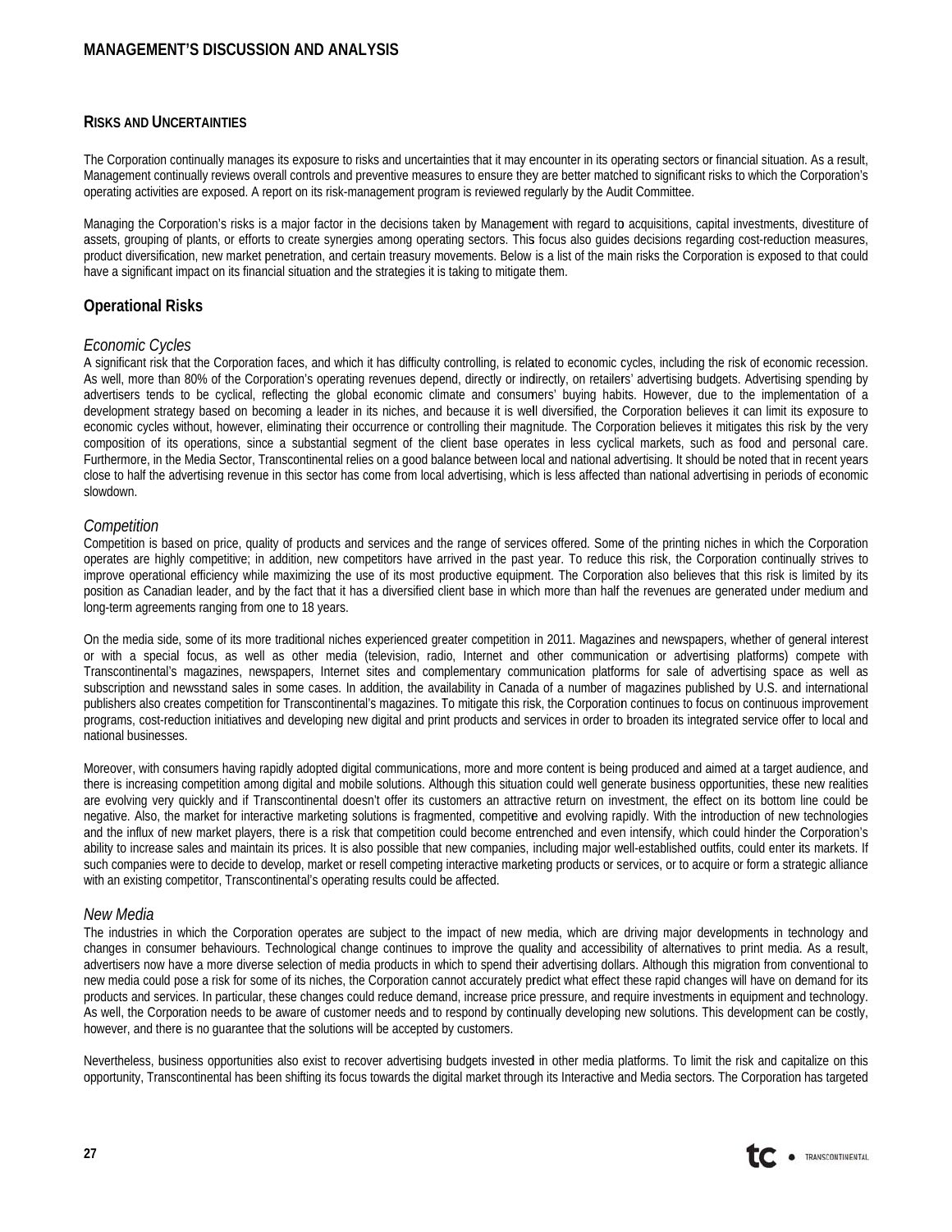## RISKS AND UNCERTAINTIES

The Corporation continually manages its exposure to risks and uncertainties that it may encounter in its operating sectors or financial situation. As a result, Management continually reviews overall controls and preventive measures to ensure they are better matched to significant risks to which the Corporation's operating activities are exposed. A report on its risk-management program is reviewed regularly by the Audit Committee.

Managing the Corporation's risks is a major factor in the decisions taken by Management with regard to acquisitions, capital investments, divestiture of assets, grouping of plants, or efforts to create synergies among operating sectors. This focus also guides decisions regarding cost-reduction measures, product diversification, new market penetration, and certain treasury movements. Below is a list of the main risks the Corporation is exposed to that could have a significant impact on its financial situation and the strategies it is taking to mitigate them.

### Operational Risks

#### *Economic Cycles*

A significant risk that the Corporation faces, and which it has difficulty controlling, is related to economic cycles, including the risk of economic recession. As well, more than 80% of the Corporation's operating revenues depend, directly or indirectly, on retailers' advertising budgets. Advertising spending by advertisers tends to be cyclical, reflecting the global economic climate and consumers' buying habits. However, due to the implementation of a development strategy based on becoming a leader in its niches, and because it is well diversified, the Corporation believes it can limit its exposure to economic cycles without, however, eliminating their occurrence or controlling their magnitude. The Corporation believes it mitigates this risk by the very composition of its operations, since a substantial segment of the client base operates in less cyclical markets, such as food and personal care. Furthermore, in the Media Sector, Transcontinental relies on a good balance between local and national advertising. It should be noted that in recent years close to half the advertising revenue in this sector has come from local advertising, which is less affected than national advertising in periods of economic slowdown.

#### *Competition*

Competition is based on price, quality of products and services and the range of services offered. Some of the printing niches in which the Corporation operates are highly competitive; in addition, new competitors have arrived in the past year. To reduce this risk, the Corporation continually strives to improve operational efficiency while maximizing the use of its most productive equipment. The Corporation also believes that this risk is limited by its position as Canadian leader, and by the fact that it has a diversified client base in which more than half the revenues are generated under medium and long-term agreements ranging from one to 18 years.

On the media side, some of its more traditional niches experienced greater competition in 2011. Magazines and newspapers, whether of general interest or with a special focus, as well as other media (television, radio, Internet and other communication or advertising platforms) compete with Transcontinental's magazines, newspapers, Internet sites and complementary communication platforms for sale of advertising space as well as subscription and newsstand sales in some cases. In addition, the availability in Canada of a number of magazines published by U.S. and international publishers also creates competition for Transcontinental's magazines. To mitigate this risk, the Corporation continues to focus on continuous improvement programs, cost-reduction initiatives and developing new digital and print products and services in order to broaden its integrated service offer to local and national businesses.

Moreover, with consumers having rapidly adopted digital communications, more and more content is being produced and aimed at a target audience, and there is increasing competition among digital and mobile solutions. Although this situation could well generate business opportunities, these new realities are evolving very quickly and if Transcontinental doesn't offer its customers an attractive return on investment, the effect on its bottom line could be negative. Also, the market for interactive marketing solutions is fragmented, competitive and evolving rapidly. With the introduction of new technologies and the influx of new market players, there is a risk that competition could become entrenched and even intensify, which could hinder the Corporation's ability to increase sales and maintain its prices. It is also possible that new companies, including major well-established outfits, could enter its markets. If such companies were to decide to develop, market or resell competing interactive marketing products or services, or to acquire or form a strategic alliance with an existing competitor, Transcontinental's operating results could be affected.

#### *New Media*

The industries in which the Corporation operates are subject to the impact of new media, which are driving major developments in technology and changes in consumer behaviours. Technological change continues to improve the quality and accessibility of alternatives to print media. As a result, advertisers now have a more diverse selection of media products in which to spend their advertising dollars. Although this migration from conventional to new media could pose a risk for some of its niches, the Corporation cannot accurately predict what effect these rapid changes will have on demand for its products and services. In particular, these changes could reduce demand, increase price pressure, and require investments in equipment and technology. As well, the Corporation needs to be aware of customer needs and to respond by continually developing new solutions. This development can be costly, however, and there is no guarantee that the solutions will be accepted by customers.

Nevertheless, business opportunities also exist to recover advertising budgets invested in other media platforms. To limit the risk and capitalize on this opportunity, Transcontinental has been shifting its focus towards the digital market through its Interactive and Media sectors. The Corporation has targeted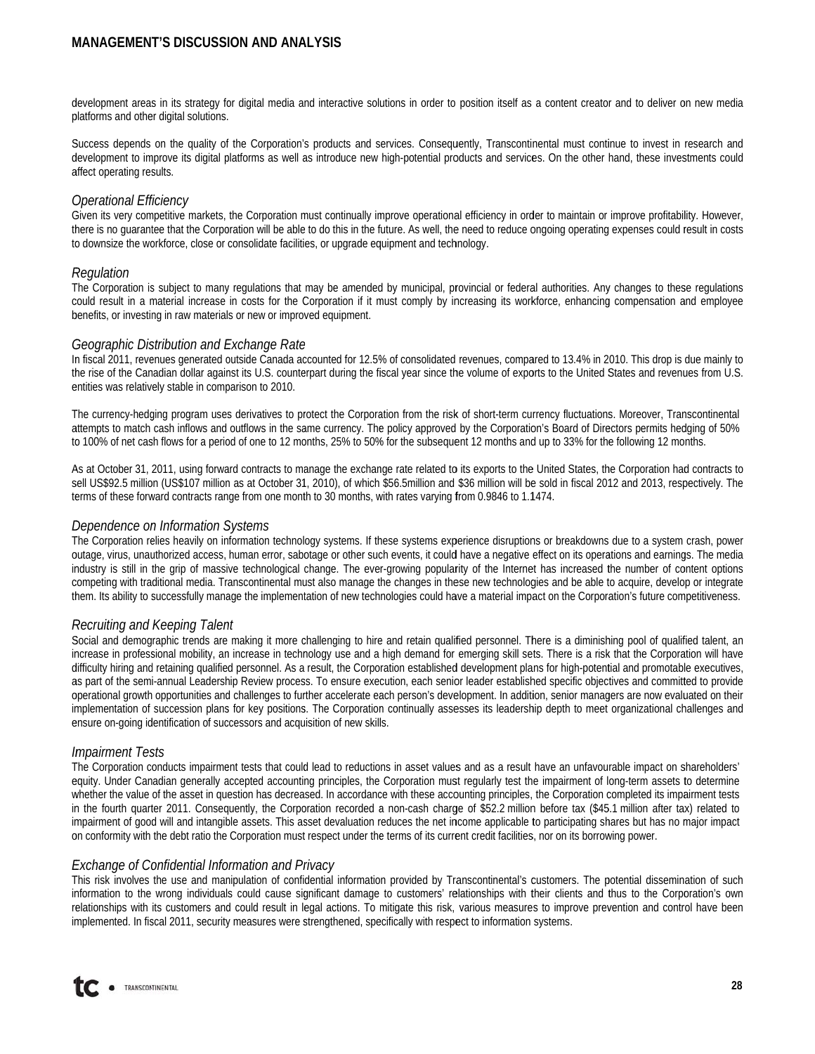development areas in its strategy for digital media and interactive solutions in order to position itself as a content creator and to deliver on new media platforms and other digital solutions.

Success depends on the quality of the Corporation's products and services. Consequently, Transcontinental must continue to invest in research and development to improve its digital platforms as well as introduce new high-potential products and services. On the other hand, these investments could affect operating results.

### *Operational Efficiency*

Given its very competitive markets, the Corporation must continually improve operational efficiency in order to maintain or improve profitability. However, there is no guarantee that the Corporation will be able to do this in the future. As well, the need to reduce ongoing operating expenses could result in costs to downsize the workforce, close or consolidate facilities, or upgrade equipment and technology.

### *Regulation*

The Corporation is subject to many regulations that may be amended by municipal, provincial or federal authorities. Any changes to these regulations could result in a material increase in costs for the Corporation if it must comply by increasing its workforce, enhancing compensation and employee benefits, or investing in raw materials or new or improved equipment.

### *Geographic Distribution and Exchange Rate*

In fiscal 2011, revenues generated outside Canada accounted for 12.5% of consolidated revenues, compared to 13.4% in 2010. This drop is due mainly to the rise of the Canadian dollar against its U.S. counterpart during the fiscal year since the volume of exports to the United States and revenues from U.S. entities was relatively stable in comparison to 2010.

The currency-hedging program uses derivatives to protect the Corporation from the risk of short-term currency fluctuations. Moreover, Transcontinental attempts to match cash inflows and outflows in the same currency. The policy approved by the Corporation's Board of Directors permits hedging of 50% to 100% of net cash flows for a period of one to 12 months, 25% to 50% for the subsequent 12 months and up to 33% for the following 12 months.

As at October 31, 2011, using forward contracts to manage the exchange rate related to its exports to the United States, the Corporation had contracts to sell US$92.5 million (US$107 million as at October 31, 2010), of which $56.5million and $36 million will be sold in fiscal 2012 and 2013, respectively. The terms of these forward contracts range from one month to 30 months, with rates varying from 0.9846 to 1.1474.

### *Dependence on Information Systems*

The Corporation relies heavily on information technology systems. If these systems experience disruptions or breakdowns due to a system crash, power outage, virus, unauthorized access, human error, sabotage or other such events, it could have a negative effect on its operations and earnings. The media industry is still in the grip of massive technological change. The ever-growing popularity of the Internet has increased the number of content options competing with traditional media. Transcontinental must also manage the changes in these new technologies and be able to acquire, develop or integrate them. Its ability to successfully manage the implementation of new technologies could have a material impact on the Corporation's future competitiveness.

### *Recruiting and Keeping Talent*

Social and demographic trends are making it more challenging to hire and retain qualified personnel. There is a diminishing pool of qualified talent, an increase in professional mobility, an increase in technology use and a high demand for emerging skill sets. There is a risk that the Corporation will have difficulty hiring and retaining qualified personnel. As a result, the Corporation established development plans for high-potential and promotable executives, as part of the semi-annual Leadership Review process. To ensure execution, each senior leader established specific objectives and committed to provide operational growth opportunities and challenges to further accelerate each person's development. In addition, senior managers are now evaluated on their implementation of succession plans for key positions. The Corporation continually assesses its leadership depth to meet organizational challenges and ensure on-going identification of successors and acquisition of new skills.

### *Impairment Tests*

The Corporation conducts impairment tests that could lead to reductions in asset values and as a result have an unfavourable impact on shareholders' equity. Under Canadian generally accepted accounting principles, the Corporation must regularly test the impairment of long-term assets to determine whether the value of the asset in question has decreased. In accordance with these accounting principles, the Corporation completed its impairment tests in the fourth quarter 2011. Consequently, the Corporation recorded a non-cash charge of $52.2 million before tax ($45.1 million after tax) related to impairment of good will and intangible assets. This asset devaluation reduces the net income applicable to participating shares but has no major impact on conformity with the debt ratio the Corporation must respect under the terms of its current credit facilities, nor on its borrowing power.

### *Exchange of Confidential Information and Privacy*

This risk involves the use and manipulation of confidential information provided by Transcontinental's customers. The potential dissemination of such information to the wrong individuals could cause significant damage to customers' relationships with their clients and thus to the Corporation's own relationships with its customers and could result in legal actions. To mitigate this risk, various measures to improve prevention and control have been implemented. In fiscal 2011, security measures were strengthened, specifically with respect to information systems.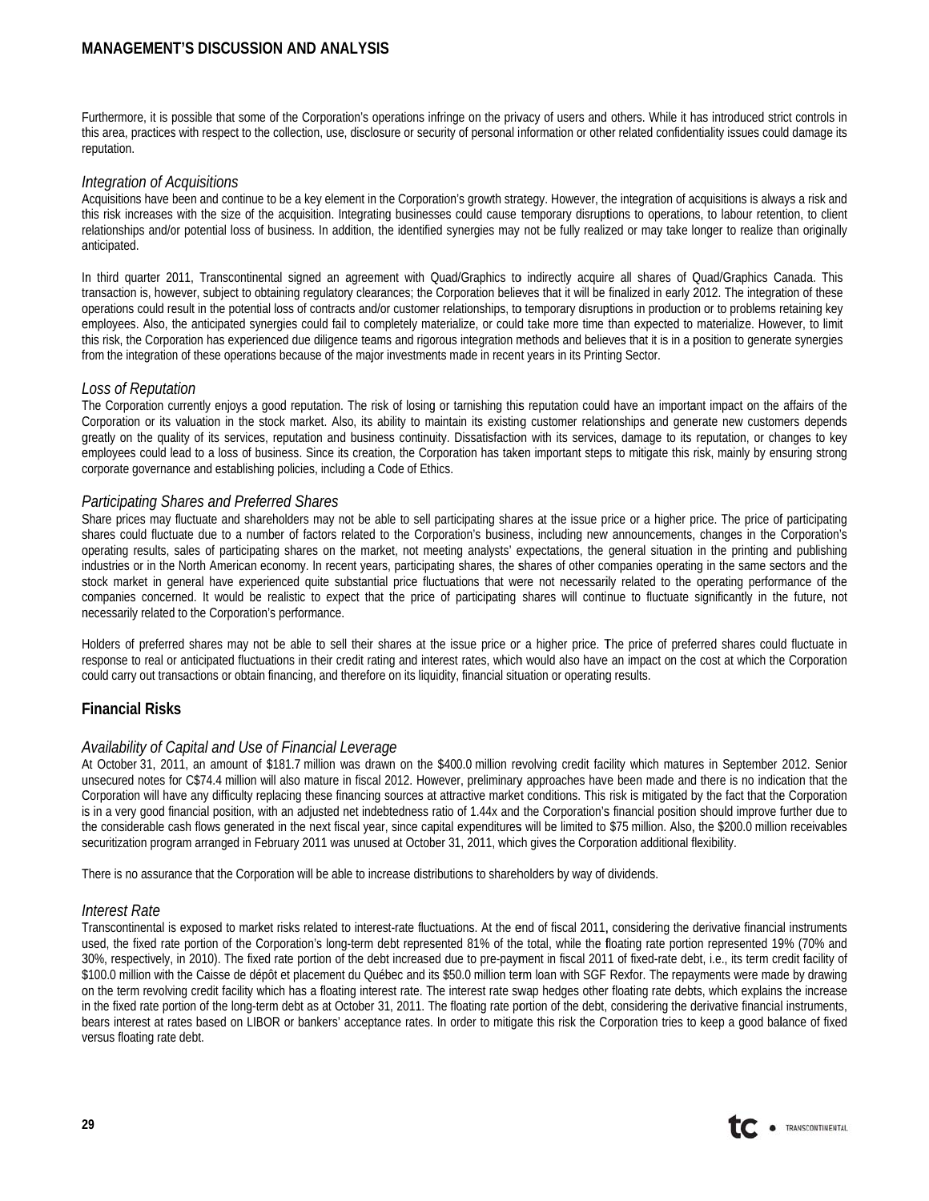Furthermore, it is possible that some of the Corporation's operations infringe on the privacy of users and others. While it has introduced strict controls in this area, practices with respect to the collection, use, disclosure or security of personal information or other related confidentiality issues could damage its reputation.

### *Integration of Acquisitions*

Acquisitions have been and continue to be a key element in the Corporation's growth strategy. However, the integration of acquisitions is always a risk and this risk increases with the size of the acquisition. Integrating businesses could cause temporary disruptions to operations, to labour retention, to client relationships and/or potential loss of business. In addition, the identified synergies may not be fully realized or may take longer to realize than originally anticipated.

In third quarter 2011, Transcontinental signed an agreement with Quad/Graphics to indirectly acquire all shares of Quad/Graphics Canada. This transaction is, however, subject to obtaining regulatory clearances; the Corporation believes that it will be finalized in early 2012. The integration of these operations could result in the potential loss of contracts and/or customer relationships, to temporary disruptions in production or to problems retaining key employees. Also, the anticipated synergies could fail to completely materialize, or could take more time than expected to materialize. However, to limit this risk, the Corporation has experienced due diligence teams and rigorous integration methods and believes that it is in a position to generate synergies from the integration of these operations because of the major investments made in recent years in its Printing Sector.

### *Loss of Reputation*

The Corporation currently enjoys a good reputation. The risk of losing or tarnishing this reputation could have an important impact on the affairs of the Corporation or its valuation in the stock market. Also, its ability to maintain its existing customer relationships and generate new customers depends greatly on the quality of its services, reputation and business continuity. Dissatisfaction with its services, damage to its reputation, or changes to key employees could lead to a loss of business. Since its creation, the Corporation has taken important steps to mitigate this risk, mainly by ensuring strong corporate governance and establishing policies, including a Code of Ethics.

### *Participating Shares and Preferred Shares*

Share prices may fluctuate and shareholders may not be able to sell participating shares at the issue price or a higher price. The price of participating shares could fluctuate due to a number of factors related to the Corporation's business, including new announcements, changes in the Corporation's operating results, sales of participating shares on the market, not meeting analysts' expectations, the general situation in the printing and publishing industries or in the North American economy. In recent years, participating shares, the shares of other companies operating in the same sectors and the stock market in general have experienced quite substantial price fluctuations that were not necessarily related to the operating performance of the companies concerned. It would be realistic to expect that the price of participating shares will continue to fluctuate significantly in the future, not necessarily related to the Corporation's performance.

Holders of preferred shares may not be able to sell their shares at the issue price or a higher price. The price of preferred shares could fluctuate in response to real or anticipated fluctuations in their credit rating and interest rates, which would also have an impact on the cost at which the Corporation could carry out transactions or obtain financing, and therefore on its liquidity, financial situation or operating results.

## Financial Risks

### *Availability of Capital and Use of Financial Leverage*

At October 31, 2011, an amount of $181.7 million was drawn on the $400.0 million revolving credit facility which matures in September 2012. Senior unsecured notes for C$74.4 million will also mature in fiscal 2012. However, preliminary approaches have been made and there is no indication that the Corporation will have any difficulty replacing these financing sources at attractive market conditions. This risk is mitigated by the fact that the Corporation is in a very good financial position, with an adjusted net indebtedness ratio of 1.44x and the Corporation's financial position should improve further due to the considerable cash flows generated in the next fiscal year, since capital expenditures will be limited to $75 million. Also, the $200.0 million receivables securitization program arranged in February 2011 was unused at October 31, 2011, which gives the Corporation additional flexibility.

There is no assurance that the Corporation will be able to increase distributions to shareholders by way of dividends.

### *Interest Rate*

Transcontinental is exposed to market risks related to interest-rate fluctuations. At the end of fiscal 2011, considering the derivative financial instruments used, the fixed rate portion of the Corporation's long-term debt represented 81% of the total, while the floating rate portion represented 19% (70% and 30%, respectively, in 2010). The fixed rate portion of the debt increased due to pre-payment in fiscal 2011 of fixed-rate debt, i.e., its term credit facility of $100.0 million with the Caisse de dépôt et placement du Québec and its $50.0 million term loan with SGF Rexfor. The repayments were made by drawing on the term revolving credit facility which has a floating interest rate. The interest rate swap hedges other floating rate debts, which explains the increase in the fixed rate portion of the long-term debt as at October 31, 2011. The floating rate portion of the debt, considering the derivative financial instruments, bears interest at rates based on LIBOR or bankers' acceptance rates. In order to mitigate this risk the Corporation tries to keep a good balance of fixed versus floating rate debt.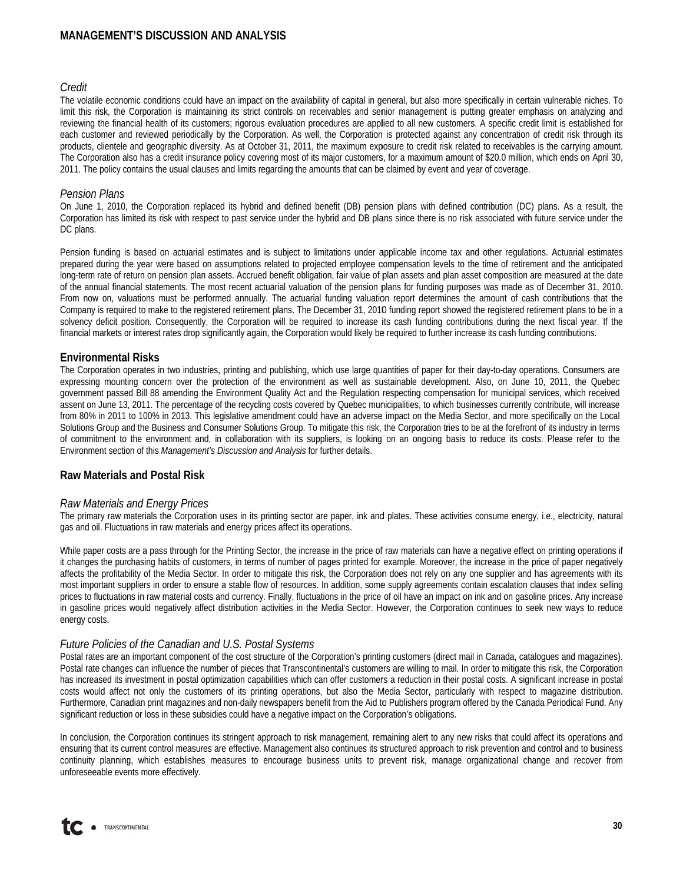### *Credit*

The volatile economic conditions could have an impact on the availability of capital in general, but also more specifically in certain vulnerable niches. To limit this risk, the Corporation is maintaining its strict controls on receivables and senior management is putting greater emphasis on analyzing and reviewing the financial health of its customers; rigorous evaluation procedures are applied to all new customers. A specific credit limit is established for each customer and reviewed periodically by the Corporation. As well, the Corporation is protected against any concentration of credit risk through its products, clientele and geographic diversity. As at October 31, 2011, the maximum exposure to credit risk related to receivables is the carrying amount. The Corporation also has a credit insurance policy covering most of its major customers, for a maximum amount of $20.0 million, which ends on April 30, 2011. The policy contains the usual clauses and limits regarding the amounts that can be claimed by event and year of coverage.

### *Pension Plans*

On June 1, 2010, the Corporation replaced its hybrid and defined benefit (DB) pension plans with defined contribution (DC) plans. As a result, the Corporation has limited its risk with respect to past service under the hybrid and DB plans since there is no risk associated with future service under the DC plans.

Pension funding is based on actuarial estimates and is subject to limitations under applicable income tax and other regulations. Actuarial estimates prepared during the year were based on assumptions related to projected employee compensation levels to the time of retirement and the anticipated long-term rate of return on pension plan assets. Accrued benefit obligation, fair value of plan assets and plan asset composition are measured at the date of the annual financial statements. The most recent actuarial valuation of the pension plans for funding purposes was made as of December 31, 2010. From now on, valuations must be performed annually. The actuarial funding valuation report determines the amount of cash contributions that the Company is required to make to the registered retirement plans. The December 31, 2010 funding report showed the registered retirement plans to be in a solvency deficit position. Consequently, the Corporation will be required to increase its cash funding contributions during the next fiscal year. If the financial markets or interest rates drop significantly again, the Corporation would likely be required to further increase its cash funding contributions.

## Environmental Risks

The Corporation operates in two industries, printing and publishing, which use large quantities of paper for their day-to-day operations. Consumers are expressing mounting concern over the protection of the environment as well as sustainable development. Also, on June 10, 2011, the Quebec government passed Bill 88 amending the Environment Quality Act and the Regulation respecting compensation for municipal services, which received assent on June 13, 2011. The percentage of the recycling costs covered by Quebec municipalities, to which businesses currently contribute, will increase from 80% in 2011 to 100% in 2013. This legislative amendment could have an adverse impact on the Media Sector, and more specifically on the Local Solutions Group and the Business and Consumer Solutions Group. To mitigate this risk, the Corporation tries to be at the forefront of its industry in terms of commitment to the environment and, in collaboration with its suppliers, is looking on an ongoing basis to reduce its costs. Please refer to the Environment section of this *Management's Discussion and Analysis* for further details.

## Raw Materials and Postal Risk

### *Raw Materials and Energy Prices*

The primary raw materials the Corporation uses in its printing sector are paper, ink and plates. These activities consume energy, i.e., electricity, natural gas and oil. Fluctuations in raw materials and energy prices affect its operations.

While paper costs are a pass through for the Printing Sector, the increase in the price of raw materials can have a negative effect on printing operations if it changes the purchasing habits of customers, in terms of number of pages printed for example. Moreover, the increase in the price of paper negatively affects the profitability of the Media Sector. In order to mitigate this risk, the Corporation does not rely on any one supplier and has agreements with its most important suppliers in order to ensure a stable flow of resources. In addition, some supply agreements contain escalation clauses that index selling prices to fluctuations in raw material costs and currency. Finally, fluctuations in the price of oil have an impact on ink and on gasoline prices. Any increase in gasoline prices would negatively affect distribution activities in the Media Sector. However, the Corporation continues to seek new ways to reduce energy costs.

### *Future Policies of the Canadian and U.S. Postal Systems*

Postal rates are an important component of the cost structure of the Corporation's printing customers (direct mail in Canada, catalogues and magazines). Postal rate changes can influence the number of pieces that Transcontinental's customers are willing to mail. In order to mitigate this risk, the Corporation has increased its investment in postal optimization capabilities which can offer customers a reduction in their postal costs. A significant increase in postal costs would affect not only the customers of its printing operations, but also the Media Sector, particularly with respect to magazine distribution. Furthermore, Canadian print magazines and non-daily newspapers benefit from the Aid to Publishers program offered by the Canada Periodical Fund. Any significant reduction or loss in these subsidies could have a negative impact on the Corporation's obligations.

In conclusion, the Corporation continues its stringent approach to risk management, remaining alert to any new risks that could affect its operations and ensuring that its current control measures are effective. Management also continues its structured approach to risk prevention and control and to business continuity planning, which establishes measures to encourage business units to prevent risk, manage organizational change and recover from unforeseeable events more effectively.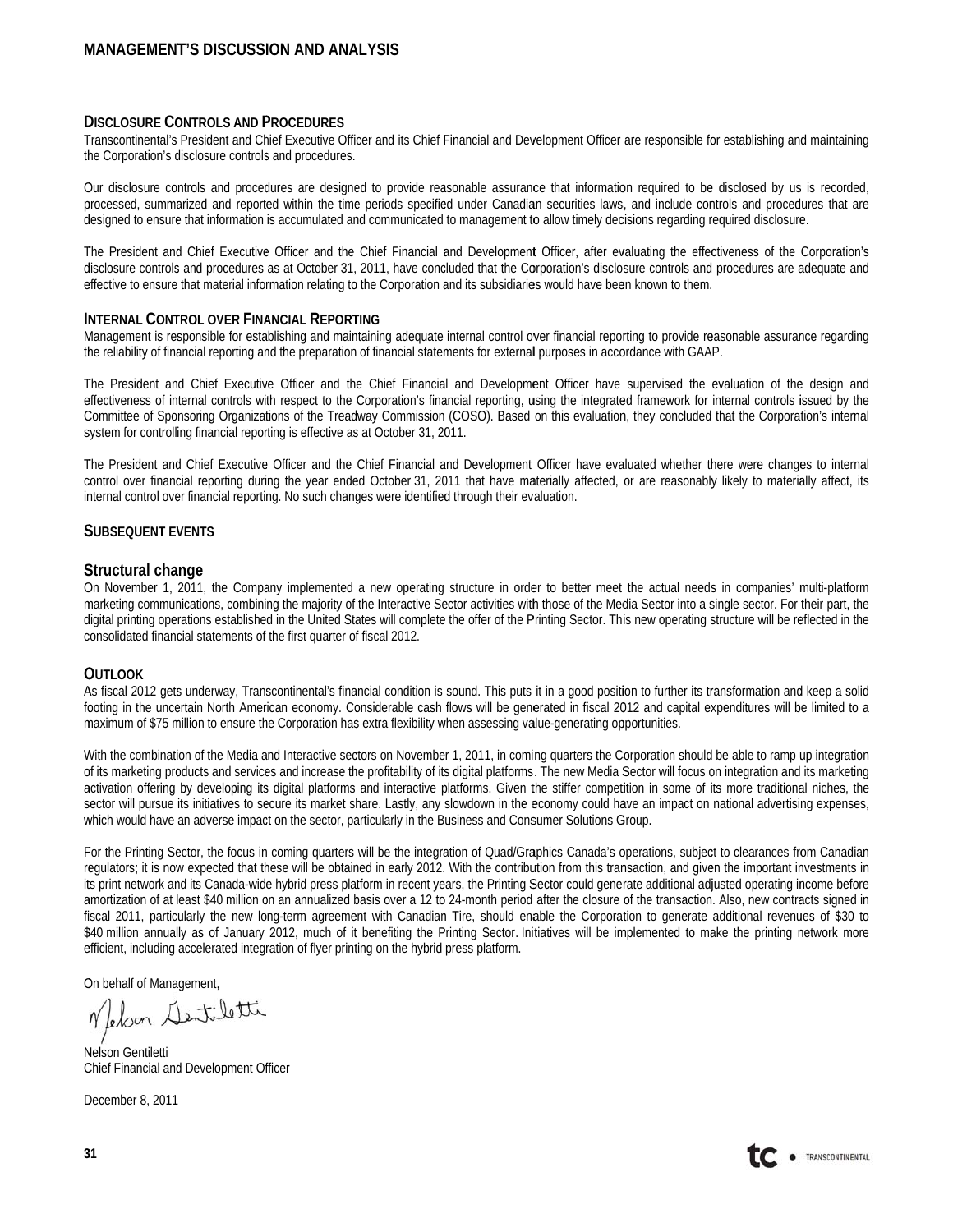## Disclosure Controls and Procedures

Transcontinental's President and Chief Executive Officer and its Chief Financial and Development Officer are responsible for establishing and maintaining the Corporation's disclosure controls and procedures.

Our disclosure controls and procedures are designed to provide reasonable assurance that information required to be disclosed by us is recorded, processed, summarized and reported within the time periods specified under Canadian securities laws, and include controls and procedures that are designed to ensure that information is accumulated and communicated to management to allow timely decisions regarding required disclosure.

The President and Chief Executive Officer and the Chief Financial and Development Officer, after evaluating the effectiveness of the Corporation's disclosure controls and procedures as at October 31, 2011, have concluded that the Corporation's disclosure controls and procedures are adequate and effective to ensure that material information relating to the Corporation and its subsidiaries would have been known to them.

## Internal Control over Financial Reporting

Management is responsible for establishing and maintaining adequate internal control over financial reporting to provide reasonable assurance regarding the reliability of financial reporting and the preparation of financial statements for external purposes in accordance with GAAP.

The President and Chief Executive Officer and the Chief Financial and Development Officer have supervised the evaluation of the design and effectiveness of internal controls with respect to the Corporation's financial reporting, using the integrated framework for internal controls issued by the Committee of Sponsoring Organizations of the Treadway Commission (COSO). Based on this evaluation, they concluded that the Corporation's internal system for controlling financial reporting is effective as at October 31, 2011.

The President and Chief Executive Officer and the Chief Financial and Development Officer have evaluated whether there were changes to internal control over financial reporting during the year ended October 31, 2011 that have materially affected, or are reasonably likely to materially affect, its internal control over financial reporting. No such changes were identified through their evaluation.

## Subsequent events

### Structural change

On November 1, 2011, the Company implemented a new operating structure in order to better meet the actual needs in companies' multi-platform marketing communications, combining the majority of the Interactive Sector activities with those of the Media Sector into a single sector. For their part, the digital printing operations established in the United States will complete the offer of the Printing Sector. This new operating structure will be reflected in the consolidated financial statements of the first quarter of fiscal 2012.

## Outlook

As fiscal 2012 gets underway, Transcontinental's financial condition is sound. This puts it in a good position to further its transformation and keep a solid footing in the uncertain North American economy. Considerable cash flows will be generated in fiscal 2012 and capital expenditures will be limited to a maximum of $75 million to ensure the Corporation has extra flexibility when assessing value-generating opportunities.

With the combination of the Media and Interactive sectors on November 1, 2011, in coming quarters the Corporation should be able to ramp up integration of its marketing products and services and increase the profitability of its digital platforms. The new Media Sector will focus on integration and its marketing activation offering by developing its digital platforms and interactive platforms. Given the stiffer competition in some of its more traditional niches, the sector will pursue its initiatives to secure its market share. Lastly, any slowdown in the economy could have an impact on national advertising expenses, which would have an adverse impact on the sector, particularly in the Business and Consumer Solutions Group.

For the Printing Sector, the focus in coming quarters will be the integration of Quad/Graphics Canada's operations, subject to clearances from Canadian regulators; it is now expected that these will be obtained in early 2012. With the contribution from this transaction, and given the important investments in its print network and its Canada-wide hybrid press platform in recent years, the Printing Sector could generate additional adjusted operating income before amortization of at least $40 million on an annualized basis over a 12 to 24-month period after the closure of the transaction. Also, new contracts signed in fiscal 2011, particularly the new long-term agreement with Canadian Tire, should enable the Corporation to generate additional revenues of $30 to $40 million annually as of January 2012, much of it benefiting the Printing Sector. Initiatives will be implemented to make the printing network more efficient, including accelerated integration of flyer printing on the hybrid press platform.

On behalf of Management,

Nelson Gentiletti
Chief Financial and Development Officer

December 8, 2011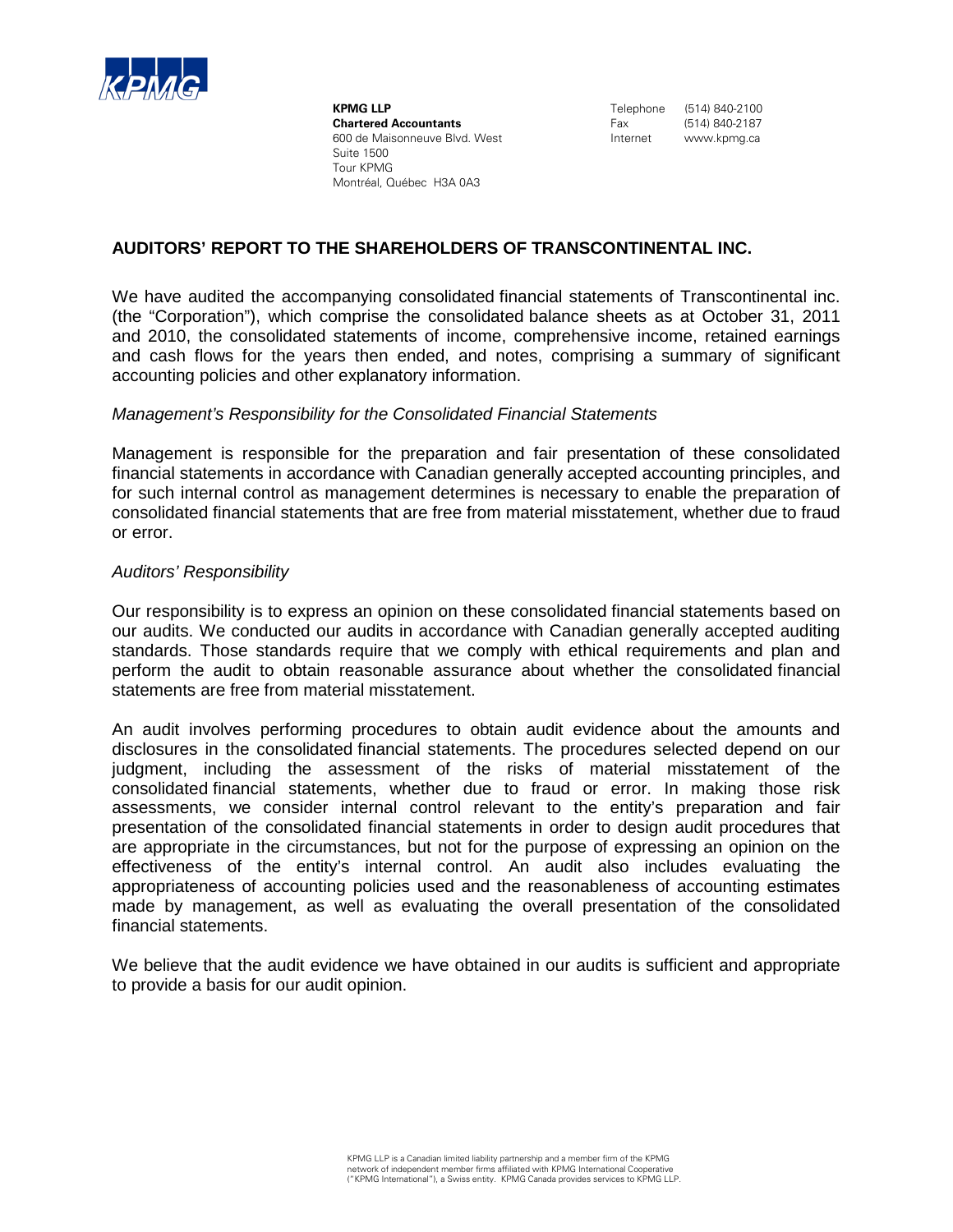KPMG

**KPMG LLP**
**Chartered Accountants**
600 de Maisonneuve Blvd. West
Suite 1500
Tour KPMG
Montréal, Québec H3A 0A3

Telephone (514) 840-2100
Fax (514) 840-2187
Internet www.kpmg.ca

## AUDITORS' REPORT TO THE SHAREHOLDERS OF TRANSCONTINENTAL INC.

We have audited the accompanying consolidated financial statements of Transcontinental inc. (the "Corporation"), which comprise the consolidated balance sheets as at October 31, 2011 and 2010, the consolidated statements of income, comprehensive income, retained earnings and cash flows for the years then ended, and notes, comprising a summary of significant accounting policies and other explanatory information.

*Management's Responsibility for the Consolidated Financial Statements*

Management is responsible for the preparation and fair presentation of these consolidated financial statements in accordance with Canadian generally accepted accounting principles, and for such internal control as management determines is necessary to enable the preparation of consolidated financial statements that are free from material misstatement, whether due to fraud or error.

*Auditors' Responsibility*

Our responsibility is to express an opinion on these consolidated financial statements based on our audits. We conducted our audits in accordance with Canadian generally accepted auditing standards. Those standards require that we comply with ethical requirements and plan and perform the audit to obtain reasonable assurance about whether the consolidated financial statements are free from material misstatement.

An audit involves performing procedures to obtain audit evidence about the amounts and disclosures in the consolidated financial statements. The procedures selected depend on our judgment, including the assessment of the risks of material misstatement of the consolidated financial statements, whether due to fraud or error. In making those risk assessments, we consider internal control relevant to the entity's preparation and fair presentation of the consolidated financial statements in order to design audit procedures that are appropriate in the circumstances, but not for the purpose of expressing an opinion on the effectiveness of the entity's internal control. An audit also includes evaluating the appropriateness of accounting policies used and the reasonableness of accounting estimates made by management, as well as evaluating the overall presentation of the consolidated financial statements.

We believe that the audit evidence we have obtained in our audits is sufficient and appropriate to provide a basis for our audit opinion.

KPMG LLP is a Canadian limited liability partnership and a member firm of the KPMG network of independent member firms affiliated with KPMG International Cooperative ("KPMG International"), a Swiss entity. KPMG Canada provides services to KPMG LLP.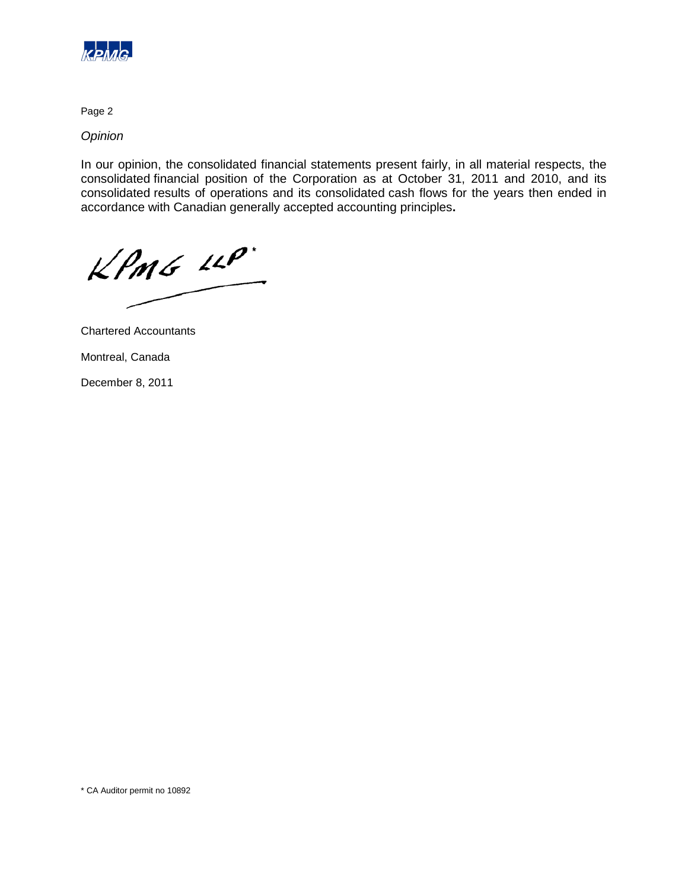*Opinion*

In our opinion, the consolidated financial statements present fairly, in all material respects, the consolidated financial position of the Corporation as at October 31, 2011 and 2010, and its consolidated results of operations and its consolidated cash flows for the years then ended in accordance with Canadian generally accepted accounting principles.

KPMG LLP*

Chartered Accountants

Montreal, Canada

December 8, 2011

* CA Auditor permit no 10892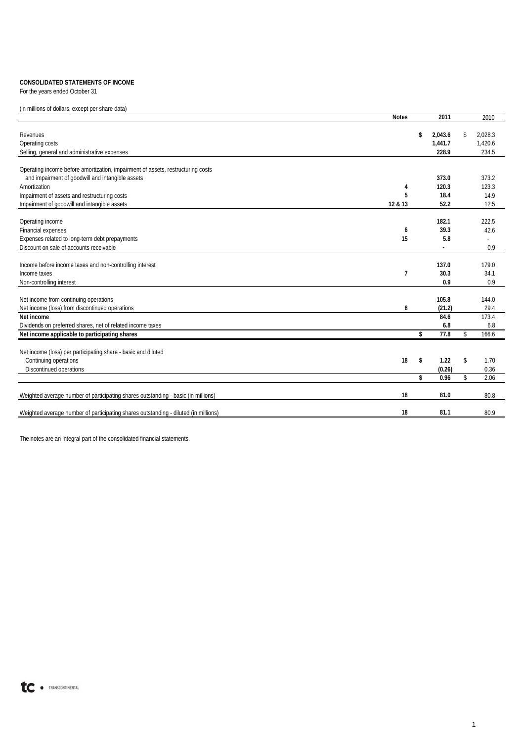**CONSOLIDATED STATEMENTS OF INCOME**
For the years ended October 31

(in millions of dollars, except per share data)

| | Notes | 2011 | 2010 |
|---|---|---|---|
| Revenues | | $ 2,043.6 | $ 2,028.3 |
| Operating costs | | 1,441.7 | 1,420.6 |
| Selling, general and administrative expenses | | 228.9 | 234.5 |
| Operating income before amortization, impairment of assets, restructuring costs and impairment of goodwill and intangible assets | | 373.0 | 373.2 |
| Amortization | 4 | 120.3 | 123.3 |
| Impairment of assets and restructuring costs | 5 | 18.4 | 14.9 |
| Impairment of goodwill and intangible assets | 12 & 13 | 52.2 | 12.5 |
| Operating income | | 182.1 | 222.5 |
| Financial expenses | 6 | 39.3 | 42.6 |
| Expenses related to long-term debt prepayments | 15 | 5.8 | - |
| Discount on sale of accounts receivable | | - | 0.9 |
| Income before income taxes and non-controlling interest | | 137.0 | 179.0 |
| Income taxes | 7 | 30.3 | 34.1 |
| Non-controlling interest | | 0.9 | 0.9 |
| Net income from continuing operations | | 105.8 | 144.0 |
| Net income (loss) from discontinued operations | 8 | (21.2) | 29.4 |
| **Net income** | | 84.6 | 173.4 |
| Dividends on preferred shares, net of related income taxes | | 6.8 | 6.8 |
| **Net income applicable to participating shares** | | $ 77.8 | $ 166.6 |
| Net income (loss) per participating share - basic and diluted | | | |
| Continuing operations | 18 | $ 1.22 | $ 1.70 |
| Discontinued operations | | (0.26) | 0.36 |
| | | $ 0.96 | $ 2.06 |
| Weighted average number of participating shares outstanding - basic (in millions) | 18 | 81.0 | 80.8 |
| Weighted average number of participating shares outstanding - diluted (in millions) | 18 | 81.1 | 80.9 |

The notes are an integral part of the consolidated financial statements.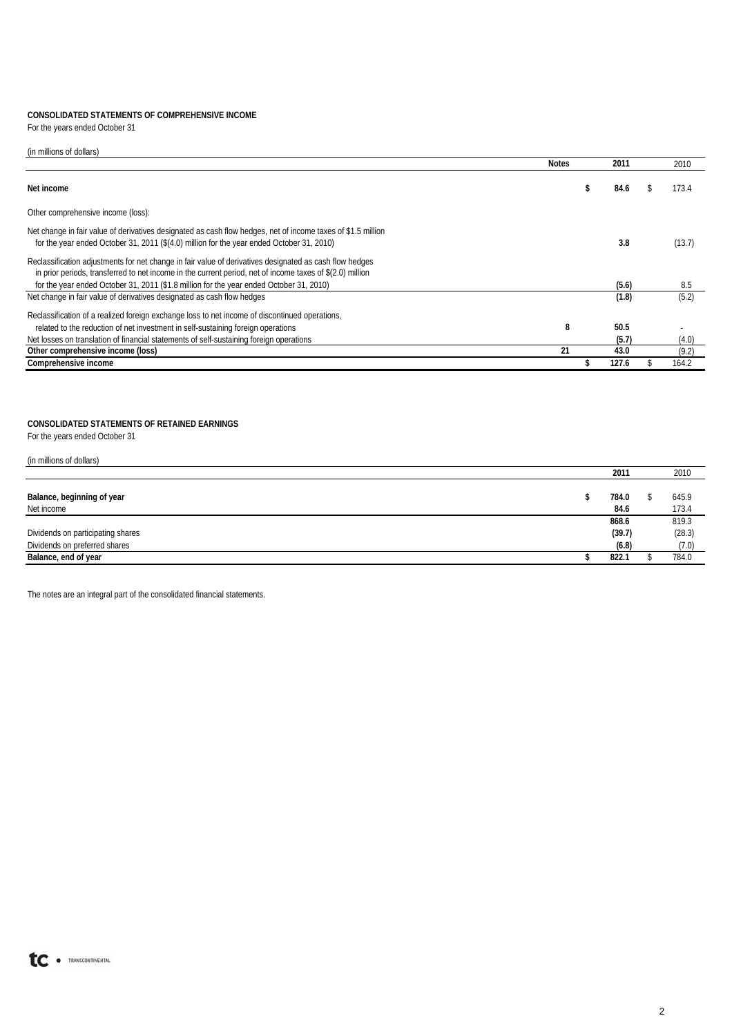**CONSOLIDATED STATEMENTS OF COMPREHENSIVE INCOME**
For the years ended October 31

(in millions of dollars)

| | Notes | 2011 | 2010 |
|---|---|---|---|
| **Net income** | | **$ 84.6** | $ 173.4 |
| Other comprehensive income (loss): | | | |
| Net change in fair value of derivatives designated as cash flow hedges, net of income taxes of $1.5 million for the year ended October 31, 2011 ($(4.0) million for the year ended October 31, 2010) | | **3.8** | (13.7) |
| Reclassification adjustments for net change in fair value of derivatives designated as cash flow hedges in prior periods, transferred to net income in the current period, net of income taxes of $(2.0) million for the year ended October 31, 2011 ($1.8 million for the year ended October 31, 2010) | | **(5.6)** | 8.5 |
| Net change in fair value of derivatives designated as cash flow hedges | | **(1.8)** | (5.2) |
| Reclassification of a realized foreign exchange loss to net income of discontinued operations, related to the reduction of net investment in self-sustaining foreign operations | 8 | **50.5** | - |
| Net losses on translation of financial statements of self-sustaining foreign operations | | **(5.7)** | (4.0) |
| **Other comprehensive income (loss)** | 21 | **43.0** | (9.2) |
| **Comprehensive income** | | **$ 127.6** | $ 164.2 |

**CONSOLIDATED STATEMENTS OF RETAINED EARNINGS**
For the years ended October 31

(in millions of dollars)

| | 2011 | 2010 |
|---|---|---|
| **Balance, beginning of year** | **$ 784.0** | $ 645.9 |
| Net income | **84.6** | 173.4 |
| | **868.6** | 819.3 |
| Dividends on participating shares | **(39.7)** | (28.3) |
| Dividends on preferred shares | **(6.8)** | (7.0) |
| **Balance, end of year** | **$ 822.1** | $ 784.0 |

The notes are an integral part of the consolidated financial statements.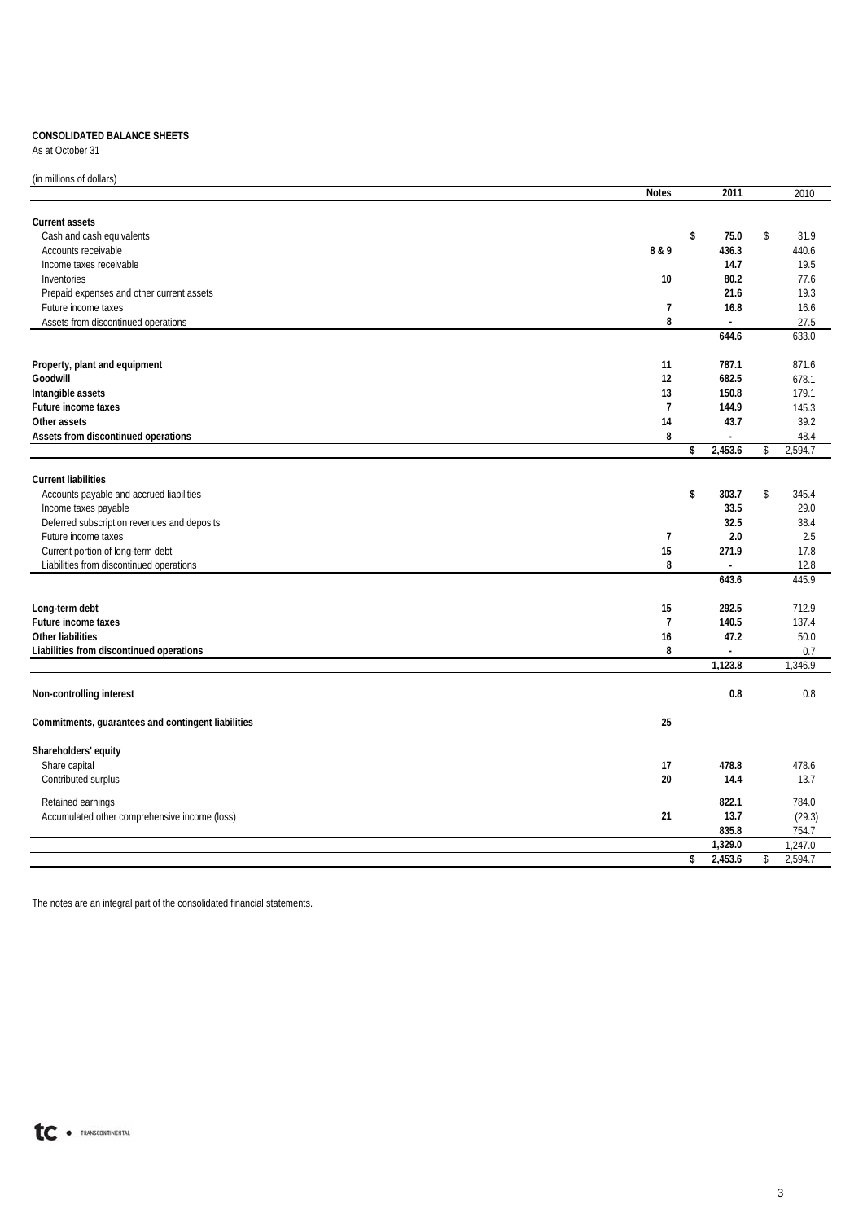**CONSOLIDATED BALANCE SHEETS**
As at October 31

(in millions of dollars)

| | Notes | 2011 | 2010 |
|---|---|---|---|
| **Current assets** | | | |
| Cash and cash equivalents | | $ 75.0 | $ 31.9 |
| Accounts receivable | 8 & 9 | 436.3 | 440.6 |
| Income taxes receivable | | 14.7 | 19.5 |
| Inventories | 10 | 80.2 | 77.6 |
| Prepaid expenses and other current assets | | 21.6 | 19.3 |
| Future income taxes | 7 | 16.8 | 16.6 |
| Assets from discontinued operations | 8 | - | 27.5 |
| | | 644.6 | 633.0 |
| **Property, plant and equipment** | 11 | 787.1 | 871.6 |
| **Goodwill** | 12 | 682.5 | 678.1 |
| **Intangible assets** | 13 | 150.8 | 179.1 |
| **Future income taxes** | 7 | 144.9 | 145.3 |
| **Other assets** | 14 | 43.7 | 39.2 |
| **Assets from discontinued operations** | 8 | - | 48.4 |
| | | $ 2,453.6 | $ 2,594.7 |
| **Current liabilities** | | | |
| Accounts payable and accrued liabilities | | $ 303.7 | $ 345.4 |
| Income taxes payable | | 33.5 | 29.0 |
| Deferred subscription revenues and deposits | | 32.5 | 38.4 |
| Future income taxes | 7 | 2.0 | 2.5 |
| Current portion of long-term debt | 15 | 271.9 | 17.8 |
| Liabilities from discontinued operations | 8 | - | 12.8 |
| | | 643.6 | 445.9 |
| **Long-term debt** | 15 | 292.5 | 712.9 |
| **Future income taxes** | 7 | 140.5 | 137.4 |
| **Other liabilities** | 16 | 47.2 | 50.0 |
| **Liabilities from discontinued operations** | 8 | - | 0.7 |
| | | 1,123.8 | 1,346.9 |
| **Non-controlling interest** | | 0.8 | 0.8 |
| **Commitments, guarantees and contingent liabilities** | 25 | | |
| **Shareholders' equity** | | | |
| Share capital | 17 | 478.8 | 478.6 |
| Contributed surplus | 20 | 14.4 | 13.7 |
| Retained earnings | | 822.1 | 784.0 |
| Accumulated other comprehensive income (loss) | 21 | 13.7 | (29.3) |
| | | 835.8 | 754.7 |
| | | 1,329.0 | 1,247.0 |
| | | $ 2,453.6 | $ 2,594.7 |

The notes are an integral part of the consolidated financial statements.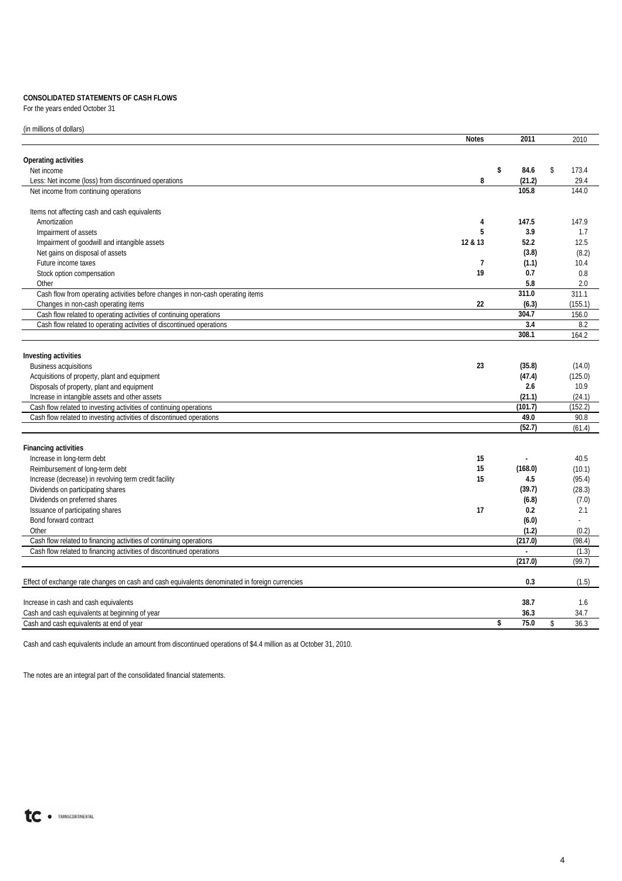**CONSOLIDATED STATEMENTS OF CASH FLOWS**
For the years ended October 31

(in millions of dollars)

| | Notes | 2011 | 2010 |
|---|---|---|---|
| **Operating activities** | | | |
| Net income | | $ 84.6 | $ 173.4 |
| Less: Net income (loss) from discontinued operations | 8 | (21.2) | 29.4 |
| Net income from continuing operations | | 105.8 | 144.0 |
| Items not affecting cash and cash equivalents | | | |
| Amortization | 4 | 147.5 | 147.9 |
| Impairment of assets | 5 | 3.9 | 1.7 |
| Impairment of goodwill and intangible assets | 12 & 13 | 52.2 | 12.5 |
| Net gains on disposal of assets | | (3.8) | (8.2) |
| Future income taxes | 7 | (1.1) | 10.4 |
| Stock option compensation | 19 | 0.7 | 0.8 |
| Other | | 5.8 | 2.0 |
| Cash flow from operating activities before changes in non-cash operating items | | 311.0 | 311.1 |
| Changes in non-cash operating items | 22 | (6.3) | (155.1) |
| Cash flow related to operating activities of continuing operations | | 304.7 | 156.0 |
| Cash flow related to operating activities of discontinued operations | | 3.4 | 8.2 |
| | | 308.1 | 164.2 |
| **Investing activities** | | | |
| Business acquisitions | 23 | (35.8) | (14.0) |
| Acquisitions of property, plant and equipment | | (47.4) | (125.0) |
| Disposals of property, plant and equipment | | 2.6 | 10.9 |
| Increase in intangible assets and other assets | | (21.1) | (24.1) |
| Cash flow related to investing activities of continuing operations | | (101.7) | (152.2) |
| Cash flow related to investing activities of discontinued operations | | 49.0 | 90.8 |
| | | (52.7) | (61.4) |
| **Financing activities** | | | |
| Increase in long-term debt | 15 | - | 40.5 |
| Reimbursement of long-term debt | 15 | (168.0) | (10.1) |
| Increase (decrease) in revolving term credit facility | 15 | 4.5 | (95.4) |
| Dividends on participating shares | | (39.7) | (28.3) |
| Dividends on preferred shares | | (6.8) | (7.0) |
| Issuance of participating shares | 17 | 0.2 | 2.1 |
| Bond forward contract | | (6.0) | - |
| Other | | (1.2) | (0.2) |
| Cash flow related to financing activities of continuing operations | | (217.0) | (98.4) |
| Cash flow related to financing activities of discontinued operations | | - | (1.3) |
| | | (217.0) | (99.7) |
| Effect of exchange rate changes on cash and cash equivalents denominated in foreign currencies | | 0.3 | (1.5) |
| Increase in cash and cash equivalents | | 38.7 | 1.6 |
| Cash and cash equivalents at beginning of year | | 36.3 | 34.7 |
| Cash and cash equivalents at end of year | | $ 75.0 | $ 36.3 |

Cash and cash equivalents include an amount from discontinued operations of $4.4 million as at October 31, 2010.

The notes are an integral part of the consolidated financial statements.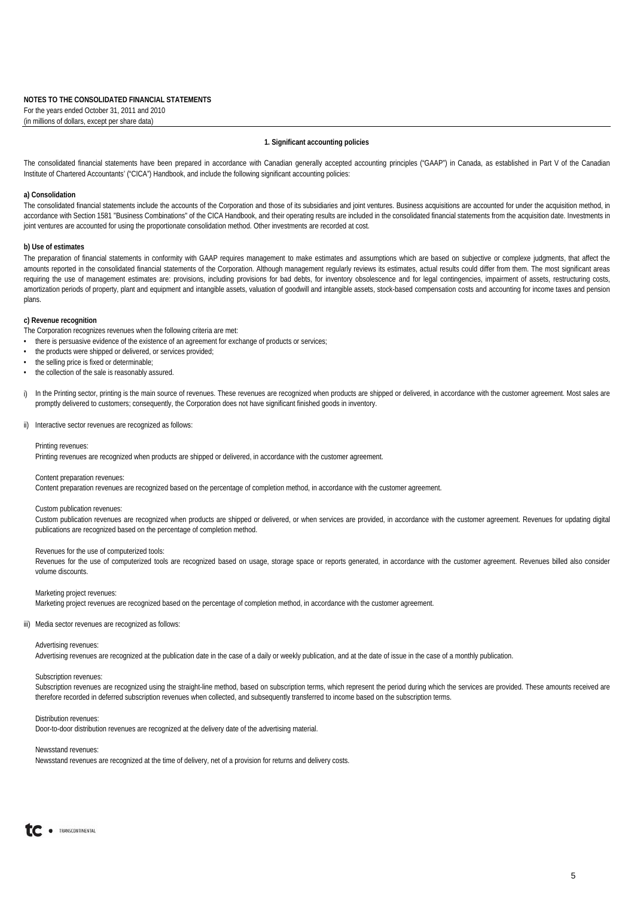**NOTES TO THE CONSOLIDATED FINANCIAL STATEMENTS**
For the years ended October 31, 2011 and 2010
(in millions of dollars, except per share data)

## 1. Significant accounting policies

The consolidated financial statements have been prepared in accordance with Canadian generally accepted accounting principles ("GAAP") in Canada, as established in Part V of the Canadian Institute of Chartered Accountants' ("CICA") Handbook, and include the following significant accounting policies:

**a) Consolidation**

The consolidated financial statements include the accounts of the Corporation and those of its subsidiaries and joint ventures. Business acquisitions are accounted for under the acquisition method, in accordance with Section 1581 "Business Combinations" of the CICA Handbook, and their operating results are included in the consolidated financial statements from the acquisition date. Investments in joint ventures are accounted for using the proportionate consolidation method. Other investments are recorded at cost.

**b) Use of estimates**

The preparation of financial statements in conformity with GAAP requires management to make estimates and assumptions which are based on subjective or complexe judgments, that affect the amounts reported in the consolidated financial statements of the Corporation. Although management regularly reviews its estimates, actual results could differ from them. The most significant areas requiring the use of management estimates are: provisions, including provisions for bad debts, for inventory obsolescence and for legal contingencies, impairment of assets, restructuring costs, amortization periods of property, plant and equipment and intangible assets, valuation of goodwill and intangible assets, stock-based compensation costs and accounting for income taxes and pension plans.

**c) Revenue recognition**

The Corporation recognizes revenues when the following criteria are met:

- there is persuasive evidence of the existence of an agreement for exchange of products or services;
- the products were shipped or delivered, or services provided;
- the selling price is fixed or determinable;
- the collection of the sale is reasonably assured.

i) In the Printing sector, printing is the main source of revenues. These revenues are recognized when products are shipped or delivered, in accordance with the customer agreement. Most sales are promptly delivered to customers; consequently, the Corporation does not have significant finished goods in inventory.

ii) Interactive sector revenues are recognized as follows:

Printing revenues:
Printing revenues are recognized when products are shipped or delivered, in accordance with the customer agreement.

Content preparation revenues:
Content preparation revenues are recognized based on the percentage of completion method, in accordance with the customer agreement.

Custom publication revenues:
Custom publication revenues are recognized when products are shipped or delivered, or when services are provided, in accordance with the customer agreement. Revenues for updating digital publications are recognized based on the percentage of completion method.

Revenues for the use of computerized tools:
Revenues for the use of computerized tools are recognized based on usage, storage space or reports generated, in accordance with the customer agreement. Revenues billed also consider volume discounts.

Marketing project revenues:
Marketing project revenues are recognized based on the percentage of completion method, in accordance with the customer agreement.

iii) Media sector revenues are recognized as follows:

Advertising revenues:
Advertising revenues are recognized at the publication date in the case of a daily or weekly publication, and at the date of issue in the case of a monthly publication.

Subscription revenues:
Subscription revenues are recognized using the straight-line method, based on subscription terms, which represent the period during which the services are provided. These amounts received are therefore recorded in deferred subscription revenues when collected, and subsequently transferred to income based on the subscription terms.

Distribution revenues:
Door-to-door distribution revenues are recognized at the delivery date of the advertising material.

Newsstand revenues:
Newsstand revenues are recognized at the time of delivery, net of a provision for returns and delivery costs.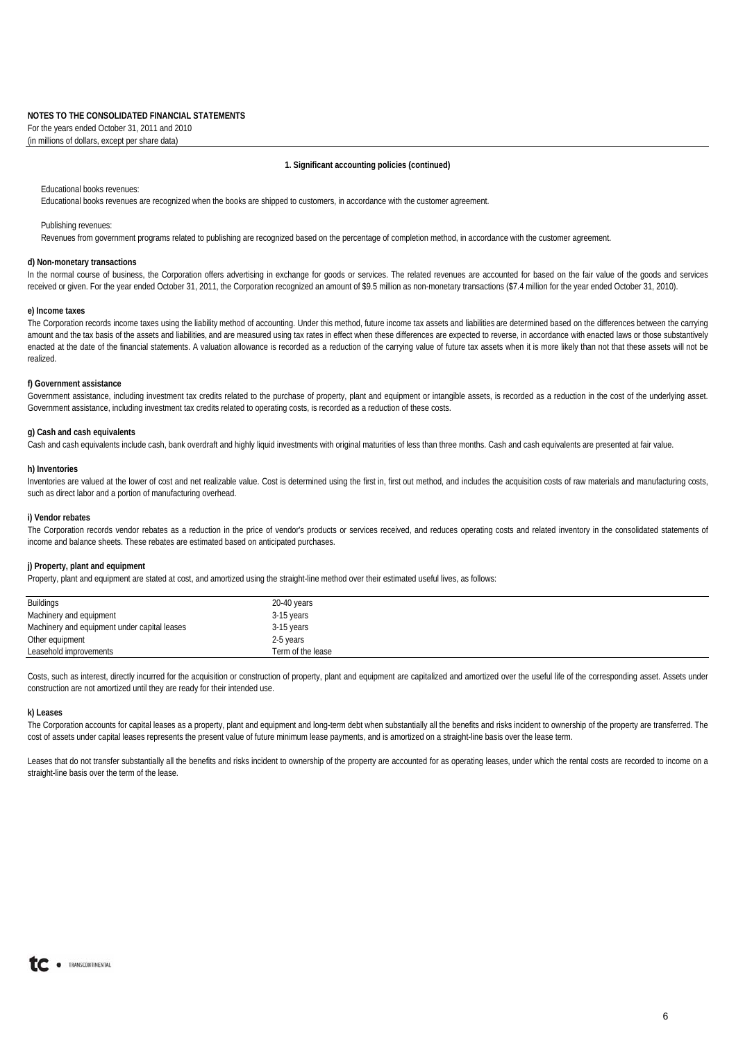**NOTES TO THE CONSOLIDATED FINANCIAL STATEMENTS**
For the years ended October 31, 2011 and 2010
(in millions of dollars, except per share data)

**1. Significant accounting policies (continued)**

Educational books revenues:
Educational books revenues are recognized when the books are shipped to customers, in accordance with the customer agreement.

Publishing revenues:
Revenues from government programs related to publishing are recognized based on the percentage of completion method, in accordance with the customer agreement.

**d) Non-monetary transactions**
In the normal course of business, the Corporation offers advertising in exchange for goods or services. The related revenues are accounted for based on the fair value of the goods and services received or given. For the year ended October 31, 2011, the Corporation recognized an amount of $9.5 million as non-monetary transactions ($7.4 million for the year ended October 31, 2010).

**e) Income taxes**
The Corporation records income taxes using the liability method of accounting. Under this method, future income tax assets and liabilities are determined based on the differences between the carrying amount and the tax basis of the assets and liabilities, and are measured using tax rates in effect when these differences are expected to reverse, in accordance with enacted laws or those substantively enacted at the date of the financial statements. A valuation allowance is recorded as a reduction of the carrying value of future tax assets when it is more likely than not that these assets will not be realized.

**f) Government assistance**
Government assistance, including investment tax credits related to the purchase of property, plant and equipment or intangible assets, is recorded as a reduction in the cost of the underlying asset. Government assistance, including investment tax credits related to operating costs, is recorded as a reduction of these costs.

**g) Cash and cash equivalents**
Cash and cash equivalents include cash, bank overdraft and highly liquid investments with original maturities of less than three months. Cash and cash equivalents are presented at fair value.

**h) Inventories**
Inventories are valued at the lower of cost and net realizable value. Cost is determined using the first in, first out method, and includes the acquisition costs of raw materials and manufacturing costs, such as direct labor and a portion of manufacturing overhead.

**i) Vendor rebates**
The Corporation records vendor rebates as a reduction in the price of vendor's products or services received, and reduces operating costs and related inventory in the consolidated statements of income and balance sheets. These rebates are estimated based on anticipated purchases.

**j) Property, plant and equipment**
Property, plant and equipment are stated at cost, and amortized using the straight-line method over their estimated useful lives, as follows:

| | |
|---|---|
| Buildings | 20-40 years |
| Machinery and equipment | 3-15 years |
| Machinery and equipment under capital leases | 3-15 years |
| Other equipment | 2-5 years |
| Leasehold improvements | Term of the lease |

Costs, such as interest, directly incurred for the acquisition or construction of property, plant and equipment are capitalized and amortized over the useful life of the corresponding asset. Assets under construction are not amortized until they are ready for their intended use.

**k) Leases**
The Corporation accounts for capital leases as a property, plant and equipment and long-term debt when substantially all the benefits and risks incident to ownership of the property are transferred. The cost of assets under capital leases represents the present value of future minimum lease payments, and is amortized on a straight-line basis over the lease term.

Leases that do not transfer substantially all the benefits and risks incident to ownership of the property are accounted for as operating leases, under which the rental costs are recorded to income on a straight-line basis over the term of the lease.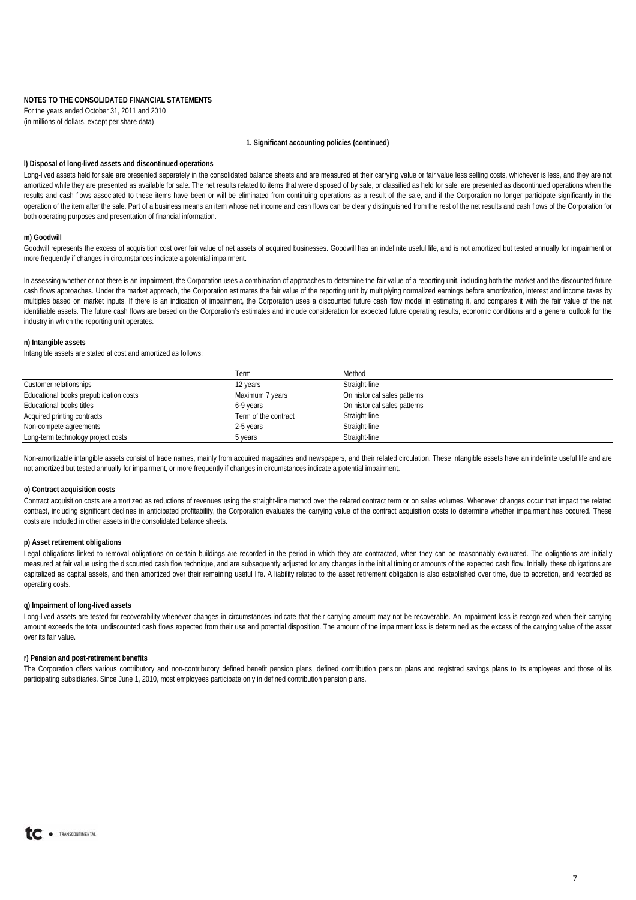**NOTES TO THE CONSOLIDATED FINANCIAL STATEMENTS**
For the years ended October 31, 2011 and 2010
(in millions of dollars, except per share data)

**1. Significant accounting policies (continued)**

**l) Disposal of long-lived assets and discontinued operations**

Long-lived assets held for sale are presented separately in the consolidated balance sheets and are measured at their carrying value or fair value less selling costs, whichever is less, and they are not amortized while they are presented as available for sale. The net results related to items that were disposed of by sale, or classified as held for sale, are presented as discontinued operations when the results and cash flows associated to these items have been or will be eliminated from continuing operations as a result of the sale, and if the Corporation no longer participate significantly in the operation of the item after the sale. Part of a business means an item whose net income and cash flows can be clearly distinguished from the rest of the net results and cash flows of the Corporation for both operating purposes and presentation of financial information.

**m) Goodwill**

Goodwill represents the excess of acquisition cost over fair value of net assets of acquired businesses. Goodwill has an indefinite useful life, and is not amortized but tested annually for impairment or more frequently if changes in circumstances indicate a potential impairment.

In assessing whether or not there is an impairment, the Corporation uses a combination of approaches to determine the fair value of a reporting unit, including both the market and the discounted future cash flows approaches. Under the market approach, the Corporation estimates the fair value of the reporting unit by multiplying normalized earnings before amortization, interest and income taxes by multiples based on market inputs. If there is an indication of impairment, the Corporation uses a discounted future cash flow model in estimating it, and compares it with the fair value of the net identifiable assets. The future cash flows are based on the Corporation's estimates and include consideration for expected future operating results, economic conditions and a general outlook for the industry in which the reporting unit operates.

**n) Intangible assets**

Intangible assets are stated at cost and amortized as follows:

| | Term | Method |
|---|---|---|
| Customer relationships | 12 years | Straight-line |
| Educational books prepublication costs | Maximum 7 years | On historical sales patterns |
| Educational books titles | 6-9 years | On historical sales patterns |
| Acquired printing contracts | Term of the contract | Straight-line |
| Non-compete agreements | 2-5 years | Straight-line |
| Long-term technology project costs | 5 years | Straight-line |

Non-amortizable intangible assets consist of trade names, mainly from acquired magazines and newspapers, and their related circulation. These intangible assets have an indefinite useful life and are not amortized but tested annually for impairment, or more frequently if changes in circumstances indicate a potential impairment.

**o) Contract acquisition costs**

Contract acquisition costs are amortized as reductions of revenues using the straight-line method over the related contract term or on sales volumes. Whenever changes occur that impact the related contract, including significant declines in anticipated profitability, the Corporation evaluates the carrying value of the contract acquisition costs to determine whether impairment has occured. These costs are included in other assets in the consolidated balance sheets.

**p) Asset retirement obligations**

Legal obligations linked to removal obligations on certain buildings are recorded in the period in which they are contracted, when they can be reasonnably evaluated. The obligations are initially measured at fair value using the discounted cash flow technique, and are subsequently adjusted for any changes in the initial timing or amounts of the expected cash flow. Initially, these obligations are capitalized as capital assets, and then amortized over their remaining useful life. A liability related to the asset retirement obligation is also established over time, due to accretion, and recorded as operating costs.

**q) Impairment of long-lived assets**

Long-lived assets are tested for recoverability whenever changes in circumstances indicate that their carrying amount may not be recoverable. An impairment loss is recognized when their carrying amount exceeds the total undiscounted cash flows expected from their use and potential disposition. The amount of the impairment loss is determined as the excess of the carrying value of the asset over its fair value.

**r) Pension and post-retirement benefits**

The Corporation offers various contributory and non-contributory defined benefit pension plans, defined contribution pension plans and registred savings plans to its employees and those of its participating subsidiaries. Since June 1, 2010, most employees participate only in defined contribution pension plans.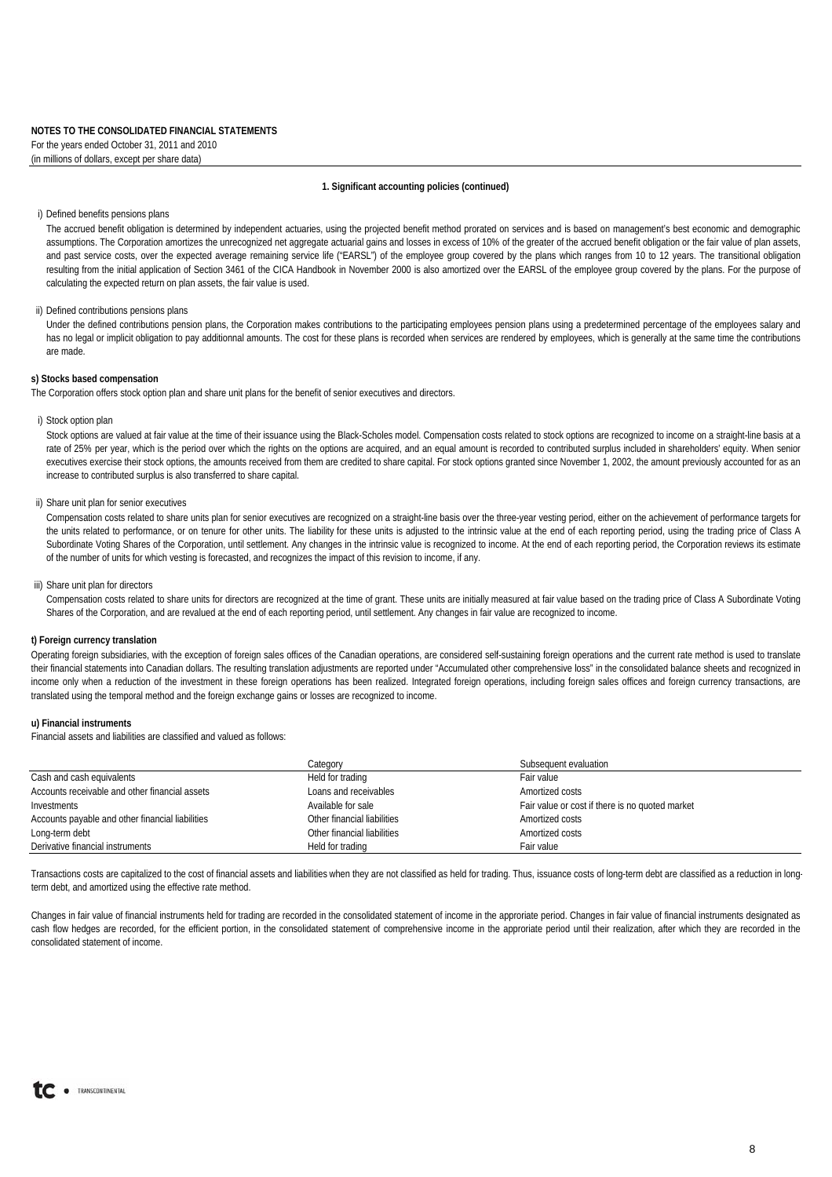**NOTES TO THE CONSOLIDATED FINANCIAL STATEMENTS**
For the years ended October 31, 2011 and 2010
(in millions of dollars, except per share data)

**1. Significant accounting policies (continued)**

i) Defined benefits pensions plans

The accrued benefit obligation is determined by independent actuaries, using the projected benefit method prorated on services and is based on management's best economic and demographic assumptions. The Corporation amortizes the unrecognized net aggregate actuarial gains and losses in excess of 10% of the greater of the accrued benefit obligation or the fair value of plan assets, and past service costs, over the expected average remaining service life ("EARSL") of the employee group covered by the plans which ranges from 10 to 12 years. The transitional obligation resulting from the initial application of Section 3461 of the CICA Handbook in November 2000 is also amortized over the EARSL of the employee group covered by the plans. For the purpose of calculating the expected return on plan assets, the fair value is used.

ii) Defined contributions pensions plans

Under the defined contributions pension plans, the Corporation makes contributions to the participating employees pension plans using a predetermined percentage of the employees salary and has no legal or implicit obligation to pay additionnal amounts. The cost for these plans is recorded when services are rendered by employees, which is generally at the same time the contributions are made.

**s) Stocks based compensation**

The Corporation offers stock option plan and share unit plans for the benefit of senior executives and directors.

i) Stock option plan

Stock options are valued at fair value at the time of their issuance using the Black-Scholes model. Compensation costs related to stock options are recognized to income on a straight-line basis at a rate of 25% per year, which is the period over which the rights on the options are acquired, and an equal amount is recorded to contributed surplus included in shareholders' equity. When senior executives exercise their stock options, the amounts received from them are credited to share capital. For stock options granted since November 1, 2002, the amount previously accounted for as an increase to contributed surplus is also transferred to share capital.

ii) Share unit plan for senior executives

Compensation costs related to share units plan for senior executives are recognized on a straight-line basis over the three-year vesting period, either on the achievement of performance targets for the units related to performance, or on tenure for other units. The liability for these units is adjusted to the intrinsic value at the end of each reporting period, using the trading price of Class A Subordinate Voting Shares of the Corporation, until settlement. Any changes in the intrinsic value is recognized to income. At the end of each reporting period, the Corporation reviews its estimate of the number of units for which vesting is forecasted, and recognizes the impact of this revision to income, if any.

iii) Share unit plan for directors

Compensation costs related to share units for directors are recognized at the time of grant. These units are initially measured at fair value based on the trading price of Class A Subordinate Voting Shares of the Corporation, and are revalued at the end of each reporting period, until settlement. Any changes in fair value are recognized to income.

**t) Foreign currency translation**

Operating foreign subsidiaries, with the exception of foreign sales offices of the Canadian operations, are considered self-sustaining foreign operations and the current rate method is used to translate their financial statements into Canadian dollars. The resulting translation adjustments are reported under "Accumulated other comprehensive loss" in the consolidated balance sheets and recognized in income only when a reduction of the investment in these foreign operations has been realized. Integrated foreign operations, including foreign sales offices and foreign currency transactions, are translated using the temporal method and the foreign exchange gains or losses are recognized to income.

**u) Financial instruments**

Financial assets and liabilities are classified and valued as follows:

| | Category | Subsequent evaluation |
|---|---|---|
| Cash and cash equivalents | Held for trading | Fair value |
| Accounts receivable and other financial assets | Loans and receivables | Amortized costs |
| Investments | Available for sale | Fair value or cost if there is no quoted market |
| Accounts payable and other financial liabilities | Other financial liabilities | Amortized costs |
| Long-term debt | Other financial liabilities | Amortized costs |
| Derivative financial instruments | Held for trading | Fair value |

Transactions costs are capitalized to the cost of financial assets and liabilities when they are not classified as held for trading. Thus, issuance costs of long-term debt are classified as a reduction in long-term debt, and amortized using the effective rate method.

Changes in fair value of financial instruments held for trading are recorded in the consolidated statement of income in the approriate period. Changes in fair value of financial instruments designated as cash flow hedges are recorded, for the efficient portion, in the consolidated statement of comprehensive income in the appropriate period until their realization, after which they are recorded in the consolidated statement of income.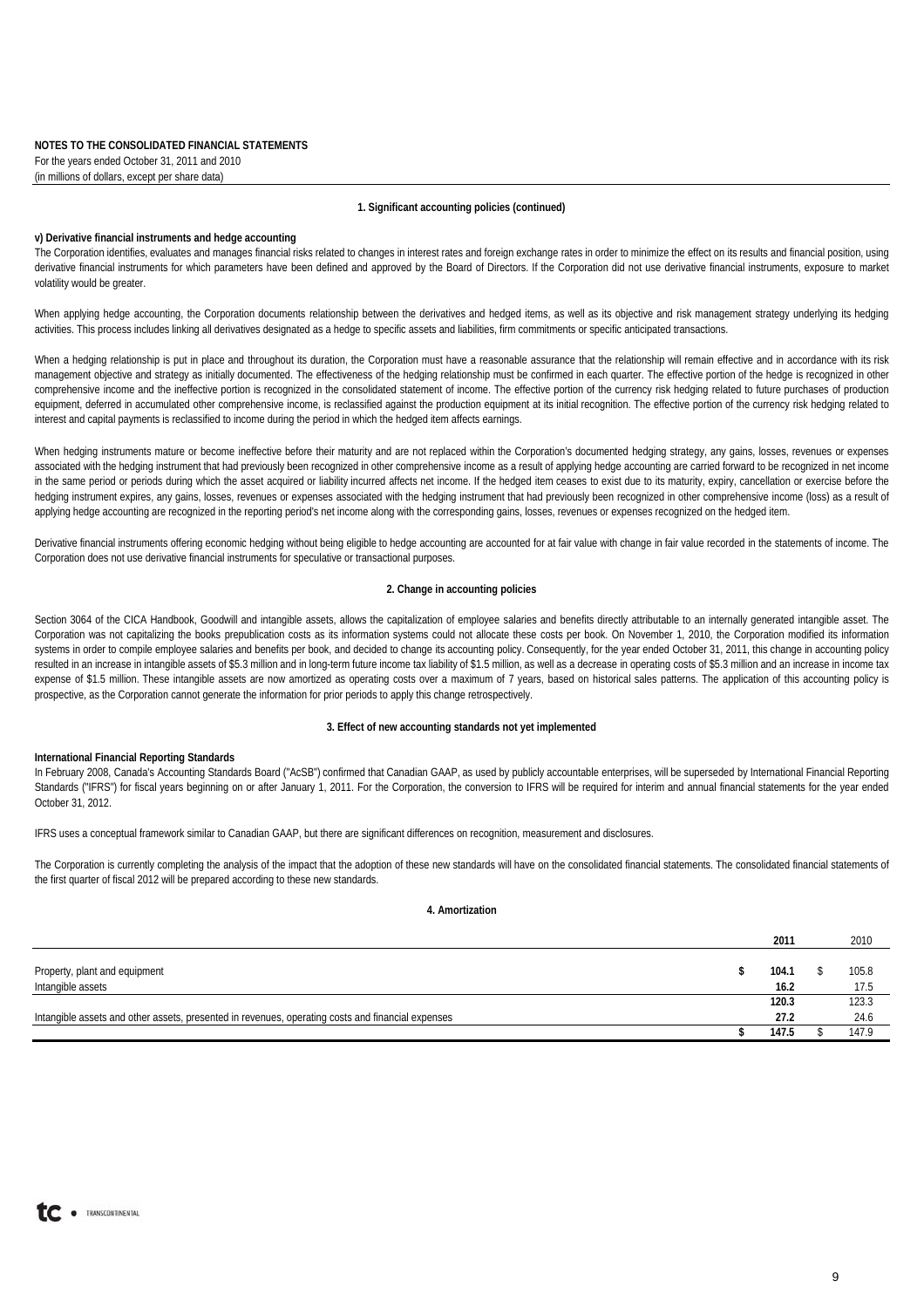**NOTES TO THE CONSOLIDATED FINANCIAL STATEMENTS**
For the years ended October 31, 2011 and 2010
(in millions of dollars, except per share data)

## 1. Significant accounting policies (continued)

**v) Derivative financial instruments and hedge accounting**
The Corporation identifies, evaluates and manages financial risks related to changes in interest rates and foreign exchange rates in order to minimize the effect on its results and financial position, using derivative financial instruments for which parameters have been defined and approved by the Board of Directors. If the Corporation did not use derivative financial instruments, exposure to market volatility would be greater.

When applying hedge accounting, the Corporation documents relationship between the derivatives and hedged items, as well as its objective and risk management strategy underlying its hedging activities. This process includes linking all derivatives designated as a hedge to specific assets and liabilities, firm commitments or specific anticipated transactions.

When a hedging relationship is put in place and throughout its duration, the Corporation must have a reasonable assurance that the relationship will remain effective and in accordance with its risk management objective and strategy as initially documented. The effectiveness of the hedging relationship must be confirmed in each quarter. The effective portion of the hedge is recognized in other comprehensive income and the ineffective portion is recognized in the consolidated statement of income. The effective portion of the currency risk hedging related to future purchases of production equipment, deferred in accumulated other comprehensive income, is reclassified against the production equipment at its initial recognition. The effective portion of the currency risk hedging related to interest and capital payments is reclassified to income during the period in which the hedged item affects earnings.

When hedging instruments mature or become ineffective before their maturity and are not replaced within the Corporation's documented hedging strategy, any gains, losses, revenues or expenses associated with the hedging instrument that had previously been recognized in other comprehensive income as a result of applying hedge accounting are carried forward to be recognized in net income in the same period or periods during which the asset acquired or liability incurred affects net income. If the hedged item ceases to exist due to its maturity, expiry, cancellation or exercise before the hedging instrument expires, any gains, losses, revenues or expenses associated with the hedging instrument that had previously been recognized in other comprehensive income (loss) as a result of applying hedge accounting are recognized in the reporting period's net income along with the corresponding gains, losses, revenues or expenses recognized on the hedged item.

Derivative financial instruments offering economic hedging without being eligible to hedge accounting are accounted for at fair value with change in fair value recorded in the statements of income. The Corporation does not use derivative financial instruments for speculative or transactional purposes.

## 2. Change in accounting policies

Section 3064 of the CICA Handbook, Goodwill and intangible assets, allows the capitalization of employee salaries and benefits directly attributable to an internally generated intangible asset. The Corporation was not capitalizing the books prepublication costs as its information systems could not allocate these costs per book. On November 1, 2010, the Corporation modified its information systems in order to compile employee salaries and benefits per book, and decided to change its accounting policy. Consequently, for the year ended October 31, 2011, this change in accounting policy resulted in an increase in intangible assets of $5.3 million and in long-term future income tax liability of $1.5 million, as well as a decrease in operating costs of $5.3 million and an increase in income tax expense of $1.5 million. These intangible assets are now amortized as operating costs over a maximum of 7 years, based on historical sales patterns. The application of this accounting policy is prospective, as the Corporation cannot generate the information for prior periods to apply this change retrospectively.

## 3. Effect of new accounting standards not yet implemented

**International Financial Reporting Standards**
In February 2008, Canada's Accounting Standards Board ("AcSB") confirmed that Canadian GAAP, as used by publicly accountable enterprises, will be superseded by International Financial Reporting Standards ("IFRS") for fiscal years beginning on or after January 1, 2011. For the Corporation, the conversion to IFRS will be required for interim and annual financial statements for the year ended October 31, 2012.

IFRS uses a conceptual framework similar to Canadian GAAP, but there are significant differences on recognition, measurement and disclosures.

The Corporation is currently completing the analysis of the impact that the adoption of these new standards will have on the consolidated financial statements. The consolidated financial statements of the first quarter of fiscal 2012 will be prepared according to these new standards.

## 4. Amortization

| | | **2011** | | 2010 |
|---|---|---|---|---|
| Property, plant and equipment | **$** | **104.1** | $ | 105.8 |
| Intangible assets | | **16.2** | | 17.5 |
| | | **120.3** | | 123.3 |
| Intangible assets and other assets, presented in revenues, operating costs and financial expenses | | **27.2** | | 24.6 |
| | **$** | **147.5** | $ | 147.9 |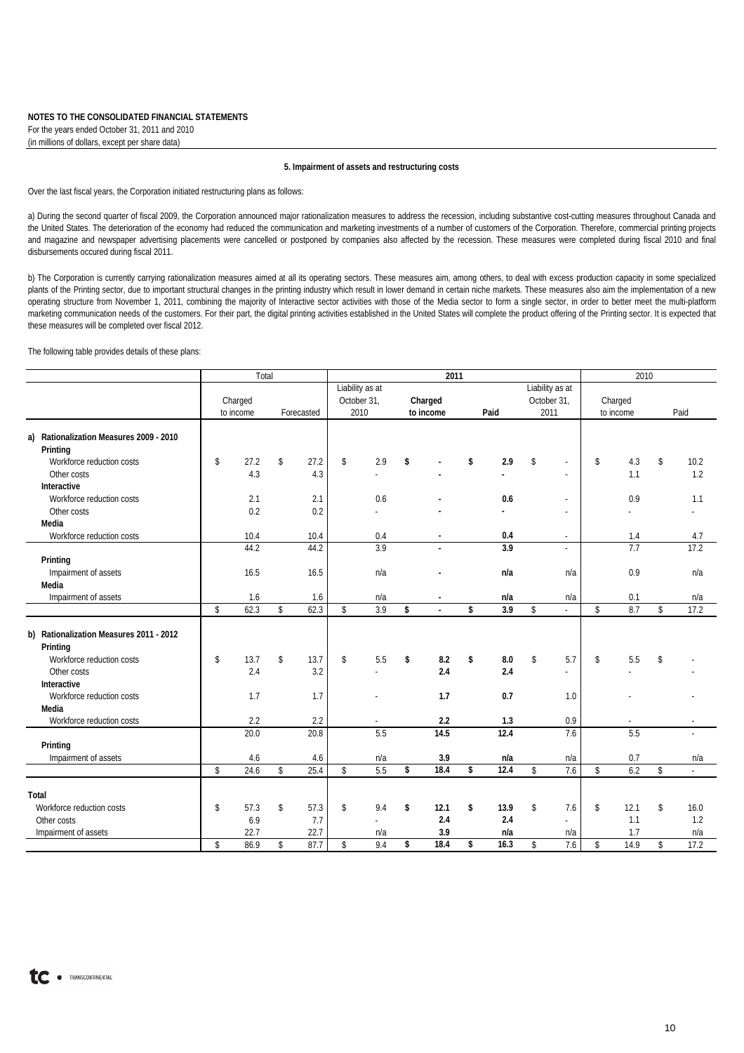**NOTES TO THE CONSOLIDATED FINANCIAL STATEMENTS**
For the years ended October 31, 2011 and 2010
(in millions of dollars, except per share data)

## 5. Impairment of assets and restructuring costs

Over the last fiscal years, the Corporation initiated restructuring plans as follows:

a) During the second quarter of fiscal 2009, the Corporation announced major rationalization measures to address the recession, including substantive cost-cutting measures throughout Canada and the United States. The deterioration of the economy had reduced the communication and marketing investments of a number of customers of the Corporation. Therefore, commercial printing projects and magazine and newspaper advertising placements were cancelled or postponed by companies also affected by the recession. These measures were completed during fiscal 2010 and final disbursements occured during fiscal 2011.

b) The Corporation is currently carrying rationalization measures aimed at all its operating sectors. These measures aim, among others, to deal with excess production capacity in some specialized plants of the Printing sector, due to important structural changes in the printing industry which result in lower demand in certain niche markets. These measures also aim the implementation of a new operating structure from November 1, 2011, combining the majority of Interactive sector activities with those of the Media sector to form a single sector, in order to better meet the multi-platform marketing communication needs of the customers. For their part, the digital printing activities established in the United States will complete the product offering of the Printing sector. It is expected that these measures will be completed over fiscal 2012.

The following table provides details of these plans:

| | Total | | 2011 | | | | 2010 | |
|---|---|---|---|---|---|---|---|---|
| | Charged to income | Forecasted | Liability as at October 31, 2010 | Charged to income | Paid | Liability as at October 31, 2011 | Charged to income | Paid |
| **a) Rationalization Measures 2009 - 2010** | | | | | | | | |
| **Printing** | | | | | | | | |
| Workforce reduction costs | $ 27.2 | $ 27.2 | $ 2.9 | **$ -** | **$ 2.9** | $ - | $ 4.3 | $ 10.2 |
| Other costs | 4.3 | 4.3 | - | **-** | **-** | - | 1.1 | 1.2 |
| **Interactive** | | | | | | | | |
| Workforce reduction costs | 2.1 | 2.1 | 0.6 | **-** | **0.6** | - | 0.9 | 1.1 |
| Other costs | 0.2 | 0.2 | - | **-** | **-** | - | - | - |
| **Media** | | | | | | | | |
| Workforce reduction costs | 10.4 | 10.4 | 0.4 | **-** | **0.4** | - | 1.4 | 4.7 |
| | 44.2 | 44.2 | 3.9 | **-** | **3.9** | - | 7.7 | 17.2 |
| **Printing** | | | | | | | | |
| Impairment of assets | 16.5 | 16.5 | n/a | **-** | **n/a** | n/a | 0.9 | n/a |
| **Media** | | | | | | | | |
| Impairment of assets | 1.6 | 1.6 | n/a | **-** | **n/a** | n/a | 0.1 | n/a |
| | $ 62.3 | $ 62.3 | $ 3.9 | **$ -** | **$ 3.9** | $ - | $ 8.7 | $ 17.2 |
| **b) Rationalization Measures 2011 - 2012** | | | | | | | | |
| **Printing** | | | | | | | | |
| Workforce reduction costs | $ 13.7 | $ 13.7 | $ 5.5 | **$ 8.2** | **$ 8.0** | $ 5.7 | $ 5.5 | $ - |
| Other costs | 2.4 | 3.2 | - | **2.4** | **2.4** | - | - | - |
| **Interactive** | | | | | | | | |
| Workforce reduction costs | 1.7 | 1.7 | - | **1.7** | **0.7** | 1.0 | - | - |
| **Media** | | | | | | | | |
| Workforce reduction costs | 2.2 | 2.2 | - | **2.2** | **1.3** | 0.9 | - | - |
| | 20.0 | 20.8 | 5.5 | **14.5** | **12.4** | 7.6 | 5.5 | - |
| **Printing** | | | | | | | | |
| Impairment of assets | 4.6 | 4.6 | n/a | **3.9** | **n/a** | n/a | 0.7 | n/a |
| | $ 24.6 | $ 25.4 | $ 5.5 | **$ 18.4** | **$ 12.4** | $ 7.6 | $ 6.2 | $ - |
| **Total** | | | | | | | | |
| Workforce reduction costs | $ 57.3 | $ 57.3 | $ 9.4 | **$ 12.1** | **$ 13.9** | $ 7.6 | $ 12.1 | $ 16.0 |
| Other costs | 6.9 | 7.7 | - | **2.4** | **2.4** | - | 1.1 | 1.2 |
| Impairment of assets | 22.7 | 22.7 | n/a | **3.9** | **n/a** | n/a | 1.7 | n/a |
| | $ 86.9 | $ 87.7 | $ 9.4 | **$ 18.4** | **$ 16.3** | $ 7.6 | $ 14.9 | $ 17.2 |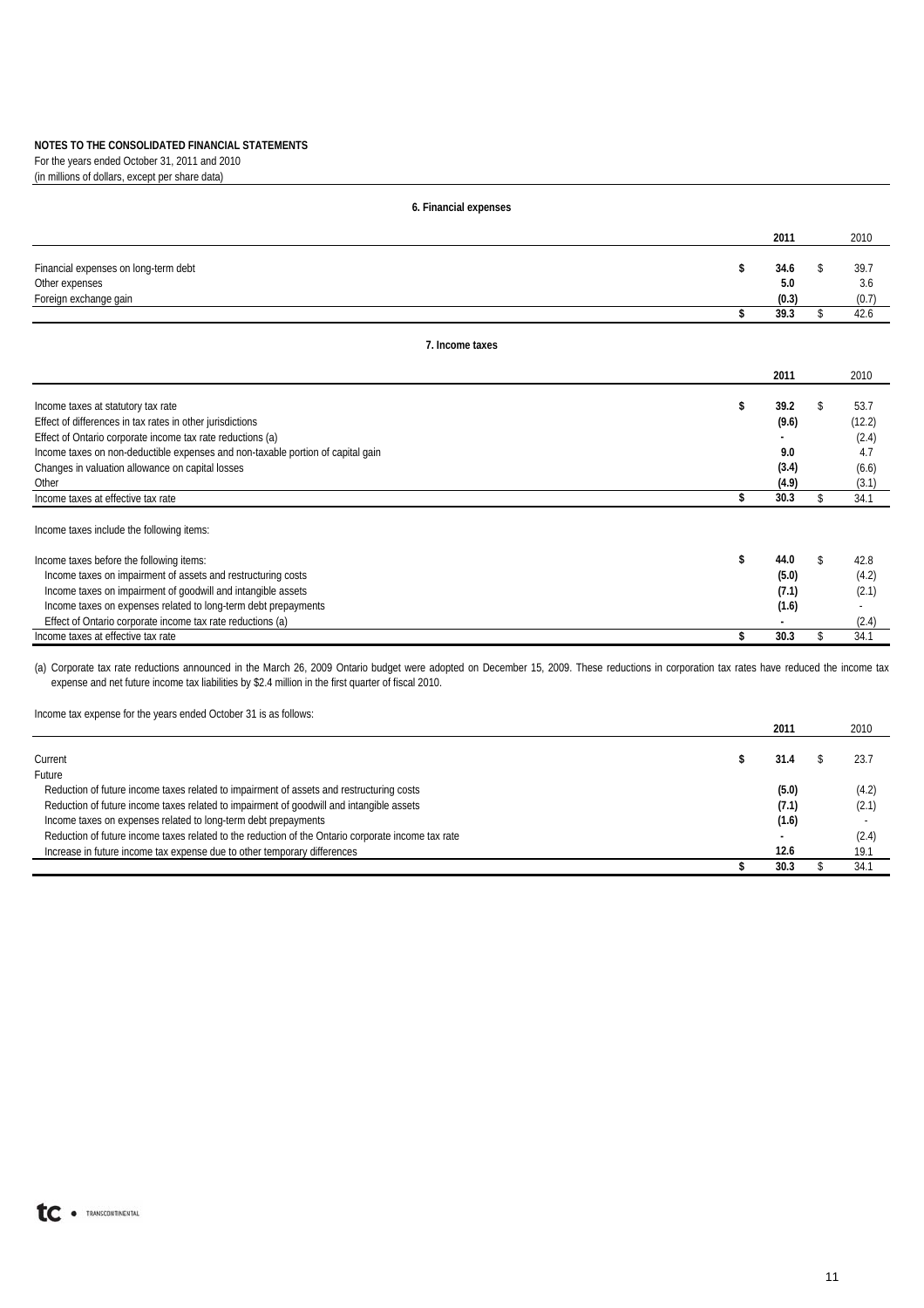**NOTES TO THE CONSOLIDATED FINANCIAL STATEMENTS**
For the years ended October 31, 2011 and 2010
(in millions of dollars, except per share data)

## 6. Financial expenses

| | 2011 | 2010 |
|---|---|---|
| Financial expenses on long-term debt | **$ 34.6** | $ 39.7 |
| Other expenses | **5.0** | 3.6 |
| Foreign exchange gain | **(0.3)** | (0.7) |
| | **$ 39.3** | $ 42.6 |

## 7. Income taxes

| | 2011 | 2010 |
|---|---|---|
| Income taxes at statutory tax rate | **$ 39.2** | $ 53.7 |
| Effect of differences in tax rates in other jurisdictions | **(9.6)** | (12.2) |
| Effect of Ontario corporate income tax rate reductions (a) | **-** | (2.4) |
| Income taxes on non-deductible expenses and non-taxable portion of capital gain | **9.0** | 4.7 |
| Changes in valuation allowance on capital losses | **(3.4)** | (6.6) |
| Other | **(4.9)** | (3.1) |
| Income taxes at effective tax rate | **$ 30.3** | $ 34.1 |

Income taxes include the following items:

| | 2011 | 2010 |
|---|---|---|
| Income taxes before the following items: | **$ 44.0** | $ 42.8 |
| Income taxes on impairment of assets and restructuring costs | **(5.0)** | (4.2) |
| Income taxes on impairment of goodwill and intangible assets | **(7.1)** | (2.1) |
| Income taxes on expenses related to long-term debt prepayments | **(1.6)** | - |
| Effect of Ontario corporate income tax rate reductions (a) | **-** | (2.4) |
| Income taxes at effective tax rate | **$ 30.3** | $ 34.1 |

(a) Corporate tax rate reductions announced in the March 26, 2009 Ontario budget were adopted on December 15, 2009. These reductions in corporation tax rates have reduced the income tax expense and net future income tax liabilities by $2.4 million in the first quarter of fiscal 2010.

Income tax expense for the years ended October 31 is as follows:

| | 2011 | 2010 |
|---|---|---|
| Current | **$ 31.4** | $ 23.7 |
| Future | | |
| Reduction of future income taxes related to impairment of assets and restructuring costs | **(5.0)** | (4.2) |
| Reduction of future income taxes related to impairment of goodwill and intangible assets | **(7.1)** | (2.1) |
| Income taxes on expenses related to long-term debt prepayments | **(1.6)** | - |
| Reduction of future income taxes related to the reduction of the Ontario corporate income tax rate | **-** | (2.4) |
| Increase in future income tax expense due to other temporary differences | **12.6** | 19.1 |
| | **$ 30.3** | $ 34.1 |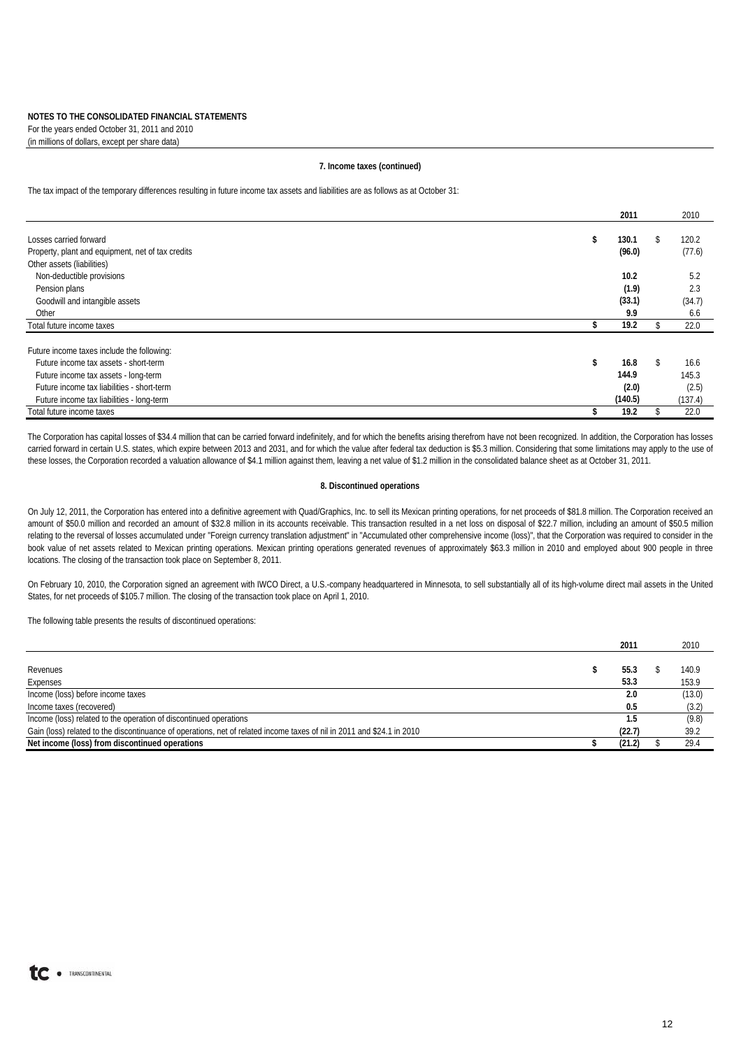**NOTES TO THE CONSOLIDATED FINANCIAL STATEMENTS**
For the years ended October 31, 2011 and 2010
(in millions of dollars, except per share data)

**7. Income taxes (continued)**

The tax impact of the temporary differences resulting in future income tax assets and liabilities are as follows as at October 31:

| | **2011** | 2010 |
|---|---|---|
| Losses carried forward | **$ 130.1** | $ 120.2 |
| Property, plant and equipment, net of tax credits | **(96.0)** | (77.6) |
| Other assets (liabilities) | | |
| Non-deductible provisions | **10.2** | 5.2 |
| Pension plans | **(1.9)** | 2.3 |
| Goodwill and intangible assets | **(33.1)** | (34.7) |
| Other | **9.9** | 6.6 |
| Total future income taxes | **$ 19.2** | $ 22.0 |
| | | |
| Future income taxes include the following: | | |
| Future income tax assets - short-term | **$ 16.8** | $ 16.6 |
| Future income tax assets - long-term | **144.9** | 145.3 |
| Future income tax liabilities - short-term | **(2.0)** | (2.5) |
| Future income tax liabilities - long-term | **(140.5)** | (137.4) |
| Total future income taxes | **$ 19.2** | $ 22.0 |

The Corporation has capital losses of $34.4 million that can be carried forward indefinitely, and for which the benefits arising therefrom have not been recognized. In addition, the Corporation has losses carried forward in certain U.S. states, which expire between 2013 and 2031, and for which the value after federal tax deduction is $5.3 million. Considering that some limitations may apply to the use of these losses, the Corporation recorded a valuation allowance of $4.1 million against them, leaving a net value of $1.2 million in the consolidated balance sheet as at October 31, 2011.

**8. Discontinued operations**

On July 12, 2011, the Corporation has entered into a definitive agreement with Quad/Graphics, Inc. to sell its Mexican printing operations, for net proceeds of $81.8 million. The Corporation received an amount of $50.0 million and recorded an amount of $32.8 million in its accounts receivable. This transaction resulted in a net loss on disposal of $22.7 million, including an amount of $50.5 million relating to the reversal of losses accumulated under "Foreign currency translation adjustment" in "Accumulated other comprehensive income (loss)", that the Corporation was required to consider in the book value of net assets related to Mexican printing operations. Mexican printing operations generated revenues of approximately $63.3 million in 2010 and employed about 900 people in three locations. The closing of the transaction took place on September 8, 2011.

On February 10, 2010, the Corporation signed an agreement with IWCO Direct, a U.S.-company headquartered in Minnesota, to sell substantially all of its high-volume direct mail assets in the United States, for net proceeds of $105.7 million. The closing of the transaction took place on April 1, 2010.

The following table presents the results of discontinued operations:

| | **2011** | 2010 |
|---|---|---|
| Revenues | **$ 55.3** | $ 140.9 |
| Expenses | **53.3** | 153.9 |
| Income (loss) before income taxes | **2.0** | (13.0) |
| Income taxes (recovered) | **0.5** | (3.2) |
| Income (loss) related to the operation of discontinued operations | **1.5** | (9.8) |
| Gain (loss) related to the discontinuance of operations, net of related income taxes of nil in 2011 and $24.1 in 2010 | **(22.7)** | 39.2 |
| **Net income (loss) from discontinued operations** | **$ (21.2)** | $ 29.4 |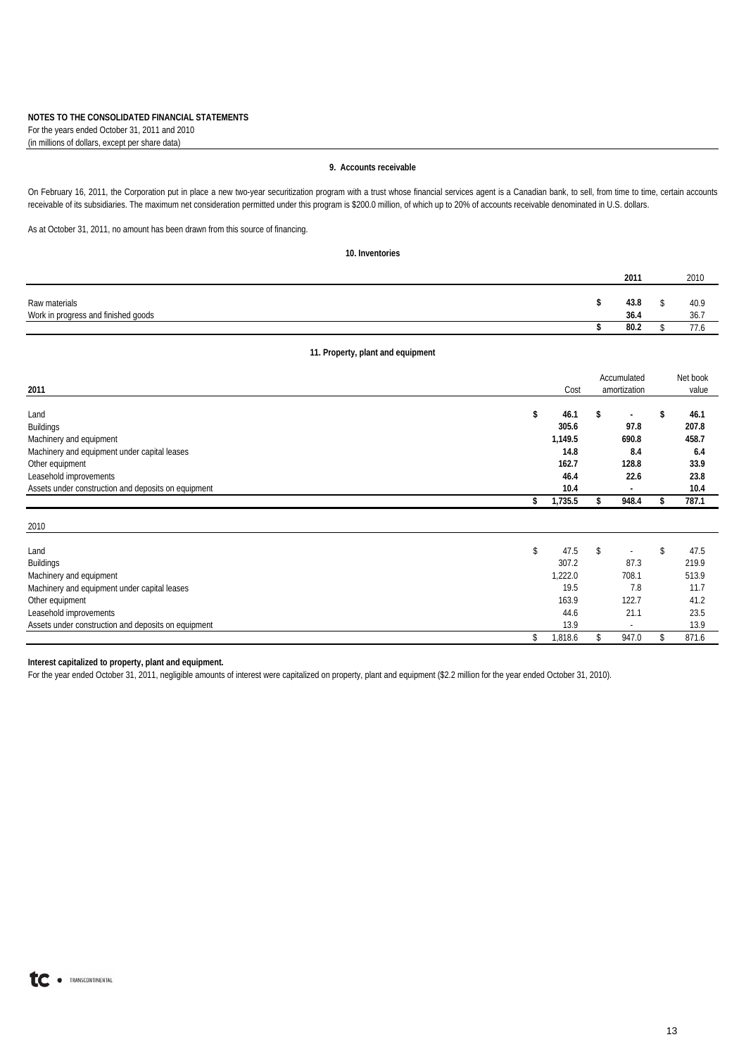**NOTES TO THE CONSOLIDATED FINANCIAL STATEMENTS**
For the years ended October 31, 2011 and 2010
(in millions of dollars, except per share data)

## 9. Accounts receivable

On February 16, 2011, the Corporation put in place a new two-year securitization program with a trust whose financial services agent is a Canadian bank, to sell, from time to time, certain accounts receivable of its subsidiaries. The maximum net consideration permitted under this program is $200.0 million, of which up to 20% of accounts receivable denominated in U.S. dollars.

As at October 31, 2011, no amount has been drawn from this source of financing.

## 10. Inventories

| | 2011 | 2010 |
|---|---|---|
| Raw materials | **$ 43.8** | $ 40.9 |
| Work in progress and finished goods | **36.4** | 36.7 |
| | **$ 80.2** | $ 77.6 |

## 11. Property, plant and equipment

| 2011 | Cost | Accumulated amortization | Net book value |
|---|---|---|---|
| Land | **$ 46.1** | **$ -** | **$ 46.1** |
| Buildings | **305.6** | **97.8** | **207.8** |
| Machinery and equipment | **1,149.5** | **690.8** | **458.7** |
| Machinery and equipment under capital leases | **14.8** | **8.4** | **6.4** |
| Other equipment | **162.7** | **128.8** | **33.9** |
| Leasehold improvements | **46.4** | **22.6** | **23.8** |
| Assets under construction and deposits on equipment | **10.4** | **-** | **10.4** |
| | **$ 1,735.5** | **$ 948.4** | **$ 787.1** |
| **2010** | | | |
| Land | $ 47.5 | $ - | $ 47.5 |
| Buildings | 307.2 | 87.3 | 219.9 |
| Machinery and equipment | 1,222.0 | 708.1 | 513.9 |
| Machinery and equipment under capital leases | 19.5 | 7.8 | 11.7 |
| Other equipment | 163.9 | 122.7 | 41.2 |
| Leasehold improvements | 44.6 | 21.1 | 23.5 |
| Assets under construction and deposits on equipment | 13.9 | - | 13.9 |
| | $ 1,818.6 | $ 947.0 | $ 871.6 |

**Interest capitalized to property, plant and equipment.**
For the year ended October 31, 2011, negligible amounts of interest were capitalized on property, plant and equipment ($2.2 million for the year ended October 31, 2010).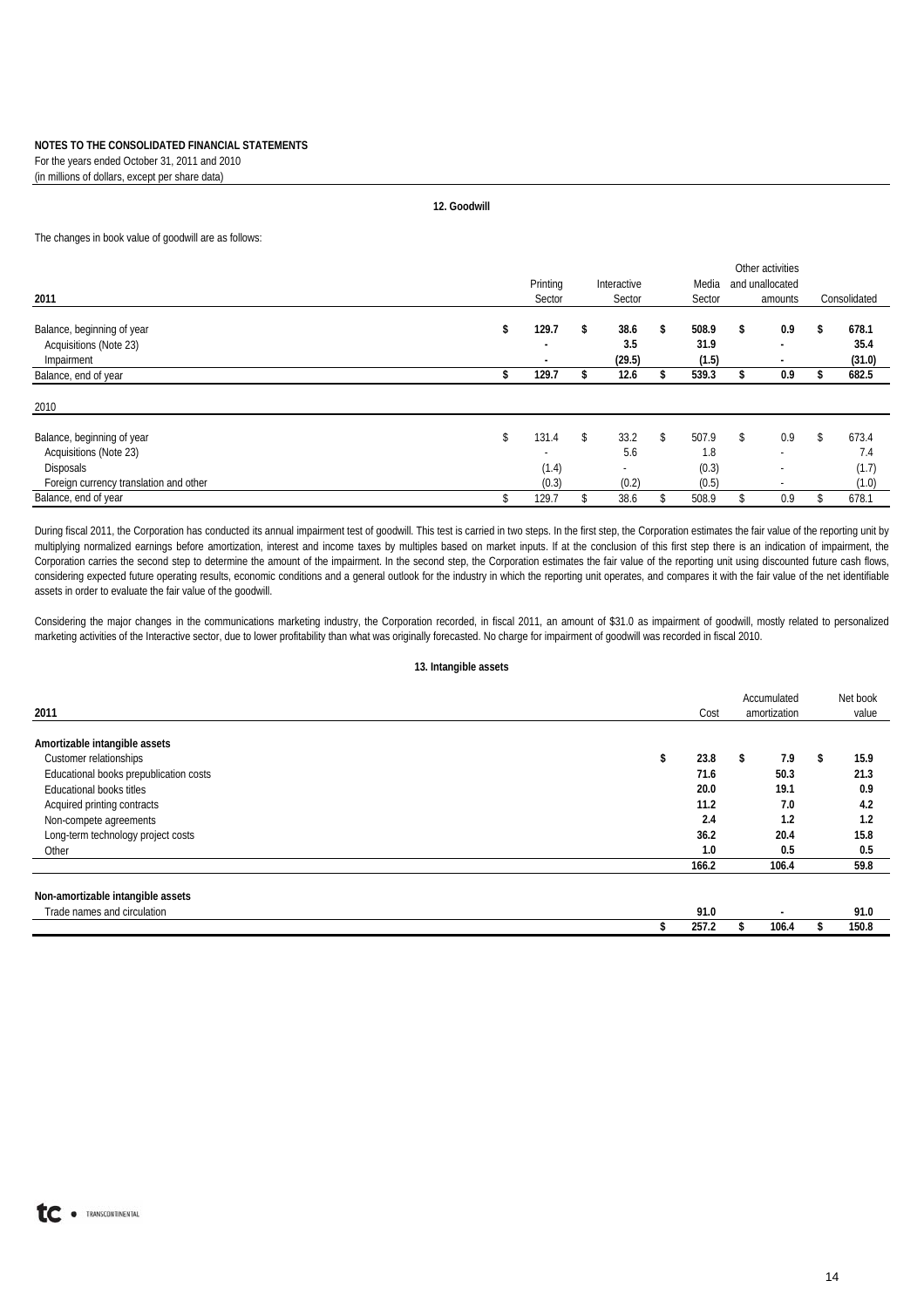**NOTES TO THE CONSOLIDATED FINANCIAL STATEMENTS**
For the years ended October 31, 2011 and 2010
(in millions of dollars, except per share data)

## 12. Goodwill

The changes in book value of goodwill are as follows:

| 2011 | Printing Sector | Interactive Sector | Media Sector | Other activities and unallocated amounts | Consolidated |
|---|---|---|---|---|---|
| Balance, beginning of year | $ 129.7 | $ 38.6 | $ 508.9 | $ 0.9 | $ 678.1 |
| Acquisitions (Note 23) | - | 3.5 | 31.9 | - | 35.4 |
| Impairment | - | (29.5) | (1.5) | - | (31.0) |
| Balance, end of year | $ 129.7 | $ 12.6 | $ 539.3 | $ 0.9 | $ 682.5 |

| 2010 | Printing Sector | Interactive Sector | Media Sector | Other activities and unallocated amounts | Consolidated |
|---|---|---|---|---|---|
| Balance, beginning of year | $ 131.4 | $ 33.2 | $ 507.9 | $ 0.9 | $ 673.4 |
| Acquisitions (Note 23) | - | 5.6 | 1.8 | - | 7.4 |
| Disposals | (1.4) | - | (0.3) | - | (1.7) |
| Foreign currency translation and other | (0.3) | (0.2) | (0.5) | - | (1.0) |
| Balance, end of year | $ 129.7 | $ 38.6 | $ 508.9 | $ 0.9 | $ 678.1 |

During fiscal 2011, the Corporation has conducted its annual impairment test of goodwill. This test is carried in two steps. In the first step, the Corporation estimates the fair value of the reporting unit by multiplying normalized earnings before amortization, interest and income taxes by multiples based on market inputs. If at the conclusion of this first step there is an indication of impairment, the Corporation carries the second step to determine the amount of the impairment. In the second step, the Corporation estimates the fair value of the reporting unit using discounted future cash flows, considering expected future operating results, economic conditions and a general outlook for the industry in which the reporting unit operates, and compares it with the fair value of the net identifiable assets in order to evaluate the fair value of the goodwill.

Considering the major changes in the communications marketing industry, the Corporation recorded, in fiscal 2011, an amount of $31.0 as impairment of goodwill, mostly related to personalized marketing activities of the Interactive sector, due to lower profitability than what was originally forecasted. No charge for impairment of goodwill was recorded in fiscal 2010.

## 13. Intangible assets

| 2011 | Cost | Accumulated amortization | Net book value |
|---|---|---|---|
| **Amortizable intangible assets** | | | |
| Customer relationships | $ 23.8 | $ 7.9 | $ 15.9 |
| Educational books prepublication costs | 71.6 | 50.3 | 21.3 |
| Educational books titles | 20.0 | 19.1 | 0.9 |
| Acquired printing contracts | 11.2 | 7.0 | 4.2 |
| Non-compete agreements | 2.4 | 1.2 | 1.2 |
| Long-term technology project costs | 36.2 | 20.4 | 15.8 |
| Other | 1.0 | 0.5 | 0.5 |
| | 166.2 | 106.4 | 59.8 |
| **Non-amortizable intangible assets** | | | |
| Trade names and circulation | 91.0 | - | 91.0 |
| | $ 257.2 | $ 106.4 | $ 150.8 |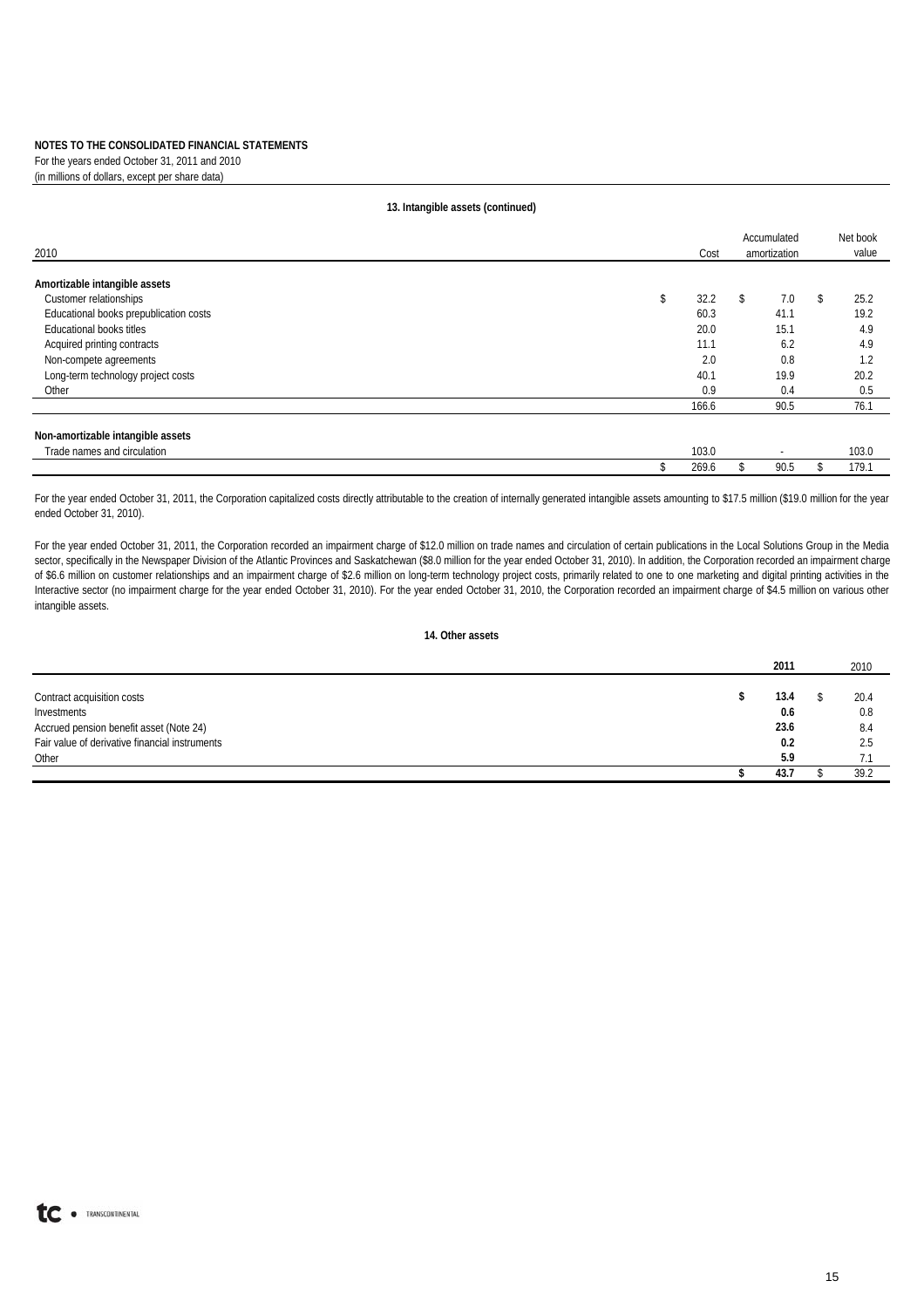**NOTES TO THE CONSOLIDATED FINANCIAL STATEMENTS**
For the years ended October 31, 2011 and 2010
(in millions of dollars, except per share data)

**13. Intangible assets (continued)**

| 2010 | Cost | Accumulated amortization | Net book value |
|---|---|---|---|
| **Amortizable intangible assets** | | | |
| Customer relationships | $ 32.2 | $ 7.0 | $ 25.2 |
| Educational books prepublication costs | 60.3 | 41.1 | 19.2 |
| Educational books titles | 20.0 | 15.1 | 4.9 |
| Acquired printing contracts | 11.1 | 6.2 | 4.9 |
| Non-compete agreements | 2.0 | 0.8 | 1.2 |
| Long-term technology project costs | 40.1 | 19.9 | 20.2 |
| Other | 0.9 | 0.4 | 0.5 |
| | 166.6 | 90.5 | 76.1 |
| **Non-amortizable intangible assets** | | | |
| Trade names and circulation | 103.0 | - | 103.0 |
| | $ 269.6 | $ 90.5 | $ 179.1 |

For the year ended October 31, 2011, the Corporation capitalized costs directly attributable to the creation of internally generated intangible assets amounting to $17.5 million ($19.0 million for the year ended October 31, 2010).

For the year ended October 31, 2011, the Corporation recorded an impairment charge of $12.0 million on trade names and circulation of certain publications in the Local Solutions Group in the Media sector, specifically in the Newspaper Division of the Atlantic Provinces and Saskatchewan ($8.0 million for the year ended October 31, 2010). In addition, the Corporation recorded an impairment charge of $6.6 million on customer relationships and an impairment charge of $2.6 million on long-term technology project costs, primarily related to one to one marketing and digital printing activities in the Interactive sector (no impairment charge for the year ended October 31, 2010). For the year ended October 31, 2010, the Corporation recorded an impairment charge of $4.5 million on various other intangible assets.

**14. Other assets**

| | **2011** | 2010 |
|---|---|---|
| Contract acquisition costs | **$ 13.4** | $ 20.4 |
| Investments | **0.6** | 0.8 |
| Accrued pension benefit asset (Note 24) | **23.6** | 8.4 |
| Fair value of derivative financial instruments | **0.2** | 2.5 |
| Other | **5.9** | 7.1 |
| | **$ 43.7** | $ 39.2 |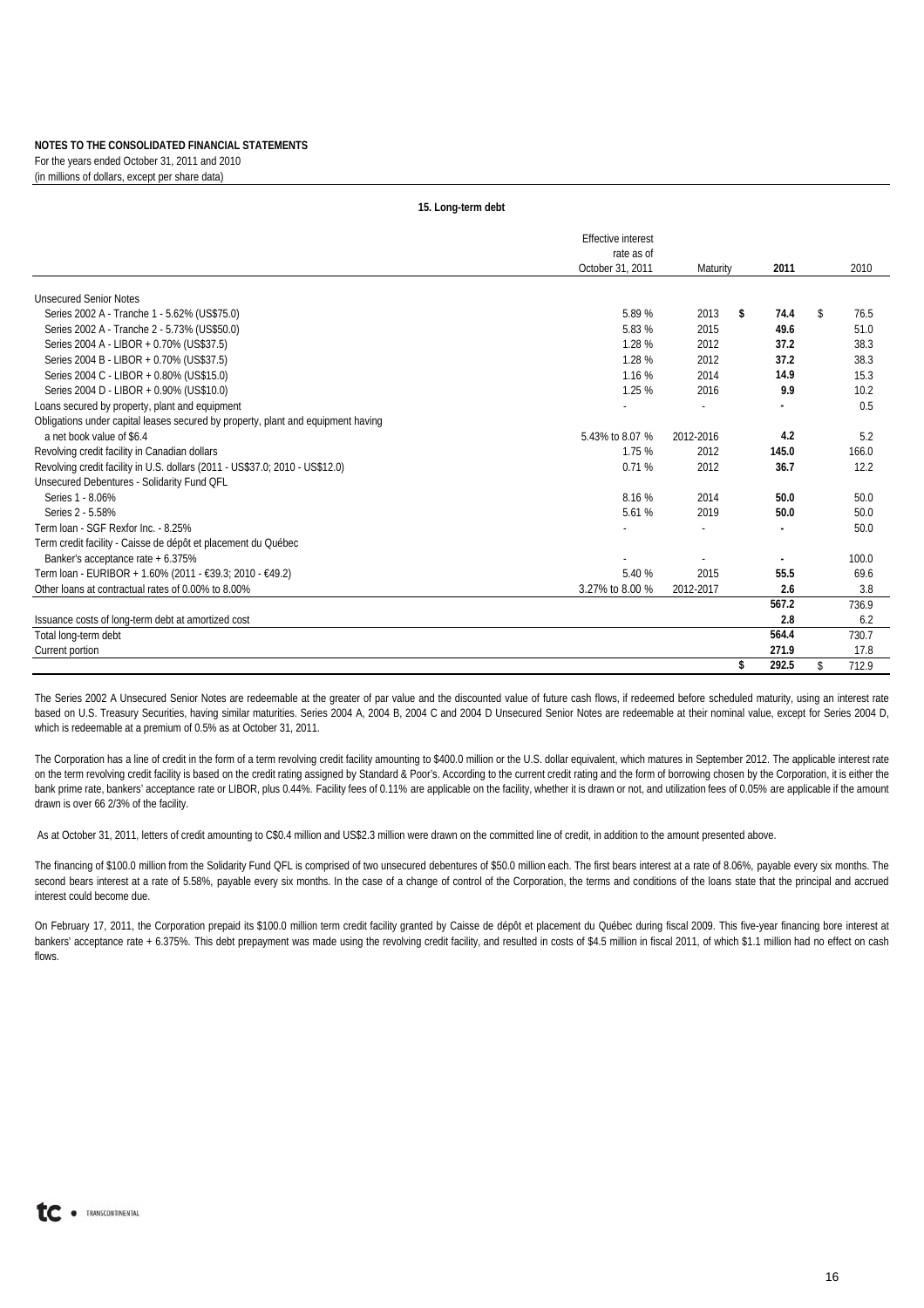**NOTES TO THE CONSOLIDATED FINANCIAL STATEMENTS**
For the years ended October 31, 2011 and 2010
(in millions of dollars, except per share data)

**15. Long-term debt**

| | Effective interest rate as of October 31, 2011 | Maturity | 2011 | 2010 |
|---|---|---|---|---|
| Unsecured Senior Notes | | | | |
| Series 2002 A - Tranche 1 - 5.62% (US$75.0) | 5.89 % | 2013 | **$ 74.4** | $ 76.5 |
| Series 2002 A - Tranche 2 - 5.73% (US$50.0) | 5.83 % | 2015 | **49.6** | 51.0 |
| Series 2004 A - LIBOR + 0.70% (US$37.5) | 1.28 % | 2012 | **37.2** | 38.3 |
| Series 2004 B - LIBOR + 0.70% (US$37.5) | 1.28 % | 2012 | **37.2** | 38.3 |
| Series 2004 C - LIBOR + 0.80% (US$15.0) | 1.16 % | 2014 | **14.9** | 15.3 |
| Series 2004 D - LIBOR + 0.90% (US$10.0) | 1.25 % | 2016 | **9.9** | 10.2 |
| Loans secured by property, plant and equipment | - | - | **-** | 0.5 |
| Obligations under capital leases secured by property, plant and equipment having a net book value of $6.4 | 5.43% to 8.07 % | 2012-2016 | **4.2** | 5.2 |
| Revolving credit facility in Canadian dollars | 1.75 % | 2012 | **145.0** | 166.0 |
| Revolving credit facility in U.S. dollars (2011 - US$37.0; 2010 - US$12.0) | 0.71 % | 2012 | **36.7** | 12.2 |
| Unsecured Debentures - Solidarity Fund QFL | | | | |
| Series 1 - 8.06% | 8.16 % | 2014 | **50.0** | 50.0 |
| Series 2 - 5.58% | 5.61 % | 2019 | **50.0** | 50.0 |
| Term loan - SGF Rexfor Inc. - 8.25% | - | - | **-** | 50.0 |
| Term credit facility - Caisse de dépôt et placement du Québec Banker's acceptance rate + 6.375% | - | - | **-** | 100.0 |
| Term loan - EURIBOR + 1.60% (2011 - €39.3; 2010 - €49.2) | 5.40 % | 2015 | **55.5** | 69.6 |
| Other loans at contractual rates of 0.00% to 8.00% | 3.27% to 8.00 % | 2012-2017 | **2.6** | 3.8 |
| | | | **567.2** | 736.9 |
| Issuance costs of long-term debt at amortized cost | | | **2.8** | 6.2 |
| Total long-term debt | | | **564.4** | 730.7 |
| Current portion | | | **271.9** | 17.8 |
| | | | **$ 292.5** | $ 712.9 |

The Series 2002 A Unsecured Senior Notes are redeemable at the greater of par value and the discounted value of future cash flows, if redeemed before scheduled maturity, using an interest rate based on U.S. Treasury Securities, having similar maturities. Series 2004 A, 2004 B, 2004 C and 2004 D Unsecured Senior Notes are redeemable at their nominal value, except for Series 2004 D, which is redeemable at a premium of 0.5% as at October 31, 2011.

The Corporation has a line of credit in the form of a term revolving credit facility amounting to $400.0 million or the U.S. dollar equivalent, which matures in September 2012. The applicable interest rate on the term revolving credit facility is based on the credit rating assigned by Standard & Poor's. According to the current credit rating and the form of borrowing chosen by the Corporation, it is either the bank prime rate, bankers' acceptance rate or LIBOR, plus 0.44%. Facility fees of 0.11% are applicable on the facility, whether it is drawn or not, and utilization fees of 0.05% are applicable if the amount drawn is over 66 2/3% of the facility.

As at October 31, 2011, letters of credit amounting to C$0.4 million and US$2.3 million were drawn on the committed line of credit, in addition to the amount presented above.

The financing of $100.0 million from the Solidarity Fund QFL is comprised of two unsecured debentures of $50.0 million each. The first bears interest at a rate of 8.06%, payable every six months. The second bears interest at a rate of 5.58%, payable every six months. In the case of a change of control of the Corporation, the terms and conditions of the loans state that the principal and accrued interest could become due.

On February 17, 2011, the Corporation prepaid its $100.0 million term credit facility granted by Caisse de dépôt et placement du Québec during fiscal 2009. This five-year financing bore interest at bankers' acceptance rate + 6.375%. This debt prepayment was made using the revolving credit facility, and resulted in costs of $4.5 million in fiscal 2011, of which $1.1 million had no effect on cash flows.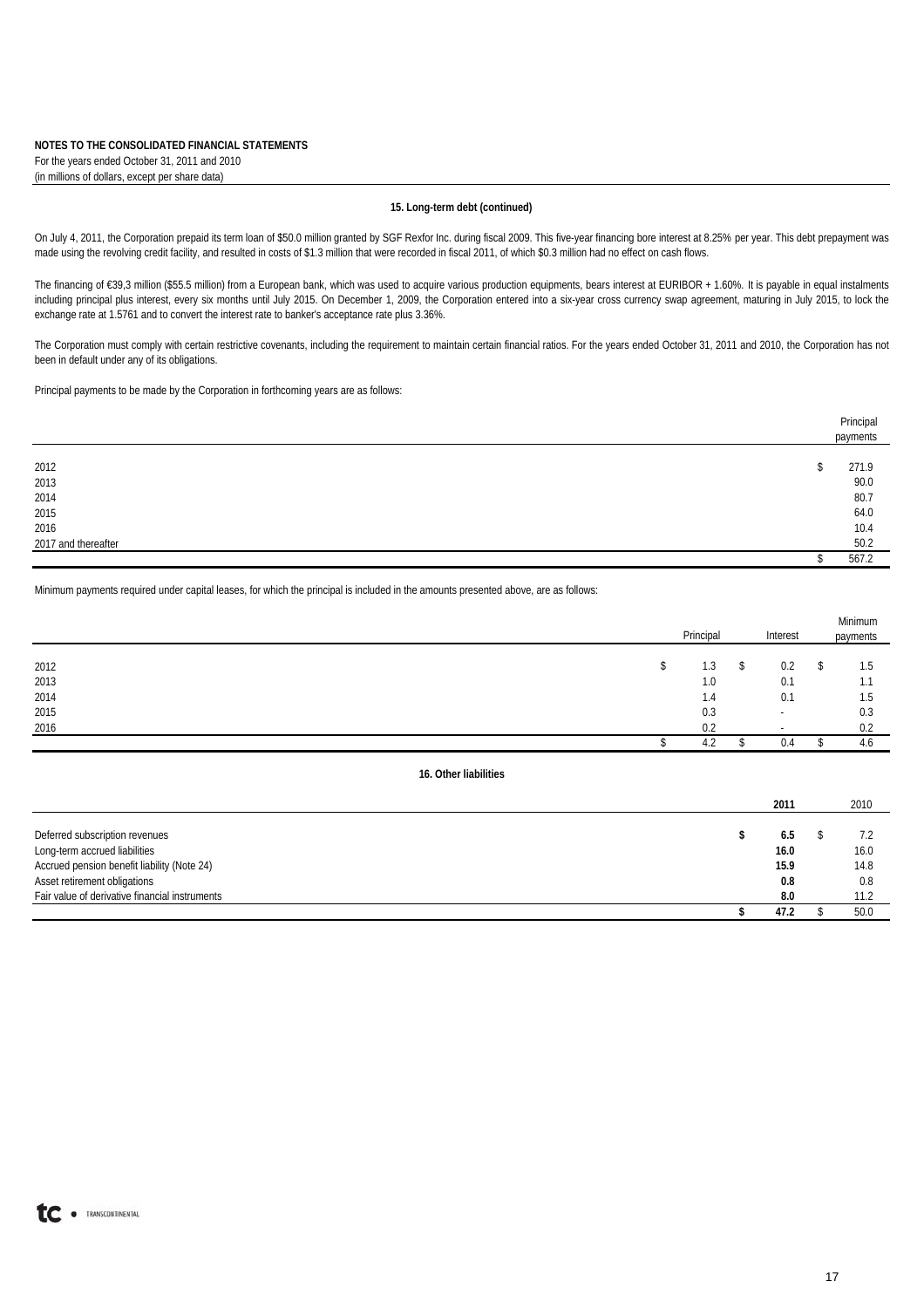**NOTES TO THE CONSOLIDATED FINANCIAL STATEMENTS**
For the years ended October 31, 2011 and 2010
(in millions of dollars, except per share data)

### 15. Long-term debt (continued)

On July 4, 2011, the Corporation prepaid its term loan of \$50.0 million granted by SGF Rexfor Inc. during fiscal 2009. This five-year financing bore interest at 8.25% per year. This debt prepayment was made using the revolving credit facility, and resulted in costs of \$1.3 million that were recorded in fiscal 2011, of which \$0.3 million had no effect on cash flows.

The financing of €39,3 million (\$55.5 million) from a European bank, which was used to acquire various production equipments, bears interest at EURIBOR + 1.60%. It is payable in equal instalments including principal plus interest, every six months until July 2015. On December 1, 2009, the Corporation entered into a six-year cross currency swap agreement, maturing in July 2015, to lock the exchange rate at 1.5761 and to convert the interest rate to banker's acceptance rate plus 3.36%.

The Corporation must comply with certain restrictive covenants, including the requirement to maintain certain financial ratios. For the years ended October 31, 2011 and 2010, the Corporation has not been in default under any of its obligations.

Principal payments to be made by the Corporation in forthcoming years are as follows:

| | Principal payments |
|---|---|
| 2012 | \$ 271.9 |
| 2013 | 90.0 |
| 2014 | 80.7 |
| 2015 | 64.0 |
| 2016 | 10.4 |
| 2017 and thereafter | 50.2 |
| | \$ 567.2 |

Minimum payments required under capital leases, for which the principal is included in the amounts presented above, are as follows:

| | Principal | Interest | Minimum payments |
|---|---|---|---|
| 2012 | \$ 1.3 | \$ 0.2 | \$ 1.5 |
| 2013 | 1.0 | 0.1 | 1.1 |
| 2014 | 1.4 | 0.1 | 1.5 |
| 2015 | 0.3 | - | 0.3 |
| 2016 | 0.2 | - | 0.2 |
| | \$ 4.2 | \$ 0.4 | \$ 4.6 |

### 16. Other liabilities

| | **2011** | 2010 |
|---|---|---|
| Deferred subscription revenues | **\$ 6.5** | \$ 7.2 |
| Long-term accrued liabilities | **16.0** | 16.0 |
| Accrued pension benefit liability (Note 24) | **15.9** | 14.8 |
| Asset retirement obligations | **0.8** | 0.8 |
| Fair value of derivative financial instruments | **8.0** | 11.2 |
| | **\$ 47.2** | \$ 50.0 |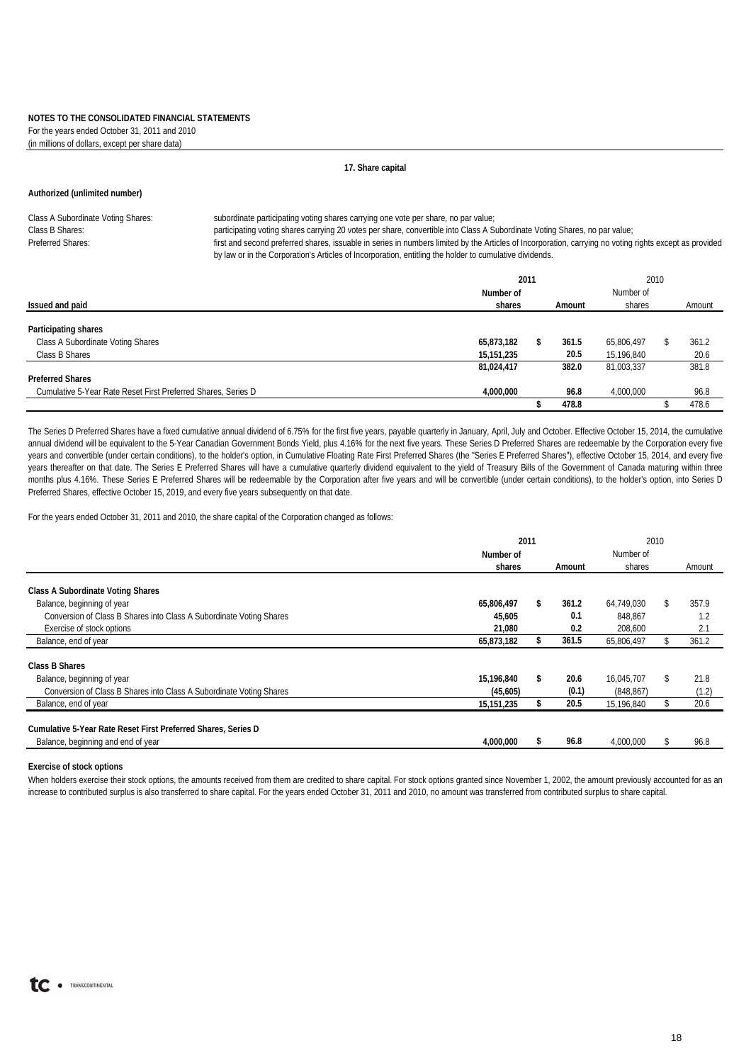**NOTES TO THE CONSOLIDATED FINANCIAL STATEMENTS**
For the years ended October 31, 2011 and 2010
(in millions of dollars, except per share data)

## 17. Share capital

**Authorized (unlimited number)**

| | |
|---|---|
| Class A Subordinate Voting Shares: | subordinate participating voting shares carrying one vote per share, no par value; |
| Class B Shares: | participating voting shares carrying 20 votes per share, convertible into Class A Subordinate Voting Shares, no par value; |
| Preferred Shares: | first and second preferred shares, issuable in series in numbers limited by the Articles of Incorporation, carrying no voting rights except as provided by law or in the Corporation's Articles of Incorporation, entitling the holder to cumulative dividends. |

| Issued and paid | 2011 Number of shares | 2011 Amount | 2010 Number of shares | 2010 Amount |
|---|---|---|---|---|
| **Participating shares** | | | | |
| Class A Subordinate Voting Shares | **65,873,182** | **$ 361.5** | 65,806,497 | $ 361.2 |
| Class B Shares | **15,151,235** | **20.5** | 15,196,840 | 20.6 |
| | **81,024,417** | **382.0** | 81,003,337 | 381.8 |
| **Preferred Shares** | | | | |
| Cumulative 5-Year Rate Reset First Preferred Shares, Series D | **4,000,000** | **96.8** | 4,000,000 | 96.8 |
| | | **$ 478.8** | | $ 478.6 |

The Series D Preferred Shares have a fixed cumulative annual dividend of 6.75% for the first five years, payable quarterly in January, April, July and October. Effective October 15, 2014, the cumulative annual dividend will be equivalent to the 5-Year Canadian Government Bonds Yield, plus 4.16% for the next five years. These Series D Preferred Shares are redeemable by the Corporation every five years and convertible (under certain conditions), to the holder's option, in Cumulative Floating Rate First Preferred Shares (the "Series E Preferred Shares"), effective October 15, 2014, and every five years thereafter on that date. The Series E Preferred Shares will have a cumulative quarterly dividend equivalent to the yield of Treasury Bills of the Government of Canada maturing within three months plus 4.16%. These Series E Preferred Shares will be redeemable by the Corporation after five years and will be convertible (under certain conditions), to the holder's option, into Series D Preferred Shares, effective October 15, 2019, and every five years subsequently on that date.

For the years ended October 31, 2011 and 2010, the share capital of the Corporation changed as follows:

| | 2011 Number of shares | 2011 Amount | 2010 Number of shares | 2010 Amount |
|---|---|---|---|---|
| **Class A Subordinate Voting Shares** | | | | |
| Balance, beginning of year | **65,806,497** | **$ 361.2** | 64,749,030 | $ 357.9 |
| Conversion of Class B Shares into Class A Subordinate Voting Shares | **45,605** | **0.1** | 848,867 | 1.2 |
| Exercise of stock options | **21,080** | **0.2** | 208,600 | 2.1 |
| Balance, end of year | **65,873,182** | **$ 361.5** | 65,806,497 | $ 361.2 |
| **Class B Shares** | | | | |
| Balance, beginning of year | **15,196,840** | **$ 20.6** | 16,045,707 | $ 21.8 |
| Conversion of Class B Shares into Class A Subordinate Voting Shares | **(45,605)** | **(0.1)** | (848,867) | (1.2) |
| Balance, end of year | **15,151,235** | **$ 20.5** | 15,196,840 | $ 20.6 |
| **Cumulative 5-Year Rate Reset First Preferred Shares, Series D** | | | | |
| Balance, beginning and end of year | **4,000,000** | **$ 96.8** | 4,000,000 | $ 96.8 |

**Exercise of stock options**

When holders exercise their stock options, the amounts received from them are credited to share capital. For stock options granted since November 1, 2002, the amount previously accounted for as an increase to contributed surplus is also transferred to share capital. For the years ended October 31, 2011 and 2010, no amount was transferred from contributed surplus to share capital.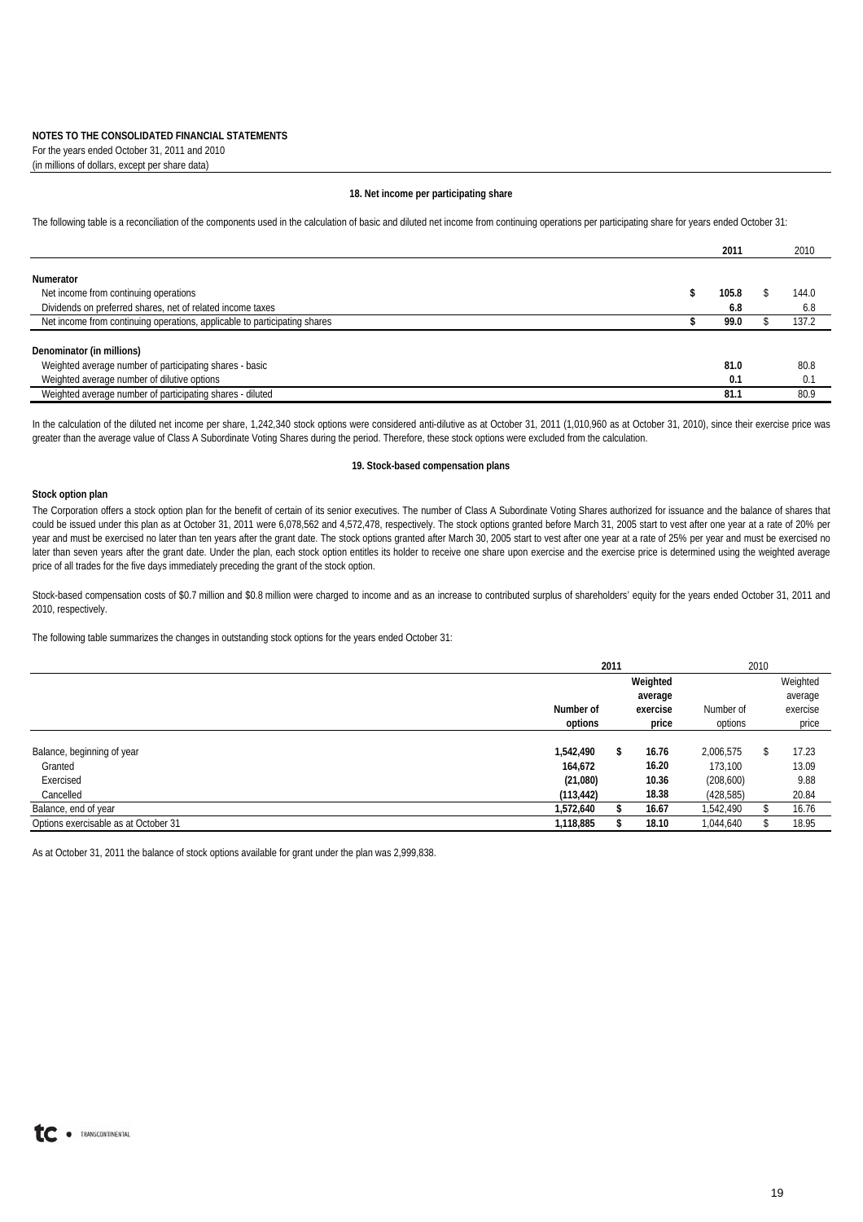**NOTES TO THE CONSOLIDATED FINANCIAL STATEMENTS**
For the years ended October 31, 2011 and 2010
(in millions of dollars, except per share data)

## 18. Net income per participating share

The following table is a reconciliation of the components used in the calculation of basic and diluted net income from continuing operations per participating share for years ended October 31:

| | 2011 | 2010 |
|---|---|---|
| **Numerator** | | |
| Net income from continuing operations | $ 105.8 | $ 144.0 |
| Dividends on preferred shares, net of related income taxes | 6.8 | 6.8 |
| Net income from continuing operations, applicable to participating shares | $ 99.0 | $ 137.2 |
| **Denominator (in millions)** | | |
| Weighted average number of participating shares - basic | 81.0 | 80.8 |
| Weighted average number of dilutive options | 0.1 | 0.1 |
| Weighted average number of participating shares - diluted | 81.1 | 80.9 |

In the calculation of the diluted net income per share, 1,242,340 stock options were considered anti-dilutive as at October 31, 2011 (1,010,960 as at October 31, 2010), since their exercise price was greater than the average value of Class A Subordinate Voting Shares during the period. Therefore, these stock options were excluded from the calculation.

## 19. Stock-based compensation plans

**Stock option plan**

The Corporation offers a stock option plan for the benefit of certain of its senior executives. The number of Class A Subordinate Voting Shares authorized for issuance and the balance of shares that could be issued under this plan as at October 31, 2011 were 6,078,562 and 4,572,478, respectively. The stock options granted before March 31, 2005 start to vest after one year at a rate of 20% per year and must be exercised no later than ten years after the grant date. The stock options granted after March 30, 2005 start to vest after one year at a rate of 25% per year and must be exercised no later than seven years after the grant date. Under the plan, each stock option entitles its holder to receive one share upon exercise and the exercise price is determined using the weighted average price of all trades for the five days immediately preceding the grant of the stock option.

Stock-based compensation costs of $0.7 million and $0.8 million were charged to income and as an increase to contributed surplus of shareholders' equity for the years ended October 31, 2011 and 2010, respectively.

The following table summarizes the changes in outstanding stock options for the years ended October 31:

| | 2011 | | 2010 | |
|---|---|---|---|---|
| | Number of options | Weighted average exercise price | Number of options | Weighted average exercise price |
| Balance, beginning of year | 1,542,490 | $ 16.76 | 2,006,575 | $ 17.23 |
| Granted | 164,672 | 16.20 | 173,100 | 13.09 |
| Exercised | (21,080) | 10.36 | (208,600) | 9.88 |
| Cancelled | (113,442) | 18.38 | (428,585) | 20.84 |
| Balance, end of year | 1,572,640 | $ 16.67 | 1,542,490 | $ 16.76 |
| Options exercisable as at October 31 | 1,118,885 | $ 18.10 | 1,044,640 | $ 18.95 |

As at October 31, 2011 the balance of stock options available for grant under the plan was 2,999,838.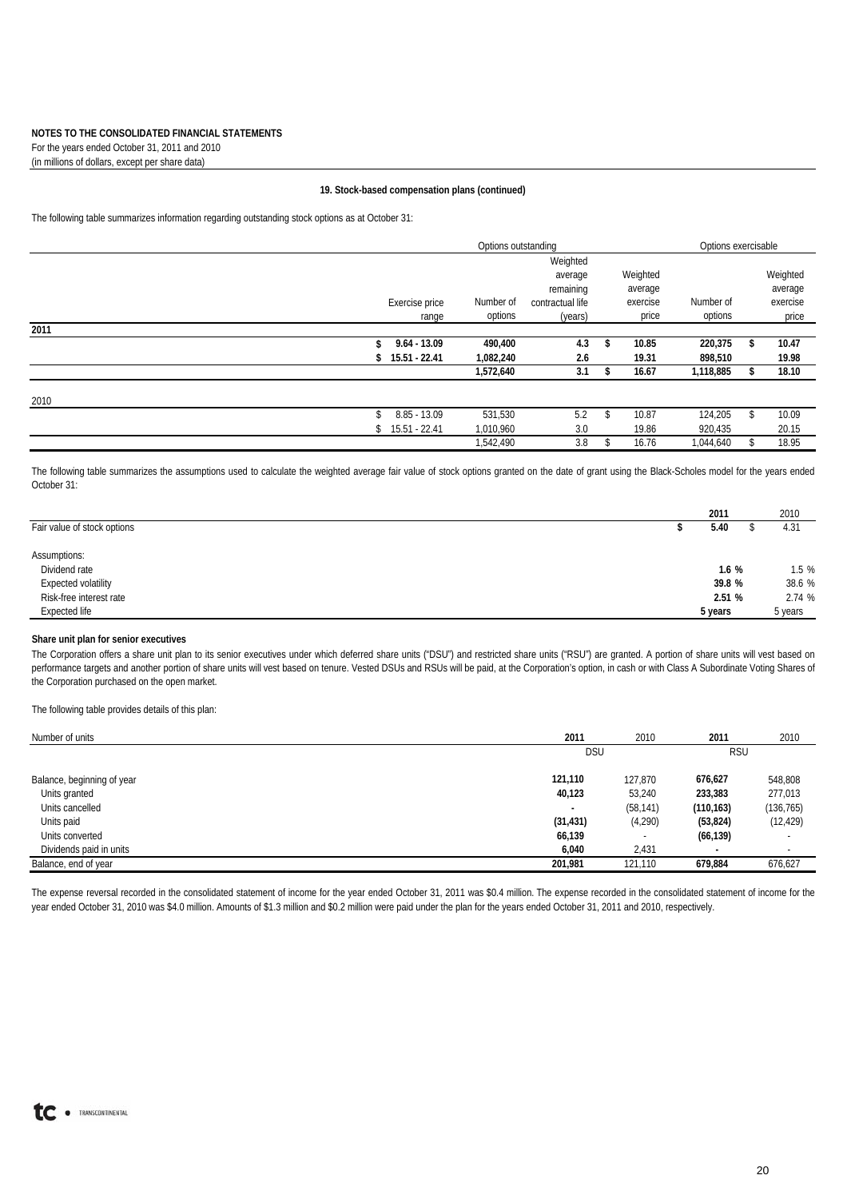**NOTES TO THE CONSOLIDATED FINANCIAL STATEMENTS**
For the years ended October 31, 2011 and 2010
(in millions of dollars, except per share data)

**19. Stock-based compensation plans (continued)**

The following table summarizes information regarding outstanding stock options as at October 31:

| | | Options outstanding | | | Options exercisable | |
|---|---|---|---|---|---|---|
| | Exercise price range | Number of options | Weighted average remaining contractual life (years) | Weighted average exercise price | Number of options | Weighted average exercise price |
| **2011** | | | | | | |
| | **$ 9.64 - 13.09** | **490,400** | **4.3** | **$ 10.85** | **220,375** | **$ 10.47** |
| | **$ 15.51 - 22.41** | **1,082,240** | **2.6** | **19.31** | **898,510** | **19.98** |
| | | **1,572,640** | **3.1** | **$ 16.67** | **1,118,885** | **$ 18.10** |
| 2010 | | | | | | |
| | $ 8.85 - 13.09 | 531,530 | 5.2 | $ 10.87 | 124,205 | $ 10.09 |
| | $ 15.51 - 22.41 | 1,010,960 | 3.0 | 19.86 | 920,435 | 20.15 |
| | | 1,542,490 | 3.8 | $ 16.76 | 1,044,640 | $ 18.95 |

The following table summarizes the assumptions used to calculate the weighted average fair value of stock options granted on the date of grant using the Black-Scholes model for the years ended October 31:

| | 2011 | 2010 |
|---|---|---|
| Fair value of stock options | **$ 5.40** | $ 4.31 |
| Assumptions: | | |
| Dividend rate | **1.6 %** | 1.5 % |
| Expected volatility | **39.8 %** | 38.6 % |
| Risk-free interest rate | **2.51 %** | 2.74 % |
| Expected life | **5 years** | 5 years |

**Share unit plan for senior executives**

The Corporation offers a share unit plan to its senior executives under which deferred share units ("DSU") and restricted share units ("RSU") are granted. A portion of share units will vest based on performance targets and another portion of share units will vest based on tenure. Vested DSUs and RSUs will be paid, at the Corporation's option, in cash or with Class A Subordinate Voting Shares of the Corporation purchased on the open market.

The following table provides details of this plan:

| Number of units | 2011 | 2010 | 2011 | 2010 |
|---|---|---|---|---|
| | DSU | | RSU | |
| Balance, beginning of year | **121,110** | 127,870 | **676,627** | 548,808 |
| Units granted | **40,123** | 53,240 | **233,383** | 277,013 |
| Units cancelled | **-** | (58,141) | **(110,163)** | (136,765) |
| Units paid | **(31,431)** | (4,290) | **(53,824)** | (12,429) |
| Units converted | **66,139** | - | **(66,139)** | - |
| Dividends paid in units | **6,040** | 2,431 | **-** | - |
| Balance, end of year | **201,981** | 121,110 | **679,884** | 676,627 |

The expense reversal recorded in the consolidated statement of income for the year ended October 31, 2011 was $0.4 million. The expense recorded in the consolidated statement of income for the year ended October 31, 2010 was $4.0 million. Amounts of $1.3 million and $0.2 million were paid under the plan for the years ended October 31, 2011 and 2010, respectively.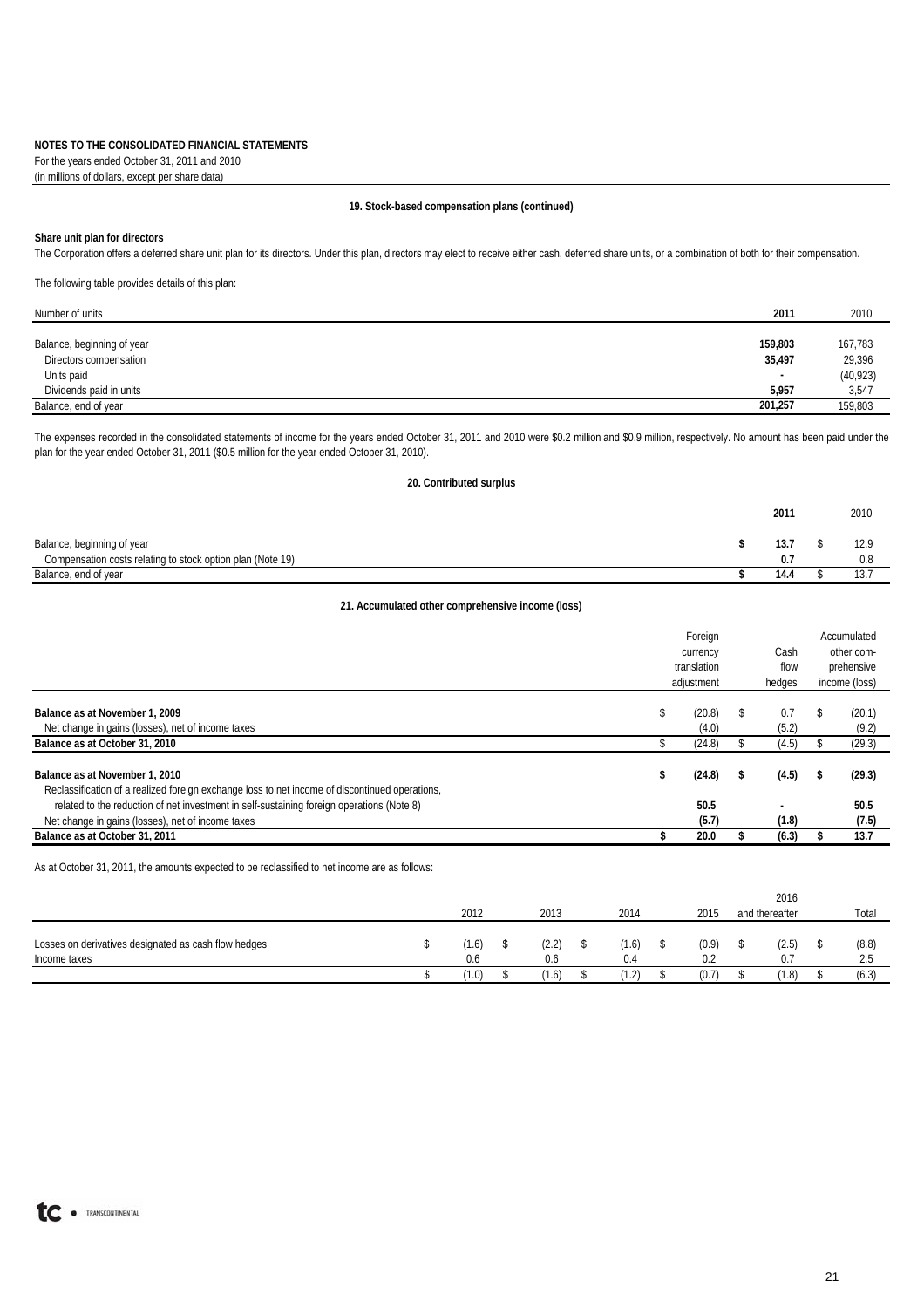**NOTES TO THE CONSOLIDATED FINANCIAL STATEMENTS**
For the years ended October 31, 2011 and 2010
(in millions of dollars, except per share data)

## 19. Stock-based compensation plans (continued)

**Share unit plan for directors**

The Corporation offers a deferred share unit plan for its directors. Under this plan, directors may elect to receive either cash, deferred share units, or a combination of both for their compensation.

The following table provides details of this plan:

| Number of units | 2011 | 2010 |
|---|---|---|
| Balance, beginning of year | **159,803** | 167,783 |
| Directors compensation | **35,497** | 29,396 |
| Units paid | **-** | (40,923) |
| Dividends paid in units | **5,957** | 3,547 |
| Balance, end of year | **201,257** | 159,803 |

The expenses recorded in the consolidated statements of income for the years ended October 31, 2011 and 2010 were $0.2 million and $0.9 million, respectively. No amount has been paid under the plan for the year ended October 31, 2011 ($0.5 million for the year ended October 31, 2010).

## 20. Contributed surplus

| | 2011 | 2010 |
|---|---|---|
| Balance, beginning of year | **$ 13.7** | $ 12.9 |
| Compensation costs relating to stock option plan (Note 19) | **0.7** | 0.8 |
| Balance, end of year | **$ 14.4** | $ 13.7 |

## 21. Accumulated other comprehensive income (loss)

| | Foreign currency translation adjustment | Cash flow hedges | Accumulated other comprehensive income (loss) |
|---|---|---|---|
| **Balance as at November 1, 2009** | $ (20.8) | $ 0.7 | $ (20.1) |
| Net change in gains (losses), net of income taxes | (4.0) | (5.2) | (9.2) |
| **Balance as at October 31, 2010** | $ (24.8) | $ (4.5) | $ (29.3) |
| **Balance as at November 1, 2010** | **$ (24.8)** | **$ (4.5)** | **$ (29.3)** |
| Reclassification of a realized foreign exchange loss to net income of discontinued operations, related to the reduction of net investment in self-sustaining foreign operations (Note 8) | **50.5** | **-** | **50.5** |
| Net change in gains (losses), net of income taxes | **(5.7)** | **(1.8)** | **(7.5)** |
| **Balance as at October 31, 2011** | **$ 20.0** | **$ (6.3)** | **$ 13.7** |

As at October 31, 2011, the amounts expected to be reclassified to net income are as follows:

| | 2012 | 2013 | 2014 | 2015 | 2016 and thereafter | Total |
|---|---|---|---|---|---|---|
| Losses on derivatives designated as cash flow hedges | $ (1.6) | $ (2.2) | $ (1.6) | $ (0.9) | $ (2.5) | $ (8.8) |
| Income taxes | 0.6 | 0.6 | 0.4 | 0.2 | 0.7 | 2.5 |
| | $ (1.0) | $ (1.6) | $ (1.2) | $ (0.7) | $ (1.8) | $ (6.3) |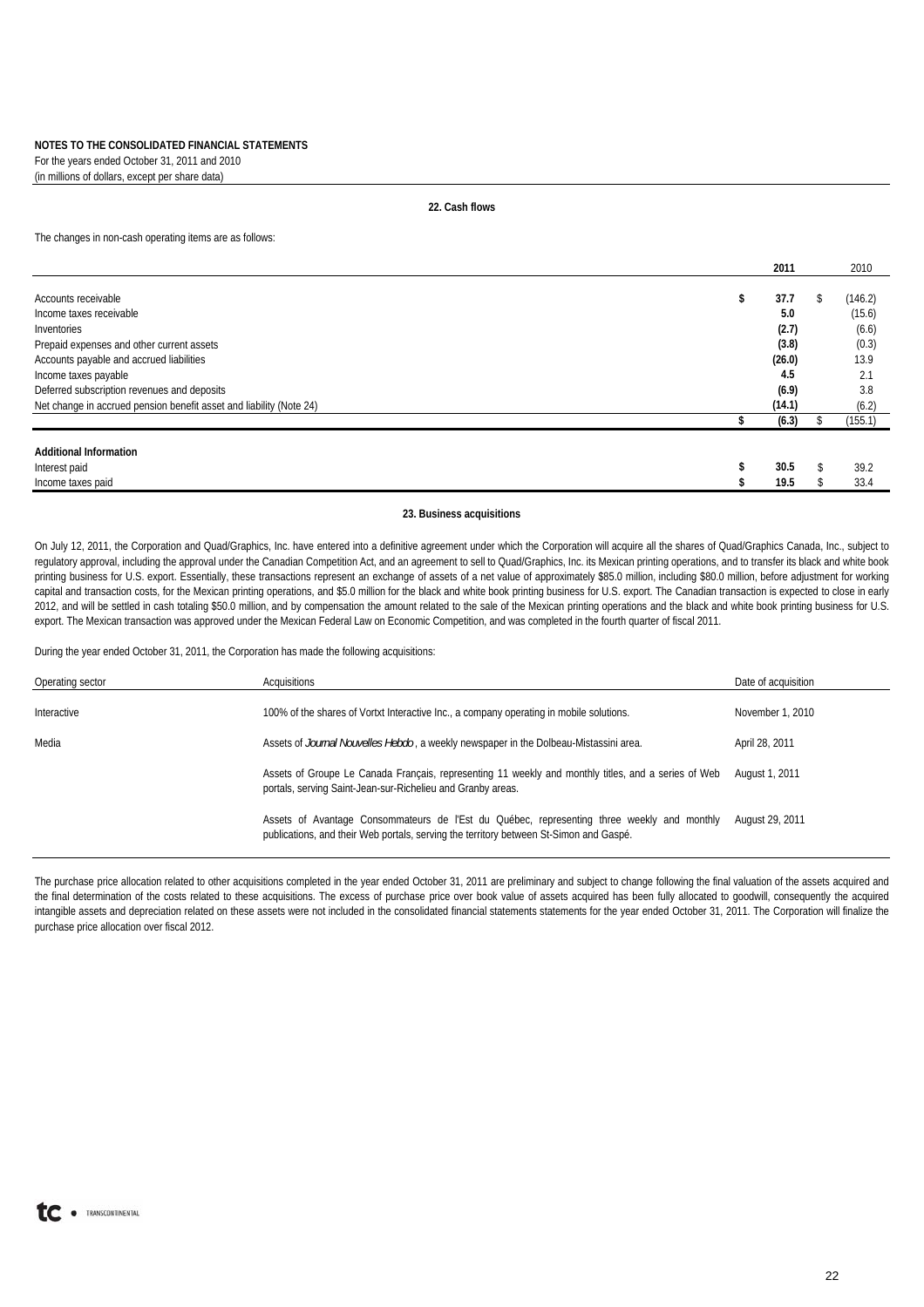**NOTES TO THE CONSOLIDATED FINANCIAL STATEMENTS**
For the years ended October 31, 2011 and 2010
(in millions of dollars, except per share data)

## 22. Cash flows

The changes in non-cash operating items are as follows:

| | **2011** | 2010 |
|---|---|---|
| Accounts receivable | **$ 37.7** | $ (146.2) |
| Income taxes receivable | **5.0** | (15.6) |
| Inventories | **(2.7)** | (6.6) |
| Prepaid expenses and other current assets | **(3.8)** | (0.3) |
| Accounts payable and accrued liabilities | **(26.0)** | 13.9 |
| Income taxes payable | **4.5** | 2.1 |
| Deferred subscription revenues and deposits | **(6.9)** | 3.8 |
| Net change in accrued pension benefit asset and liability (Note 24) | **(14.1)** | (6.2) |
| | **$ (6.3)** | $ (155.1) |
| **Additional Information** | | |
| Interest paid | **$ 30.5** | $ 39.2 |
| Income taxes paid | **$ 19.5** | $ 33.4 |

## 23. Business acquisitions

On July 12, 2011, the Corporation and Quad/Graphics, Inc. have entered into a definitive agreement under which the Corporation will acquire all the shares of Quad/Graphics Canada, Inc., subject to regulatory approval, including the approval under the Canadian Competition Act, and an agreement to sell to Quad/Graphics, Inc. its Mexican printing operations, and to transfer its black and white book printing business for U.S. export. Essentially, these transactions represent an exchange of assets of a net value of approximately $85.0 million, including $80.0 million, before adjustment for working capital and transaction costs, for the Mexican printing operations, and $5.0 million for the black and white book printing business for U.S. export. The Canadian transaction is expected to close in early 2012, and will be settled in cash totaling $50.0 million, and by compensation the amount related to the sale of the Mexican printing operations and the black and white book printing business for U.S. export. The Mexican transaction was approved under the Mexican Federal Law on Economic Competition, and was completed in the fourth quarter of fiscal 2011.

During the year ended October 31, 2011, the Corporation has made the following acquisitions:

| Operating sector | Acquisitions | Date of acquisition |
|---|---|---|
| Interactive | 100% of the shares of Vortxt Interactive Inc., a company operating in mobile solutions. | November 1, 2010 |
| Media | Assets of *Journal Nouvelles Hebdo*, a weekly newspaper in the Dolbeau-Mistassini area. | April 28, 2011 |
| | Assets of Groupe Le Canada Français, representing 11 weekly and monthly titles, and a series of Web portals, serving Saint-Jean-sur-Richelieu and Granby areas. | August 1, 2011 |
| | Assets of Avantage Consommateurs de l'Est du Québec, representing three weekly and monthly publications, and their Web portals, serving the territory between St-Simon and Gaspé. | August 29, 2011 |

The purchase price allocation related to other acquisitions completed in the year ended October 31, 2011 are preliminary and subject to change following the final valuation of the assets acquired and the final determination of the costs related to these acquisitions. The excess of purchase price over book value of assets acquired has been fully allocated to goodwill, consequently the acquired intangible assets and depreciation related on these assets were not included in the consolidated financial statements statements for the year ended October 31, 2011. The Corporation will finalize the purchase price allocation over fiscal 2012.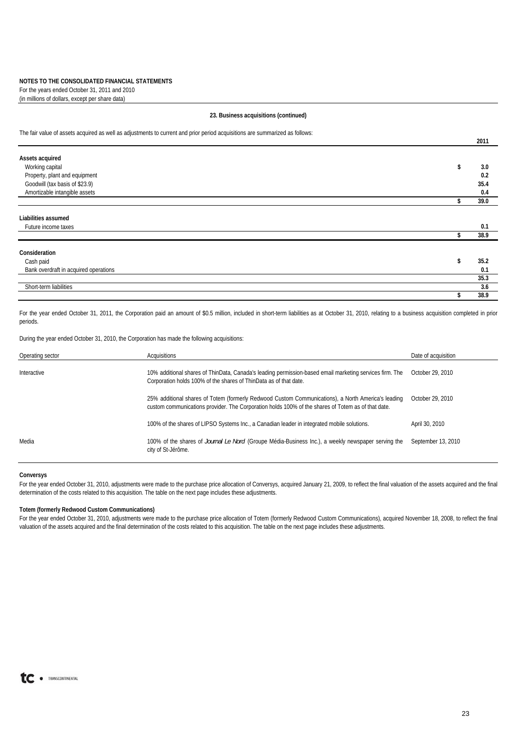**NOTES TO THE CONSOLIDATED FINANCIAL STATEMENTS**
For the years ended October 31, 2011 and 2010
(in millions of dollars, except per share data)

### 23. Business acquisitions (continued)

The fair value of assets acquired as well as adjustments to current and prior period acquisitions are summarized as follows:

| | | 2011 |
|---|---|---|
| **Assets acquired** | | |
| Working capital | $ | 3.0 |
| Property, plant and equipment | | 0.2 |
| Goodwill (tax basis of $23.9) | | 35.4 |
| Amortizable intangible assets | | 0.4 |
| | $ | 39.0 |
| **Liabilities assumed** | | |
| Future income taxes | | 0.1 |
| | $ | 38.9 |
| **Consideration** | | |
| Cash paid | $ | 35.2 |
| Bank overdraft in acquired operations | | 0.1 |
| | | 35.3 |
| Short-term liabilities | | 3.6 |
| | $ | 38.9 |

For the year ended October 31, 2011, the Corporation paid an amount of $0.5 million, included in short-term liabilities as at October 31, 2010, relating to a business acquisition completed in prior periods.

During the year ended October 31, 2010, the Corporation has made the following acquisitions:

| Operating sector | Acquisitions | Date of acquisition |
|---|---|---|
| Interactive | 10% additional shares of ThinData, Canada's leading permission-based email marketing services firm. The Corporation holds 100% of the shares of ThinData as of that date. | October 29, 2010 |
| | 25% additional shares of Totem (formerly Redwood Custom Communications), a North America's leading custom communications provider. The Corporation holds 100% of the shares of Totem as of that date. | October 29, 2010 |
| | 100% of the shares of LIPSO Systems Inc., a Canadian leader in integrated mobile solutions. | April 30, 2010 |
| Media | 100% of the shares of *Journal Le Nord* (Groupe Média-Business Inc.), a weekly newspaper serving the city of St-Jérôme. | September 13, 2010 |

**Conversys**
For the year ended October 31, 2010, adjustments were made to the purchase price allocation of Conversys, acquired January 21, 2009, to reflect the final valuation of the assets acquired and the final determination of the costs related to this acquisition. The table on the next page includes these adjustments.

**Totem (formerly Redwood Custom Communications)**
For the year ended October 31, 2010, adjustments were made to the purchase price allocation of Totem (formerly Redwood Custom Communications), acquired November 18, 2008, to reflect the final valuation of the assets acquired and the final determination of the costs related to this acquisition. The table on the next page includes these adjustments.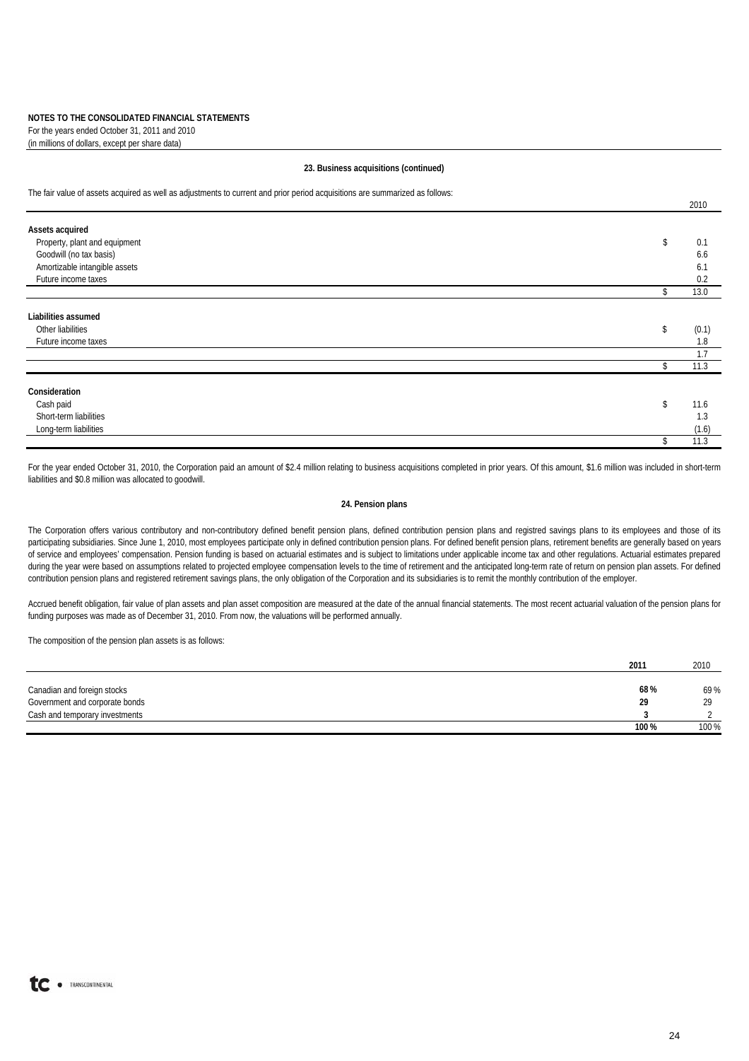**NOTES TO THE CONSOLIDATED FINANCIAL STATEMENTS**
For the years ended October 31, 2011 and 2010
(in millions of dollars, except per share data)

### 23. Business acquisitions (continued)

The fair value of assets acquired as well as adjustments to current and prior period acquisitions are summarized as follows:

| | | 2010 |
|---|---|---|
| **Assets acquired** | | |
| Property, plant and equipment | $ | 0.1 |
| Goodwill (no tax basis) | | 6.6 |
| Amortizable intangible assets | | 6.1 |
| Future income taxes | | 0.2 |
| | $ | 13.0 |
| **Liabilities assumed** | | |
| Other liabilities | $ | (0.1) |
| Future income taxes | | 1.8 |
| | | 1.7 |
| | $ | 11.3 |
| **Consideration** | | |
| Cash paid | $ | 11.6 |
| Short-term liabilities | | 1.3 |
| Long-term liabilities | | (1.6) |
| | $ | 11.3 |

For the year ended October 31, 2010, the Corporation paid an amount of $2.4 million relating to business acquisitions completed in prior years. Of this amount, $1.6 million was included in short-term liabilities and $0.8 million was allocated to goodwill.

### 24. Pension plans

The Corporation offers various contributory and non-contributory defined benefit pension plans, defined contribution pension plans and registred savings plans to its employees and those of its participating subsidiaries. Since June 1, 2010, most employees participate only in defined contribution pension plans. For defined benefit pension plans, retirement benefits are generally based on years of service and employees' compensation. Pension funding is based on actuarial estimates and is subject to limitations under applicable income tax and other regulations. Actuarial estimates prepared during the year were based on assumptions related to projected employee compensation levels to the time of retirement and the anticipated long-term rate of return on pension plan assets. For defined contribution pension plans and registered retirement savings plans, the only obligation of the Corporation and its subsidiaries is to remit the monthly contribution of the employer.

Accrued benefit obligation, fair value of plan assets and plan asset composition are measured at the date of the annual financial statements. The most recent actuarial valuation of the pension plans for funding purposes was made as of December 31, 2010. From now, the valuations will be performed annually.

The composition of the pension plan assets is as follows:

| | **2011** | 2010 |
|---|---|---|
| Canadian and foreign stocks | **68 %** | 69 % |
| Government and corporate bonds | **29** | 29 |
| Cash and temporary investments | **3** | 2 |
| | **100 %** | 100 % |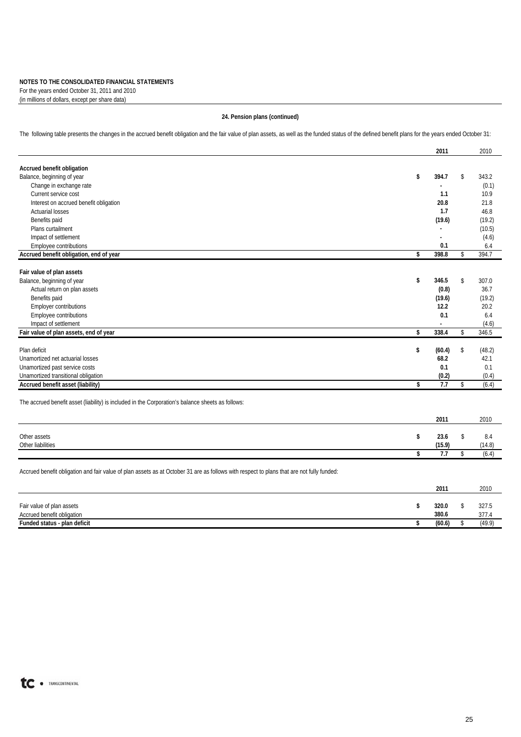**NOTES TO THE CONSOLIDATED FINANCIAL STATEMENTS**
For the years ended October 31, 2011 and 2010
(in millions of dollars, except per share data)

**24. Pension plans (continued)**

The following table presents the changes in the accrued benefit obligation and the fair value of plan assets, as well as the funded status of the defined benefit plans for the years ended October 31:

| | 2011 | 2010 |
|---|---|---|
| **Accrued benefit obligation** | | |
| Balance, beginning of year | $ 394.7 | $ 343.2 |
| Change in exchange rate | - | (0.1) |
| Current service cost | 1.1 | 10.9 |
| Interest on accrued benefit obligation | 20.8 | 21.8 |
| Actuarial losses | 1.7 | 46.8 |
| Benefits paid | (19.6) | (19.2) |
| Plans curtailment | - | (10.5) |
| Impact of settlement | - | (4.6) |
| Employee contributions | 0.1 | 6.4 |
| **Accrued benefit obligation, end of year** | $ 398.8 | $ 394.7 |
| **Fair value of plan assets** | | |
| Balance, beginning of year | $ 346.5 | $ 307.0 |
| Actual return on plan assets | (0.8) | 36.7 |
| Benefits paid | (19.6) | (19.2) |
| Employer contributions | 12.2 | 20.2 |
| Employee contributions | 0.1 | 6.4 |
| Impact of settlement | - | (4.6) |
| **Fair value of plan assets, end of year** | $ 338.4 | $ 346.5 |
| Plan deficit | $ (60.4) | $ (48.2) |
| Unamortized net actuarial losses | 68.2 | 42.1 |
| Unamortized past service costs | 0.1 | 0.1 |
| Unamortized transitional obligation | (0.2) | (0.4) |
| **Accrued benefit asset (liability)** | $ 7.7 | $ (6.4) |

The accrued benefit asset (liability) is included in the Corporation's balance sheets as follows:

| | 2011 | 2010 |
|---|---|---|
| Other assets | $ 23.6 | $ 8.4 |
| Other liabilities | (15.9) | (14.8) |
| | $ 7.7 | $ (6.4) |

Accrued benefit obligation and fair value of plan assets as at October 31 are as follows with respect to plans that are not fully funded:

| | 2011 | 2010 |
|---|---|---|
| Fair value of plan assets | $ 320.0 | $ 327.5 |
| Accrued benefit obligation | 380.6 | 377.4 |
| **Funded status - plan deficit** | $ (60.6) | $ (49.9) |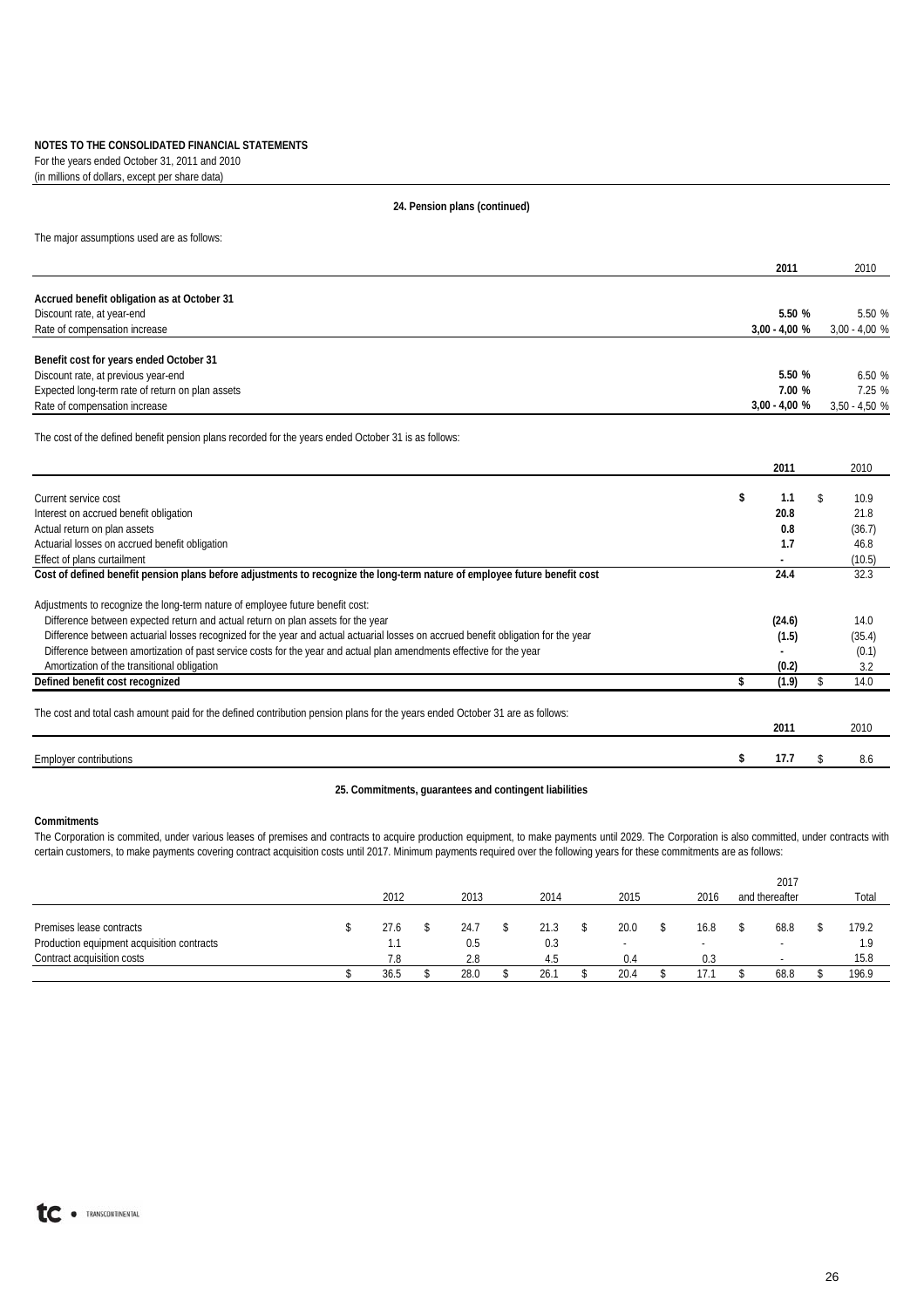**NOTES TO THE CONSOLIDATED FINANCIAL STATEMENTS**
For the years ended October 31, 2011 and 2010
(in millions of dollars, except per share data)

## 24. Pension plans (continued)

The major assumptions used are as follows:

| | 2011 | 2010 |
|---|---|---|
| **Accrued benefit obligation as at October 31** | | |
| Discount rate, at year-end | **5.50 %** | 5.50 % |
| Rate of compensation increase | **3,00 - 4,00 %** | 3,00 - 4,00 % |
| **Benefit cost for years ended October 31** | | |
| Discount rate, at previous year-end | **5.50 %** | 6.50 % |
| Expected long-term rate of return on plan assets | **7.00 %** | 7.25 % |
| Rate of compensation increase | **3,00 - 4,00 %** | 3,50 - 4,50 % |

The cost of the defined benefit pension plans recorded for the years ended October 31 is as follows:

| | 2011 | 2010 |
|---|---|---|
| Current service cost | **$ 1.1** | $ 10.9 |
| Interest on accrued benefit obligation | **20.8** | 21.8 |
| Actual return on plan assets | **0.8** | (36.7) |
| Actuarial losses on accrued benefit obligation | **1.7** | 46.8 |
| Effect of plans curtailment | **-** | (10.5) |
| **Cost of defined benefit pension plans before adjustments to recognize the long-term nature of employee future benefit cost** | **24.4** | 32.3 |
| Adjustments to recognize the long-term nature of employee future benefit cost: | | |
| Difference between expected return and actual return on plan assets for the year | **(24.6)** | 14.0 |
| Difference between actuarial losses recognized for the year and actual actuarial losses on accrued benefit obligation for the year | **(1.5)** | (35.4) |
| Difference between amortization of past service costs for the year and actual plan amendments effective for the year | **-** | (0.1) |
| Amortization of the transitional obligation | **(0.2)** | 3.2 |
| **Defined benefit cost recognized** | **$ (1.9)** | $ 14.0 |

The cost and total cash amount paid for the defined contribution pension plans for the years ended October 31 are as follows:

| | 2011 | 2010 |
|---|---|---|
| Employer contributions | **$ 17.7** | $ 8.6 |

## 25. Commitments, guarantees and contingent liabilities

**Commitments**

The Corporation is commited, under various leases of premises and contracts to acquire production equipment, to make payments until 2029. The Corporation is also committed, under contracts with certain customers, to make payments covering contract acquisition costs until 2017. Minimum payments required over the following years for these commitments are as follows:

| | 2012 | 2013 | 2014 | 2015 | 2016 | 2017 and thereafter | Total |
|---|---|---|---|---|---|---|---|
| Premises lease contracts | $ 27.6 | $ 24.7 | $ 21.3 | $ 20.0 | $ 16.8 | $ 68.8 | $ 179.2 |
| Production equipment acquisition contracts | 1.1 | 0.5 | 0.3 | - | - | - | 1.9 |
| Contract acquisition costs | 7.8 | 2.8 | 4.5 | 0.4 | 0.3 | - | 15.8 |
| | $ 36.5 | $ 28.0 | $ 26.1 | $ 20.4 | $ 17.1 | $ 68.8 | $ 196.9 |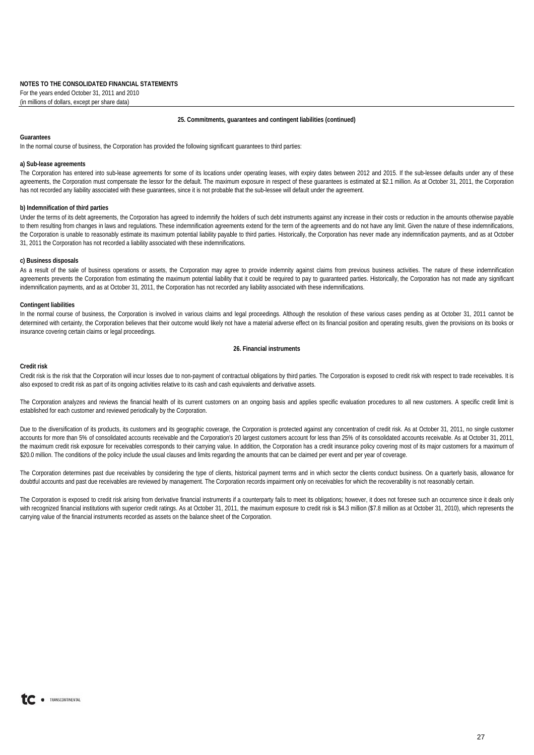**NOTES TO THE CONSOLIDATED FINANCIAL STATEMENTS**
For the years ended October 31, 2011 and 2010
(in millions of dollars, except per share data)

## 25. Commitments, guarantees and contingent liabilities (continued)

### Guarantees

In the normal course of business, the Corporation has provided the following significant guarantees to third parties:

**a) Sub-lease agreements**

The Corporation has entered into sub-lease agreements for some of its locations under operating leases, with expiry dates between 2012 and 2015. If the sub-lessee defaults under any of these agreements, the Corporation must compensate the lessor for the default. The maximum exposure in respect of these guarantees is estimated at $2.1 million. As at October 31, 2011, the Corporation has not recorded any liability associated with these guarantees, since it is not probable that the sub-lessee will default under the agreement.

**b) Indemnification of third parties**

Under the terms of its debt agreements, the Corporation has agreed to indemnify the holders of such debt instruments against any increase in their costs or reduction in the amounts otherwise payable to them resulting from changes in laws and regulations. These indemnification agreements extend for the term of the agreements and do not have any limit. Given the nature of these indemnifications, the Corporation is unable to reasonably estimate its maximum potential liability payable to third parties. Historically, the Corporation has never made any indemnification payments, and as at October 31, 2011 the Corporation has not recorded a liability associated with these indemnifications.

**c) Business disposals**

As a result of the sale of business operations or assets, the Corporation may agree to provide indemnity against claims from previous business activities. The nature of these indemnification agreements prevents the Corporation from estimating the maximum potential liability that it could be required to pay to guaranteed parties. Historically, the Corporation has not made any significant indemnification payments, and as at October 31, 2011, the Corporation has not recorded any liability associated with these indemnifications.

### Contingent liabilities

In the normal course of business, the Corporation is involved in various claims and legal proceedings. Although the resolution of these various cases pending as at October 31, 2011 cannot be determined with certainty, the Corporation believes that their outcome would likely not have a material adverse effect on its financial position and operating results, given the provisions on its books or insurance covering certain claims or legal proceedings.

## 26. Financial instruments

### Credit risk

Credit risk is the risk that the Corporation will incur losses due to non-payment of contractual obligations by third parties. The Corporation is exposed to credit risk with respect to trade receivables. It is also exposed to credit risk as part of its ongoing activities relative to its cash and cash equivalents and derivative assets.

The Corporation analyzes and reviews the financial health of its current customers on an ongoing basis and applies specific evaluation procedures to all new customers. A specific credit limit is established for each customer and reviewed periodically by the Corporation.

Due to the diversification of its products, its customers and its geographic coverage, the Corporation is protected against any concentration of credit risk. As at October 31, 2011, no single customer accounts for more than 5% of consolidated accounts receivable and the Corporation's 20 largest customers account for less than 25% of its consolidated accounts receivable. As at October 31, 2011, the maximum credit risk exposure for receivables corresponds to their carrying value. In addition, the Corporation has a credit insurance policy covering most of its major customers for a maximum of $20.0 million. The conditions of the policy include the usual clauses and limits regarding the amounts that can be claimed per event and per year of coverage.

The Corporation determines past due receivables by considering the type of clients, historical payment terms and in which sector the clients conduct business. On a quarterly basis, allowance for doubtful accounts and past due receivables are reviewed by management. The Corporation records impairment only on receivables for which the recoverability is not reasonably certain.

The Corporation is exposed to credit risk arising from derivative financial instruments if a counterparty fails to meet its obligations; however, it does not foresee such an occurrence since it deals only with recognized financial institutions with superior credit ratings. As at October 31, 2011, the maximum exposure to credit risk is $4.3 million ($7.8 million as at October 31, 2010), which represents the carrying value of the financial instruments recorded as assets on the balance sheet of the Corporation.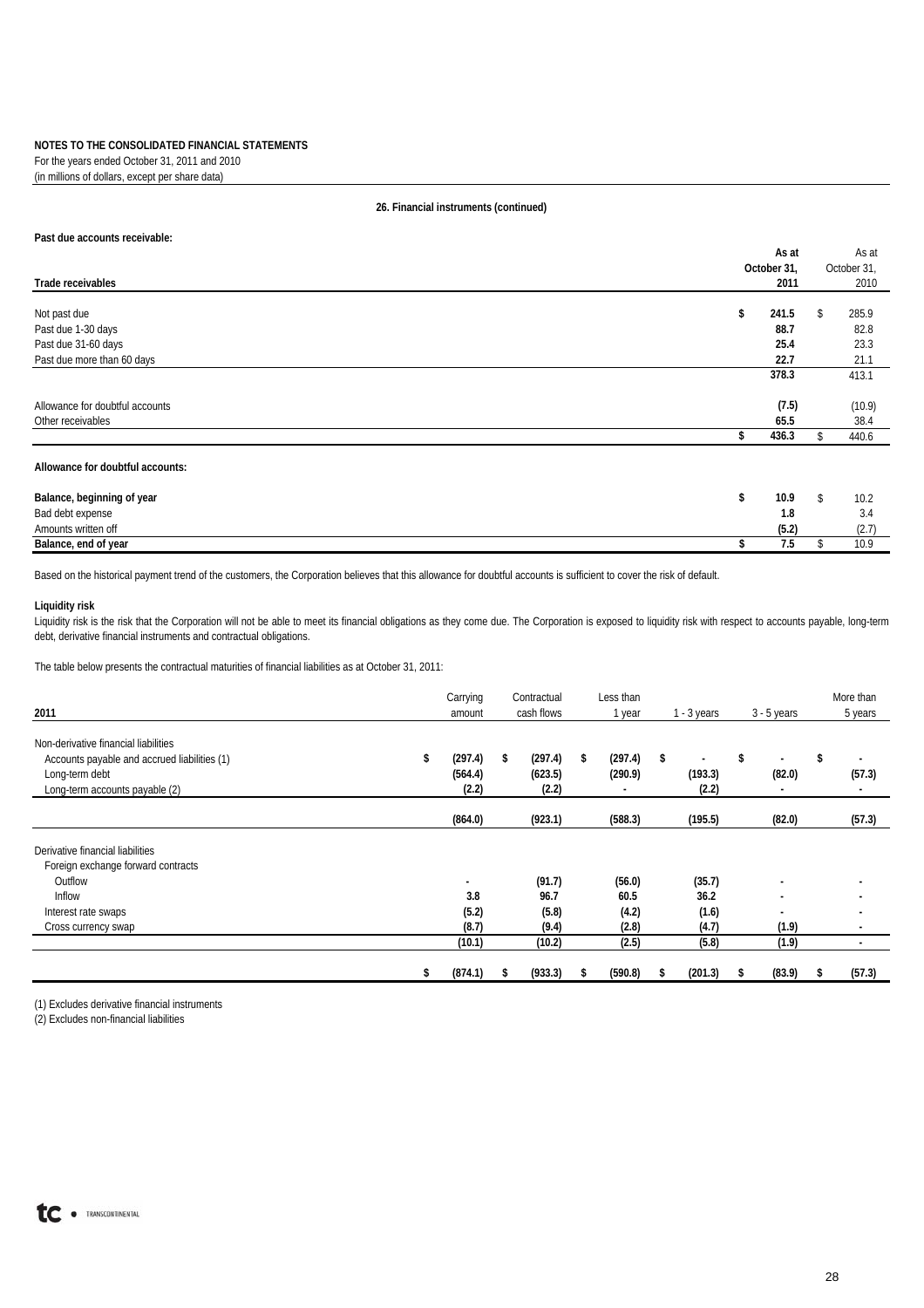**NOTES TO THE CONSOLIDATED FINANCIAL STATEMENTS**
For the years ended October 31, 2011 and 2010
(in millions of dollars, except per share data)

**26. Financial instruments (continued)**

**Past due accounts receivable:**

| Trade receivables | As at October 31, 2011 | As at October 31, 2010 |
|---|---|---|
| Not past due | $ 241.5 | $ 285.9 |
| Past due 1-30 days | 88.7 | 82.8 |
| Past due 31-60 days | 25.4 | 23.3 |
| Past due more than 60 days | 22.7 | 21.1 |
| | 378.3 | 413.1 |
| Allowance for doubtful accounts | (7.5) | (10.9) |
| Other receivables | 65.5 | 38.4 |
| | $ 436.3 | $ 440.6 |

**Allowance for doubtful accounts:**

| | 2011 | 2010 |
|---|---|---|
| **Balance, beginning of year** | $ 10.9 | $ 10.2 |
| Bad debt expense | 1.8 | 3.4 |
| Amounts written off | (5.2) | (2.7) |
| **Balance, end of year** | $ 7.5 | $ 10.9 |

Based on the historical payment trend of the customers, the Corporation believes that this allowance for doubtful accounts is sufficient to cover the risk of default.

**Liquidity risk**

Liquidity risk is the risk that the Corporation will not be able to meet its financial obligations as they come due. The Corporation is exposed to liquidity risk with respect to accounts payable, long-term debt, derivative financial instruments and contractual obligations.

The table below presents the contractual maturities of financial liabilities as at October 31, 2011:

| 2011 | Carrying amount | Contractual cash flows | Less than 1 year | 1 - 3 years | 3 - 5 years | More than 5 years |
|---|---|---|---|---|---|---|
| Non-derivative financial liabilities | | | | | | |
| Accounts payable and accrued liabilities (1) | $ (297.4) | $ (297.4) | $ (297.4) | $ - | $ - | $ - |
| Long-term debt | (564.4) | (623.5) | (290.9) | (193.3) | (82.0) | (57.3) |
| Long-term accounts payable (2) | (2.2) | (2.2) | - | (2.2) | - | - |
| | (864.0) | (923.1) | (588.3) | (195.5) | (82.0) | (57.3) |
| Derivative financial liabilities | | | | | | |
| Foreign exchange forward contracts | | | | | | |
| Outflow | - | (91.7) | (56.0) | (35.7) | - | - |
| Inflow | 3.8 | 96.7 | 60.5 | 36.2 | - | - |
| Interest rate swaps | (5.2) | (5.8) | (4.2) | (1.6) | - | - |
| Cross currency swap | (8.7) | (9.4) | (2.8) | (4.7) | (1.9) | - |
| | (10.1) | (10.2) | (2.5) | (5.8) | (1.9) | - |
| | $ (874.1) | $ (933.3) | $ (590.8) | $ (201.3) | $ (83.9) | $ (57.3) |

(1) Excludes derivative financial instruments
(2) Excludes non-financial liabilities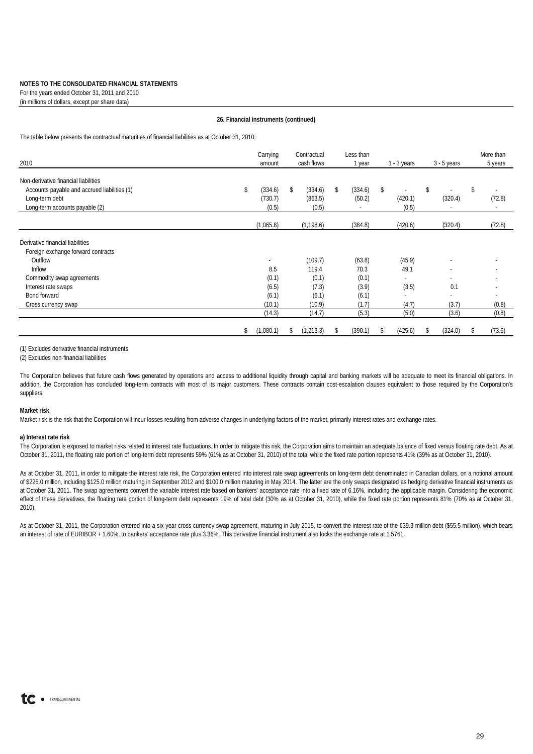**NOTES TO THE CONSOLIDATED FINANCIAL STATEMENTS**
For the years ended October 31, 2011 and 2010
(in millions of dollars, except per share data)

**26. Financial instruments (continued)**

The table below presents the contractual maturities of financial liabilities as at October 31, 2010:

| 2010 | Carrying amount | Contractual cash flows | Less than 1 year | 1 - 3 years | 3 - 5 years | More than 5 years |
|---|---|---|---|---|---|---|
| Non-derivative financial liabilities | | | | | | |
| Accounts payable and accrued liabilities (1) | $ (334.6) | $ (334.6) | $ (334.6) | $ - | $ - | $ - |
| Long-term debt | (730.7) | (863.5) | (50.2) | (420.1) | (320.4) | (72.8) |
| Long-term accounts payable (2) | (0.5) | (0.5) | - | (0.5) | - | - |
| | (1,065.8) | (1,198.6) | (384.8) | (420.6) | (320.4) | (72.8) |
| Derivative financial liabilities | | | | | | |
| Foreign exchange forward contracts | | | | | | |
| Outflow | - | (109.7) | (63.8) | (45.9) | - | - |
| Inflow | 8.5 | 119.4 | 70.3 | 49.1 | - | - |
| Commodity swap agreements | (0.1) | (0.1) | (0.1) | - | - | - |
| Interest rate swaps | (6.5) | (7.3) | (3.9) | (3.5) | 0.1 | - |
| Bond forward | (6.1) | (6.1) | (6.1) | - | - | - |
| Cross currency swap | (10.1) | (10.9) | (1.7) | (4.7) | (3.7) | (0.8) |
| | (14.3) | (14.7) | (5.3) | (5.0) | (3.6) | (0.8) |
| | $ (1,080.1) | $ (1,213.3) | $ (390.1) | $ (425.6) | $ (324.0) | $ (73.6) |

(1) Excludes derivative financial instruments
(2) Excludes non-financial liabilities

The Corporation believes that future cash flows generated by operations and access to additional liquidity through capital and banking markets will be adequate to meet its financial obligations. In addition, the Corporation has concluded long-term contracts with most of its major customers. These contracts contain cost-escalation clauses equivalent to those required by the Corporation's suppliers.

**Market risk**

Market risk is the risk that the Corporation will incur losses resulting from adverse changes in underlying factors of the market, primarily interest rates and exchange rates.

**a) Interest rate risk**

The Corporation is exposed to market risks related to interest rate fluctuations. In order to mitigate this risk, the Corporation aims to maintain an adequate balance of fixed versus floating rate debt. As at October 31, 2011, the floating rate portion of long-term debt represents 59% (61% as at October 31, 2010) of the total while the fixed rate portion represents 41% (39% as at October 31, 2010).

As at October 31, 2011, in order to mitigate the interest rate risk, the Corporation entered into interest rate swap agreements on long-term debt denominated in Canadian dollars, on a notional amount of $225.0 million, including $125.0 million maturing in September 2012 and $100.0 million maturing in May 2014. The latter are the only swaps designated as hedging derivative financial instruments as at October 31, 2011. The swap agreements convert the variable interest rate based on bankers' acceptance rate into a fixed rate of 6.16%, including the applicable margin. Considering the economic effect of these derivatives, the floating rate portion of long-term debt represents 19% of total debt (30% as at October 31, 2010), while the fixed rate portion represents 81% (70% as at October 31, 2010).

As at October 31, 2011, the Corporation entered into a six-year cross currency swap agreement, maturing in July 2015, to convert the interest rate of the €39.3 million debt ($55.5 million), which bears an interest of rate of EURIBOR + 1.60%, to bankers' acceptance rate plus 3.36%. This derivative financial instrument also locks the exchange rate at 1.5761.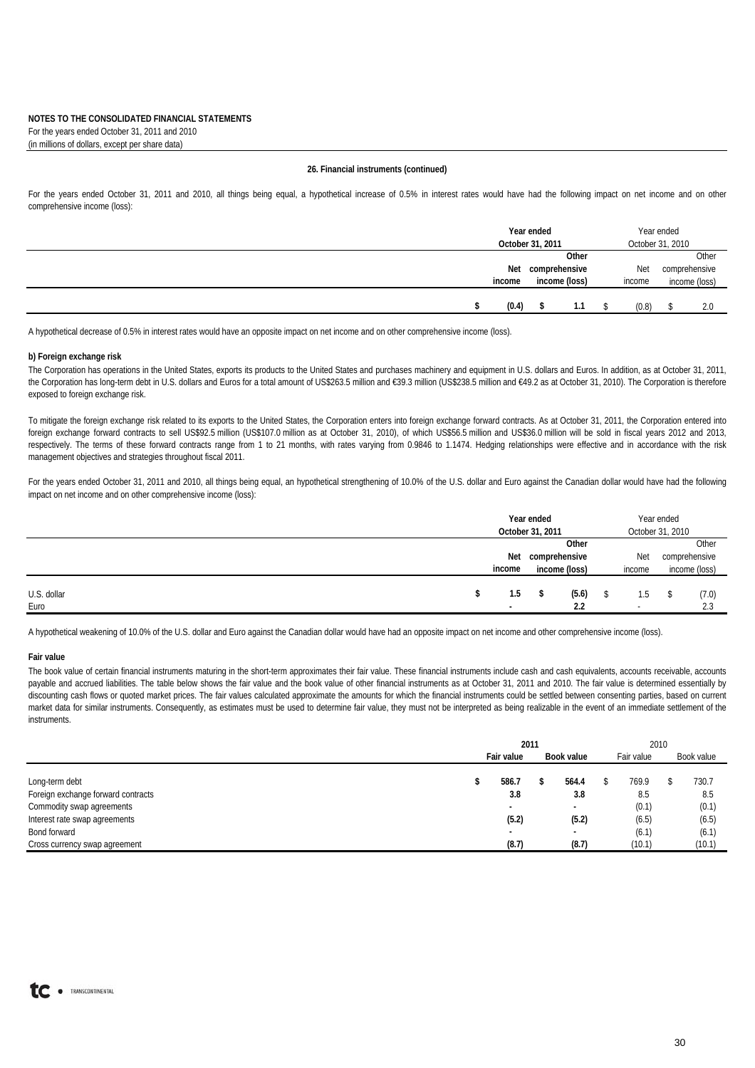**NOTES TO THE CONSOLIDATED FINANCIAL STATEMENTS**
For the years ended October 31, 2011 and 2010
(in millions of dollars, except per share data)

**26. Financial instruments (continued)**

For the years ended October 31, 2011 and 2010, all things being equal, a hypothetical increase of 0.5% in interest rates would have had the following impact on net income and on other comprehensive income (loss):

| Year ended October 31, 2011 | | Year ended October 31, 2010 | |
|---|---|---|---|
| **Net income** | **Other comprehensive income (loss)** | Net income | Other comprehensive income (loss) |
| **$ (0.4)** | **$ 1.1** | $ (0.8) | $ 2.0 |

A hypothetical decrease of 0.5% in interest rates would have an opposite impact on net income and on other comprehensive income (loss).

**b) Foreign exchange risk**

The Corporation has operations in the United States, exports its products to the United States and purchases machinery and equipment in U.S. dollars and Euros. In addition, as at October 31, 2011, the Corporation has long-term debt in U.S. dollars and Euros for a total amount of US$263.5 million and €39.3 million (US$238.5 million and €49.2 as at October 31, 2010). The Corporation is therefore exposed to foreign exchange risk.

To mitigate the foreign exchange risk related to its exports to the United States, the Corporation enters into foreign exchange forward contracts. As at October 31, 2011, the Corporation entered into foreign exchange forward contracts to sell US$92.5 million (US$107.0 million as at October 31, 2010), of which US$56.5 million and US$36.0 million will be sold in fiscal years 2012 and 2013, respectively. The terms of these forward contracts range from 1 to 21 months, with rates varying from 0.9846 to 1.1474. Hedging relationships were effective and in accordance with the risk management objectives and strategies throughout fiscal 2011.

For the years ended October 31, 2011 and 2010, all things being equal, an hypothetical strengthening of 10.0% of the U.S. dollar and Euro against the Canadian dollar would have had the following impact on net income and on other comprehensive income (loss):

| | Year ended October 31, 2011 | | Year ended October 31, 2010 | |
|---|---|---|---|---|
| | **Net income** | **Other comprehensive income (loss)** | Net income | Other comprehensive income (loss) |
| U.S. dollar | **$ 1.5** | **$ (5.6)** | $ 1.5 | $ (7.0) |
| Euro | **-** | **2.2** | - | 2.3 |

A hypothetical weakening of 10.0% of the U.S. dollar and Euro against the Canadian dollar would have had an opposite impact on net income and other comprehensive income (loss).

**Fair value**

The book value of certain financial instruments maturing in the short-term approximates their fair value. These financial instruments include cash and cash equivalents, accounts receivable, accounts payable and accrued liabilities. The table below shows the fair value and the book value of other financial instruments as at October 31, 2011 and 2010. The fair value is determined essentially by discounting cash flows or quoted market prices. The fair values calculated approximate the amounts for which the financial instruments could be settled between consenting parties, based on current market data for similar instruments. Consequently, as estimates must be used to determine fair value, they must not be interpreted as being realizable in the event of an immediate settlement of the instruments.

| | **2011** | | 2010 | |
|---|---|---|---|---|
| | **Fair value** | **Book value** | Fair value | Book value |
| Long-term debt | **$ 586.7** | **$ 564.4** | $ 769.9 | $ 730.7 |
| Foreign exchange forward contracts | **3.8** | **3.8** | 8.5 | 8.5 |
| Commodity swap agreements | **-** | **-** | (0.1) | (0.1) |
| Interest rate swap agreements | **(5.2)** | **(5.2)** | (6.5) | (6.5) |
| Bond forward | **-** | **-** | (6.1) | (6.1) |
| Cross currency swap agreement | **(8.7)** | **(8.7)** | (10.1) | (10.1) |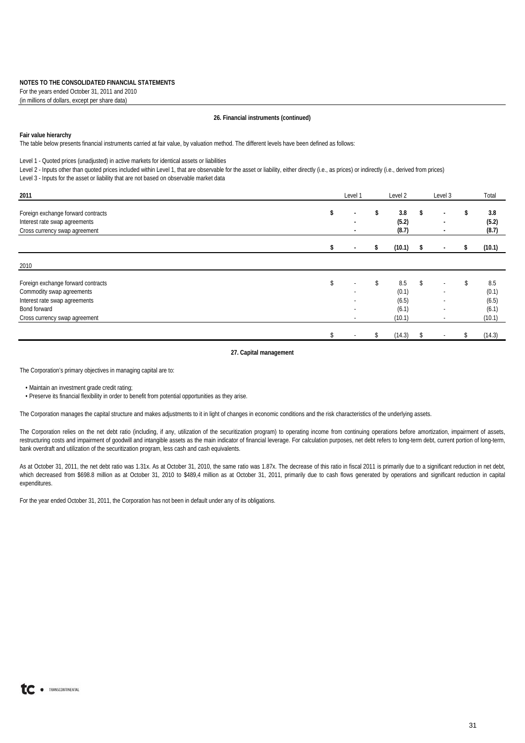**NOTES TO THE CONSOLIDATED FINANCIAL STATEMENTS**
For the years ended October 31, 2011 and 2010
(in millions of dollars, except per share data)

### 26. Financial instruments (continued)

**Fair value hierarchy**

The table below presents financial instruments carried at fair value, by valuation method. The different levels have been defined as follows:

Level 1 - Quoted prices (unadjusted) in active markets for identical assets or liabilities
Level 2 - Inputs other than quoted prices included within Level 1, that are observable for the asset or liability, either directly (i.e., as prices) or indirectly (i.e., derived from prices)
Level 3 - Inputs for the asset or liability that are not based on observable market data

| **2011** | Level 1 | Level 2 | Level 3 | Total |
|---|---|---|---|---|
| Foreign exchange forward contracts | **$ -** | **$ 3.8** | **$ -** | **$ 3.8** |
| Interest rate swap agreements | **-** | **(5.2)** | **-** | **(5.2)** |
| Cross currency swap agreement | **-** | **(8.7)** | **-** | **(8.7)** |
| | **$ -** | **$ (10.1)** | **$ -** | **$ (10.1)** |
| **2010** | | | | |
| Foreign exchange forward contracts | $ - | $ 8.5 | $ - | $ 8.5 |
| Commodity swap agreements | - | (0.1) | - | (0.1) |
| Interest rate swap agreements | - | (6.5) | - | (6.5) |
| Bond forward | - | (6.1) | - | (6.1) |
| Cross currency swap agreement | - | (10.1) | - | (10.1) |
| | $ - | $ (14.3) | $ - | $ (14.3) |

### 27. Capital management

The Corporation's primary objectives in managing capital are to:

- Maintain an investment grade credit rating;
- Preserve its financial flexibility in order to benefit from potential opportunities as they arise.

The Corporation manages the capital structure and makes adjustments to it in light of changes in economic conditions and the risk characteristics of the underlying assets.

The Corporation relies on the net debt ratio (including, if any, utilization of the securitization program) to operating income from continuing operations before amortization, impairment of assets, restructuring costs and impairment of goodwill and intangible assets as the main indicator of financial leverage. For calculation purposes, net debt refers to long-term debt, current portion of long-term, bank overdraft and utilization of the securitization program, less cash and cash equivalents.

As at October 31, 2011, the net debt ratio was 1.31x. As at October 31, 2010, the same ratio was 1.87x. The decrease of this ratio in fiscal 2011 is primarily due to a significant reduction in net debt, which decreased from $698.8 million as at October 31, 2010 to $489,4 million as at October 31, 2011, primarily due to cash flows generated by operations and significant reduction in capital expenditures.

For the year ended October 31, 2011, the Corporation has not been in default under any of its obligations.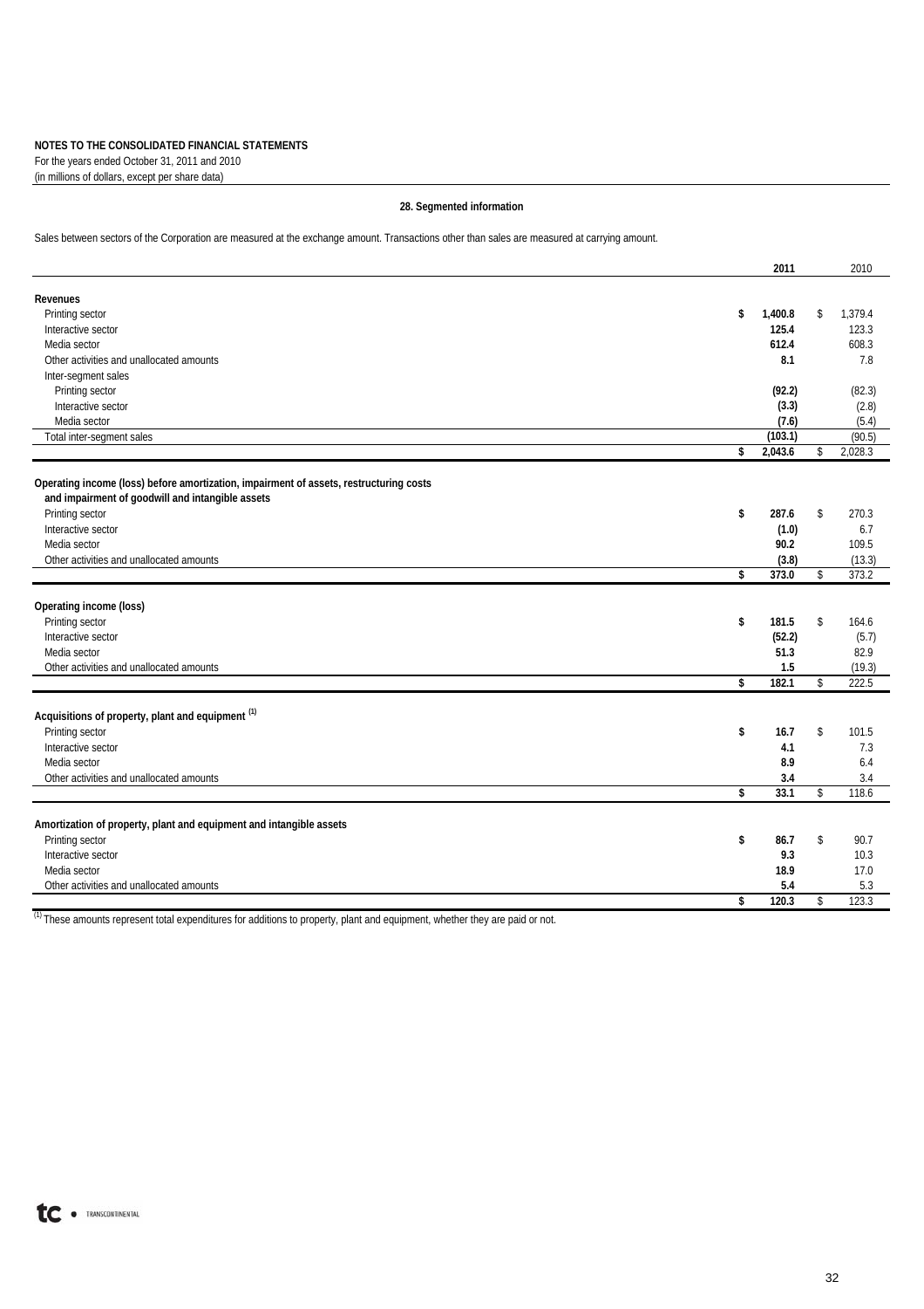**NOTES TO THE CONSOLIDATED FINANCIAL STATEMENTS**
For the years ended October 31, 2011 and 2010
(in millions of dollars, except per share data)

## 28. Segmented information

Sales between sectors of the Corporation are measured at the exchange amount. Transactions other than sales are measured at carrying amount.

| | 2011 | 2010 |
|---|---|---|
| **Revenues** | | |
| Printing sector | **$ 1,400.8** | $ 1,379.4 |
| Interactive sector | **125.4** | 123.3 |
| Media sector | **612.4** | 608.3 |
| Other activities and unallocated amounts | **8.1** | 7.8 |
| Inter-segment sales | | |
| Printing sector | **(92.2)** | (82.3) |
| Interactive sector | **(3.3)** | (2.8) |
| Media sector | **(7.6)** | (5.4) |
| Total inter-segment sales | **(103.1)** | (90.5) |
| | **$ 2,043.6** | $ 2,028.3 |
| **Operating income (loss) before amortization, impairment of assets, restructuring costs and impairment of goodwill and intangible assets** | | |
| Printing sector | **$ 287.6** | $ 270.3 |
| Interactive sector | **(1.0)** | 6.7 |
| Media sector | **90.2** | 109.5 |
| Other activities and unallocated amounts | **(3.8)** | (13.3) |
| | **$ 373.0** | $ 373.2 |
| **Operating income (loss)** | | |
| Printing sector | **$ 181.5** | $ 164.6 |
| Interactive sector | **(52.2)** | (5.7) |
| Media sector | **51.3** | 82.9 |
| Other activities and unallocated amounts | **1.5** | (19.3) |
| | **$ 182.1** | $ 222.5 |
| **Acquisitions of property, plant and equipment [(1)]** | | |
| Printing sector | **$ 16.7** | $ 101.5 |
| Interactive sector | **4.1** | 7.3 |
| Media sector | **8.9** | 6.4 |
| Other activities and unallocated amounts | **3.4** | 3.4 |
| | **$ 33.1** | $ 118.6 |
| **Amortization of property, plant and equipment and intangible assets** | | |
| Printing sector | **$ 86.7** | $ 90.7 |
| Interactive sector | **9.3** | 10.3 |
| Media sector | **18.9** | 17.0 |
| Other activities and unallocated amounts | **5.4** | 5.3 |
| | **$ 120.3** | $ 123.3 |

[(1)] These amounts represent total expenditures for additions to property, plant and equipment, whether they are paid or not.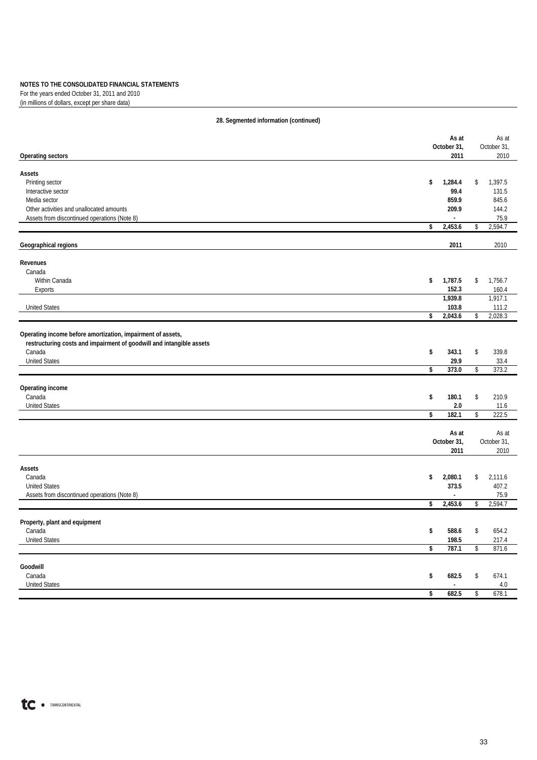**NOTES TO THE CONSOLIDATED FINANCIAL STATEMENTS**
For the years ended October 31, 2011 and 2010
(in millions of dollars, except per share data)

**28. Segmented information (continued)**

| Operating sectors | As at October 31, 2011 | As at October 31, 2010 |
|---|---|---|
| **Assets** | | |
| Printing sector | $ 1,284.4 | $ 1,397.5 |
| Interactive sector | 99.4 | 131.5 |
| Media sector | 859.9 | 845.6 |
| Other activities and unallocated amounts | 209.9 | 144.2 |
| Assets from discontinued operations (Note 8) | - | 75.9 |
| | $ 2,453.6 | $ 2,594.7 |

| Geographical regions | 2011 | 2010 |
|---|---|---|
| **Revenues** | | |
| Canada | | |
| Within Canada | $ 1,787.5 | $ 1,756.7 |
| Exports | 152.3 | 160.4 |
| | 1,939.8 | 1,917.1 |
| United States | 103.8 | 111.2 |
| | $ 2,043.6 | $ 2,028.3 |
| **Operating income before amortization, impairment of assets, restructuring costs and impairment of goodwill and intangible assets** | | |
| Canada | $ 343.1 | $ 339.8 |
| United States | 29.9 | 33.4 |
| | $ 373.0 | $ 373.2 |
| **Operating income** | | |
| Canada | $ 180.1 | $ 210.9 |
| United States | 2.0 | 11.6 |
| | $ 182.1 | $ 222.5 |

| | As at October 31, 2011 | As at October 31, 2010 |
|---|---|---|
| **Assets** | | |
| Canada | $ 2,080.1 | $ 2,111.6 |
| United States | 373.5 | 407.2 |
| Assets from discontinued operations (Note 8) | - | 75.9 |
| | $ 2,453.6 | $ 2,594.7 |
| **Property, plant and equipment** | | |
| Canada | $ 588.6 | $ 654.2 |
| United States | 198.5 | 217.4 |
| | $ 787.1 | $ 871.6 |
| **Goodwill** | | |
| Canada | $ 682.5 | $ 674.1 |
| United States | - | 4.0 |
| | $ 682.5 | $ 678.1 |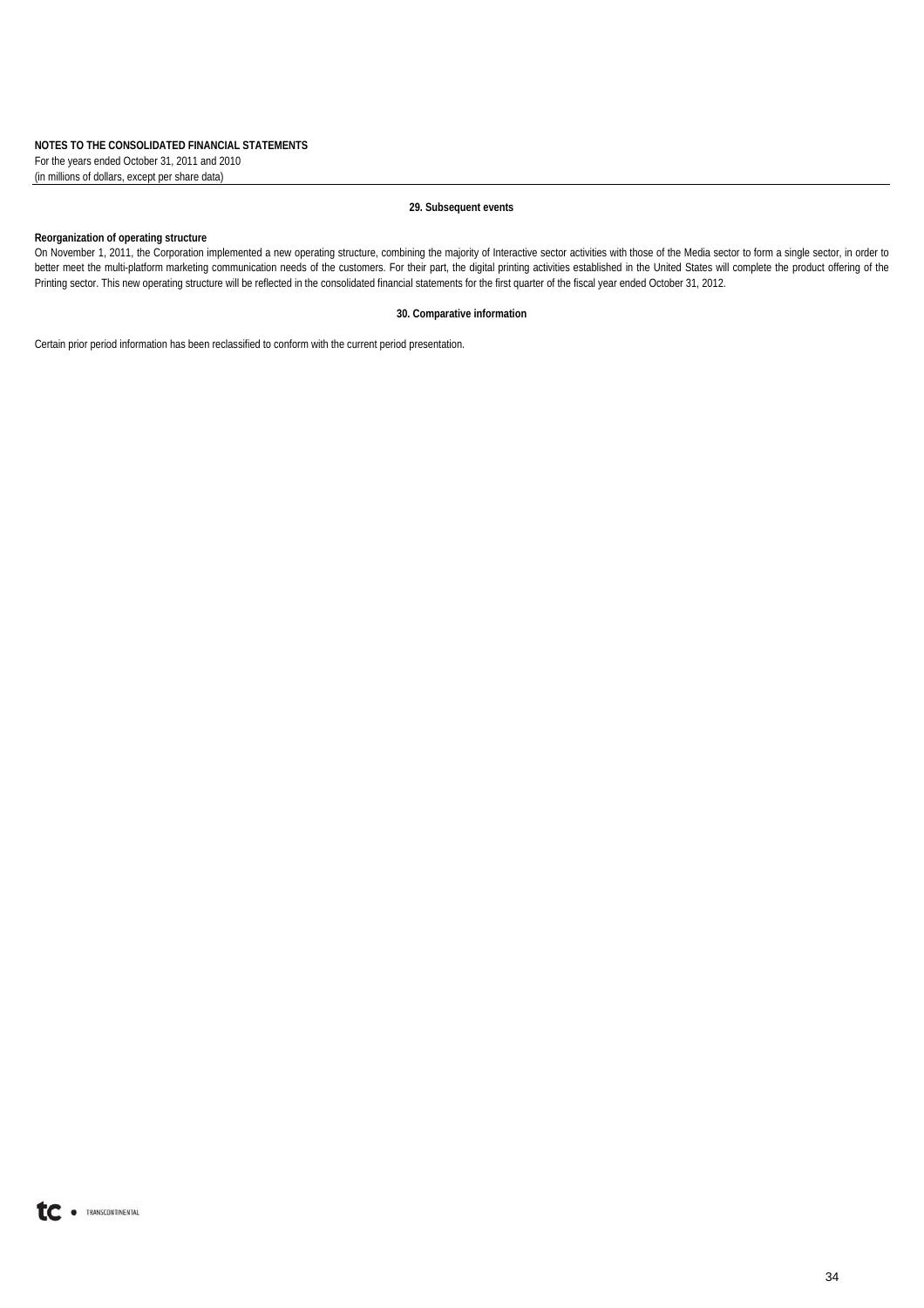## 29. Subsequent events

**Reorganization of operating structure**

On November 1, 2011, the Corporation implemented a new operating structure, combining the majority of Interactive sector activities with those of the Media sector to form a single sector, in order to better meet the multi-platform marketing communication needs of the customers. For their part, the digital printing activities established in the United States will complete the product offering of the Printing sector. This new operating structure will be reflected in the consolidated financial statements for the first quarter of the fiscal year ended October 31, 2012.

## 30. Comparative information

Certain prior period information has been reclassified to conform with the current period presentation.